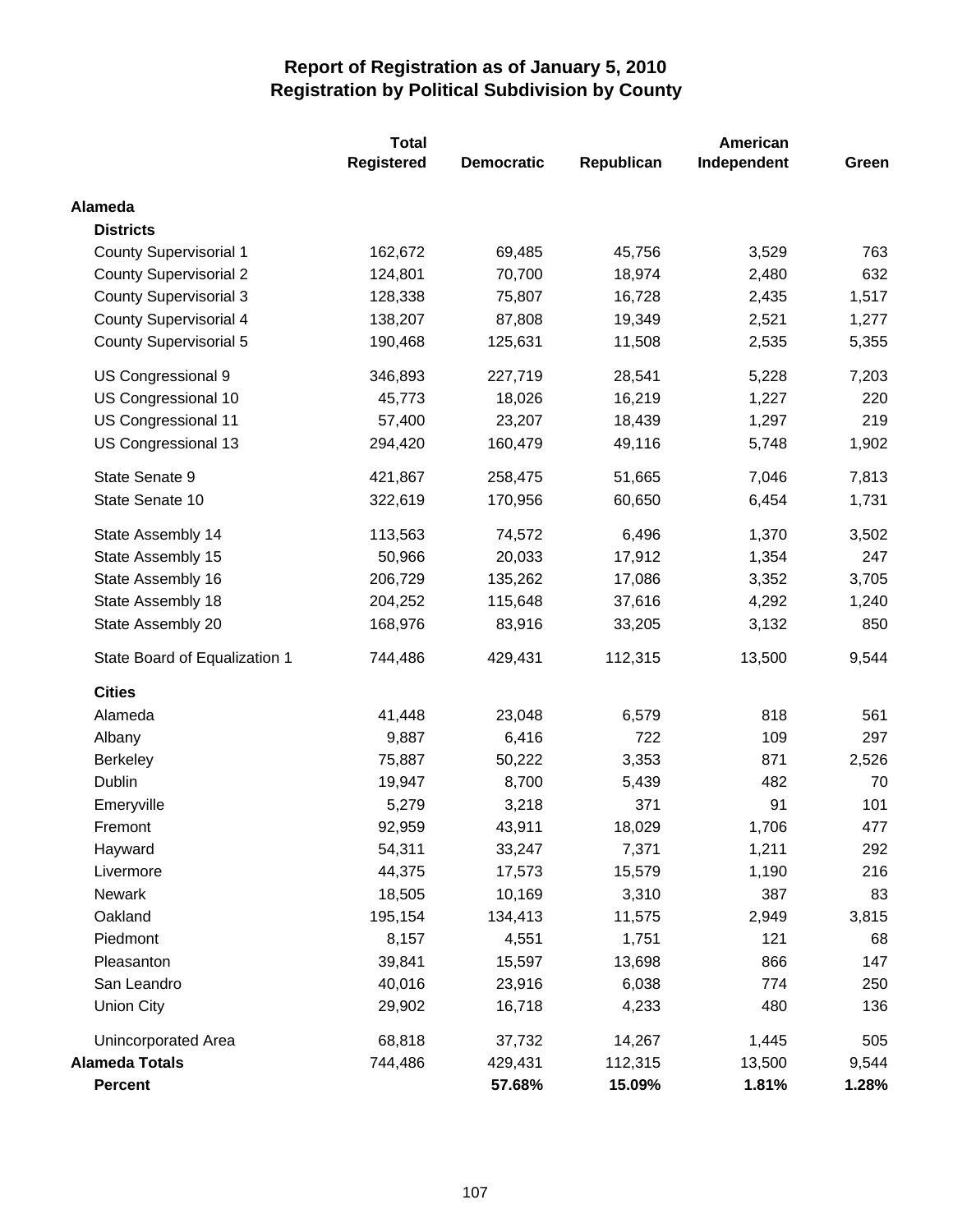# Report of Registration as of January 5, 2010
## Registration by Political Subdivision by County

| | Total Registered | Democratic | Republican | American Independent | Green |
|---|---|---|---|---|---|
| **Alameda** | | | | | |
| **Districts** | | | | | |
| County Supervisorial 1 | 162,672 | 69,485 | 45,756 | 3,529 | 763 |
| County Supervisorial 2 | 124,801 | 70,700 | 18,974 | 2,480 | 632 |
| County Supervisorial 3 | 128,338 | 75,807 | 16,728 | 2,435 | 1,517 |
| County Supervisorial 4 | 138,207 | 87,808 | 19,349 | 2,521 | 1,277 |
| County Supervisorial 5 | 190,468 | 125,631 | 11,508 | 2,535 | 5,355 |
| US Congressional 9 | 346,893 | 227,719 | 28,541 | 5,228 | 7,203 |
| US Congressional 10 | 45,773 | 18,026 | 16,219 | 1,227 | 220 |
| US Congressional 11 | 57,400 | 23,207 | 18,439 | 1,297 | 219 |
| US Congressional 13 | 294,420 | 160,479 | 49,116 | 5,748 | 1,902 |
| State Senate 9 | 421,867 | 258,475 | 51,665 | 7,046 | 7,813 |
| State Senate 10 | 322,619 | 170,956 | 60,650 | 6,454 | 1,731 |
| State Assembly 14 | 113,563 | 74,572 | 6,496 | 1,370 | 3,502 |
| State Assembly 15 | 50,966 | 20,033 | 17,912 | 1,354 | 247 |
| State Assembly 16 | 206,729 | 135,262 | 17,086 | 3,352 | 3,705 |
| State Assembly 18 | 204,252 | 115,648 | 37,616 | 4,292 | 1,240 |
| State Assembly 20 | 168,976 | 83,916 | 33,205 | 3,132 | 850 |
| State Board of Equalization 1 | 744,486 | 429,431 | 112,315 | 13,500 | 9,544 |
| **Cities** | | | | | |
| Alameda | 41,448 | 23,048 | 6,579 | 818 | 561 |
| Albany | 9,887 | 6,416 | 722 | 109 | 297 |
| Berkeley | 75,887 | 50,222 | 3,353 | 871 | 2,526 |
| Dublin | 19,947 | 8,700 | 5,439 | 482 | 70 |
| Emeryville | 5,279 | 3,218 | 371 | 91 | 101 |
| Fremont | 92,959 | 43,911 | 18,029 | 1,706 | 477 |
| Hayward | 54,311 | 33,247 | 7,371 | 1,211 | 292 |
| Livermore | 44,375 | 17,573 | 15,579 | 1,190 | 216 |
| Newark | 18,505 | 10,169 | 3,310 | 387 | 83 |
| Oakland | 195,154 | 134,413 | 11,575 | 2,949 | 3,815 |
| Piedmont | 8,157 | 4,551 | 1,751 | 121 | 68 |
| Pleasanton | 39,841 | 15,597 | 13,698 | 866 | 147 |
| San Leandro | 40,016 | 23,916 | 6,038 | 774 | 250 |
| Union City | 29,902 | 16,718 | 4,233 | 480 | 136 |
| Unincorporated Area | 68,818 | 37,732 | 14,267 | 1,445 | 505 |
| **Alameda Totals** | 744,486 | 429,431 | 112,315 | 13,500 | 9,544 |
| **Percent** | | **57.68%** | **15.09%** | **1.81%** | **1.28%** |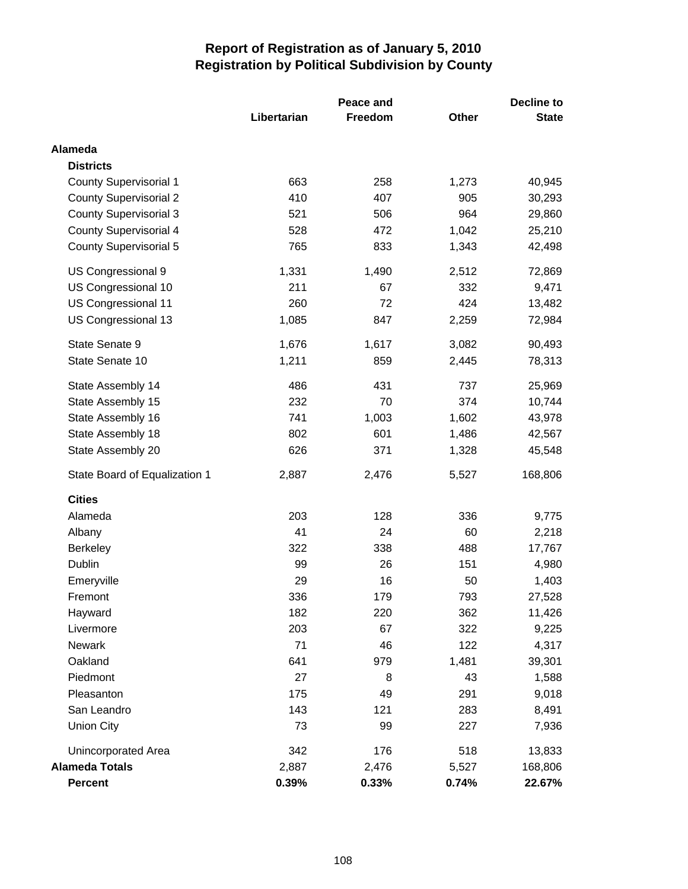# Report of Registration as of January 5, 2010
## Registration by Political Subdivision by County

| | Libertarian | Peace and Freedom | Other | Decline to State |
|---|---|---|---|---|
| **Alameda** | | | | |
| **Districts** | | | | |
| County Supervisorial 1 | 663 | 258 | 1,273 | 40,945 |
| County Supervisorial 2 | 410 | 407 | 905 | 30,293 |
| County Supervisorial 3 | 521 | 506 | 964 | 29,860 |
| County Supervisorial 4 | 528 | 472 | 1,042 | 25,210 |
| County Supervisorial 5 | 765 | 833 | 1,343 | 42,498 |
| US Congressional 9 | 1,331 | 1,490 | 2,512 | 72,869 |
| US Congressional 10 | 211 | 67 | 332 | 9,471 |
| US Congressional 11 | 260 | 72 | 424 | 13,482 |
| US Congressional 13 | 1,085 | 847 | 2,259 | 72,984 |
| State Senate 9 | 1,676 | 1,617 | 3,082 | 90,493 |
| State Senate 10 | 1,211 | 859 | 2,445 | 78,313 |
| State Assembly 14 | 486 | 431 | 737 | 25,969 |
| State Assembly 15 | 232 | 70 | 374 | 10,744 |
| State Assembly 16 | 741 | 1,003 | 1,602 | 43,978 |
| State Assembly 18 | 802 | 601 | 1,486 | 42,567 |
| State Assembly 20 | 626 | 371 | 1,328 | 45,548 |
| State Board of Equalization 1 | 2,887 | 2,476 | 5,527 | 168,806 |
| **Cities** | | | | |
| Alameda | 203 | 128 | 336 | 9,775 |
| Albany | 41 | 24 | 60 | 2,218 |
| Berkeley | 322 | 338 | 488 | 17,767 |
| Dublin | 99 | 26 | 151 | 4,980 |
| Emeryville | 29 | 16 | 50 | 1,403 |
| Fremont | 336 | 179 | 793 | 27,528 |
| Hayward | 182 | 220 | 362 | 11,426 |
| Livermore | 203 | 67 | 322 | 9,225 |
| Newark | 71 | 46 | 122 | 4,317 |
| Oakland | 641 | 979 | 1,481 | 39,301 |
| Piedmont | 27 | 8 | 43 | 1,588 |
| Pleasanton | 175 | 49 | 291 | 9,018 |
| San Leandro | 143 | 121 | 283 | 8,491 |
| Union City | 73 | 99 | 227 | 7,936 |
| Unincorporated Area | 342 | 176 | 518 | 13,833 |
| **Alameda Totals** | 2,887 | 2,476 | 5,527 | 168,806 |
| **Percent** | **0.39%** | **0.33%** | **0.74%** | **22.67%** |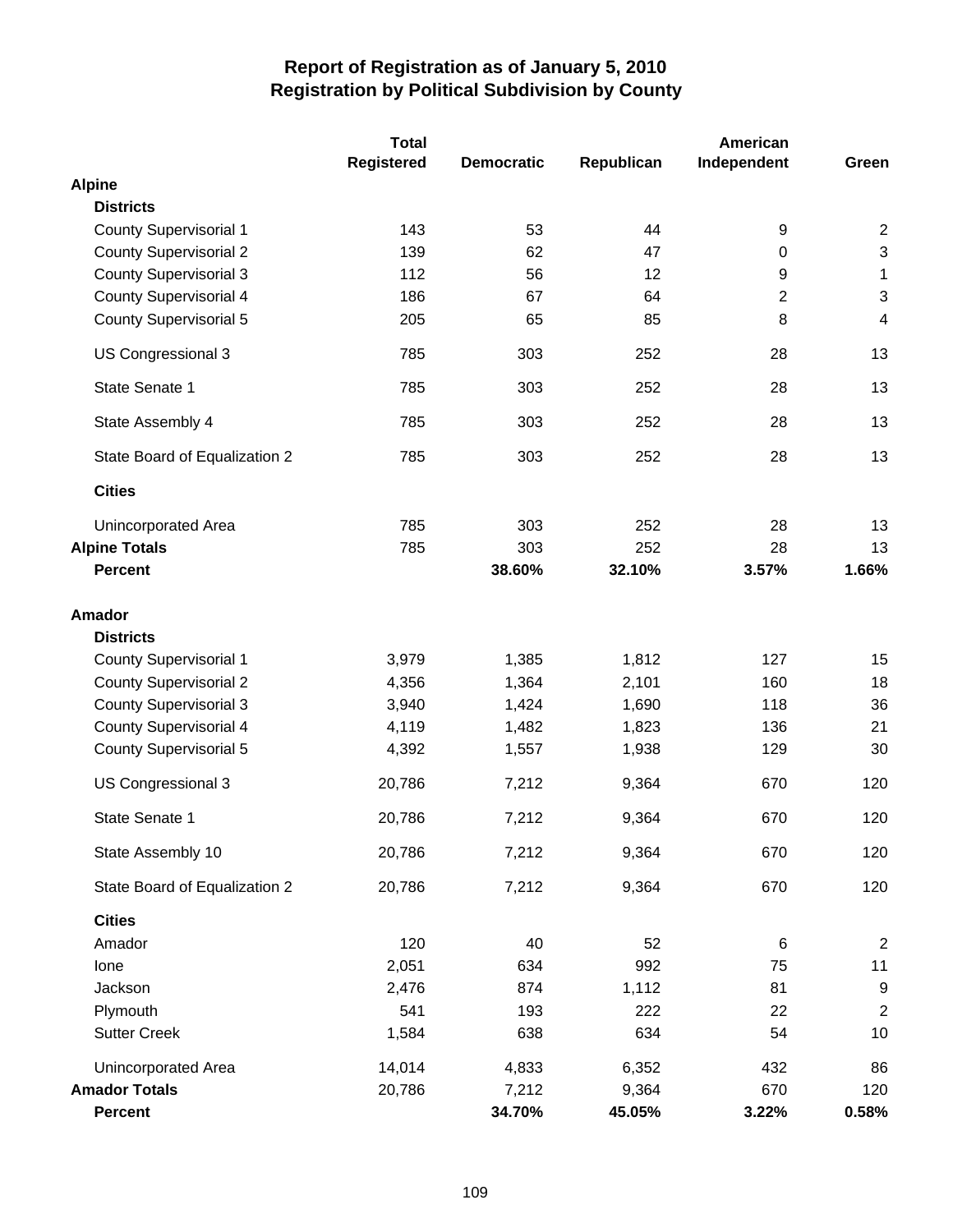# Report of Registration as of January 5, 2010
## Registration by Political Subdivision by County

| | Total Registered | Democratic | Republican | American Independent | Green |
|---|---|---|---|---|---|
| **Alpine** | | | | | |
| **Districts** | | | | | |
| County Supervisorial 1 | 143 | 53 | 44 | 9 | 2 |
| County Supervisorial 2 | 139 | 62 | 47 | 0 | 3 |
| County Supervisorial 3 | 112 | 56 | 12 | 9 | 1 |
| County Supervisorial 4 | 186 | 67 | 64 | 2 | 3 |
| County Supervisorial 5 | 205 | 65 | 85 | 8 | 4 |
| US Congressional 3 | 785 | 303 | 252 | 28 | 13 |
| State Senate 1 | 785 | 303 | 252 | 28 | 13 |
| State Assembly 4 | 785 | 303 | 252 | 28 | 13 |
| State Board of Equalization 2 | 785 | 303 | 252 | 28 | 13 |
| **Cities** | | | | | |
| Unincorporated Area | 785 | 303 | 252 | 28 | 13 |
| **Alpine Totals** | 785 | 303 | 252 | 28 | 13 |
| **Percent** | | **38.60%** | **32.10%** | **3.57%** | **1.66%** |
| **Amador** | | | | | |
| **Districts** | | | | | |
| County Supervisorial 1 | 3,979 | 1,385 | 1,812 | 127 | 15 |
| County Supervisorial 2 | 4,356 | 1,364 | 2,101 | 160 | 18 |
| County Supervisorial 3 | 3,940 | 1,424 | 1,690 | 118 | 36 |
| County Supervisorial 4 | 4,119 | 1,482 | 1,823 | 136 | 21 |
| County Supervisorial 5 | 4,392 | 1,557 | 1,938 | 129 | 30 |
| US Congressional 3 | 20,786 | 7,212 | 9,364 | 670 | 120 |
| State Senate 1 | 20,786 | 7,212 | 9,364 | 670 | 120 |
| State Assembly 10 | 20,786 | 7,212 | 9,364 | 670 | 120 |
| State Board of Equalization 2 | 20,786 | 7,212 | 9,364 | 670 | 120 |
| **Cities** | | | | | |
| Amador | 120 | 40 | 52 | 6 | 2 |
| Ione | 2,051 | 634 | 992 | 75 | 11 |
| Jackson | 2,476 | 874 | 1,112 | 81 | 9 |
| Plymouth | 541 | 193 | 222 | 22 | 2 |
| Sutter Creek | 1,584 | 638 | 634 | 54 | 10 |
| Unincorporated Area | 14,014 | 4,833 | 6,352 | 432 | 86 |
| **Amador Totals** | 20,786 | 7,212 | 9,364 | 670 | 120 |
| **Percent** | | **34.70%** | **45.05%** | **3.22%** | **0.58%** |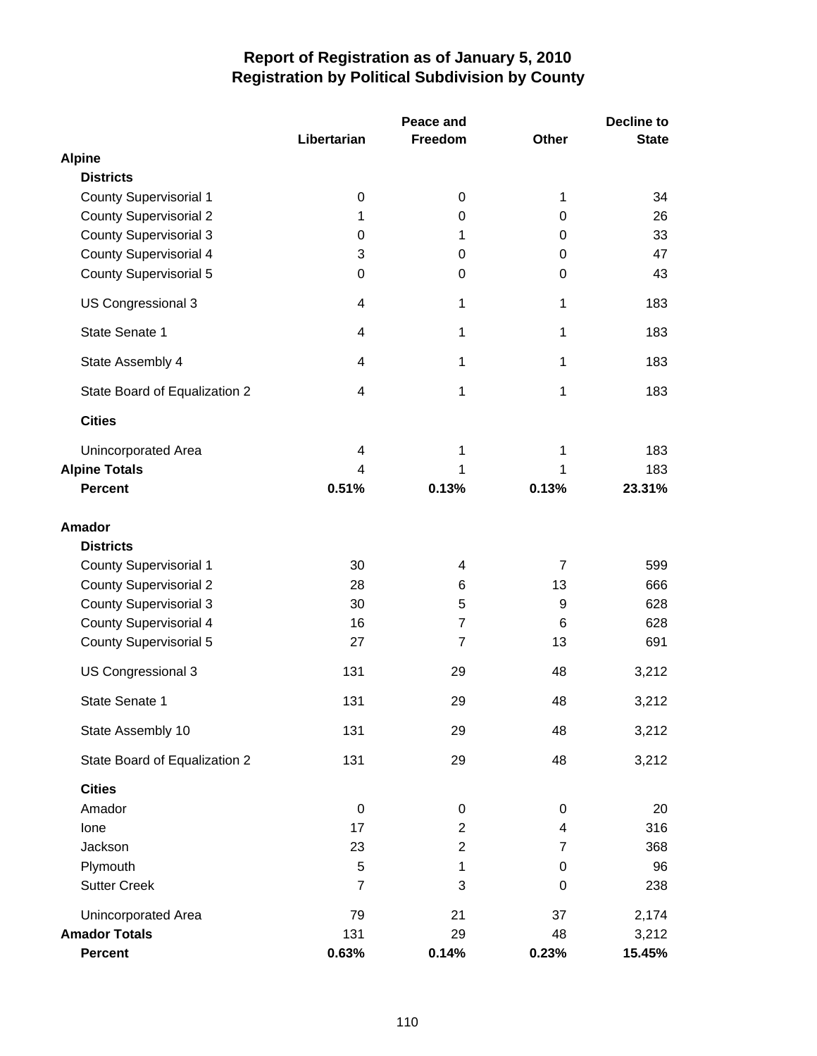# Report of Registration as of January 5, 2010
## Registration by Political Subdivision by County

| | Libertarian | Peace and Freedom | Other | Decline to State |
|---|---|---|---|---|
| **Alpine** | | | | |
| **Districts** | | | | |
| County Supervisorial 1 | 0 | 0 | 1 | 34 |
| County Supervisorial 2 | 1 | 0 | 0 | 26 |
| County Supervisorial 3 | 0 | 1 | 0 | 33 |
| County Supervisorial 4 | 3 | 0 | 0 | 47 |
| County Supervisorial 5 | 0 | 0 | 0 | 43 |
| US Congressional 3 | 4 | 1 | 1 | 183 |
| State Senate 1 | 4 | 1 | 1 | 183 |
| State Assembly 4 | 4 | 1 | 1 | 183 |
| State Board of Equalization 2 | 4 | 1 | 1 | 183 |
| **Cities** | | | | |
| Unincorporated Area | 4 | 1 | 1 | 183 |
| **Alpine Totals** | 4 | 1 | 1 | 183 |
| **Percent** | **0.51%** | **0.13%** | **0.13%** | **23.31%** |
| **Amador** | | | | |
| **Districts** | | | | |
| County Supervisorial 1 | 30 | 4 | 7 | 599 |
| County Supervisorial 2 | 28 | 6 | 13 | 666 |
| County Supervisorial 3 | 30 | 5 | 9 | 628 |
| County Supervisorial 4 | 16 | 7 | 6 | 628 |
| County Supervisorial 5 | 27 | 7 | 13 | 691 |
| US Congressional 3 | 131 | 29 | 48 | 3,212 |
| State Senate 1 | 131 | 29 | 48 | 3,212 |
| State Assembly 10 | 131 | 29 | 48 | 3,212 |
| State Board of Equalization 2 | 131 | 29 | 48 | 3,212 |
| **Cities** | | | | |
| Amador | 0 | 0 | 0 | 20 |
| Ione | 17 | 2 | 4 | 316 |
| Jackson | 23 | 2 | 7 | 368 |
| Plymouth | 5 | 1 | 0 | 96 |
| Sutter Creek | 7 | 3 | 0 | 238 |
| Unincorporated Area | 79 | 21 | 37 | 2,174 |
| **Amador Totals** | 131 | 29 | 48 | 3,212 |
| **Percent** | **0.63%** | **0.14%** | **0.23%** | **15.45%** |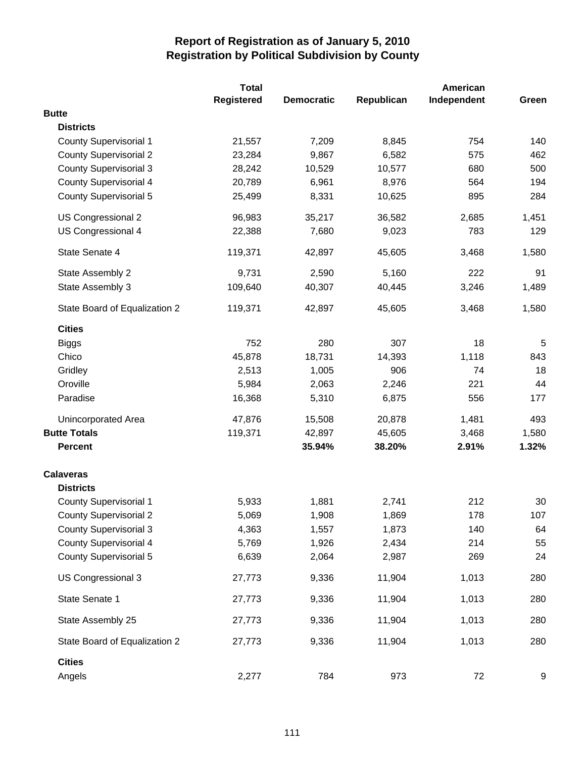# Report of Registration as of January 5, 2010
## Registration by Political Subdivision by County

| | Total Registered | Democratic | Republican | American Independent | Green |
|---|---|---|---|---|---|
| **Butte** | | | | | |
| **Districts** | | | | | |
| County Supervisorial 1 | 21,557 | 7,209 | 8,845 | 754 | 140 |
| County Supervisorial 2 | 23,284 | 9,867 | 6,582 | 575 | 462 |
| County Supervisorial 3 | 28,242 | 10,529 | 10,577 | 680 | 500 |
| County Supervisorial 4 | 20,789 | 6,961 | 8,976 | 564 | 194 |
| County Supervisorial 5 | 25,499 | 8,331 | 10,625 | 895 | 284 |
| US Congressional 2 | 96,983 | 35,217 | 36,582 | 2,685 | 1,451 |
| US Congressional 4 | 22,388 | 7,680 | 9,023 | 783 | 129 |
| State Senate 4 | 119,371 | 42,897 | 45,605 | 3,468 | 1,580 |
| State Assembly 2 | 9,731 | 2,590 | 5,160 | 222 | 91 |
| State Assembly 3 | 109,640 | 40,307 | 40,445 | 3,246 | 1,489 |
| State Board of Equalization 2 | 119,371 | 42,897 | 45,605 | 3,468 | 1,580 |
| **Cities** | | | | | |
| Biggs | 752 | 280 | 307 | 18 | 5 |
| Chico | 45,878 | 18,731 | 14,393 | 1,118 | 843 |
| Gridley | 2,513 | 1,005 | 906 | 74 | 18 |
| Oroville | 5,984 | 2,063 | 2,246 | 221 | 44 |
| Paradise | 16,368 | 5,310 | 6,875 | 556 | 177 |
| Unincorporated Area | 47,876 | 15,508 | 20,878 | 1,481 | 493 |
| **Butte Totals** | 119,371 | 42,897 | 45,605 | 3,468 | 1,580 |
| **Percent** | | **35.94%** | **38.20%** | **2.91%** | **1.32%** |
| **Calaveras** | | | | | |
| **Districts** | | | | | |
| County Supervisorial 1 | 5,933 | 1,881 | 2,741 | 212 | 30 |
| County Supervisorial 2 | 5,069 | 1,908 | 1,869 | 178 | 107 |
| County Supervisorial 3 | 4,363 | 1,557 | 1,873 | 140 | 64 |
| County Supervisorial 4 | 5,769 | 1,926 | 2,434 | 214 | 55 |
| County Supervisorial 5 | 6,639 | 2,064 | 2,987 | 269 | 24 |
| US Congressional 3 | 27,773 | 9,336 | 11,904 | 1,013 | 280 |
| State Senate 1 | 27,773 | 9,336 | 11,904 | 1,013 | 280 |
| State Assembly 25 | 27,773 | 9,336 | 11,904 | 1,013 | 280 |
| State Board of Equalization 2 | 27,773 | 9,336 | 11,904 | 1,013 | 280 |
| **Cities** | | | | | |
| Angels | 2,277 | 784 | 973 | 72 | 9 |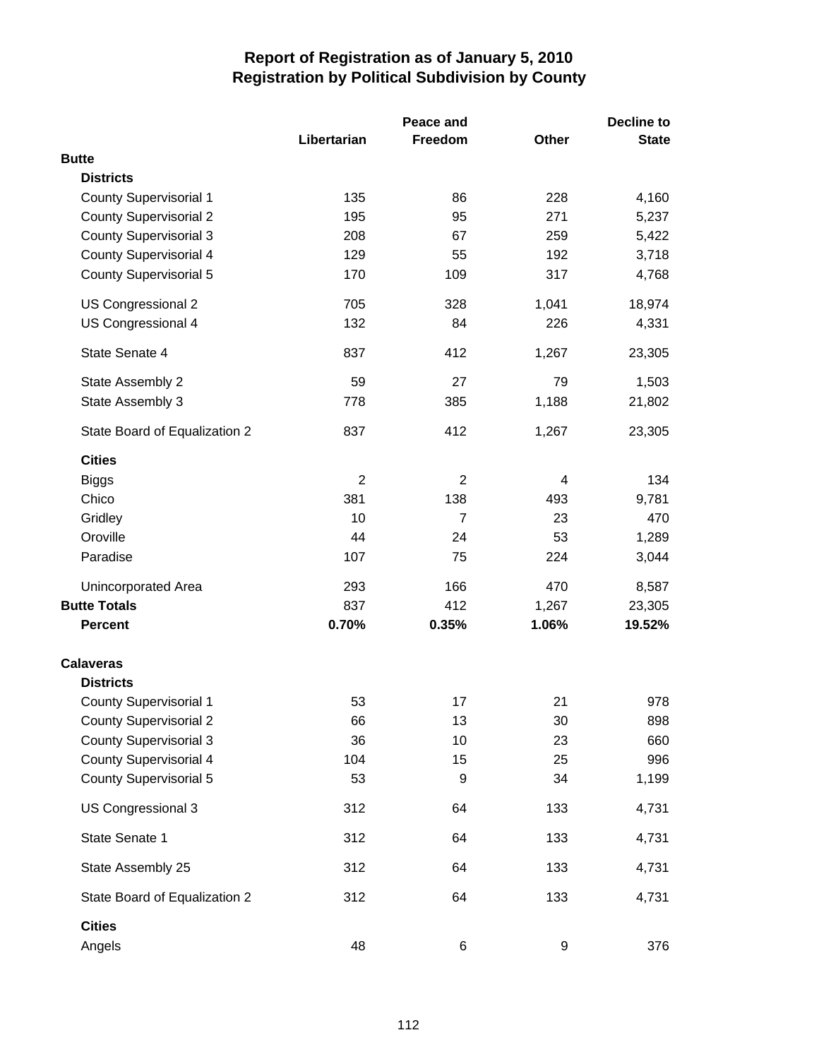# Report of Registration as of January 5, 2010
## Registration by Political Subdivision by County

| | Libertarian | Peace and Freedom | Other | Decline to State |
|---|---|---|---|---|
| **Butte** | | | | |
| **Districts** | | | | |
| County Supervisorial 1 | 135 | 86 | 228 | 4,160 |
| County Supervisorial 2 | 195 | 95 | 271 | 5,237 |
| County Supervisorial 3 | 208 | 67 | 259 | 5,422 |
| County Supervisorial 4 | 129 | 55 | 192 | 3,718 |
| County Supervisorial 5 | 170 | 109 | 317 | 4,768 |
| US Congressional 2 | 705 | 328 | 1,041 | 18,974 |
| US Congressional 4 | 132 | 84 | 226 | 4,331 |
| State Senate 4 | 837 | 412 | 1,267 | 23,305 |
| State Assembly 2 | 59 | 27 | 79 | 1,503 |
| State Assembly 3 | 778 | 385 | 1,188 | 21,802 |
| State Board of Equalization 2 | 837 | 412 | 1,267 | 23,305 |
| **Cities** | | | | |
| Biggs | 2 | 2 | 4 | 134 |
| Chico | 381 | 138 | 493 | 9,781 |
| Gridley | 10 | 7 | 23 | 470 |
| Oroville | 44 | 24 | 53 | 1,289 |
| Paradise | 107 | 75 | 224 | 3,044 |
| Unincorporated Area | 293 | 166 | 470 | 8,587 |
| **Butte Totals** | 837 | 412 | 1,267 | 23,305 |
| **Percent** | **0.70%** | **0.35%** | **1.06%** | **19.52%** |
| **Calaveras** | | | | |
| **Districts** | | | | |
| County Supervisorial 1 | 53 | 17 | 21 | 978 |
| County Supervisorial 2 | 66 | 13 | 30 | 898 |
| County Supervisorial 3 | 36 | 10 | 23 | 660 |
| County Supervisorial 4 | 104 | 15 | 25 | 996 |
| County Supervisorial 5 | 53 | 9 | 34 | 1,199 |
| US Congressional 3 | 312 | 64 | 133 | 4,731 |
| State Senate 1 | 312 | 64 | 133 | 4,731 |
| State Assembly 25 | 312 | 64 | 133 | 4,731 |
| State Board of Equalization 2 | 312 | 64 | 133 | 4,731 |
| **Cities** | | | | |
| Angels | 48 | 6 | 9 | 376 |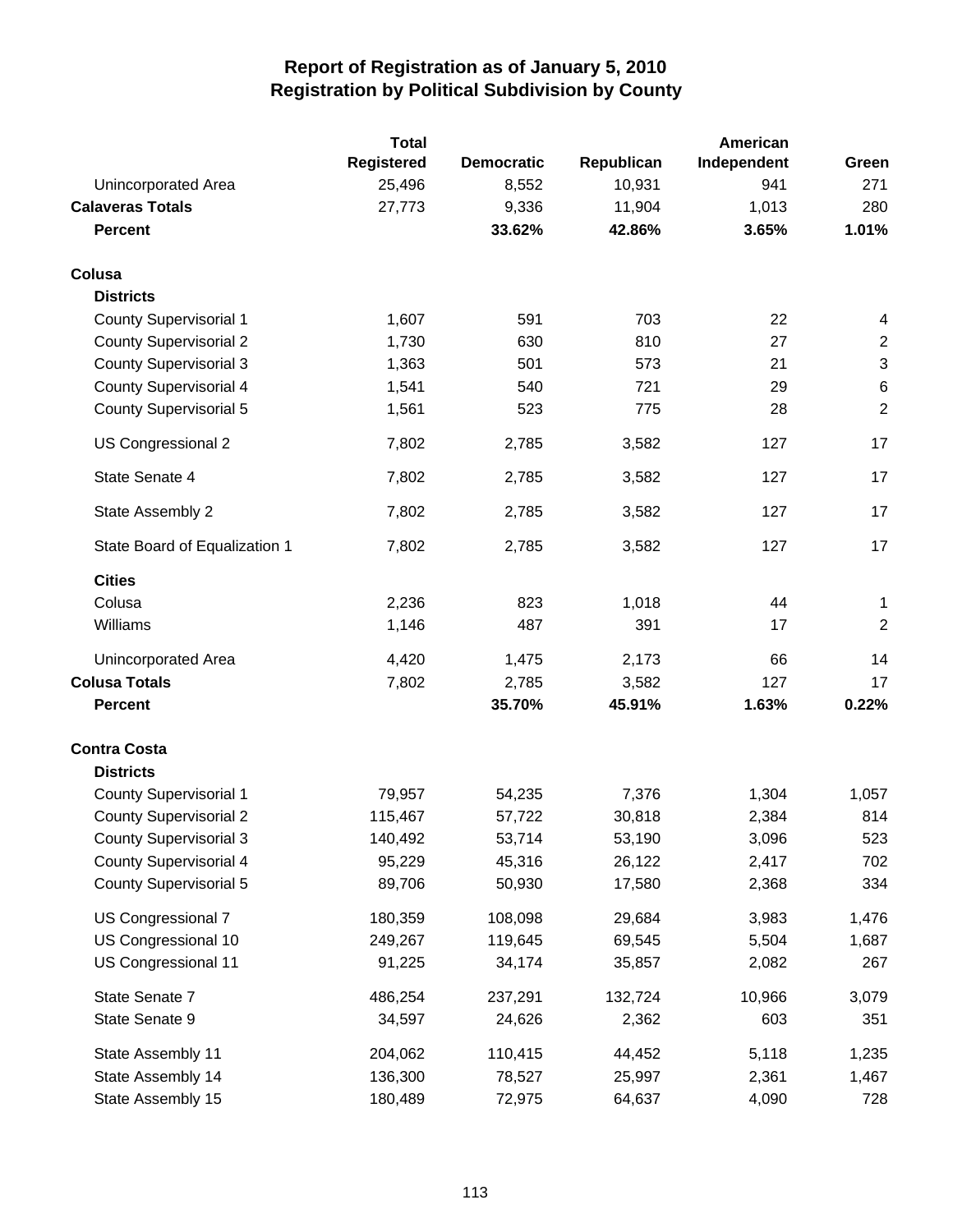# Report of Registration as of January 5, 2010
## Registration by Political Subdivision by County

| | Total Registered | Democratic | Republican | American Independent | Green |
|---|---|---|---|---|---|
| Unincorporated Area | 25,496 | 8,552 | 10,931 | 941 | 271 |
| **Calaveras Totals** | 27,773 | 9,336 | 11,904 | 1,013 | 280 |
| **Percent** | | **33.62%** | **42.86%** | **3.65%** | **1.01%** |
| **Colusa** | | | | | |
| **Districts** | | | | | |
| County Supervisorial 1 | 1,607 | 591 | 703 | 22 | 4 |
| County Supervisorial 2 | 1,730 | 630 | 810 | 27 | 2 |
| County Supervisorial 3 | 1,363 | 501 | 573 | 21 | 3 |
| County Supervisorial 4 | 1,541 | 540 | 721 | 29 | 6 |
| County Supervisorial 5 | 1,561 | 523 | 775 | 28 | 2 |
| US Congressional 2 | 7,802 | 2,785 | 3,582 | 127 | 17 |
| State Senate 4 | 7,802 | 2,785 | 3,582 | 127 | 17 |
| State Assembly 2 | 7,802 | 2,785 | 3,582 | 127 | 17 |
| State Board of Equalization 1 | 7,802 | 2,785 | 3,582 | 127 | 17 |
| **Cities** | | | | | |
| Colusa | 2,236 | 823 | 1,018 | 44 | 1 |
| Williams | 1,146 | 487 | 391 | 17 | 2 |
| Unincorporated Area | 4,420 | 1,475 | 2,173 | 66 | 14 |
| **Colusa Totals** | 7,802 | 2,785 | 3,582 | 127 | 17 |
| **Percent** | | **35.70%** | **45.91%** | **1.63%** | **0.22%** |
| **Contra Costa** | | | | | |
| **Districts** | | | | | |
| County Supervisorial 1 | 79,957 | 54,235 | 7,376 | 1,304 | 1,057 |
| County Supervisorial 2 | 115,467 | 57,722 | 30,818 | 2,384 | 814 |
| County Supervisorial 3 | 140,492 | 53,714 | 53,190 | 3,096 | 523 |
| County Supervisorial 4 | 95,229 | 45,316 | 26,122 | 2,417 | 702 |
| County Supervisorial 5 | 89,706 | 50,930 | 17,580 | 2,368 | 334 |
| US Congressional 7 | 180,359 | 108,098 | 29,684 | 3,983 | 1,476 |
| US Congressional 10 | 249,267 | 119,645 | 69,545 | 5,504 | 1,687 |
| US Congressional 11 | 91,225 | 34,174 | 35,857 | 2,082 | 267 |
| State Senate 7 | 486,254 | 237,291 | 132,724 | 10,966 | 3,079 |
| State Senate 9 | 34,597 | 24,626 | 2,362 | 603 | 351 |
| State Assembly 11 | 204,062 | 110,415 | 44,452 | 5,118 | 1,235 |
| State Assembly 14 | 136,300 | 78,527 | 25,997 | 2,361 | 1,467 |
| State Assembly 15 | 180,489 | 72,975 | 64,637 | 4,090 | 728 |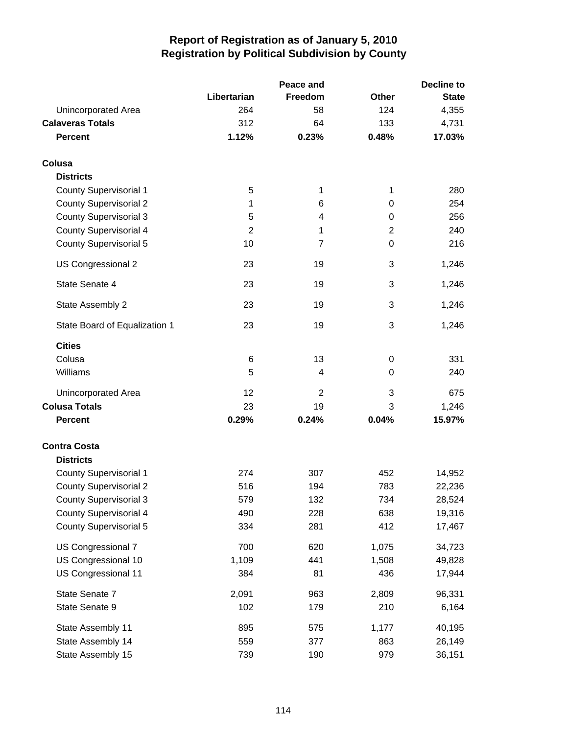# Report of Registration as of January 5, 2010
## Registration by Political Subdivision by County

| | Libertarian | Peace and Freedom | Other | Decline to State |
|---|---|---|---|---|
| Unincorporated Area | 264 | 58 | 124 | 4,355 |
| **Calaveras Totals** | 312 | 64 | 133 | 4,731 |
| **Percent** | **1.12%** | **0.23%** | **0.48%** | **17.03%** |
| **Colusa** | | | | |
| **Districts** | | | | |
| County Supervisorial 1 | 5 | 1 | 1 | 280 |
| County Supervisorial 2 | 1 | 6 | 0 | 254 |
| County Supervisorial 3 | 5 | 4 | 0 | 256 |
| County Supervisorial 4 | 2 | 1 | 2 | 240 |
| County Supervisorial 5 | 10 | 7 | 0 | 216 |
| US Congressional 2 | 23 | 19 | 3 | 1,246 |
| State Senate 4 | 23 | 19 | 3 | 1,246 |
| State Assembly 2 | 23 | 19 | 3 | 1,246 |
| State Board of Equalization 1 | 23 | 19 | 3 | 1,246 |
| **Cities** | | | | |
| Colusa | 6 | 13 | 0 | 331 |
| Williams | 5 | 4 | 0 | 240 |
| Unincorporated Area | 12 | 2 | 3 | 675 |
| **Colusa Totals** | 23 | 19 | 3 | 1,246 |
| **Percent** | **0.29%** | **0.24%** | **0.04%** | **15.97%** |
| **Contra Costa** | | | | |
| **Districts** | | | | |
| County Supervisorial 1 | 274 | 307 | 452 | 14,952 |
| County Supervisorial 2 | 516 | 194 | 783 | 22,236 |
| County Supervisorial 3 | 579 | 132 | 734 | 28,524 |
| County Supervisorial 4 | 490 | 228 | 638 | 19,316 |
| County Supervisorial 5 | 334 | 281 | 412 | 17,467 |
| US Congressional 7 | 700 | 620 | 1,075 | 34,723 |
| US Congressional 10 | 1,109 | 441 | 1,508 | 49,828 |
| US Congressional 11 | 384 | 81 | 436 | 17,944 |
| State Senate 7 | 2,091 | 963 | 2,809 | 96,331 |
| State Senate 9 | 102 | 179 | 210 | 6,164 |
| State Assembly 11 | 895 | 575 | 1,177 | 40,195 |
| State Assembly 14 | 559 | 377 | 863 | 26,149 |
| State Assembly 15 | 739 | 190 | 979 | 36,151 |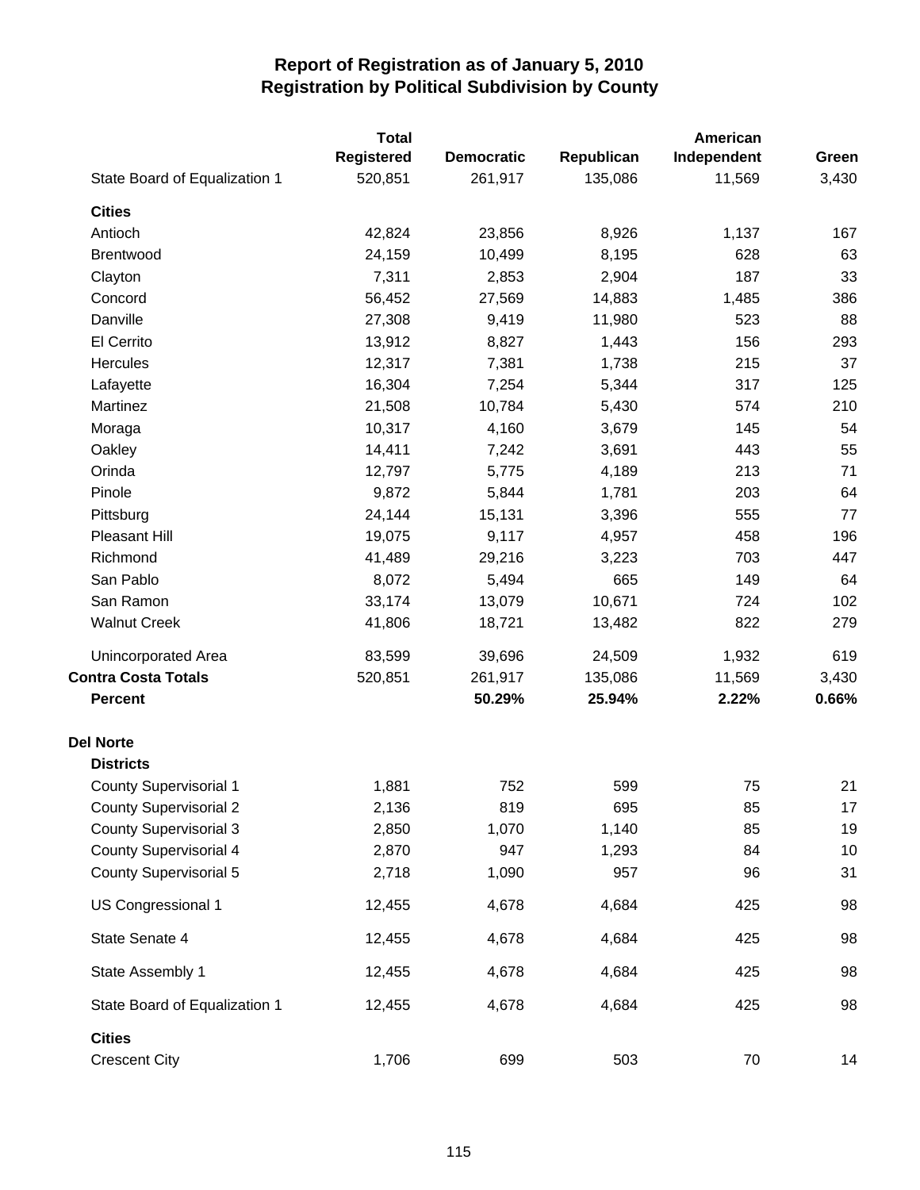# Report of Registration as of January 5, 2010
## Registration by Political Subdivision by County

| | Total Registered | Democratic | Republican | American Independent | Green |
|---|---|---|---|---|---|
| State Board of Equalization 1 | 520,851 | 261,917 | 135,086 | 11,569 | 3,430 |
| **Cities** | | | | | |
| Antioch | 42,824 | 23,856 | 8,926 | 1,137 | 167 |
| Brentwood | 24,159 | 10,499 | 8,195 | 628 | 63 |
| Clayton | 7,311 | 2,853 | 2,904 | 187 | 33 |
| Concord | 56,452 | 27,569 | 14,883 | 1,485 | 386 |
| Danville | 27,308 | 9,419 | 11,980 | 523 | 88 |
| El Cerrito | 13,912 | 8,827 | 1,443 | 156 | 293 |
| Hercules | 12,317 | 7,381 | 1,738 | 215 | 37 |
| Lafayette | 16,304 | 7,254 | 5,344 | 317 | 125 |
| Martinez | 21,508 | 10,784 | 5,430 | 574 | 210 |
| Moraga | 10,317 | 4,160 | 3,679 | 145 | 54 |
| Oakley | 14,411 | 7,242 | 3,691 | 443 | 55 |
| Orinda | 12,797 | 5,775 | 4,189 | 213 | 71 |
| Pinole | 9,872 | 5,844 | 1,781 | 203 | 64 |
| Pittsburg | 24,144 | 15,131 | 3,396 | 555 | 77 |
| Pleasant Hill | 19,075 | 9,117 | 4,957 | 458 | 196 |
| Richmond | 41,489 | 29,216 | 3,223 | 703 | 447 |
| San Pablo | 8,072 | 5,494 | 665 | 149 | 64 |
| San Ramon | 33,174 | 13,079 | 10,671 | 724 | 102 |
| Walnut Creek | 41,806 | 18,721 | 13,482 | 822 | 279 |
| Unincorporated Area | 83,599 | 39,696 | 24,509 | 1,932 | 619 |
| **Contra Costa Totals** | 520,851 | 261,917 | 135,086 | 11,569 | 3,430 |
| **Percent** | | **50.29%** | **25.94%** | **2.22%** | **0.66%** |
| **Del Norte** | | | | | |
| **Districts** | | | | | |
| County Supervisorial 1 | 1,881 | 752 | 599 | 75 | 21 |
| County Supervisorial 2 | 2,136 | 819 | 695 | 85 | 17 |
| County Supervisorial 3 | 2,850 | 1,070 | 1,140 | 85 | 19 |
| County Supervisorial 4 | 2,870 | 947 | 1,293 | 84 | 10 |
| County Supervisorial 5 | 2,718 | 1,090 | 957 | 96 | 31 |
| US Congressional 1 | 12,455 | 4,678 | 4,684 | 425 | 98 |
| State Senate 4 | 12,455 | 4,678 | 4,684 | 425 | 98 |
| State Assembly 1 | 12,455 | 4,678 | 4,684 | 425 | 98 |
| State Board of Equalization 1 | 12,455 | 4,678 | 4,684 | 425 | 98 |
| **Cities** | | | | | |
| Crescent City | 1,706 | 699 | 503 | 70 | 14 |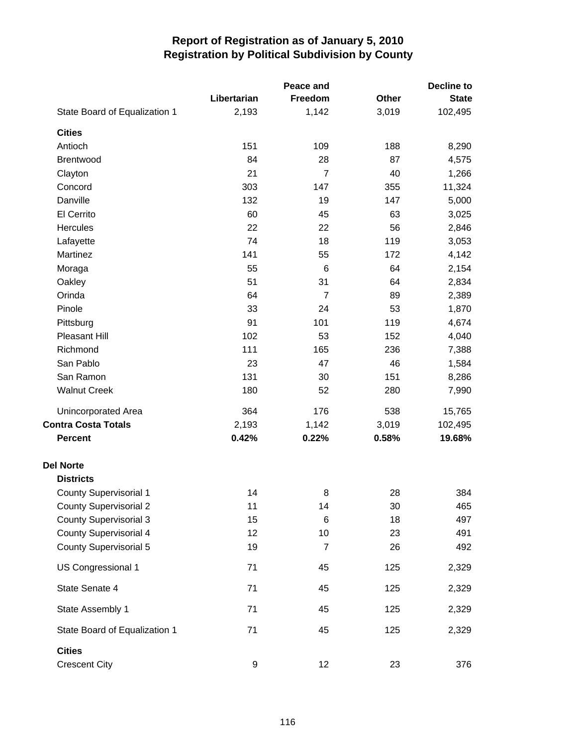# Report of Registration as of January 5, 2010
## Registration by Political Subdivision by County

| | Libertarian | Peace and Freedom | Other | Decline to State |
|---|---|---|---|---|
| State Board of Equalization 1 | 2,193 | 1,142 | 3,019 | 102,495 |
| **Cities** | | | | |
| Antioch | 151 | 109 | 188 | 8,290 |
| Brentwood | 84 | 28 | 87 | 4,575 |
| Clayton | 21 | 7 | 40 | 1,266 |
| Concord | 303 | 147 | 355 | 11,324 |
| Danville | 132 | 19 | 147 | 5,000 |
| El Cerrito | 60 | 45 | 63 | 3,025 |
| Hercules | 22 | 22 | 56 | 2,846 |
| Lafayette | 74 | 18 | 119 | 3,053 |
| Martinez | 141 | 55 | 172 | 4,142 |
| Moraga | 55 | 6 | 64 | 2,154 |
| Oakley | 51 | 31 | 64 | 2,834 |
| Orinda | 64 | 7 | 89 | 2,389 |
| Pinole | 33 | 24 | 53 | 1,870 |
| Pittsburg | 91 | 101 | 119 | 4,674 |
| Pleasant Hill | 102 | 53 | 152 | 4,040 |
| Richmond | 111 | 165 | 236 | 7,388 |
| San Pablo | 23 | 47 | 46 | 1,584 |
| San Ramon | 131 | 30 | 151 | 8,286 |
| Walnut Creek | 180 | 52 | 280 | 7,990 |
| Unincorporated Area | 364 | 176 | 538 | 15,765 |
| **Contra Costa Totals** | 2,193 | 1,142 | 3,019 | 102,495 |
| **Percent** | **0.42%** | **0.22%** | **0.58%** | **19.68%** |
| **Del Norte** | | | | |
| **Districts** | | | | |
| County Supervisorial 1 | 14 | 8 | 28 | 384 |
| County Supervisorial 2 | 11 | 14 | 30 | 465 |
| County Supervisorial 3 | 15 | 6 | 18 | 497 |
| County Supervisorial 4 | 12 | 10 | 23 | 491 |
| County Supervisorial 5 | 19 | 7 | 26 | 492 |
| US Congressional 1 | 71 | 45 | 125 | 2,329 |
| State Senate 4 | 71 | 45 | 125 | 2,329 |
| State Assembly 1 | 71 | 45 | 125 | 2,329 |
| State Board of Equalization 1 | 71 | 45 | 125 | 2,329 |
| **Cities** | | | | |
| Crescent City | 9 | 12 | 23 | 376 |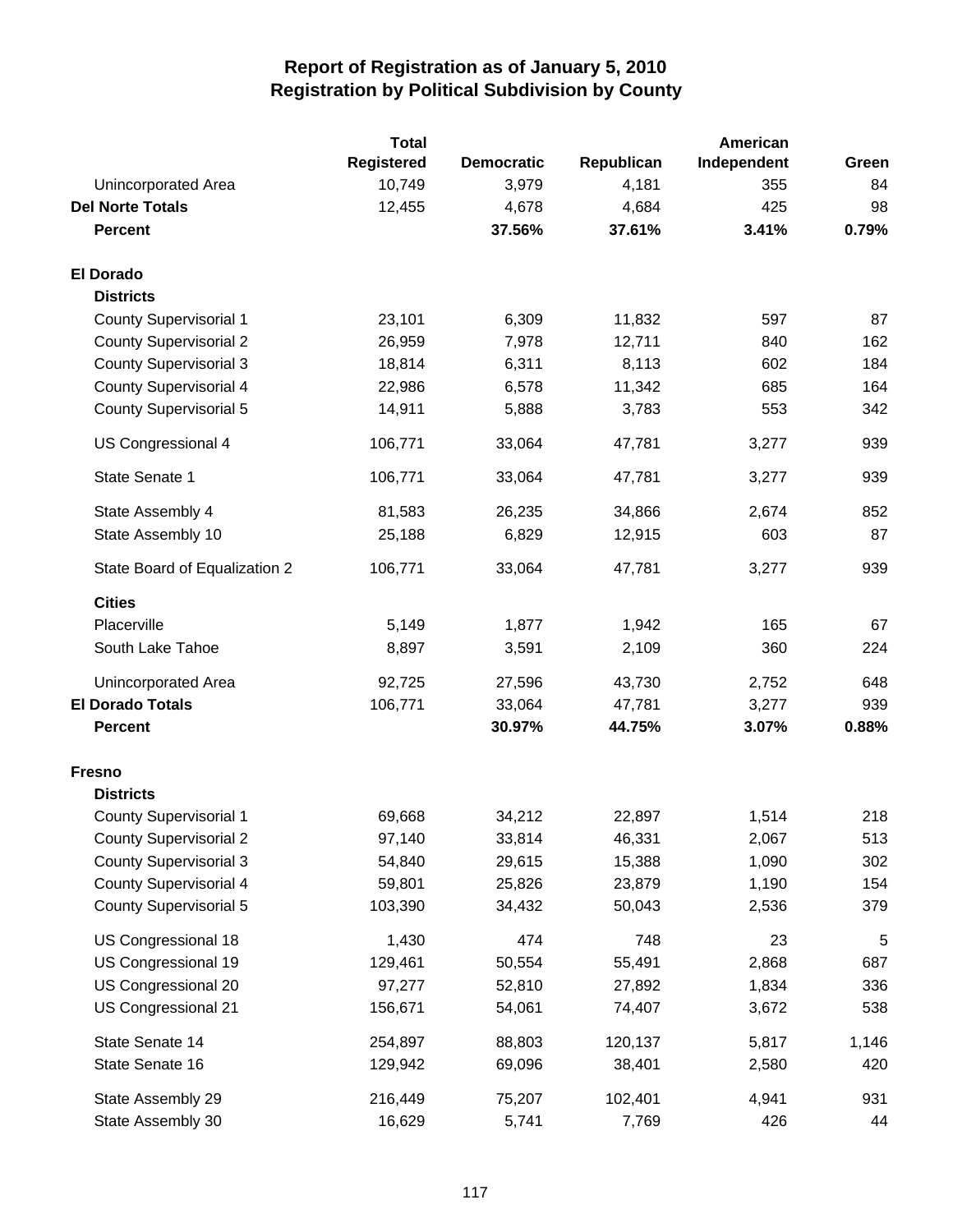# Report of Registration as of January 5, 2010
## Registration by Political Subdivision by County

| | Total Registered | Democratic | Republican | American Independent | Green |
|---|---|---|---|---|---|
| Unincorporated Area | 10,749 | 3,979 | 4,181 | 355 | 84 |
| **Del Norte Totals** | 12,455 | 4,678 | 4,684 | 425 | 98 |
| **Percent** | | **37.56%** | **37.61%** | **3.41%** | **0.79%** |
| **El Dorado** | | | | | |
| **Districts** | | | | | |
| County Supervisorial 1 | 23,101 | 6,309 | 11,832 | 597 | 87 |
| County Supervisorial 2 | 26,959 | 7,978 | 12,711 | 840 | 162 |
| County Supervisorial 3 | 18,814 | 6,311 | 8,113 | 602 | 184 |
| County Supervisorial 4 | 22,986 | 6,578 | 11,342 | 685 | 164 |
| County Supervisorial 5 | 14,911 | 5,888 | 3,783 | 553 | 342 |
| US Congressional 4 | 106,771 | 33,064 | 47,781 | 3,277 | 939 |
| State Senate 1 | 106,771 | 33,064 | 47,781 | 3,277 | 939 |
| State Assembly 4 | 81,583 | 26,235 | 34,866 | 2,674 | 852 |
| State Assembly 10 | 25,188 | 6,829 | 12,915 | 603 | 87 |
| State Board of Equalization 2 | 106,771 | 33,064 | 47,781 | 3,277 | 939 |
| **Cities** | | | | | |
| Placerville | 5,149 | 1,877 | 1,942 | 165 | 67 |
| South Lake Tahoe | 8,897 | 3,591 | 2,109 | 360 | 224 |
| Unincorporated Area | 92,725 | 27,596 | 43,730 | 2,752 | 648 |
| **El Dorado Totals** | 106,771 | 33,064 | 47,781 | 3,277 | 939 |
| **Percent** | | **30.97%** | **44.75%** | **3.07%** | **0.88%** |
| **Fresno** | | | | | |
| **Districts** | | | | | |
| County Supervisorial 1 | 69,668 | 34,212 | 22,897 | 1,514 | 218 |
| County Supervisorial 2 | 97,140 | 33,814 | 46,331 | 2,067 | 513 |
| County Supervisorial 3 | 54,840 | 29,615 | 15,388 | 1,090 | 302 |
| County Supervisorial 4 | 59,801 | 25,826 | 23,879 | 1,190 | 154 |
| County Supervisorial 5 | 103,390 | 34,432 | 50,043 | 2,536 | 379 |
| US Congressional 18 | 1,430 | 474 | 748 | 23 | 5 |
| US Congressional 19 | 129,461 | 50,554 | 55,491 | 2,868 | 687 |
| US Congressional 20 | 97,277 | 52,810 | 27,892 | 1,834 | 336 |
| US Congressional 21 | 156,671 | 54,061 | 74,407 | 3,672 | 538 |
| State Senate 14 | 254,897 | 88,803 | 120,137 | 5,817 | 1,146 |
| State Senate 16 | 129,942 | 69,096 | 38,401 | 2,580 | 420 |
| State Assembly 29 | 216,449 | 75,207 | 102,401 | 4,941 | 931 |
| State Assembly 30 | 16,629 | 5,741 | 7,769 | 426 | 44 |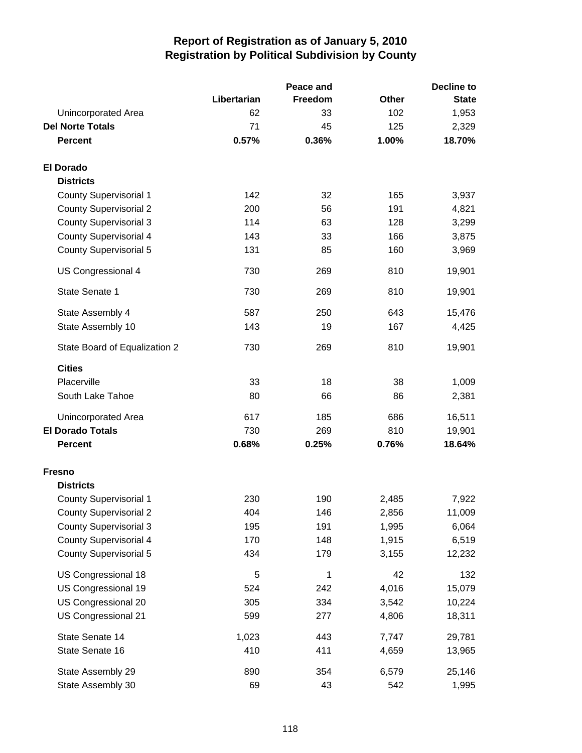# Report of Registration as of January 5, 2010
## Registration by Political Subdivision by County

| | Libertarian | Peace and Freedom | Other | Decline to State |
|---|---|---|---|---|
| Unincorporated Area | 62 | 33 | 102 | 1,953 |
| **Del Norte Totals** | 71 | 45 | 125 | 2,329 |
| **Percent** | **0.57%** | **0.36%** | **1.00%** | **18.70%** |
| | | | | |
| **El Dorado** | | | | |
| **Districts** | | | | |
| County Supervisorial 1 | 142 | 32 | 165 | 3,937 |
| County Supervisorial 2 | 200 | 56 | 191 | 4,821 |
| County Supervisorial 3 | 114 | 63 | 128 | 3,299 |
| County Supervisorial 4 | 143 | 33 | 166 | 3,875 |
| County Supervisorial 5 | 131 | 85 | 160 | 3,969 |
| US Congressional 4 | 730 | 269 | 810 | 19,901 |
| State Senate 1 | 730 | 269 | 810 | 19,901 |
| State Assembly 4 | 587 | 250 | 643 | 15,476 |
| State Assembly 10 | 143 | 19 | 167 | 4,425 |
| State Board of Equalization 2 | 730 | 269 | 810 | 19,901 |
| **Cities** | | | | |
| Placerville | 33 | 18 | 38 | 1,009 |
| South Lake Tahoe | 80 | 66 | 86 | 2,381 |
| Unincorporated Area | 617 | 185 | 686 | 16,511 |
| **El Dorado Totals** | 730 | 269 | 810 | 19,901 |
| **Percent** | **0.68%** | **0.25%** | **0.76%** | **18.64%** |
| | | | | |
| **Fresno** | | | | |
| **Districts** | | | | |
| County Supervisorial 1 | 230 | 190 | 2,485 | 7,922 |
| County Supervisorial 2 | 404 | 146 | 2,856 | 11,009 |
| County Supervisorial 3 | 195 | 191 | 1,995 | 6,064 |
| County Supervisorial 4 | 170 | 148 | 1,915 | 6,519 |
| County Supervisorial 5 | 434 | 179 | 3,155 | 12,232 |
| US Congressional 18 | 5 | 1 | 42 | 132 |
| US Congressional 19 | 524 | 242 | 4,016 | 15,079 |
| US Congressional 20 | 305 | 334 | 3,542 | 10,224 |
| US Congressional 21 | 599 | 277 | 4,806 | 18,311 |
| State Senate 14 | 1,023 | 443 | 7,747 | 29,781 |
| State Senate 16 | 410 | 411 | 4,659 | 13,965 |
| State Assembly 29 | 890 | 354 | 6,579 | 25,146 |
| State Assembly 30 | 69 | 43 | 542 | 1,995 |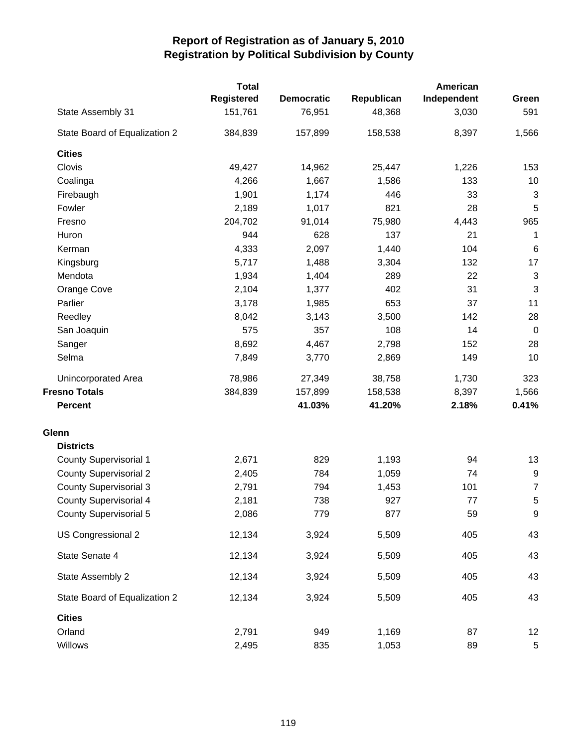# Report of Registration as of January 5, 2010
## Registration by Political Subdivision by County

| | Total Registered | Democratic | Republican | American Independent | Green |
|---|---|---|---|---|---|
| State Assembly 31 | 151,761 | 76,951 | 48,368 | 3,030 | 591 |
| State Board of Equalization 2 | 384,839 | 157,899 | 158,538 | 8,397 | 1,566 |
| **Cities** | | | | | |
| Clovis | 49,427 | 14,962 | 25,447 | 1,226 | 153 |
| Coalinga | 4,266 | 1,667 | 1,586 | 133 | 10 |
| Firebaugh | 1,901 | 1,174 | 446 | 33 | 3 |
| Fowler | 2,189 | 1,017 | 821 | 28 | 5 |
| Fresno | 204,702 | 91,014 | 75,980 | 4,443 | 965 |
| Huron | 944 | 628 | 137 | 21 | 1 |
| Kerman | 4,333 | 2,097 | 1,440 | 104 | 6 |
| Kingsburg | 5,717 | 1,488 | 3,304 | 132 | 17 |
| Mendota | 1,934 | 1,404 | 289 | 22 | 3 |
| Orange Cove | 2,104 | 1,377 | 402 | 31 | 3 |
| Parlier | 3,178 | 1,985 | 653 | 37 | 11 |
| Reedley | 8,042 | 3,143 | 3,500 | 142 | 28 |
| San Joaquin | 575 | 357 | 108 | 14 | 0 |
| Sanger | 8,692 | 4,467 | 2,798 | 152 | 28 |
| Selma | 7,849 | 3,770 | 2,869 | 149 | 10 |
| Unincorporated Area | 78,986 | 27,349 | 38,758 | 1,730 | 323 |
| **Fresno Totals** | 384,839 | 157,899 | 158,538 | 8,397 | 1,566 |
| **Percent** | | **41.03%** | **41.20%** | **2.18%** | **0.41%** |
| **Glenn** | | | | | |
| **Districts** | | | | | |
| County Supervisorial 1 | 2,671 | 829 | 1,193 | 94 | 13 |
| County Supervisorial 2 | 2,405 | 784 | 1,059 | 74 | 9 |
| County Supervisorial 3 | 2,791 | 794 | 1,453 | 101 | 7 |
| County Supervisorial 4 | 2,181 | 738 | 927 | 77 | 5 |
| County Supervisorial 5 | 2,086 | 779 | 877 | 59 | 9 |
| US Congressional 2 | 12,134 | 3,924 | 5,509 | 405 | 43 |
| State Senate 4 | 12,134 | 3,924 | 5,509 | 405 | 43 |
| State Assembly 2 | 12,134 | 3,924 | 5,509 | 405 | 43 |
| State Board of Equalization 2 | 12,134 | 3,924 | 5,509 | 405 | 43 |
| **Cities** | | | | | |
| Orland | 2,791 | 949 | 1,169 | 87 | 12 |
| Willows | 2,495 | 835 | 1,053 | 89 | 5 |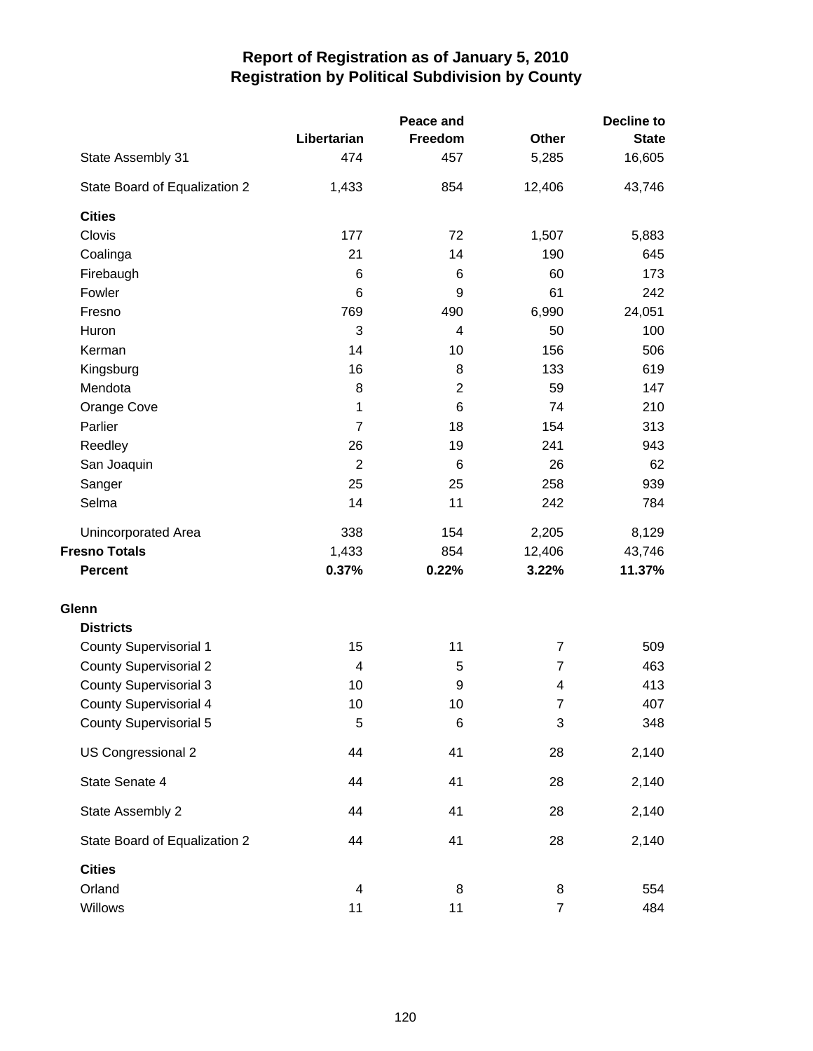# Report of Registration as of January 5, 2010
## Registration by Political Subdivision by County

| | Libertarian | Peace and Freedom | Other | Decline to State |
|---|---|---|---|---|
| State Assembly 31 | 474 | 457 | 5,285 | 16,605 |
| State Board of Equalization 2 | 1,433 | 854 | 12,406 | 43,746 |
| **Cities** | | | | |
| Clovis | 177 | 72 | 1,507 | 5,883 |
| Coalinga | 21 | 14 | 190 | 645 |
| Firebaugh | 6 | 6 | 60 | 173 |
| Fowler | 6 | 9 | 61 | 242 |
| Fresno | 769 | 490 | 6,990 | 24,051 |
| Huron | 3 | 4 | 50 | 100 |
| Kerman | 14 | 10 | 156 | 506 |
| Kingsburg | 16 | 8 | 133 | 619 |
| Mendota | 8 | 2 | 59 | 147 |
| Orange Cove | 1 | 6 | 74 | 210 |
| Parlier | 7 | 18 | 154 | 313 |
| Reedley | 26 | 19 | 241 | 943 |
| San Joaquin | 2 | 6 | 26 | 62 |
| Sanger | 25 | 25 | 258 | 939 |
| Selma | 14 | 11 | 242 | 784 |
| Unincorporated Area | 338 | 154 | 2,205 | 8,129 |
| **Fresno Totals** | 1,433 | 854 | 12,406 | 43,746 |
| **Percent** | **0.37%** | **0.22%** | **3.22%** | **11.37%** |
| **Glenn** | | | | |
| **Districts** | | | | |
| County Supervisorial 1 | 15 | 11 | 7 | 509 |
| County Supervisorial 2 | 4 | 5 | 7 | 463 |
| County Supervisorial 3 | 10 | 9 | 4 | 413 |
| County Supervisorial 4 | 10 | 10 | 7 | 407 |
| County Supervisorial 5 | 5 | 6 | 3 | 348 |
| US Congressional 2 | 44 | 41 | 28 | 2,140 |
| State Senate 4 | 44 | 41 | 28 | 2,140 |
| State Assembly 2 | 44 | 41 | 28 | 2,140 |
| State Board of Equalization 2 | 44 | 41 | 28 | 2,140 |
| **Cities** | | | | |
| Orland | 4 | 8 | 8 | 554 |
| Willows | 11 | 11 | 7 | 484 |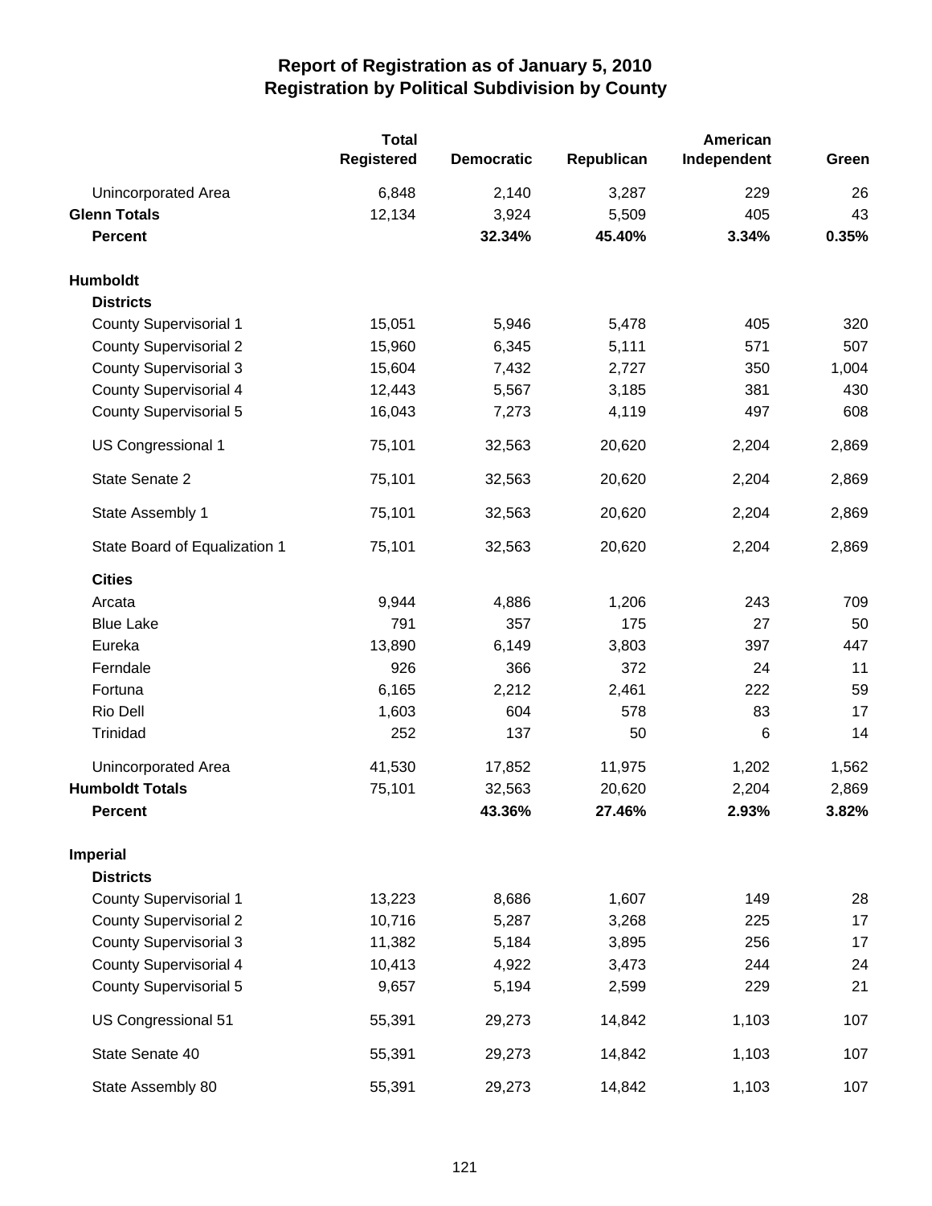# Report of Registration as of January 5, 2010
## Registration by Political Subdivision by County

| | Total Registered | Democratic | Republican | American Independent | Green |
|---|---|---|---|---|---|
| Unincorporated Area | 6,848 | 2,140 | 3,287 | 229 | 26 |
| **Glenn Totals** | 12,134 | 3,924 | 5,509 | 405 | 43 |
| **Percent** | | **32.34%** | **45.40%** | **3.34%** | **0.35%** |
| **Humboldt** | | | | | |
| **Districts** | | | | | |
| County Supervisorial 1 | 15,051 | 5,946 | 5,478 | 405 | 320 |
| County Supervisorial 2 | 15,960 | 6,345 | 5,111 | 571 | 507 |
| County Supervisorial 3 | 15,604 | 7,432 | 2,727 | 350 | 1,004 |
| County Supervisorial 4 | 12,443 | 5,567 | 3,185 | 381 | 430 |
| County Supervisorial 5 | 16,043 | 7,273 | 4,119 | 497 | 608 |
| US Congressional 1 | 75,101 | 32,563 | 20,620 | 2,204 | 2,869 |
| State Senate 2 | 75,101 | 32,563 | 20,620 | 2,204 | 2,869 |
| State Assembly 1 | 75,101 | 32,563 | 20,620 | 2,204 | 2,869 |
| State Board of Equalization 1 | 75,101 | 32,563 | 20,620 | 2,204 | 2,869 |
| **Cities** | | | | | |
| Arcata | 9,944 | 4,886 | 1,206 | 243 | 709 |
| Blue Lake | 791 | 357 | 175 | 27 | 50 |
| Eureka | 13,890 | 6,149 | 3,803 | 397 | 447 |
| Ferndale | 926 | 366 | 372 | 24 | 11 |
| Fortuna | 6,165 | 2,212 | 2,461 | 222 | 59 |
| Rio Dell | 1,603 | 604 | 578 | 83 | 17 |
| Trinidad | 252 | 137 | 50 | 6 | 14 |
| Unincorporated Area | 41,530 | 17,852 | 11,975 | 1,202 | 1,562 |
| **Humboldt Totals** | 75,101 | 32,563 | 20,620 | 2,204 | 2,869 |
| **Percent** | | **43.36%** | **27.46%** | **2.93%** | **3.82%** |
| **Imperial** | | | | | |
| **Districts** | | | | | |
| County Supervisorial 1 | 13,223 | 8,686 | 1,607 | 149 | 28 |
| County Supervisorial 2 | 10,716 | 5,287 | 3,268 | 225 | 17 |
| County Supervisorial 3 | 11,382 | 5,184 | 3,895 | 256 | 17 |
| County Supervisorial 4 | 10,413 | 4,922 | 3,473 | 244 | 24 |
| County Supervisorial 5 | 9,657 | 5,194 | 2,599 | 229 | 21 |
| US Congressional 51 | 55,391 | 29,273 | 14,842 | 1,103 | 107 |
| State Senate 40 | 55,391 | 29,273 | 14,842 | 1,103 | 107 |
| State Assembly 80 | 55,391 | 29,273 | 14,842 | 1,103 | 107 |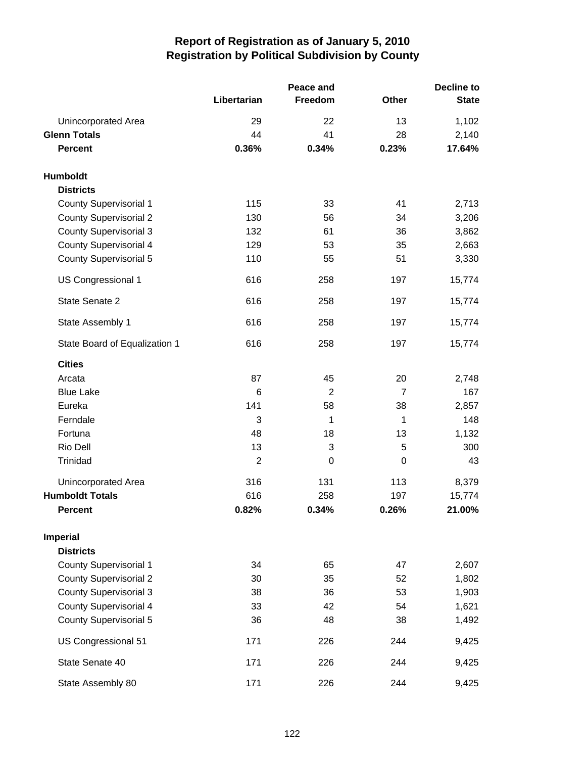# Report of Registration as of January 5, 2010
## Registration by Political Subdivision by County

| | Libertarian | Peace and Freedom | Other | Decline to State |
|---|---|---|---|---|
| Unincorporated Area | 29 | 22 | 13 | 1,102 |
| **Glenn Totals** | 44 | 41 | 28 | 2,140 |
| **Percent** | **0.36%** | **0.34%** | **0.23%** | **17.64%** |
| **Humboldt** | | | | |
| **Districts** | | | | |
| County Supervisorial 1 | 115 | 33 | 41 | 2,713 |
| County Supervisorial 2 | 130 | 56 | 34 | 3,206 |
| County Supervisorial 3 | 132 | 61 | 36 | 3,862 |
| County Supervisorial 4 | 129 | 53 | 35 | 2,663 |
| County Supervisorial 5 | 110 | 55 | 51 | 3,330 |
| US Congressional 1 | 616 | 258 | 197 | 15,774 |
| State Senate 2 | 616 | 258 | 197 | 15,774 |
| State Assembly 1 | 616 | 258 | 197 | 15,774 |
| State Board of Equalization 1 | 616 | 258 | 197 | 15,774 |
| **Cities** | | | | |
| Arcata | 87 | 45 | 20 | 2,748 |
| Blue Lake | 6 | 2 | 7 | 167 |
| Eureka | 141 | 58 | 38 | 2,857 |
| Ferndale | 3 | 1 | 1 | 148 |
| Fortuna | 48 | 18 | 13 | 1,132 |
| Rio Dell | 13 | 3 | 5 | 300 |
| Trinidad | 2 | 0 | 0 | 43 |
| Unincorporated Area | 316 | 131 | 113 | 8,379 |
| **Humboldt Totals** | 616 | 258 | 197 | 15,774 |
| **Percent** | **0.82%** | **0.34%** | **0.26%** | **21.00%** |
| **Imperial** | | | | |
| **Districts** | | | | |
| County Supervisorial 1 | 34 | 65 | 47 | 2,607 |
| County Supervisorial 2 | 30 | 35 | 52 | 1,802 |
| County Supervisorial 3 | 38 | 36 | 53 | 1,903 |
| County Supervisorial 4 | 33 | 42 | 54 | 1,621 |
| County Supervisorial 5 | 36 | 48 | 38 | 1,492 |
| US Congressional 51 | 171 | 226 | 244 | 9,425 |
| State Senate 40 | 171 | 226 | 244 | 9,425 |
| State Assembly 80 | 171 | 226 | 244 | 9,425 |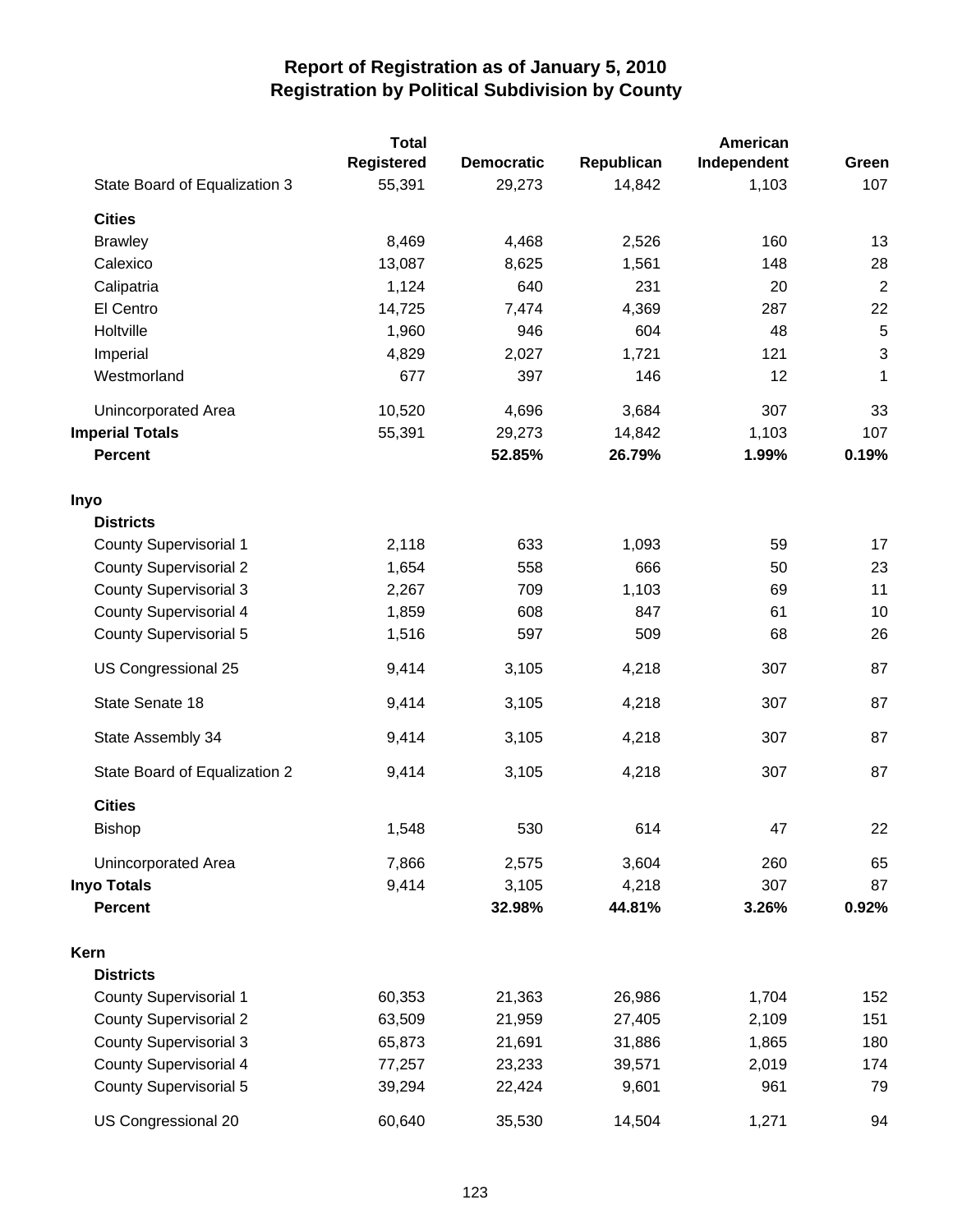# Report of Registration as of January 5, 2010
## Registration by Political Subdivision by County

| | Total Registered | Democratic | Republican | American Independent | Green |
|---|---|---|---|---|---|
| State Board of Equalization 3 | 55,391 | 29,273 | 14,842 | 1,103 | 107 |
| **Cities** | | | | | |
| Brawley | 8,469 | 4,468 | 2,526 | 160 | 13 |
| Calexico | 13,087 | 8,625 | 1,561 | 148 | 28 |
| Calipatria | 1,124 | 640 | 231 | 20 | 2 |
| El Centro | 14,725 | 7,474 | 4,369 | 287 | 22 |
| Holtville | 1,960 | 946 | 604 | 48 | 5 |
| Imperial | 4,829 | 2,027 | 1,721 | 121 | 3 |
| Westmorland | 677 | 397 | 146 | 12 | 1 |
| Unincorporated Area | 10,520 | 4,696 | 3,684 | 307 | 33 |
| **Imperial Totals** | 55,391 | 29,273 | 14,842 | 1,103 | 107 |
| **Percent** | | **52.85%** | **26.79%** | **1.99%** | **0.19%** |
| **Inyo** | | | | | |
| **Districts** | | | | | |
| County Supervisorial 1 | 2,118 | 633 | 1,093 | 59 | 17 |
| County Supervisorial 2 | 1,654 | 558 | 666 | 50 | 23 |
| County Supervisorial 3 | 2,267 | 709 | 1,103 | 69 | 11 |
| County Supervisorial 4 | 1,859 | 608 | 847 | 61 | 10 |
| County Supervisorial 5 | 1,516 | 597 | 509 | 68 | 26 |
| US Congressional 25 | 9,414 | 3,105 | 4,218 | 307 | 87 |
| State Senate 18 | 9,414 | 3,105 | 4,218 | 307 | 87 |
| State Assembly 34 | 9,414 | 3,105 | 4,218 | 307 | 87 |
| State Board of Equalization 2 | 9,414 | 3,105 | 4,218 | 307 | 87 |
| **Cities** | | | | | |
| Bishop | 1,548 | 530 | 614 | 47 | 22 |
| Unincorporated Area | 7,866 | 2,575 | 3,604 | 260 | 65 |
| **Inyo Totals** | 9,414 | 3,105 | 4,218 | 307 | 87 |
| **Percent** | | **32.98%** | **44.81%** | **3.26%** | **0.92%** |
| **Kern** | | | | | |
| **Districts** | | | | | |
| County Supervisorial 1 | 60,353 | 21,363 | 26,986 | 1,704 | 152 |
| County Supervisorial 2 | 63,509 | 21,959 | 27,405 | 2,109 | 151 |
| County Supervisorial 3 | 65,873 | 21,691 | 31,886 | 1,865 | 180 |
| County Supervisorial 4 | 77,257 | 23,233 | 39,571 | 2,019 | 174 |
| County Supervisorial 5 | 39,294 | 22,424 | 9,601 | 961 | 79 |
| US Congressional 20 | 60,640 | 35,530 | 14,504 | 1,271 | 94 |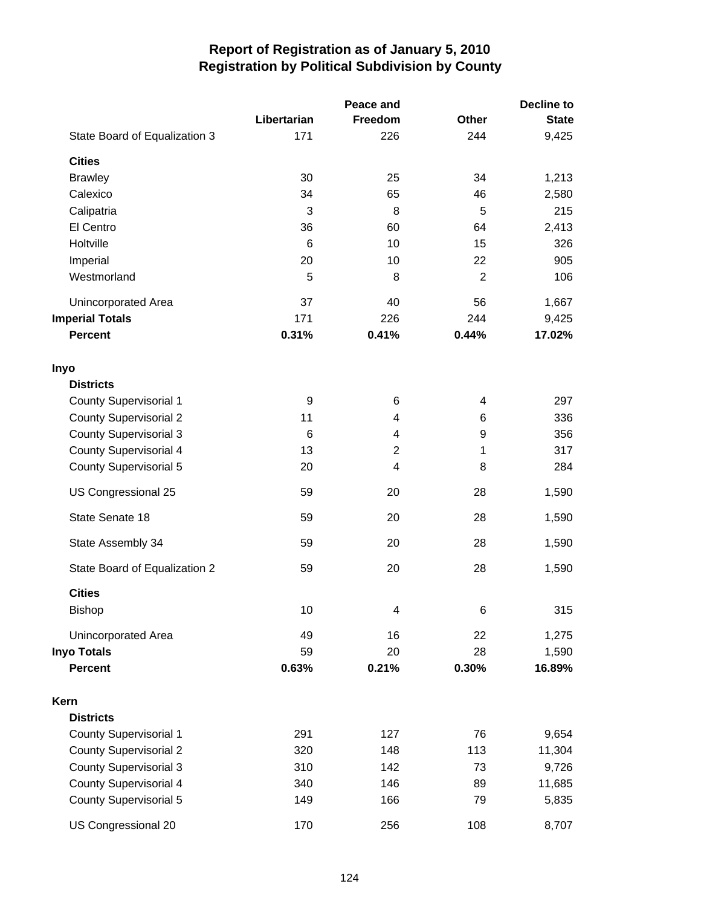# Report of Registration as of January 5, 2010
## Registration by Political Subdivision by County

| | Libertarian | Peace and Freedom | Other | Decline to State |
|---|---|---|---|---|
| State Board of Equalization 3 | 171 | 226 | 244 | 9,425 |
| **Cities** | | | | |
| Brawley | 30 | 25 | 34 | 1,213 |
| Calexico | 34 | 65 | 46 | 2,580 |
| Calipatria | 3 | 8 | 5 | 215 |
| El Centro | 36 | 60 | 64 | 2,413 |
| Holtville | 6 | 10 | 15 | 326 |
| Imperial | 20 | 10 | 22 | 905 |
| Westmorland | 5 | 8 | 2 | 106 |
| Unincorporated Area | 37 | 40 | 56 | 1,667 |
| **Imperial Totals** | 171 | 226 | 244 | 9,425 |
| **Percent** | **0.31%** | **0.41%** | **0.44%** | **17.02%** |
| **Inyo** | | | | |
| **Districts** | | | | |
| County Supervisorial 1 | 9 | 6 | 4 | 297 |
| County Supervisorial 2 | 11 | 4 | 6 | 336 |
| County Supervisorial 3 | 6 | 4 | 9 | 356 |
| County Supervisorial 4 | 13 | 2 | 1 | 317 |
| County Supervisorial 5 | 20 | 4 | 8 | 284 |
| US Congressional 25 | 59 | 20 | 28 | 1,590 |
| State Senate 18 | 59 | 20 | 28 | 1,590 |
| State Assembly 34 | 59 | 20 | 28 | 1,590 |
| State Board of Equalization 2 | 59 | 20 | 28 | 1,590 |
| **Cities** | | | | |
| Bishop | 10 | 4 | 6 | 315 |
| Unincorporated Area | 49 | 16 | 22 | 1,275 |
| **Inyo Totals** | 59 | 20 | 28 | 1,590 |
| **Percent** | **0.63%** | **0.21%** | **0.30%** | **16.89%** |
| **Kern** | | | | |
| **Districts** | | | | |
| County Supervisorial 1 | 291 | 127 | 76 | 9,654 |
| County Supervisorial 2 | 320 | 148 | 113 | 11,304 |
| County Supervisorial 3 | 310 | 142 | 73 | 9,726 |
| County Supervisorial 4 | 340 | 146 | 89 | 11,685 |
| County Supervisorial 5 | 149 | 166 | 79 | 5,835 |
| US Congressional 20 | 170 | 256 | 108 | 8,707 |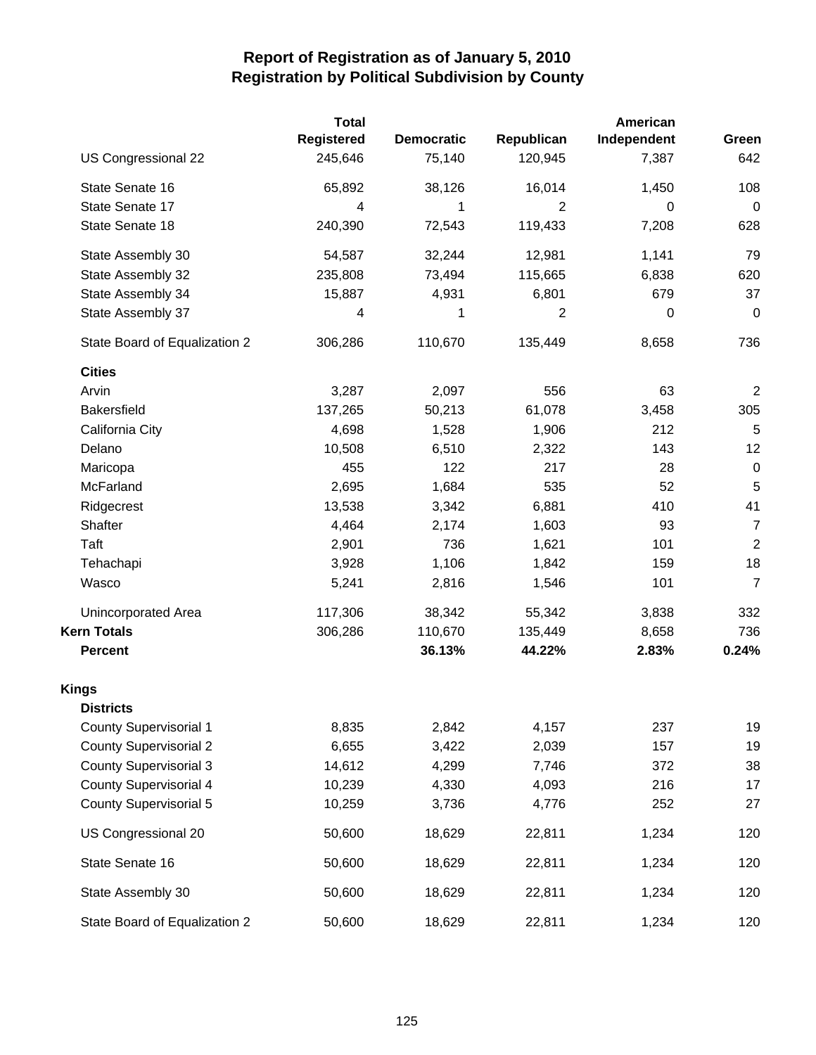# Report of Registration as of January 5, 2010
## Registration by Political Subdivision by County

| | Total Registered | Democratic | Republican | American Independent | Green |
|---|---|---|---|---|---|
| US Congressional 22 | 245,646 | 75,140 | 120,945 | 7,387 | 642 |
| State Senate 16 | 65,892 | 38,126 | 16,014 | 1,450 | 108 |
| State Senate 17 | 4 | 1 | 2 | 0 | 0 |
| State Senate 18 | 240,390 | 72,543 | 119,433 | 7,208 | 628 |
| State Assembly 30 | 54,587 | 32,244 | 12,981 | 1,141 | 79 |
| State Assembly 32 | 235,808 | 73,494 | 115,665 | 6,838 | 620 |
| State Assembly 34 | 15,887 | 4,931 | 6,801 | 679 | 37 |
| State Assembly 37 | 4 | 1 | 2 | 0 | 0 |
| State Board of Equalization 2 | 306,286 | 110,670 | 135,449 | 8,658 | 736 |
| **Cities** | | | | | |
| Arvin | 3,287 | 2,097 | 556 | 63 | 2 |
| Bakersfield | 137,265 | 50,213 | 61,078 | 3,458 | 305 |
| California City | 4,698 | 1,528 | 1,906 | 212 | 5 |
| Delano | 10,508 | 6,510 | 2,322 | 143 | 12 |
| Maricopa | 455 | 122 | 217 | 28 | 0 |
| McFarland | 2,695 | 1,684 | 535 | 52 | 5 |
| Ridgecrest | 13,538 | 3,342 | 6,881 | 410 | 41 |
| Shafter | 4,464 | 2,174 | 1,603 | 93 | 7 |
| Taft | 2,901 | 736 | 1,621 | 101 | 2 |
| Tehachapi | 3,928 | 1,106 | 1,842 | 159 | 18 |
| Wasco | 5,241 | 2,816 | 1,546 | 101 | 7 |
| Unincorporated Area | 117,306 | 38,342 | 55,342 | 3,838 | 332 |
| **Kern Totals** | 306,286 | 110,670 | 135,449 | 8,658 | 736 |
| **Percent** | | **36.13%** | **44.22%** | **2.83%** | **0.24%** |
| **Kings** | | | | | |
| **Districts** | | | | | |
| County Supervisorial 1 | 8,835 | 2,842 | 4,157 | 237 | 19 |
| County Supervisorial 2 | 6,655 | 3,422 | 2,039 | 157 | 19 |
| County Supervisorial 3 | 14,612 | 4,299 | 7,746 | 372 | 38 |
| County Supervisorial 4 | 10,239 | 4,330 | 4,093 | 216 | 17 |
| County Supervisorial 5 | 10,259 | 3,736 | 4,776 | 252 | 27 |
| US Congressional 20 | 50,600 | 18,629 | 22,811 | 1,234 | 120 |
| State Senate 16 | 50,600 | 18,629 | 22,811 | 1,234 | 120 |
| State Assembly 30 | 50,600 | 18,629 | 22,811 | 1,234 | 120 |
| State Board of Equalization 2 | 50,600 | 18,629 | 22,811 | 1,234 | 120 |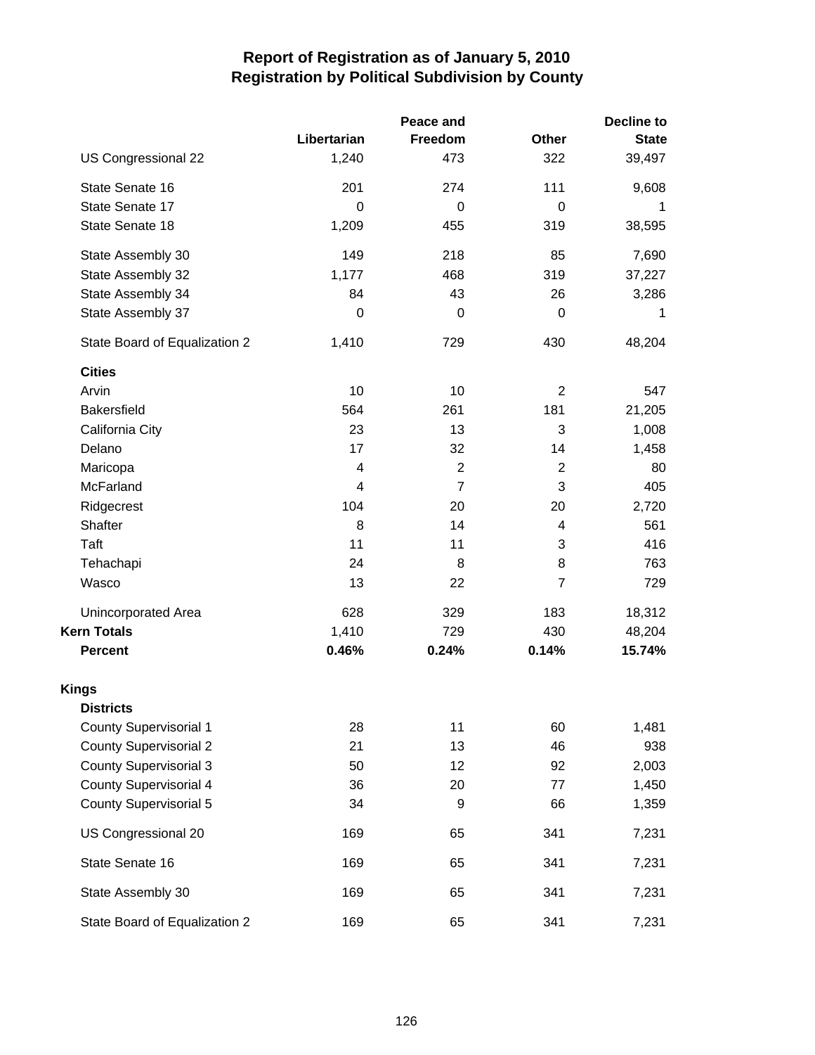# Report of Registration as of January 5, 2010
## Registration by Political Subdivision by County

| | Libertarian | Peace and Freedom | Other | Decline to State |
|---|---|---|---|---|
| US Congressional 22 | 1,240 | 473 | 322 | 39,497 |
| State Senate 16 | 201 | 274 | 111 | 9,608 |
| State Senate 17 | 0 | 0 | 0 | 1 |
| State Senate 18 | 1,209 | 455 | 319 | 38,595 |
| State Assembly 30 | 149 | 218 | 85 | 7,690 |
| State Assembly 32 | 1,177 | 468 | 319 | 37,227 |
| State Assembly 34 | 84 | 43 | 26 | 3,286 |
| State Assembly 37 | 0 | 0 | 0 | 1 |
| State Board of Equalization 2 | 1,410 | 729 | 430 | 48,204 |
| **Cities** | | | | |
| Arvin | 10 | 10 | 2 | 547 |
| Bakersfield | 564 | 261 | 181 | 21,205 |
| California City | 23 | 13 | 3 | 1,008 |
| Delano | 17 | 32 | 14 | 1,458 |
| Maricopa | 4 | 2 | 2 | 80 |
| McFarland | 4 | 7 | 3 | 405 |
| Ridgecrest | 104 | 20 | 20 | 2,720 |
| Shafter | 8 | 14 | 4 | 561 |
| Taft | 11 | 11 | 3 | 416 |
| Tehachapi | 24 | 8 | 8 | 763 |
| Wasco | 13 | 22 | 7 | 729 |
| Unincorporated Area | 628 | 329 | 183 | 18,312 |
| **Kern Totals** | 1,410 | 729 | 430 | 48,204 |
| **Percent** | **0.46%** | **0.24%** | **0.14%** | **15.74%** |
| **Kings** | | | | |
| **Districts** | | | | |
| County Supervisorial 1 | 28 | 11 | 60 | 1,481 |
| County Supervisorial 2 | 21 | 13 | 46 | 938 |
| County Supervisorial 3 | 50 | 12 | 92 | 2,003 |
| County Supervisorial 4 | 36 | 20 | 77 | 1,450 |
| County Supervisorial 5 | 34 | 9 | 66 | 1,359 |
| US Congressional 20 | 169 | 65 | 341 | 7,231 |
| State Senate 16 | 169 | 65 | 341 | 7,231 |
| State Assembly 30 | 169 | 65 | 341 | 7,231 |
| State Board of Equalization 2 | 169 | 65 | 341 | 7,231 |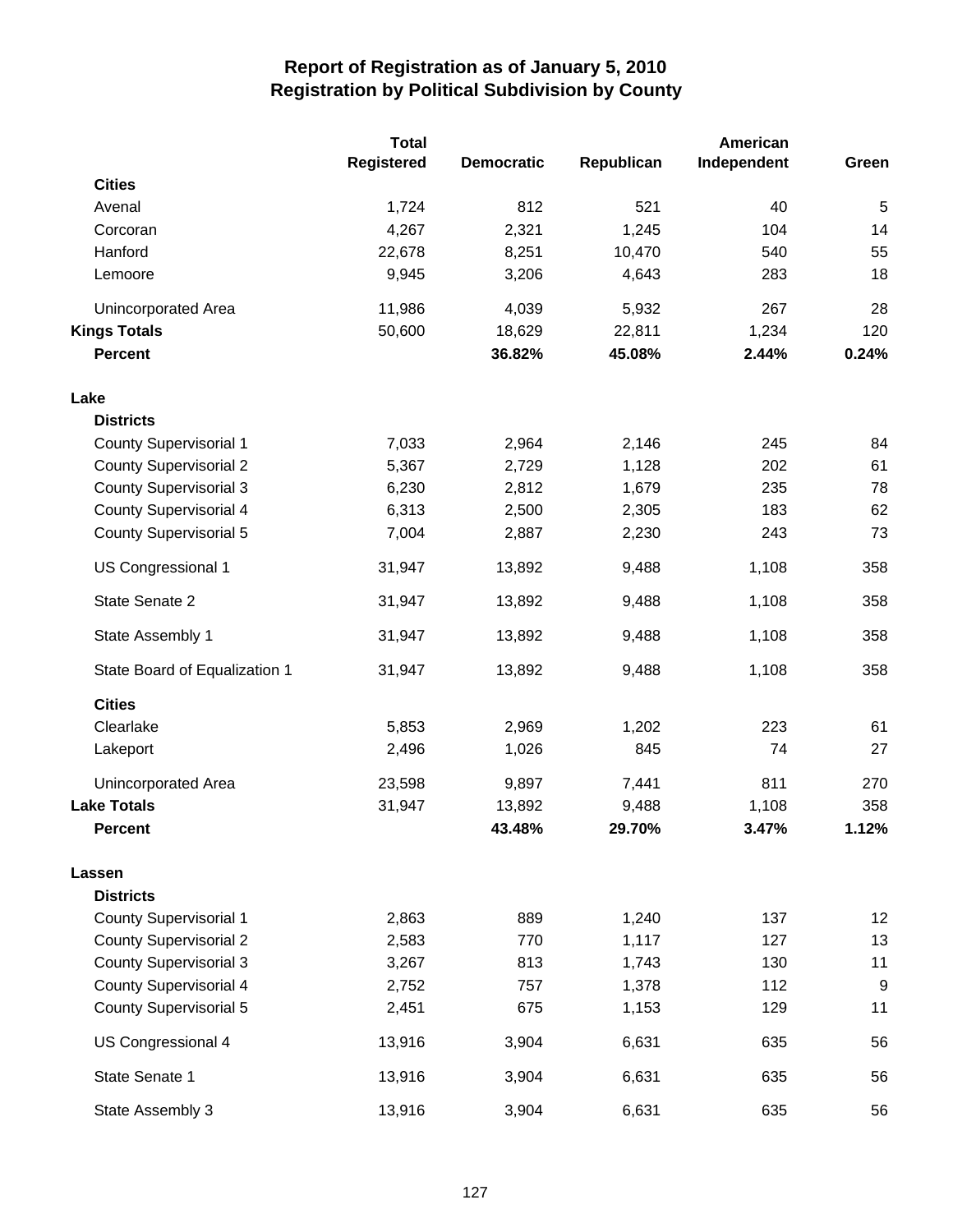# Report of Registration as of January 5, 2010
## Registration by Political Subdivision by County

| | Total Registered | Democratic | Republican | American Independent | Green |
|---|---|---|---|---|---|
| **Cities** | | | | | |
| Avenal | 1,724 | 812 | 521 | 40 | 5 |
| Corcoran | 4,267 | 2,321 | 1,245 | 104 | 14 |
| Hanford | 22,678 | 8,251 | 10,470 | 540 | 55 |
| Lemoore | 9,945 | 3,206 | 4,643 | 283 | 18 |
| Unincorporated Area | 11,986 | 4,039 | 5,932 | 267 | 28 |
| **Kings Totals** | 50,600 | 18,629 | 22,811 | 1,234 | 120 |
| **Percent** | | **36.82%** | **45.08%** | **2.44%** | **0.24%** |
| **Lake** | | | | | |
| **Districts** | | | | | |
| County Supervisorial 1 | 7,033 | 2,964 | 2,146 | 245 | 84 |
| County Supervisorial 2 | 5,367 | 2,729 | 1,128 | 202 | 61 |
| County Supervisorial 3 | 6,230 | 2,812 | 1,679 | 235 | 78 |
| County Supervisorial 4 | 6,313 | 2,500 | 2,305 | 183 | 62 |
| County Supervisorial 5 | 7,004 | 2,887 | 2,230 | 243 | 73 |
| US Congressional 1 | 31,947 | 13,892 | 9,488 | 1,108 | 358 |
| State Senate 2 | 31,947 | 13,892 | 9,488 | 1,108 | 358 |
| State Assembly 1 | 31,947 | 13,892 | 9,488 | 1,108 | 358 |
| State Board of Equalization 1 | 31,947 | 13,892 | 9,488 | 1,108 | 358 |
| **Cities** | | | | | |
| Clearlake | 5,853 | 2,969 | 1,202 | 223 | 61 |
| Lakeport | 2,496 | 1,026 | 845 | 74 | 27 |
| Unincorporated Area | 23,598 | 9,897 | 7,441 | 811 | 270 |
| **Lake Totals** | 31,947 | 13,892 | 9,488 | 1,108 | 358 |
| **Percent** | | **43.48%** | **29.70%** | **3.47%** | **1.12%** |
| **Lassen** | | | | | |
| **Districts** | | | | | |
| County Supervisorial 1 | 2,863 | 889 | 1,240 | 137 | 12 |
| County Supervisorial 2 | 2,583 | 770 | 1,117 | 127 | 13 |
| County Supervisorial 3 | 3,267 | 813 | 1,743 | 130 | 11 |
| County Supervisorial 4 | 2,752 | 757 | 1,378 | 112 | 9 |
| County Supervisorial 5 | 2,451 | 675 | 1,153 | 129 | 11 |
| US Congressional 4 | 13,916 | 3,904 | 6,631 | 635 | 56 |
| State Senate 1 | 13,916 | 3,904 | 6,631 | 635 | 56 |
| State Assembly 3 | 13,916 | 3,904 | 6,631 | 635 | 56 |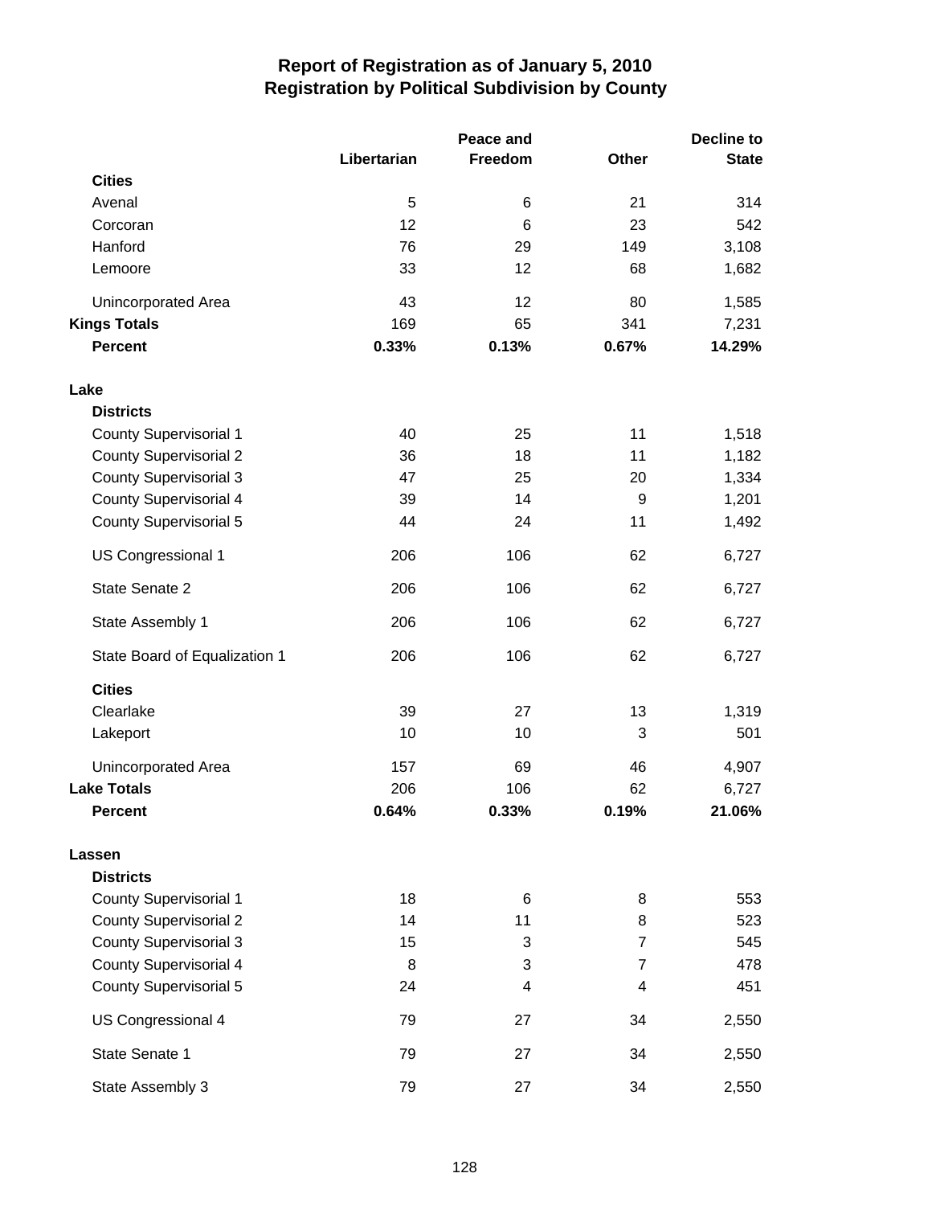# Report of Registration as of January 5, 2010
## Registration by Political Subdivision by County

| | Libertarian | Peace and Freedom | Other | Decline to State |
|---|---|---|---|---|
| **Cities** | | | | |
| Avenal | 5 | 6 | 21 | 314 |
| Corcoran | 12 | 6 | 23 | 542 |
| Hanford | 76 | 29 | 149 | 3,108 |
| Lemoore | 33 | 12 | 68 | 1,682 |
| Unincorporated Area | 43 | 12 | 80 | 1,585 |
| **Kings Totals** | 169 | 65 | 341 | 7,231 |
| **Percent** | **0.33%** | **0.13%** | **0.67%** | **14.29%** |
| **Lake** | | | | |
| **Districts** | | | | |
| County Supervisorial 1 | 40 | 25 | 11 | 1,518 |
| County Supervisorial 2 | 36 | 18 | 11 | 1,182 |
| County Supervisorial 3 | 47 | 25 | 20 | 1,334 |
| County Supervisorial 4 | 39 | 14 | 9 | 1,201 |
| County Supervisorial 5 | 44 | 24 | 11 | 1,492 |
| US Congressional 1 | 206 | 106 | 62 | 6,727 |
| State Senate 2 | 206 | 106 | 62 | 6,727 |
| State Assembly 1 | 206 | 106 | 62 | 6,727 |
| State Board of Equalization 1 | 206 | 106 | 62 | 6,727 |
| **Cities** | | | | |
| Clearlake | 39 | 27 | 13 | 1,319 |
| Lakeport | 10 | 10 | 3 | 501 |
| Unincorporated Area | 157 | 69 | 46 | 4,907 |
| **Lake Totals** | 206 | 106 | 62 | 6,727 |
| **Percent** | **0.64%** | **0.33%** | **0.19%** | **21.06%** |
| **Lassen** | | | | |
| **Districts** | | | | |
| County Supervisorial 1 | 18 | 6 | 8 | 553 |
| County Supervisorial 2 | 14 | 11 | 8 | 523 |
| County Supervisorial 3 | 15 | 3 | 7 | 545 |
| County Supervisorial 4 | 8 | 3 | 7 | 478 |
| County Supervisorial 5 | 24 | 4 | 4 | 451 |
| US Congressional 4 | 79 | 27 | 34 | 2,550 |
| State Senate 1 | 79 | 27 | 34 | 2,550 |
| State Assembly 3 | 79 | 27 | 34 | 2,550 |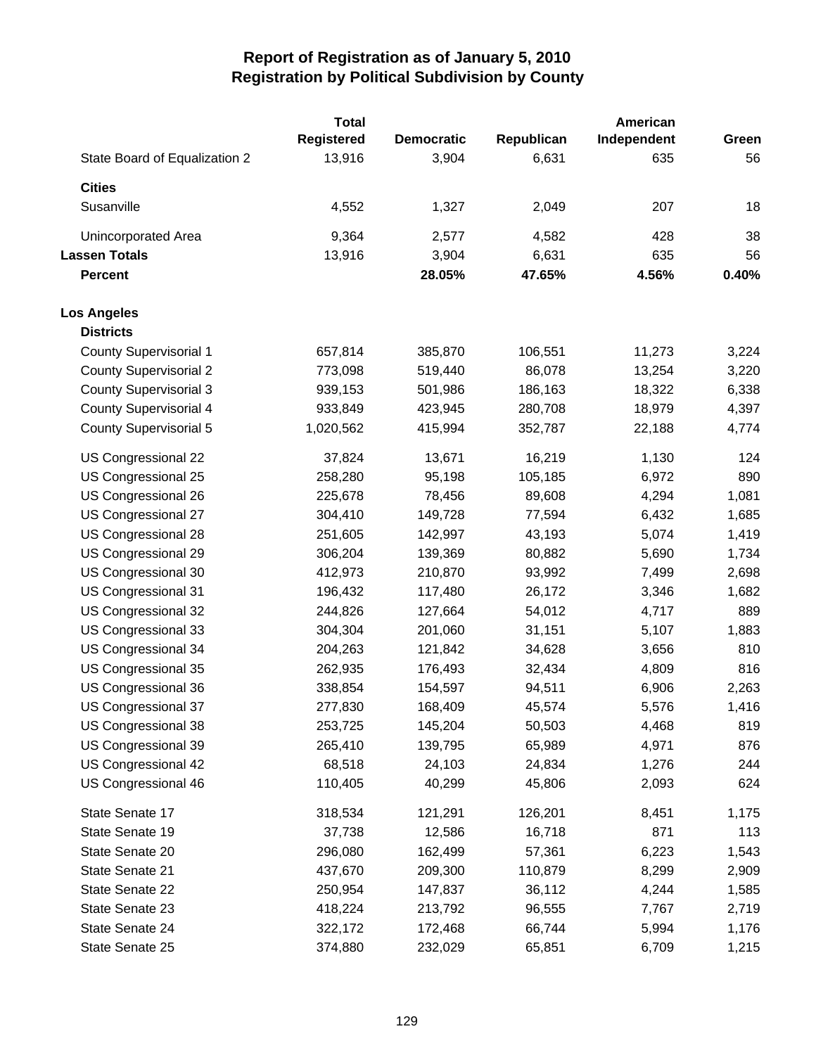# Report of Registration as of January 5, 2010
## Registration by Political Subdivision by County

| | Total Registered | Democratic | Republican | American Independent | Green |
|---|---|---|---|---|---|
| State Board of Equalization 2 | 13,916 | 3,904 | 6,631 | 635 | 56 |
| **Cities** | | | | | |
| Susanville | 4,552 | 1,327 | 2,049 | 207 | 18 |
| Unincorporated Area | 9,364 | 2,577 | 4,582 | 428 | 38 |
| **Lassen Totals** | 13,916 | 3,904 | 6,631 | 635 | 56 |
| **Percent** | | **28.05%** | **47.65%** | **4.56%** | **0.40%** |
| **Los Angeles** | | | | | |
| **Districts** | | | | | |
| County Supervisorial 1 | 657,814 | 385,870 | 106,551 | 11,273 | 3,224 |
| County Supervisorial 2 | 773,098 | 519,440 | 86,078 | 13,254 | 3,220 |
| County Supervisorial 3 | 939,153 | 501,986 | 186,163 | 18,322 | 6,338 |
| County Supervisorial 4 | 933,849 | 423,945 | 280,708 | 18,979 | 4,397 |
| County Supervisorial 5 | 1,020,562 | 415,994 | 352,787 | 22,188 | 4,774 |
| US Congressional 22 | 37,824 | 13,671 | 16,219 | 1,130 | 124 |
| US Congressional 25 | 258,280 | 95,198 | 105,185 | 6,972 | 890 |
| US Congressional 26 | 225,678 | 78,456 | 89,608 | 4,294 | 1,081 |
| US Congressional 27 | 304,410 | 149,728 | 77,594 | 6,432 | 1,685 |
| US Congressional 28 | 251,605 | 142,997 | 43,193 | 5,074 | 1,419 |
| US Congressional 29 | 306,204 | 139,369 | 80,882 | 5,690 | 1,734 |
| US Congressional 30 | 412,973 | 210,870 | 93,992 | 7,499 | 2,698 |
| US Congressional 31 | 196,432 | 117,480 | 26,172 | 3,346 | 1,682 |
| US Congressional 32 | 244,826 | 127,664 | 54,012 | 4,717 | 889 |
| US Congressional 33 | 304,304 | 201,060 | 31,151 | 5,107 | 1,883 |
| US Congressional 34 | 204,263 | 121,842 | 34,628 | 3,656 | 810 |
| US Congressional 35 | 262,935 | 176,493 | 32,434 | 4,809 | 816 |
| US Congressional 36 | 338,854 | 154,597 | 94,511 | 6,906 | 2,263 |
| US Congressional 37 | 277,830 | 168,409 | 45,574 | 5,576 | 1,416 |
| US Congressional 38 | 253,725 | 145,204 | 50,503 | 4,468 | 819 |
| US Congressional 39 | 265,410 | 139,795 | 65,989 | 4,971 | 876 |
| US Congressional 42 | 68,518 | 24,103 | 24,834 | 1,276 | 244 |
| US Congressional 46 | 110,405 | 40,299 | 45,806 | 2,093 | 624 |
| State Senate 17 | 318,534 | 121,291 | 126,201 | 8,451 | 1,175 |
| State Senate 19 | 37,738 | 12,586 | 16,718 | 871 | 113 |
| State Senate 20 | 296,080 | 162,499 | 57,361 | 6,223 | 1,543 |
| State Senate 21 | 437,670 | 209,300 | 110,879 | 8,299 | 2,909 |
| State Senate 22 | 250,954 | 147,837 | 36,112 | 4,244 | 1,585 |
| State Senate 23 | 418,224 | 213,792 | 96,555 | 7,767 | 2,719 |
| State Senate 24 | 322,172 | 172,468 | 66,744 | 5,994 | 1,176 |
| State Senate 25 | 374,880 | 232,029 | 65,851 | 6,709 | 1,215 |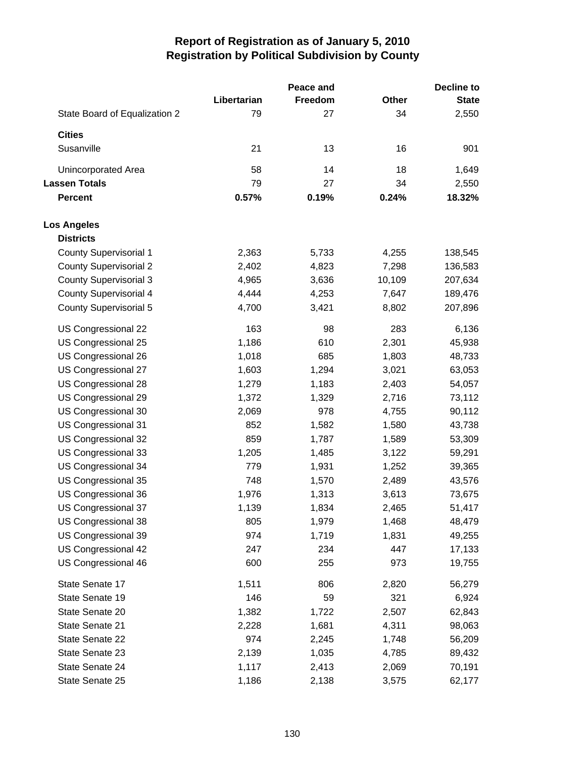# Report of Registration as of January 5, 2010
## Registration by Political Subdivision by County

| | Libertarian | Peace and Freedom | Other | Decline to State |
|---|---|---|---|---|
| State Board of Equalization 2 | 79 | 27 | 34 | 2,550 |
| **Cities** | | | | |
| Susanville | 21 | 13 | 16 | 901 |
| Unincorporated Area | 58 | 14 | 18 | 1,649 |
| **Lassen Totals** | 79 | 27 | 34 | 2,550 |
| **Percent** | **0.57%** | **0.19%** | **0.24%** | **18.32%** |
| **Los Angeles** | | | | |
| **Districts** | | | | |
| County Supervisorial 1 | 2,363 | 5,733 | 4,255 | 138,545 |
| County Supervisorial 2 | 2,402 | 4,823 | 7,298 | 136,583 |
| County Supervisorial 3 | 4,965 | 3,636 | 10,109 | 207,634 |
| County Supervisorial 4 | 4,444 | 4,253 | 7,647 | 189,476 |
| County Supervisorial 5 | 4,700 | 3,421 | 8,802 | 207,896 |
| US Congressional 22 | 163 | 98 | 283 | 6,136 |
| US Congressional 25 | 1,186 | 610 | 2,301 | 45,938 |
| US Congressional 26 | 1,018 | 685 | 1,803 | 48,733 |
| US Congressional 27 | 1,603 | 1,294 | 3,021 | 63,053 |
| US Congressional 28 | 1,279 | 1,183 | 2,403 | 54,057 |
| US Congressional 29 | 1,372 | 1,329 | 2,716 | 73,112 |
| US Congressional 30 | 2,069 | 978 | 4,755 | 90,112 |
| US Congressional 31 | 852 | 1,582 | 1,580 | 43,738 |
| US Congressional 32 | 859 | 1,787 | 1,589 | 53,309 |
| US Congressional 33 | 1,205 | 1,485 | 3,122 | 59,291 |
| US Congressional 34 | 779 | 1,931 | 1,252 | 39,365 |
| US Congressional 35 | 748 | 1,570 | 2,489 | 43,576 |
| US Congressional 36 | 1,976 | 1,313 | 3,613 | 73,675 |
| US Congressional 37 | 1,139 | 1,834 | 2,465 | 51,417 |
| US Congressional 38 | 805 | 1,979 | 1,468 | 48,479 |
| US Congressional 39 | 974 | 1,719 | 1,831 | 49,255 |
| US Congressional 42 | 247 | 234 | 447 | 17,133 |
| US Congressional 46 | 600 | 255 | 973 | 19,755 |
| State Senate 17 | 1,511 | 806 | 2,820 | 56,279 |
| State Senate 19 | 146 | 59 | 321 | 6,924 |
| State Senate 20 | 1,382 | 1,722 | 2,507 | 62,843 |
| State Senate 21 | 2,228 | 1,681 | 4,311 | 98,063 |
| State Senate 22 | 974 | 2,245 | 1,748 | 56,209 |
| State Senate 23 | 2,139 | 1,035 | 4,785 | 89,432 |
| State Senate 24 | 1,117 | 2,413 | 2,069 | 70,191 |
| State Senate 25 | 1,186 | 2,138 | 3,575 | 62,177 |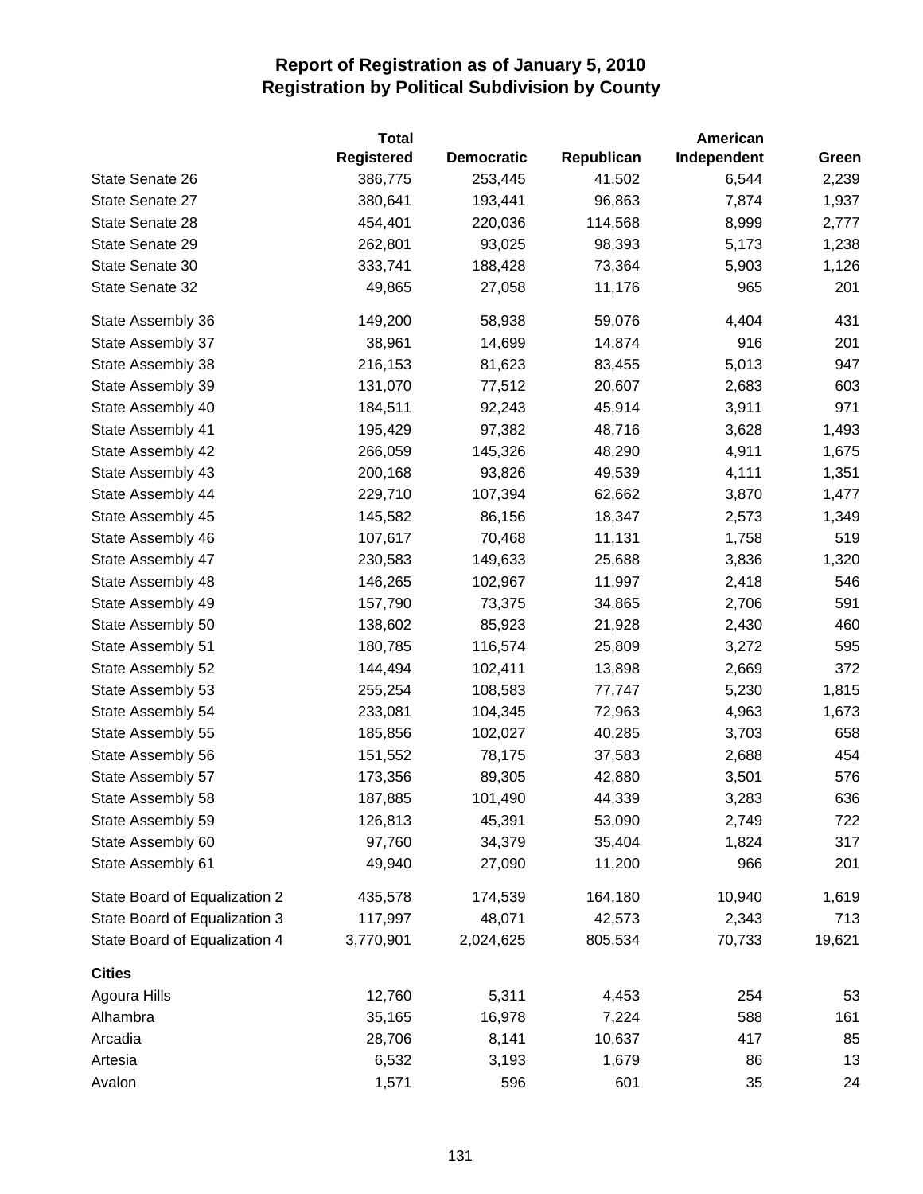# Report of Registration as of January 5, 2010
## Registration by Political Subdivision by County

| | Total Registered | Democratic | Republican | American Independent | Green |
|---|---|---|---|---|---|
| State Senate 26 | 386,775 | 253,445 | 41,502 | 6,544 | 2,239 |
| State Senate 27 | 380,641 | 193,441 | 96,863 | 7,874 | 1,937 |
| State Senate 28 | 454,401 | 220,036 | 114,568 | 8,999 | 2,777 |
| State Senate 29 | 262,801 | 93,025 | 98,393 | 5,173 | 1,238 |
| State Senate 30 | 333,741 | 188,428 | 73,364 | 5,903 | 1,126 |
| State Senate 32 | 49,865 | 27,058 | 11,176 | 965 | 201 |
| State Assembly 36 | 149,200 | 58,938 | 59,076 | 4,404 | 431 |
| State Assembly 37 | 38,961 | 14,699 | 14,874 | 916 | 201 |
| State Assembly 38 | 216,153 | 81,623 | 83,455 | 5,013 | 947 |
| State Assembly 39 | 131,070 | 77,512 | 20,607 | 2,683 | 603 |
| State Assembly 40 | 184,511 | 92,243 | 45,914 | 3,911 | 971 |
| State Assembly 41 | 195,429 | 97,382 | 48,716 | 3,628 | 1,493 |
| State Assembly 42 | 266,059 | 145,326 | 48,290 | 4,911 | 1,675 |
| State Assembly 43 | 200,168 | 93,826 | 49,539 | 4,111 | 1,351 |
| State Assembly 44 | 229,710 | 107,394 | 62,662 | 3,870 | 1,477 |
| State Assembly 45 | 145,582 | 86,156 | 18,347 | 2,573 | 1,349 |
| State Assembly 46 | 107,617 | 70,468 | 11,131 | 1,758 | 519 |
| State Assembly 47 | 230,583 | 149,633 | 25,688 | 3,836 | 1,320 |
| State Assembly 48 | 146,265 | 102,967 | 11,997 | 2,418 | 546 |
| State Assembly 49 | 157,790 | 73,375 | 34,865 | 2,706 | 591 |
| State Assembly 50 | 138,602 | 85,923 | 21,928 | 2,430 | 460 |
| State Assembly 51 | 180,785 | 116,574 | 25,809 | 3,272 | 595 |
| State Assembly 52 | 144,494 | 102,411 | 13,898 | 2,669 | 372 |
| State Assembly 53 | 255,254 | 108,583 | 77,747 | 5,230 | 1,815 |
| State Assembly 54 | 233,081 | 104,345 | 72,963 | 4,963 | 1,673 |
| State Assembly 55 | 185,856 | 102,027 | 40,285 | 3,703 | 658 |
| State Assembly 56 | 151,552 | 78,175 | 37,583 | 2,688 | 454 |
| State Assembly 57 | 173,356 | 89,305 | 42,880 | 3,501 | 576 |
| State Assembly 58 | 187,885 | 101,490 | 44,339 | 3,283 | 636 |
| State Assembly 59 | 126,813 | 45,391 | 53,090 | 2,749 | 722 |
| State Assembly 60 | 97,760 | 34,379 | 35,404 | 1,824 | 317 |
| State Assembly 61 | 49,940 | 27,090 | 11,200 | 966 | 201 |
| State Board of Equalization 2 | 435,578 | 174,539 | 164,180 | 10,940 | 1,619 |
| State Board of Equalization 3 | 117,997 | 48,071 | 42,573 | 2,343 | 713 |
| State Board of Equalization 4 | 3,770,901 | 2,024,625 | 805,534 | 70,733 | 19,621 |
| **Cities** | | | | | |
| Agoura Hills | 12,760 | 5,311 | 4,453 | 254 | 53 |
| Alhambra | 35,165 | 16,978 | 7,224 | 588 | 161 |
| Arcadia | 28,706 | 8,141 | 10,637 | 417 | 85 |
| Artesia | 6,532 | 3,193 | 1,679 | 86 | 13 |
| Avalon | 1,571 | 596 | 601 | 35 | 24 |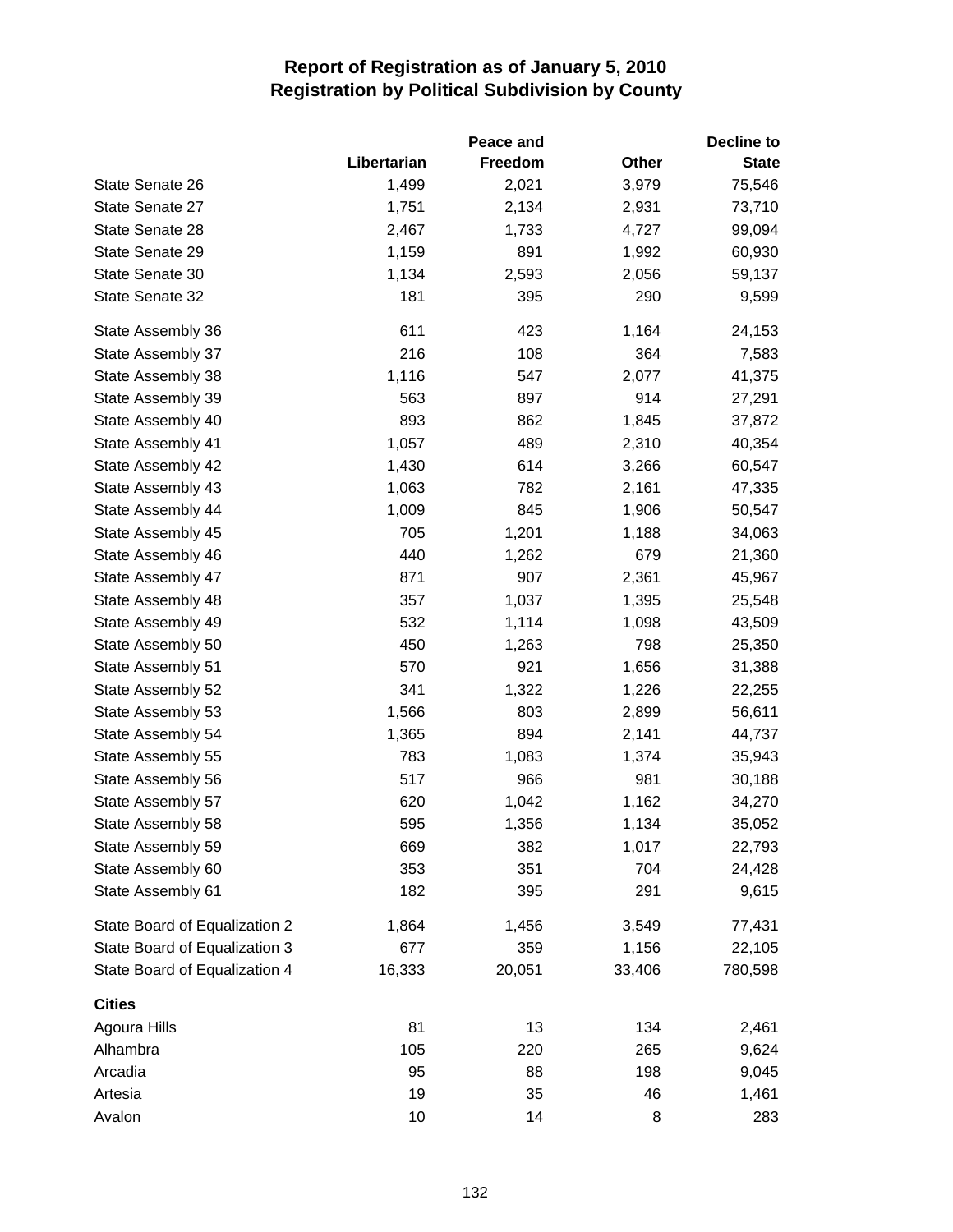# Report of Registration as of January 5, 2010
## Registration by Political Subdivision by County

| | Libertarian | Peace and Freedom | Other | Decline to State |
|---|---|---|---|---|
| State Senate 26 | 1,499 | 2,021 | 3,979 | 75,546 |
| State Senate 27 | 1,751 | 2,134 | 2,931 | 73,710 |
| State Senate 28 | 2,467 | 1,733 | 4,727 | 99,094 |
| State Senate 29 | 1,159 | 891 | 1,992 | 60,930 |
| State Senate 30 | 1,134 | 2,593 | 2,056 | 59,137 |
| State Senate 32 | 181 | 395 | 290 | 9,599 |
| State Assembly 36 | 611 | 423 | 1,164 | 24,153 |
| State Assembly 37 | 216 | 108 | 364 | 7,583 |
| State Assembly 38 | 1,116 | 547 | 2,077 | 41,375 |
| State Assembly 39 | 563 | 897 | 914 | 27,291 |
| State Assembly 40 | 893 | 862 | 1,845 | 37,872 |
| State Assembly 41 | 1,057 | 489 | 2,310 | 40,354 |
| State Assembly 42 | 1,430 | 614 | 3,266 | 60,547 |
| State Assembly 43 | 1,063 | 782 | 2,161 | 47,335 |
| State Assembly 44 | 1,009 | 845 | 1,906 | 50,547 |
| State Assembly 45 | 705 | 1,201 | 1,188 | 34,063 |
| State Assembly 46 | 440 | 1,262 | 679 | 21,360 |
| State Assembly 47 | 871 | 907 | 2,361 | 45,967 |
| State Assembly 48 | 357 | 1,037 | 1,395 | 25,548 |
| State Assembly 49 | 532 | 1,114 | 1,098 | 43,509 |
| State Assembly 50 | 450 | 1,263 | 798 | 25,350 |
| State Assembly 51 | 570 | 921 | 1,656 | 31,388 |
| State Assembly 52 | 341 | 1,322 | 1,226 | 22,255 |
| State Assembly 53 | 1,566 | 803 | 2,899 | 56,611 |
| State Assembly 54 | 1,365 | 894 | 2,141 | 44,737 |
| State Assembly 55 | 783 | 1,083 | 1,374 | 35,943 |
| State Assembly 56 | 517 | 966 | 981 | 30,188 |
| State Assembly 57 | 620 | 1,042 | 1,162 | 34,270 |
| State Assembly 58 | 595 | 1,356 | 1,134 | 35,052 |
| State Assembly 59 | 669 | 382 | 1,017 | 22,793 |
| State Assembly 60 | 353 | 351 | 704 | 24,428 |
| State Assembly 61 | 182 | 395 | 291 | 9,615 |
| State Board of Equalization 2 | 1,864 | 1,456 | 3,549 | 77,431 |
| State Board of Equalization 3 | 677 | 359 | 1,156 | 22,105 |
| State Board of Equalization 4 | 16,333 | 20,051 | 33,406 | 780,598 |
| **Cities** | | | | |
| Agoura Hills | 81 | 13 | 134 | 2,461 |
| Alhambra | 105 | 220 | 265 | 9,624 |
| Arcadia | 95 | 88 | 198 | 9,045 |
| Artesia | 19 | 35 | 46 | 1,461 |
| Avalon | 10 | 14 | 8 | 283 |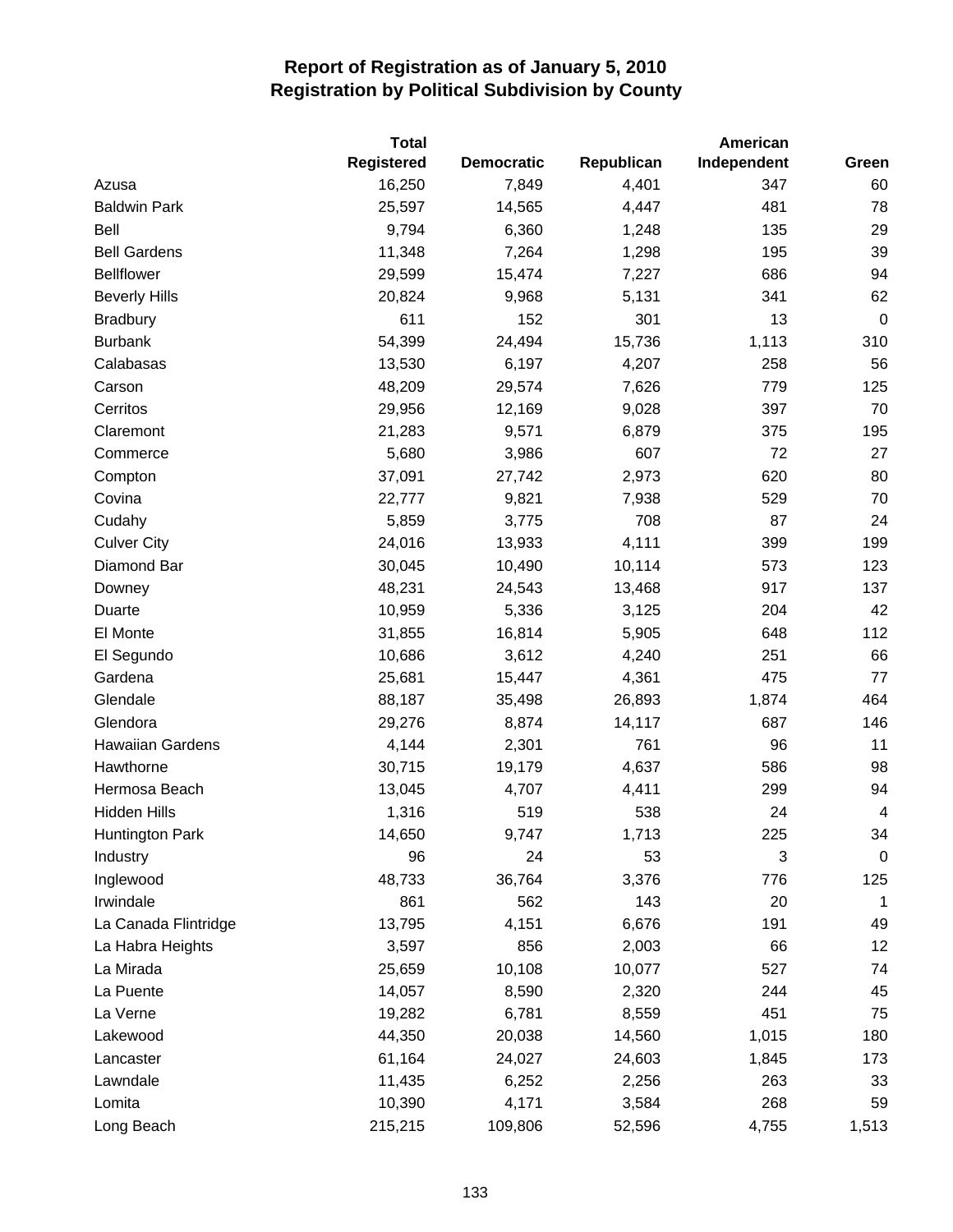# Report of Registration as of January 5, 2010
## Registration by Political Subdivision by County

| | Total Registered | Democratic | Republican | American Independent | Green |
|---|---|---|---|---|---|
| Azusa | 16,250 | 7,849 | 4,401 | 347 | 60 |
| Baldwin Park | 25,597 | 14,565 | 4,447 | 481 | 78 |
| Bell | 9,794 | 6,360 | 1,248 | 135 | 29 |
| Bell Gardens | 11,348 | 7,264 | 1,298 | 195 | 39 |
| Bellflower | 29,599 | 15,474 | 7,227 | 686 | 94 |
| Beverly Hills | 20,824 | 9,968 | 5,131 | 341 | 62 |
| Bradbury | 611 | 152 | 301 | 13 | 0 |
| Burbank | 54,399 | 24,494 | 15,736 | 1,113 | 310 |
| Calabasas | 13,530 | 6,197 | 4,207 | 258 | 56 |
| Carson | 48,209 | 29,574 | 7,626 | 779 | 125 |
| Cerritos | 29,956 | 12,169 | 9,028 | 397 | 70 |
| Claremont | 21,283 | 9,571 | 6,879 | 375 | 195 |
| Commerce | 5,680 | 3,986 | 607 | 72 | 27 |
| Compton | 37,091 | 27,742 | 2,973 | 620 | 80 |
| Covina | 22,777 | 9,821 | 7,938 | 529 | 70 |
| Cudahy | 5,859 | 3,775 | 708 | 87 | 24 |
| Culver City | 24,016 | 13,933 | 4,111 | 399 | 199 |
| Diamond Bar | 30,045 | 10,490 | 10,114 | 573 | 123 |
| Downey | 48,231 | 24,543 | 13,468 | 917 | 137 |
| Duarte | 10,959 | 5,336 | 3,125 | 204 | 42 |
| El Monte | 31,855 | 16,814 | 5,905 | 648 | 112 |
| El Segundo | 10,686 | 3,612 | 4,240 | 251 | 66 |
| Gardena | 25,681 | 15,447 | 4,361 | 475 | 77 |
| Glendale | 88,187 | 35,498 | 26,893 | 1,874 | 464 |
| Glendora | 29,276 | 8,874 | 14,117 | 687 | 146 |
| Hawaiian Gardens | 4,144 | 2,301 | 761 | 96 | 11 |
| Hawthorne | 30,715 | 19,179 | 4,637 | 586 | 98 |
| Hermosa Beach | 13,045 | 4,707 | 4,411 | 299 | 94 |
| Hidden Hills | 1,316 | 519 | 538 | 24 | 4 |
| Huntington Park | 14,650 | 9,747 | 1,713 | 225 | 34 |
| Industry | 96 | 24 | 53 | 3 | 0 |
| Inglewood | 48,733 | 36,764 | 3,376 | 776 | 125 |
| Irwindale | 861 | 562 | 143 | 20 | 1 |
| La Canada Flintridge | 13,795 | 4,151 | 6,676 | 191 | 49 |
| La Habra Heights | 3,597 | 856 | 2,003 | 66 | 12 |
| La Mirada | 25,659 | 10,108 | 10,077 | 527 | 74 |
| La Puente | 14,057 | 8,590 | 2,320 | 244 | 45 |
| La Verne | 19,282 | 6,781 | 8,559 | 451 | 75 |
| Lakewood | 44,350 | 20,038 | 14,560 | 1,015 | 180 |
| Lancaster | 61,164 | 24,027 | 24,603 | 1,845 | 173 |
| Lawndale | 11,435 | 6,252 | 2,256 | 263 | 33 |
| Lomita | 10,390 | 4,171 | 3,584 | 268 | 59 |
| Long Beach | 215,215 | 109,806 | 52,596 | 4,755 | 1,513 |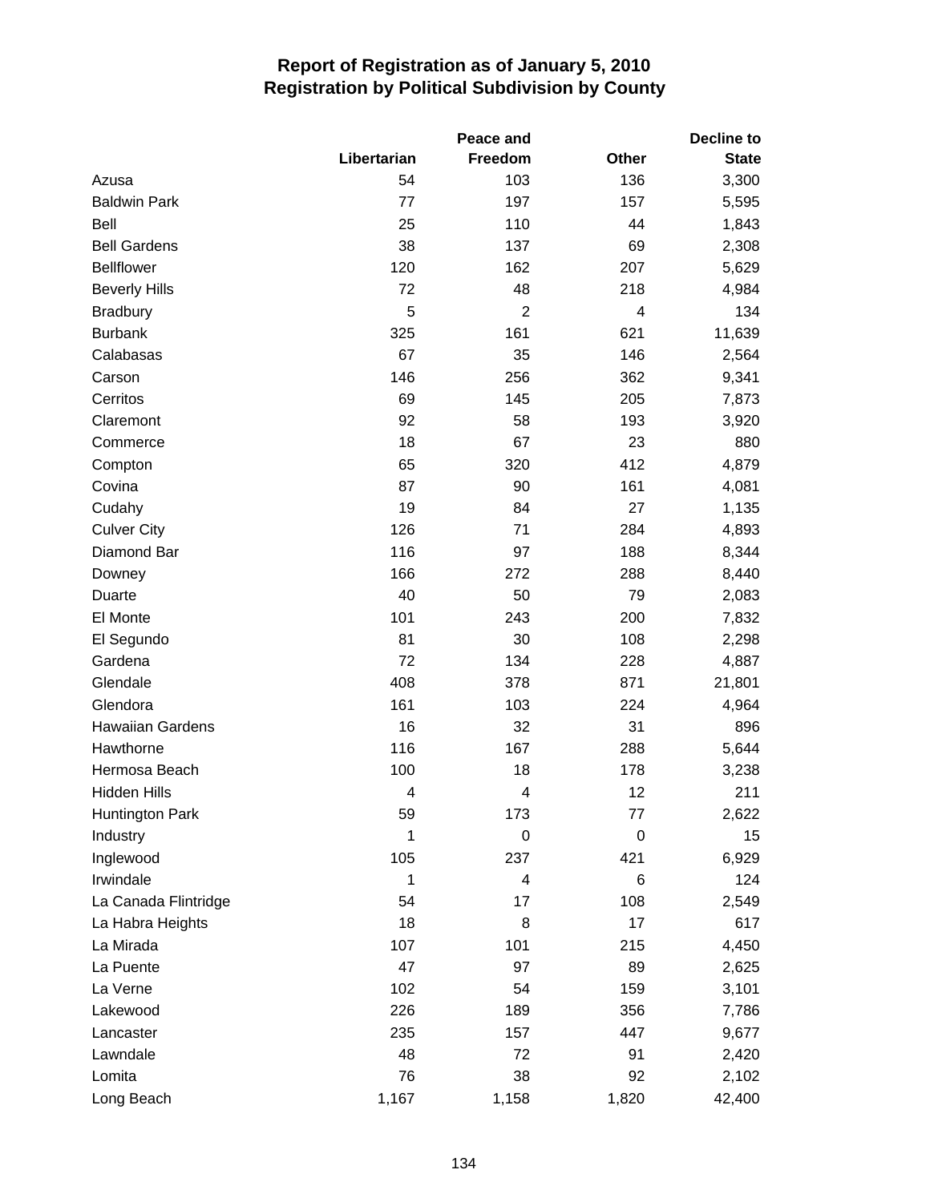# Report of Registration as of January 5, 2010
# Registration by Political Subdivision by County

| | Libertarian | Peace and Freedom | Other | Decline to State |
|---|---|---|---|---|
| Azusa | 54 | 103 | 136 | 3,300 |
| Baldwin Park | 77 | 197 | 157 | 5,595 |
| Bell | 25 | 110 | 44 | 1,843 |
| Bell Gardens | 38 | 137 | 69 | 2,308 |
| Bellflower | 120 | 162 | 207 | 5,629 |
| Beverly Hills | 72 | 48 | 218 | 4,984 |
| Bradbury | 5 | 2 | 4 | 134 |
| Burbank | 325 | 161 | 621 | 11,639 |
| Calabasas | 67 | 35 | 146 | 2,564 |
| Carson | 146 | 256 | 362 | 9,341 |
| Cerritos | 69 | 145 | 205 | 7,873 |
| Claremont | 92 | 58 | 193 | 3,920 |
| Commerce | 18 | 67 | 23 | 880 |
| Compton | 65 | 320 | 412 | 4,879 |
| Covina | 87 | 90 | 161 | 4,081 |
| Cudahy | 19 | 84 | 27 | 1,135 |
| Culver City | 126 | 71 | 284 | 4,893 |
| Diamond Bar | 116 | 97 | 188 | 8,344 |
| Downey | 166 | 272 | 288 | 8,440 |
| Duarte | 40 | 50 | 79 | 2,083 |
| El Monte | 101 | 243 | 200 | 7,832 |
| El Segundo | 81 | 30 | 108 | 2,298 |
| Gardena | 72 | 134 | 228 | 4,887 |
| Glendale | 408 | 378 | 871 | 21,801 |
| Glendora | 161 | 103 | 224 | 4,964 |
| Hawaiian Gardens | 16 | 32 | 31 | 896 |
| Hawthorne | 116 | 167 | 288 | 5,644 |
| Hermosa Beach | 100 | 18 | 178 | 3,238 |
| Hidden Hills | 4 | 4 | 12 | 211 |
| Huntington Park | 59 | 173 | 77 | 2,622 |
| Industry | 1 | 0 | 0 | 15 |
| Inglewood | 105 | 237 | 421 | 6,929 |
| Irwindale | 1 | 4 | 6 | 124 |
| La Canada Flintridge | 54 | 17 | 108 | 2,549 |
| La Habra Heights | 18 | 8 | 17 | 617 |
| La Mirada | 107 | 101 | 215 | 4,450 |
| La Puente | 47 | 97 | 89 | 2,625 |
| La Verne | 102 | 54 | 159 | 3,101 |
| Lakewood | 226 | 189 | 356 | 7,786 |
| Lancaster | 235 | 157 | 447 | 9,677 |
| Lawndale | 48 | 72 | 91 | 2,420 |
| Lomita | 76 | 38 | 92 | 2,102 |
| Long Beach | 1,167 | 1,158 | 1,820 | 42,400 |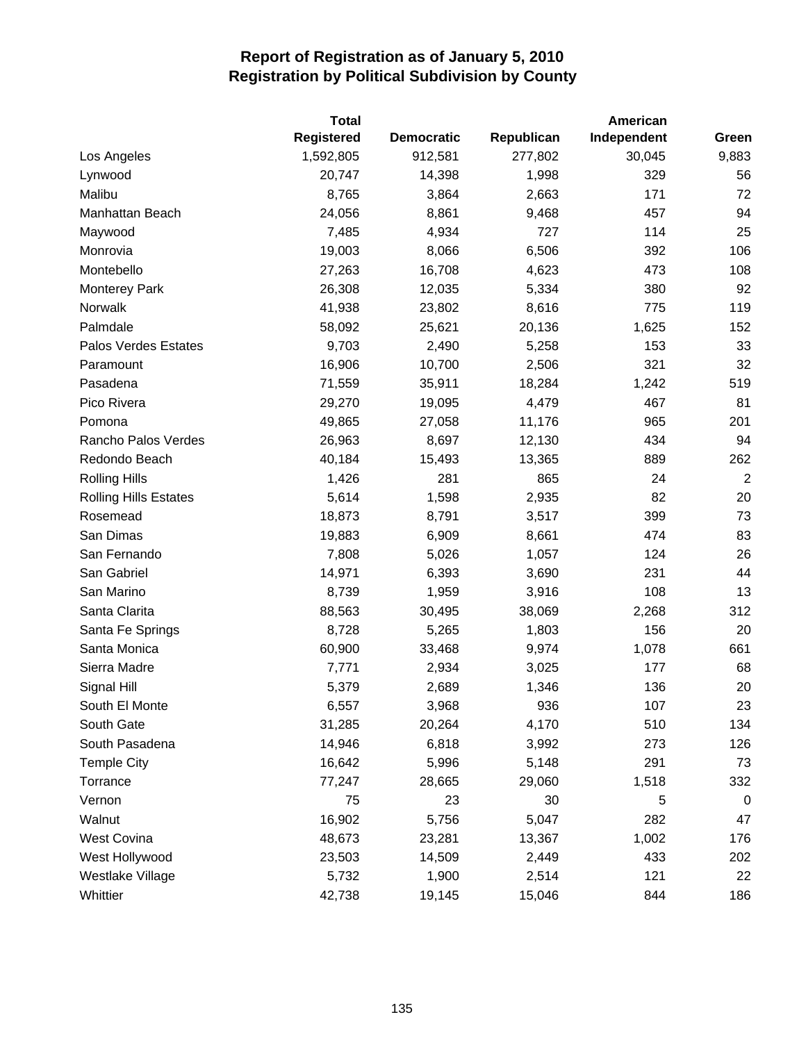# Report of Registration as of January 5, 2010
## Registration by Political Subdivision by County

| | Total Registered | Democratic | Republican | American Independent | Green |
|---|---|---|---|---|---|
| Los Angeles | 1,592,805 | 912,581 | 277,802 | 30,045 | 9,883 |
| Lynwood | 20,747 | 14,398 | 1,998 | 329 | 56 |
| Malibu | 8,765 | 3,864 | 2,663 | 171 | 72 |
| Manhattan Beach | 24,056 | 8,861 | 9,468 | 457 | 94 |
| Maywood | 7,485 | 4,934 | 727 | 114 | 25 |
| Monrovia | 19,003 | 8,066 | 6,506 | 392 | 106 |
| Montebello | 27,263 | 16,708 | 4,623 | 473 | 108 |
| Monterey Park | 26,308 | 12,035 | 5,334 | 380 | 92 |
| Norwalk | 41,938 | 23,802 | 8,616 | 775 | 119 |
| Palmdale | 58,092 | 25,621 | 20,136 | 1,625 | 152 |
| Palos Verdes Estates | 9,703 | 2,490 | 5,258 | 153 | 33 |
| Paramount | 16,906 | 10,700 | 2,506 | 321 | 32 |
| Pasadena | 71,559 | 35,911 | 18,284 | 1,242 | 519 |
| Pico Rivera | 29,270 | 19,095 | 4,479 | 467 | 81 |
| Pomona | 49,865 | 27,058 | 11,176 | 965 | 201 |
| Rancho Palos Verdes | 26,963 | 8,697 | 12,130 | 434 | 94 |
| Redondo Beach | 40,184 | 15,493 | 13,365 | 889 | 262 |
| Rolling Hills | 1,426 | 281 | 865 | 24 | 2 |
| Rolling Hills Estates | 5,614 | 1,598 | 2,935 | 82 | 20 |
| Rosemead | 18,873 | 8,791 | 3,517 | 399 | 73 |
| San Dimas | 19,883 | 6,909 | 8,661 | 474 | 83 |
| San Fernando | 7,808 | 5,026 | 1,057 | 124 | 26 |
| San Gabriel | 14,971 | 6,393 | 3,690 | 231 | 44 |
| San Marino | 8,739 | 1,959 | 3,916 | 108 | 13 |
| Santa Clarita | 88,563 | 30,495 | 38,069 | 2,268 | 312 |
| Santa Fe Springs | 8,728 | 5,265 | 1,803 | 156 | 20 |
| Santa Monica | 60,900 | 33,468 | 9,974 | 1,078 | 661 |
| Sierra Madre | 7,771 | 2,934 | 3,025 | 177 | 68 |
| Signal Hill | 5,379 | 2,689 | 1,346 | 136 | 20 |
| South El Monte | 6,557 | 3,968 | 936 | 107 | 23 |
| South Gate | 31,285 | 20,264 | 4,170 | 510 | 134 |
| South Pasadena | 14,946 | 6,818 | 3,992 | 273 | 126 |
| Temple City | 16,642 | 5,996 | 5,148 | 291 | 73 |
| Torrance | 77,247 | 28,665 | 29,060 | 1,518 | 332 |
| Vernon | 75 | 23 | 30 | 5 | 0 |
| Walnut | 16,902 | 5,756 | 5,047 | 282 | 47 |
| West Covina | 48,673 | 23,281 | 13,367 | 1,002 | 176 |
| West Hollywood | 23,503 | 14,509 | 2,449 | 433 | 202 |
| Westlake Village | 5,732 | 1,900 | 2,514 | 121 | 22 |
| Whittier | 42,738 | 19,145 | 15,046 | 844 | 186 |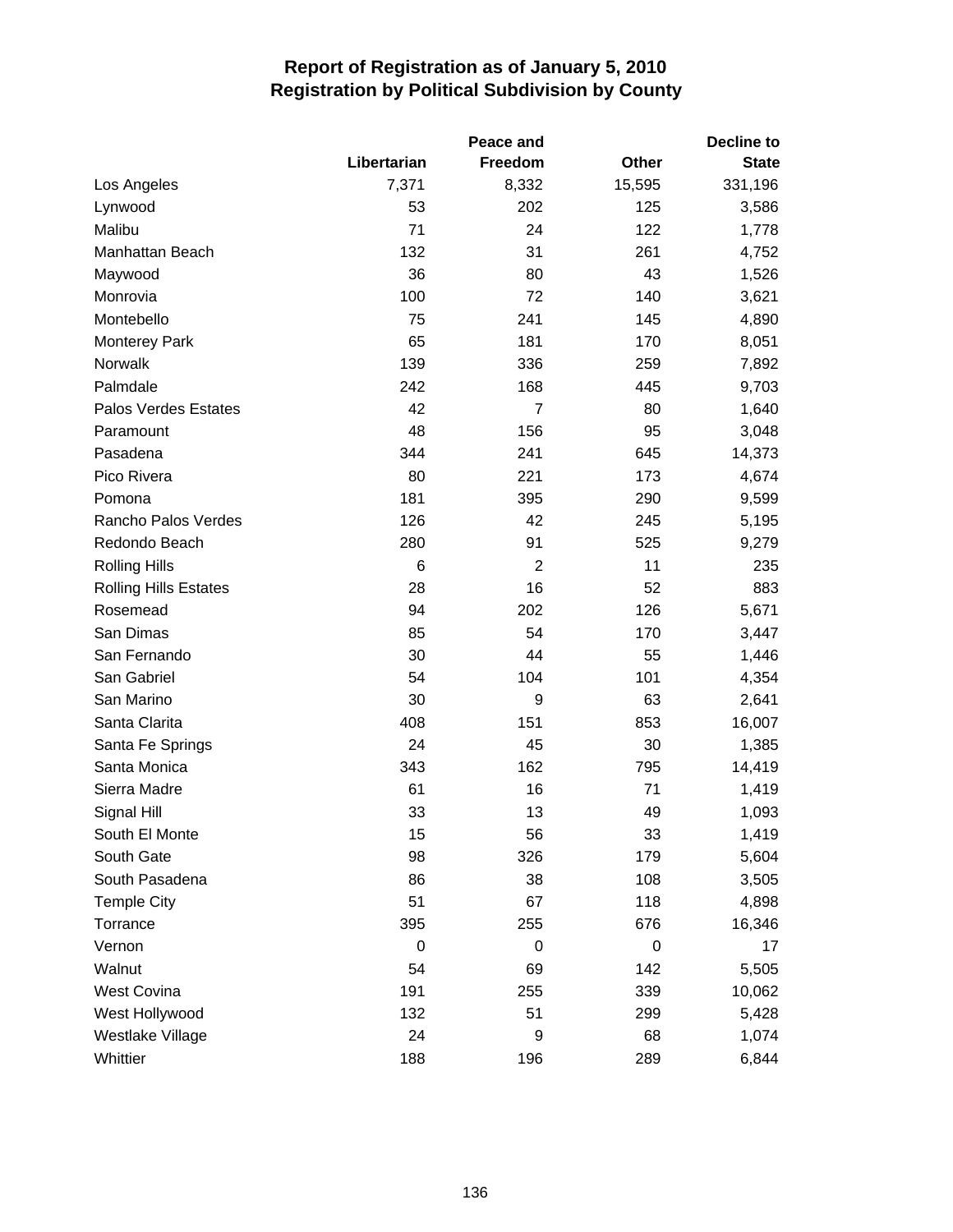# Report of Registration as of January 5, 2010
## Registration by Political Subdivision by County

| | Libertarian | Peace and Freedom | Other | Decline to State |
|---|---|---|---|---|
| Los Angeles | 7,371 | 8,332 | 15,595 | 331,196 |
| Lynwood | 53 | 202 | 125 | 3,586 |
| Malibu | 71 | 24 | 122 | 1,778 |
| Manhattan Beach | 132 | 31 | 261 | 4,752 |
| Maywood | 36 | 80 | 43 | 1,526 |
| Monrovia | 100 | 72 | 140 | 3,621 |
| Montebello | 75 | 241 | 145 | 4,890 |
| Monterey Park | 65 | 181 | 170 | 8,051 |
| Norwalk | 139 | 336 | 259 | 7,892 |
| Palmdale | 242 | 168 | 445 | 9,703 |
| Palos Verdes Estates | 42 | 7 | 80 | 1,640 |
| Paramount | 48 | 156 | 95 | 3,048 |
| Pasadena | 344 | 241 | 645 | 14,373 |
| Pico Rivera | 80 | 221 | 173 | 4,674 |
| Pomona | 181 | 395 | 290 | 9,599 |
| Rancho Palos Verdes | 126 | 42 | 245 | 5,195 |
| Redondo Beach | 280 | 91 | 525 | 9,279 |
| Rolling Hills | 6 | 2 | 11 | 235 |
| Rolling Hills Estates | 28 | 16 | 52 | 883 |
| Rosemead | 94 | 202 | 126 | 5,671 |
| San Dimas | 85 | 54 | 170 | 3,447 |
| San Fernando | 30 | 44 | 55 | 1,446 |
| San Gabriel | 54 | 104 | 101 | 4,354 |
| San Marino | 30 | 9 | 63 | 2,641 |
| Santa Clarita | 408 | 151 | 853 | 16,007 |
| Santa Fe Springs | 24 | 45 | 30 | 1,385 |
| Santa Monica | 343 | 162 | 795 | 14,419 |
| Sierra Madre | 61 | 16 | 71 | 1,419 |
| Signal Hill | 33 | 13 | 49 | 1,093 |
| South El Monte | 15 | 56 | 33 | 1,419 |
| South Gate | 98 | 326 | 179 | 5,604 |
| South Pasadena | 86 | 38 | 108 | 3,505 |
| Temple City | 51 | 67 | 118 | 4,898 |
| Torrance | 395 | 255 | 676 | 16,346 |
| Vernon | 0 | 0 | 0 | 17 |
| Walnut | 54 | 69 | 142 | 5,505 |
| West Covina | 191 | 255 | 339 | 10,062 |
| West Hollywood | 132 | 51 | 299 | 5,428 |
| Westlake Village | 24 | 9 | 68 | 1,074 |
| Whittier | 188 | 196 | 289 | 6,844 |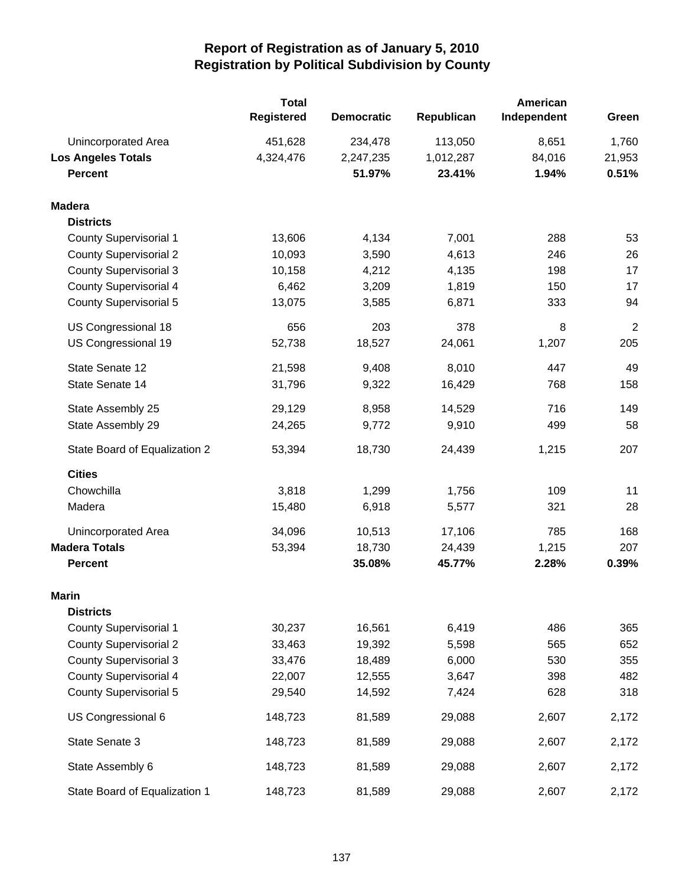# Report of Registration as of January 5, 2010
## Registration by Political Subdivision by County

| | Total Registered | Democratic | Republican | American Independent | Green |
|---|---|---|---|---|---|
| Unincorporated Area | 451,628 | 234,478 | 113,050 | 8,651 | 1,760 |
| **Los Angeles Totals** | 4,324,476 | 2,247,235 | 1,012,287 | 84,016 | 21,953 |
| **Percent** | | **51.97%** | **23.41%** | **1.94%** | **0.51%** |
| **Madera** | | | | | |
| **Districts** | | | | | |
| County Supervisorial 1 | 13,606 | 4,134 | 7,001 | 288 | 53 |
| County Supervisorial 2 | 10,093 | 3,590 | 4,613 | 246 | 26 |
| County Supervisorial 3 | 10,158 | 4,212 | 4,135 | 198 | 17 |
| County Supervisorial 4 | 6,462 | 3,209 | 1,819 | 150 | 17 |
| County Supervisorial 5 | 13,075 | 3,585 | 6,871 | 333 | 94 |
| US Congressional 18 | 656 | 203 | 378 | 8 | 2 |
| US Congressional 19 | 52,738 | 18,527 | 24,061 | 1,207 | 205 |
| State Senate 12 | 21,598 | 9,408 | 8,010 | 447 | 49 |
| State Senate 14 | 31,796 | 9,322 | 16,429 | 768 | 158 |
| State Assembly 25 | 29,129 | 8,958 | 14,529 | 716 | 149 |
| State Assembly 29 | 24,265 | 9,772 | 9,910 | 499 | 58 |
| State Board of Equalization 2 | 53,394 | 18,730 | 24,439 | 1,215 | 207 |
| **Cities** | | | | | |
| Chowchilla | 3,818 | 1,299 | 1,756 | 109 | 11 |
| Madera | 15,480 | 6,918 | 5,577 | 321 | 28 |
| Unincorporated Area | 34,096 | 10,513 | 17,106 | 785 | 168 |
| **Madera Totals** | 53,394 | 18,730 | 24,439 | 1,215 | 207 |
| **Percent** | | **35.08%** | **45.77%** | **2.28%** | **0.39%** |
| **Marin** | | | | | |
| **Districts** | | | | | |
| County Supervisorial 1 | 30,237 | 16,561 | 6,419 | 486 | 365 |
| County Supervisorial 2 | 33,463 | 19,392 | 5,598 | 565 | 652 |
| County Supervisorial 3 | 33,476 | 18,489 | 6,000 | 530 | 355 |
| County Supervisorial 4 | 22,007 | 12,555 | 3,647 | 398 | 482 |
| County Supervisorial 5 | 29,540 | 14,592 | 7,424 | 628 | 318 |
| US Congressional 6 | 148,723 | 81,589 | 29,088 | 2,607 | 2,172 |
| State Senate 3 | 148,723 | 81,589 | 29,088 | 2,607 | 2,172 |
| State Assembly 6 | 148,723 | 81,589 | 29,088 | 2,607 | 2,172 |
| State Board of Equalization 1 | 148,723 | 81,589 | 29,088 | 2,607 | 2,172 |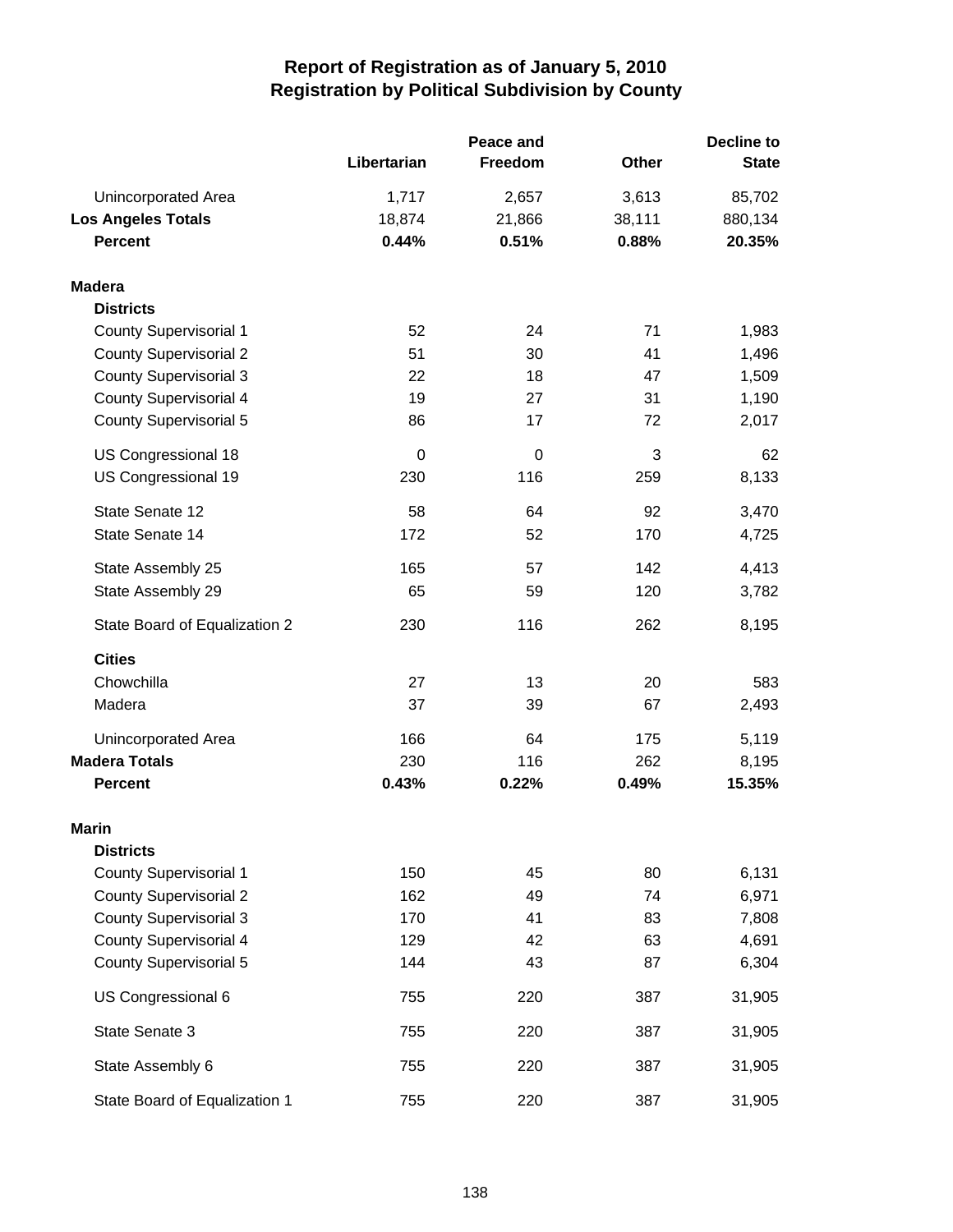# Report of Registration as of January 5, 2010
## Registration by Political Subdivision by County

| | Libertarian | Peace and Freedom | Other | Decline to State |
|---|---|---|---|---|
| Unincorporated Area | 1,717 | 2,657 | 3,613 | 85,702 |
| **Los Angeles Totals** | 18,874 | 21,866 | 38,111 | 880,134 |
| **Percent** | **0.44%** | **0.51%** | **0.88%** | **20.35%** |
| **Madera** | | | | |
| **Districts** | | | | |
| County Supervisorial 1 | 52 | 24 | 71 | 1,983 |
| County Supervisorial 2 | 51 | 30 | 41 | 1,496 |
| County Supervisorial 3 | 22 | 18 | 47 | 1,509 |
| County Supervisorial 4 | 19 | 27 | 31 | 1,190 |
| County Supervisorial 5 | 86 | 17 | 72 | 2,017 |
| US Congressional 18 | 0 | 0 | 3 | 62 |
| US Congressional 19 | 230 | 116 | 259 | 8,133 |
| State Senate 12 | 58 | 64 | 92 | 3,470 |
| State Senate 14 | 172 | 52 | 170 | 4,725 |
| State Assembly 25 | 165 | 57 | 142 | 4,413 |
| State Assembly 29 | 65 | 59 | 120 | 3,782 |
| State Board of Equalization 2 | 230 | 116 | 262 | 8,195 |
| **Cities** | | | | |
| Chowchilla | 27 | 13 | 20 | 583 |
| Madera | 37 | 39 | 67 | 2,493 |
| Unincorporated Area | 166 | 64 | 175 | 5,119 |
| **Madera Totals** | 230 | 116 | 262 | 8,195 |
| **Percent** | **0.43%** | **0.22%** | **0.49%** | **15.35%** |
| **Marin** | | | | |
| **Districts** | | | | |
| County Supervisorial 1 | 150 | 45 | 80 | 6,131 |
| County Supervisorial 2 | 162 | 49 | 74 | 6,971 |
| County Supervisorial 3 | 170 | 41 | 83 | 7,808 |
| County Supervisorial 4 | 129 | 42 | 63 | 4,691 |
| County Supervisorial 5 | 144 | 43 | 87 | 6,304 |
| US Congressional 6 | 755 | 220 | 387 | 31,905 |
| State Senate 3 | 755 | 220 | 387 | 31,905 |
| State Assembly 6 | 755 | 220 | 387 | 31,905 |
| State Board of Equalization 1 | 755 | 220 | 387 | 31,905 |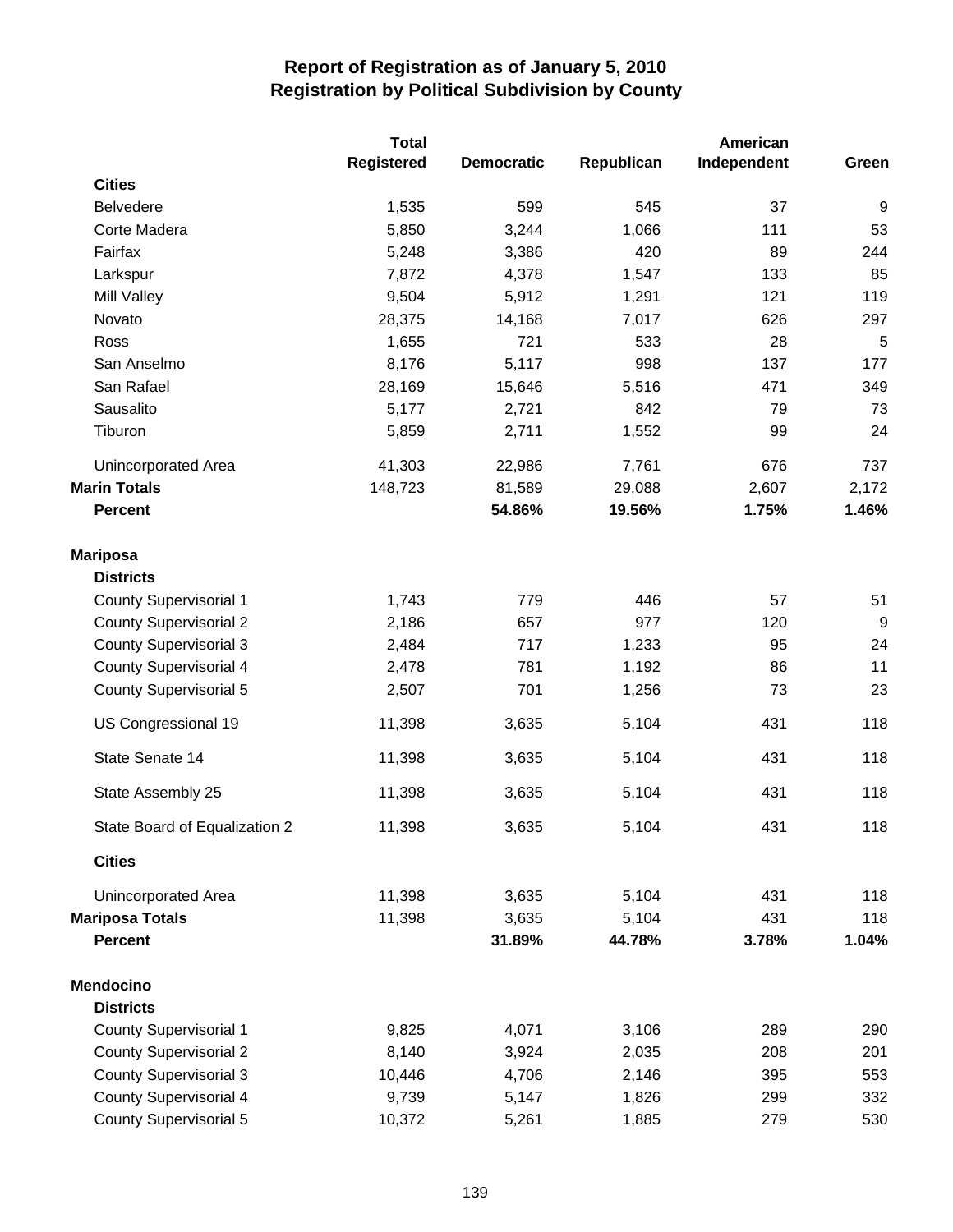# Report of Registration as of January 5, 2010
## Registration by Political Subdivision by County

| | Total Registered | Democratic | Republican | American Independent | Green |
|---|---|---|---|---|---|
| **Cities** | | | | | |
| Belvedere | 1,535 | 599 | 545 | 37 | 9 |
| Corte Madera | 5,850 | 3,244 | 1,066 | 111 | 53 |
| Fairfax | 5,248 | 3,386 | 420 | 89 | 244 |
| Larkspur | 7,872 | 4,378 | 1,547 | 133 | 85 |
| Mill Valley | 9,504 | 5,912 | 1,291 | 121 | 119 |
| Novato | 28,375 | 14,168 | 7,017 | 626 | 297 |
| Ross | 1,655 | 721 | 533 | 28 | 5 |
| San Anselmo | 8,176 | 5,117 | 998 | 137 | 177 |
| San Rafael | 28,169 | 15,646 | 5,516 | 471 | 349 |
| Sausalito | 5,177 | 2,721 | 842 | 79 | 73 |
| Tiburon | 5,859 | 2,711 | 1,552 | 99 | 24 |
| Unincorporated Area | 41,303 | 22,986 | 7,761 | 676 | 737 |
| **Marin Totals** | 148,723 | 81,589 | 29,088 | 2,607 | 2,172 |
| **Percent** | | **54.86%** | **19.56%** | **1.75%** | **1.46%** |
| **Mariposa** | | | | | |
| **Districts** | | | | | |
| County Supervisorial 1 | 1,743 | 779 | 446 | 57 | 51 |
| County Supervisorial 2 | 2,186 | 657 | 977 | 120 | 9 |
| County Supervisorial 3 | 2,484 | 717 | 1,233 | 95 | 24 |
| County Supervisorial 4 | 2,478 | 781 | 1,192 | 86 | 11 |
| County Supervisorial 5 | 2,507 | 701 | 1,256 | 73 | 23 |
| US Congressional 19 | 11,398 | 3,635 | 5,104 | 431 | 118 |
| State Senate 14 | 11,398 | 3,635 | 5,104 | 431 | 118 |
| State Assembly 25 | 11,398 | 3,635 | 5,104 | 431 | 118 |
| State Board of Equalization 2 | 11,398 | 3,635 | 5,104 | 431 | 118 |
| **Cities** | | | | | |
| Unincorporated Area | 11,398 | 3,635 | 5,104 | 431 | 118 |
| **Mariposa Totals** | 11,398 | 3,635 | 5,104 | 431 | 118 |
| **Percent** | | **31.89%** | **44.78%** | **3.78%** | **1.04%** |
| **Mendocino** | | | | | |
| **Districts** | | | | | |
| County Supervisorial 1 | 9,825 | 4,071 | 3,106 | 289 | 290 |
| County Supervisorial 2 | 8,140 | 3,924 | 2,035 | 208 | 201 |
| County Supervisorial 3 | 10,446 | 4,706 | 2,146 | 395 | 553 |
| County Supervisorial 4 | 9,739 | 5,147 | 1,826 | 299 | 332 |
| County Supervisorial 5 | 10,372 | 5,261 | 1,885 | 279 | 530 |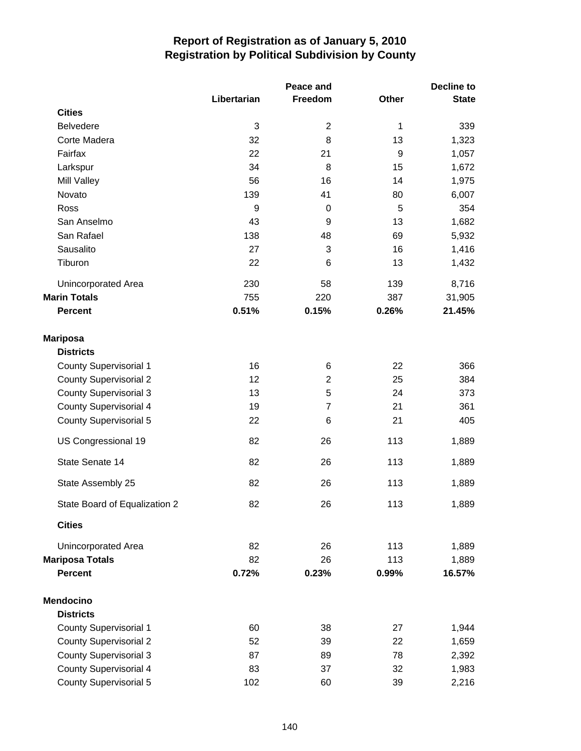# Report of Registration as of January 5, 2010
## Registration by Political Subdivision by County

| | Libertarian | Peace and Freedom | Other | Decline to State |
|---|---|---|---|---|
| **Cities** | | | | |
| Belvedere | 3 | 2 | 1 | 339 |
| Corte Madera | 32 | 8 | 13 | 1,323 |
| Fairfax | 22 | 21 | 9 | 1,057 |
| Larkspur | 34 | 8 | 15 | 1,672 |
| Mill Valley | 56 | 16 | 14 | 1,975 |
| Novato | 139 | 41 | 80 | 6,007 |
| Ross | 9 | 0 | 5 | 354 |
| San Anselmo | 43 | 9 | 13 | 1,682 |
| San Rafael | 138 | 48 | 69 | 5,932 |
| Sausalito | 27 | 3 | 16 | 1,416 |
| Tiburon | 22 | 6 | 13 | 1,432 |
| Unincorporated Area | 230 | 58 | 139 | 8,716 |
| **Marin Totals** | 755 | 220 | 387 | 31,905 |
| **Percent** | **0.51%** | **0.15%** | **0.26%** | **21.45%** |
| | | | | |
| **Mariposa** | | | | |
| **Districts** | | | | |
| County Supervisorial 1 | 16 | 6 | 22 | 366 |
| County Supervisorial 2 | 12 | 2 | 25 | 384 |
| County Supervisorial 3 | 13 | 5 | 24 | 373 |
| County Supervisorial 4 | 19 | 7 | 21 | 361 |
| County Supervisorial 5 | 22 | 6 | 21 | 405 |
| US Congressional 19 | 82 | 26 | 113 | 1,889 |
| State Senate 14 | 82 | 26 | 113 | 1,889 |
| State Assembly 25 | 82 | 26 | 113 | 1,889 |
| State Board of Equalization 2 | 82 | 26 | 113 | 1,889 |
| **Cities** | | | | |
| Unincorporated Area | 82 | 26 | 113 | 1,889 |
| **Mariposa Totals** | 82 | 26 | 113 | 1,889 |
| **Percent** | **0.72%** | **0.23%** | **0.99%** | **16.57%** |
| | | | | |
| **Mendocino** | | | | |
| **Districts** | | | | |
| County Supervisorial 1 | 60 | 38 | 27 | 1,944 |
| County Supervisorial 2 | 52 | 39 | 22 | 1,659 |
| County Supervisorial 3 | 87 | 89 | 78 | 2,392 |
| County Supervisorial 4 | 83 | 37 | 32 | 1,983 |
| County Supervisorial 5 | 102 | 60 | 39 | 2,216 |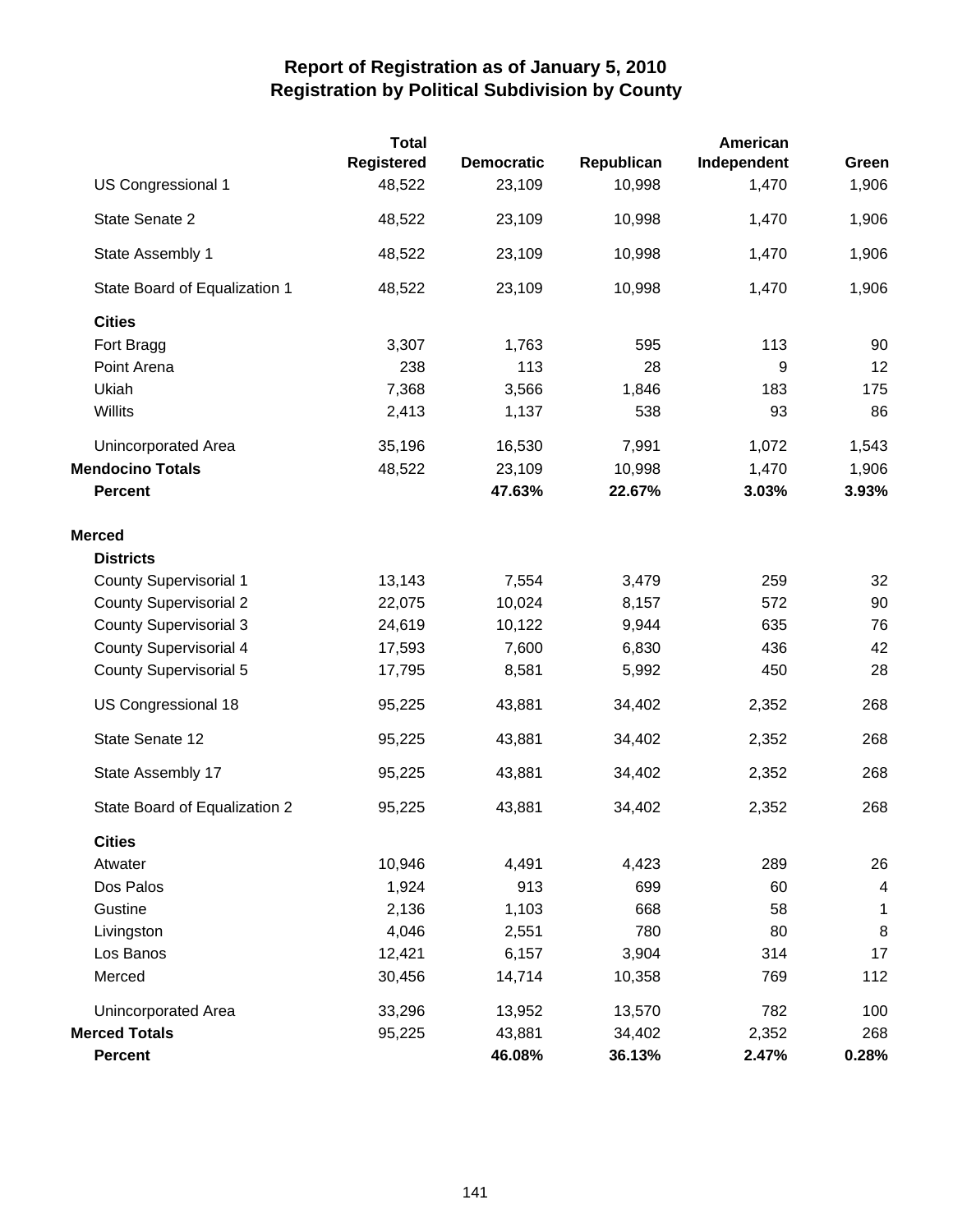# Report of Registration as of January 5, 2010
## Registration by Political Subdivision by County

| | Total Registered | Democratic | Republican | American Independent | Green |
|---|---|---|---|---|---|
| US Congressional 1 | 48,522 | 23,109 | 10,998 | 1,470 | 1,906 |
| State Senate 2 | 48,522 | 23,109 | 10,998 | 1,470 | 1,906 |
| State Assembly 1 | 48,522 | 23,109 | 10,998 | 1,470 | 1,906 |
| State Board of Equalization 1 | 48,522 | 23,109 | 10,998 | 1,470 | 1,906 |
| **Cities** | | | | | |
| Fort Bragg | 3,307 | 1,763 | 595 | 113 | 90 |
| Point Arena | 238 | 113 | 28 | 9 | 12 |
| Ukiah | 7,368 | 3,566 | 1,846 | 183 | 175 |
| Willits | 2,413 | 1,137 | 538 | 93 | 86 |
| Unincorporated Area | 35,196 | 16,530 | 7,991 | 1,072 | 1,543 |
| **Mendocino Totals** | 48,522 | 23,109 | 10,998 | 1,470 | 1,906 |
| **Percent** | | **47.63%** | **22.67%** | **3.03%** | **3.93%** |
| **Merced** | | | | | |
| **Districts** | | | | | |
| County Supervisorial 1 | 13,143 | 7,554 | 3,479 | 259 | 32 |
| County Supervisorial 2 | 22,075 | 10,024 | 8,157 | 572 | 90 |
| County Supervisorial 3 | 24,619 | 10,122 | 9,944 | 635 | 76 |
| County Supervisorial 4 | 17,593 | 7,600 | 6,830 | 436 | 42 |
| County Supervisorial 5 | 17,795 | 8,581 | 5,992 | 450 | 28 |
| US Congressional 18 | 95,225 | 43,881 | 34,402 | 2,352 | 268 |
| State Senate 12 | 95,225 | 43,881 | 34,402 | 2,352 | 268 |
| State Assembly 17 | 95,225 | 43,881 | 34,402 | 2,352 | 268 |
| State Board of Equalization 2 | 95,225 | 43,881 | 34,402 | 2,352 | 268 |
| **Cities** | | | | | |
| Atwater | 10,946 | 4,491 | 4,423 | 289 | 26 |
| Dos Palos | 1,924 | 913 | 699 | 60 | 4 |
| Gustine | 2,136 | 1,103 | 668 | 58 | 1 |
| Livingston | 4,046 | 2,551 | 780 | 80 | 8 |
| Los Banos | 12,421 | 6,157 | 3,904 | 314 | 17 |
| Merced | 30,456 | 14,714 | 10,358 | 769 | 112 |
| Unincorporated Area | 33,296 | 13,952 | 13,570 | 782 | 100 |
| **Merced Totals** | 95,225 | 43,881 | 34,402 | 2,352 | 268 |
| **Percent** | | **46.08%** | **36.13%** | **2.47%** | **0.28%** |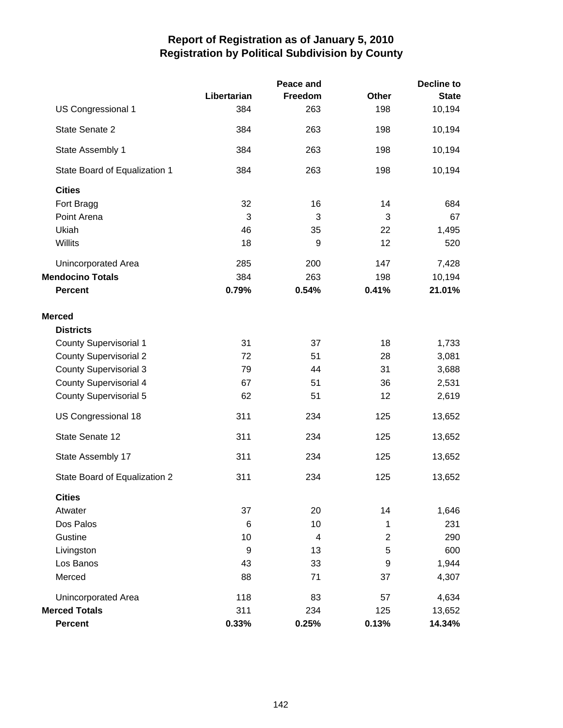# Report of Registration as of January 5, 2010
## Registration by Political Subdivision by County

| | Libertarian | Peace and Freedom | Other | Decline to State |
|---|---|---|---|---|
| US Congressional 1 | 384 | 263 | 198 | 10,194 |
| State Senate 2 | 384 | 263 | 198 | 10,194 |
| State Assembly 1 | 384 | 263 | 198 | 10,194 |
| State Board of Equalization 1 | 384 | 263 | 198 | 10,194 |
| **Cities** | | | | |
| Fort Bragg | 32 | 16 | 14 | 684 |
| Point Arena | 3 | 3 | 3 | 67 |
| Ukiah | 46 | 35 | 22 | 1,495 |
| Willits | 18 | 9 | 12 | 520 |
| Unincorporated Area | 285 | 200 | 147 | 7,428 |
| **Mendocino Totals** | 384 | 263 | 198 | 10,194 |
| **Percent** | **0.79%** | **0.54%** | **0.41%** | **21.01%** |
| **Merced** | | | | |
| **Districts** | | | | |
| County Supervisorial 1 | 31 | 37 | 18 | 1,733 |
| County Supervisorial 2 | 72 | 51 | 28 | 3,081 |
| County Supervisorial 3 | 79 | 44 | 31 | 3,688 |
| County Supervisorial 4 | 67 | 51 | 36 | 2,531 |
| County Supervisorial 5 | 62 | 51 | 12 | 2,619 |
| US Congressional 18 | 311 | 234 | 125 | 13,652 |
| State Senate 12 | 311 | 234 | 125 | 13,652 |
| State Assembly 17 | 311 | 234 | 125 | 13,652 |
| State Board of Equalization 2 | 311 | 234 | 125 | 13,652 |
| **Cities** | | | | |
| Atwater | 37 | 20 | 14 | 1,646 |
| Dos Palos | 6 | 10 | 1 | 231 |
| Gustine | 10 | 4 | 2 | 290 |
| Livingston | 9 | 13 | 5 | 600 |
| Los Banos | 43 | 33 | 9 | 1,944 |
| Merced | 88 | 71 | 37 | 4,307 |
| Unincorporated Area | 118 | 83 | 57 | 4,634 |
| **Merced Totals** | 311 | 234 | 125 | 13,652 |
| **Percent** | **0.33%** | **0.25%** | **0.13%** | **14.34%** |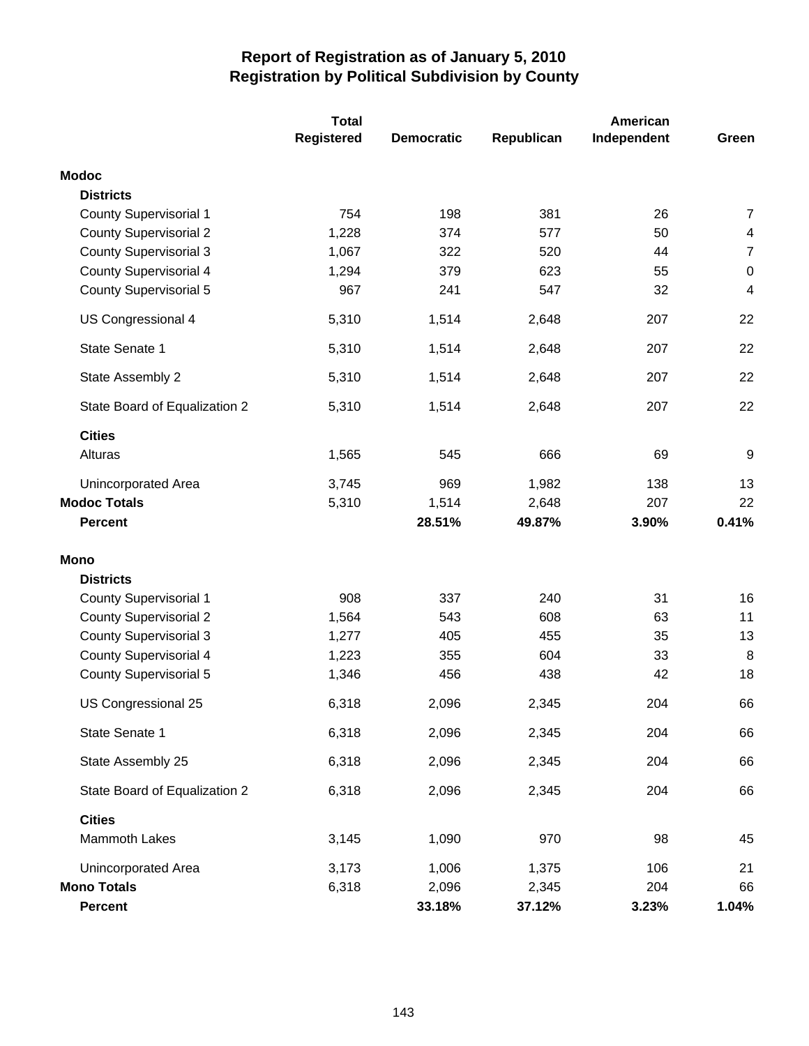# Report of Registration as of January 5, 2010
## Registration by Political Subdivision by County

| | Total Registered | Democratic | Republican | American Independent | Green |
|---|---|---|---|---|---|
| **Modoc** | | | | | |
| **Districts** | | | | | |
| County Supervisorial 1 | 754 | 198 | 381 | 26 | 7 |
| County Supervisorial 2 | 1,228 | 374 | 577 | 50 | 4 |
| County Supervisorial 3 | 1,067 | 322 | 520 | 44 | 7 |
| County Supervisorial 4 | 1,294 | 379 | 623 | 55 | 0 |
| County Supervisorial 5 | 967 | 241 | 547 | 32 | 4 |
| US Congressional 4 | 5,310 | 1,514 | 2,648 | 207 | 22 |
| State Senate 1 | 5,310 | 1,514 | 2,648 | 207 | 22 |
| State Assembly 2 | 5,310 | 1,514 | 2,648 | 207 | 22 |
| State Board of Equalization 2 | 5,310 | 1,514 | 2,648 | 207 | 22 |
| **Cities** | | | | | |
| Alturas | 1,565 | 545 | 666 | 69 | 9 |
| Unincorporated Area | 3,745 | 969 | 1,982 | 138 | 13 |
| **Modoc Totals** | 5,310 | 1,514 | 2,648 | 207 | 22 |
| **Percent** | | **28.51%** | **49.87%** | **3.90%** | **0.41%** |
| **Mono** | | | | | |
| **Districts** | | | | | |
| County Supervisorial 1 | 908 | 337 | 240 | 31 | 16 |
| County Supervisorial 2 | 1,564 | 543 | 608 | 63 | 11 |
| County Supervisorial 3 | 1,277 | 405 | 455 | 35 | 13 |
| County Supervisorial 4 | 1,223 | 355 | 604 | 33 | 8 |
| County Supervisorial 5 | 1,346 | 456 | 438 | 42 | 18 |
| US Congressional 25 | 6,318 | 2,096 | 2,345 | 204 | 66 |
| State Senate 1 | 6,318 | 2,096 | 2,345 | 204 | 66 |
| State Assembly 25 | 6,318 | 2,096 | 2,345 | 204 | 66 |
| State Board of Equalization 2 | 6,318 | 2,096 | 2,345 | 204 | 66 |
| **Cities** | | | | | |
| Mammoth Lakes | 3,145 | 1,090 | 970 | 98 | 45 |
| Unincorporated Area | 3,173 | 1,006 | 1,375 | 106 | 21 |
| **Mono Totals** | 6,318 | 2,096 | 2,345 | 204 | 66 |
| **Percent** | | **33.18%** | **37.12%** | **3.23%** | **1.04%** |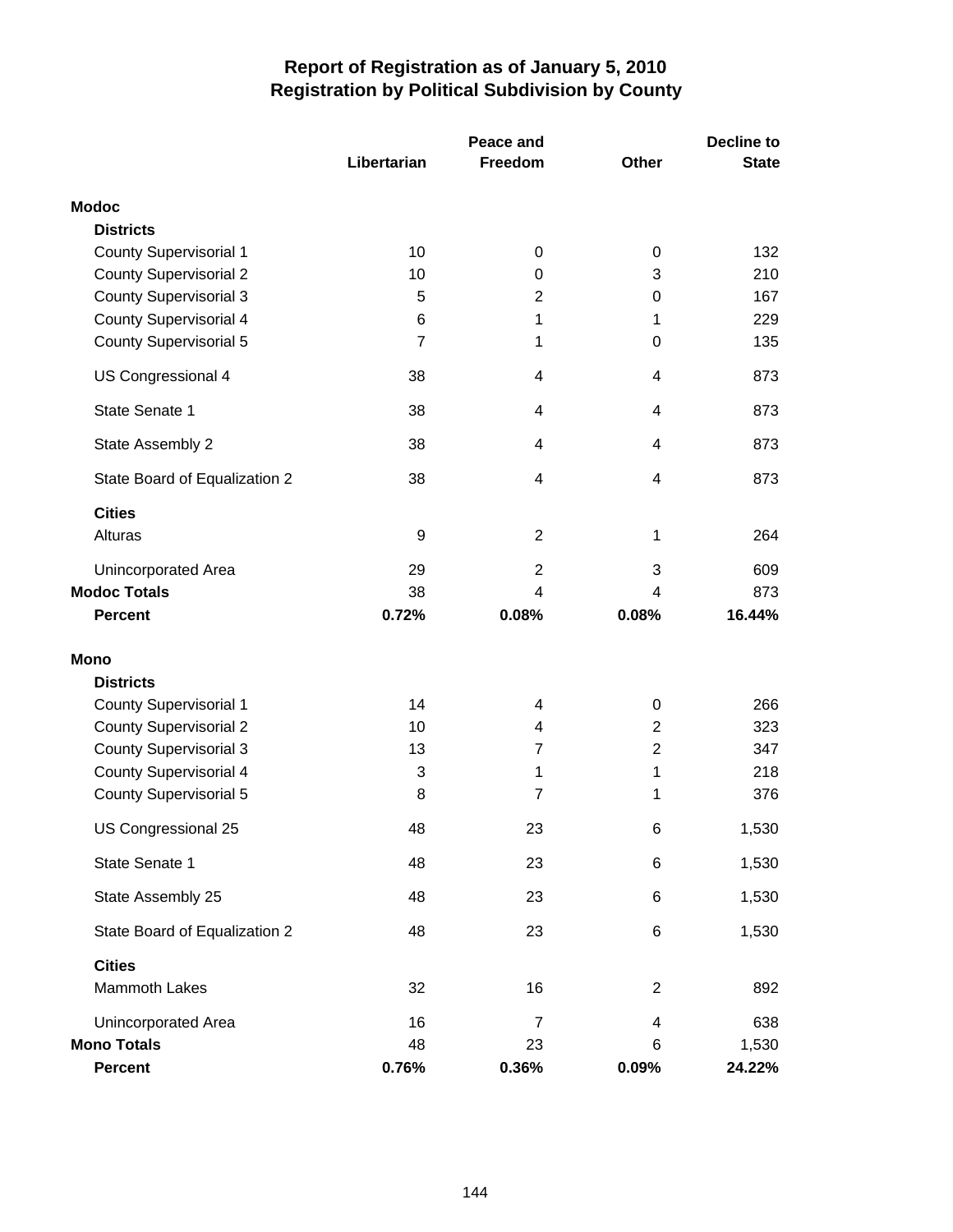# Report of Registration as of January 5, 2010
## Registration by Political Subdivision by County

| | Libertarian | Peace and Freedom | Other | Decline to State |
|---|---|---|---|---|
| **Modoc** | | | | |
| **Districts** | | | | |
| County Supervisorial 1 | 10 | 0 | 0 | 132 |
| County Supervisorial 2 | 10 | 0 | 3 | 210 |
| County Supervisorial 3 | 5 | 2 | 0 | 167 |
| County Supervisorial 4 | 6 | 1 | 1 | 229 |
| County Supervisorial 5 | 7 | 1 | 0 | 135 |
| US Congressional 4 | 38 | 4 | 4 | 873 |
| State Senate 1 | 38 | 4 | 4 | 873 |
| State Assembly 2 | 38 | 4 | 4 | 873 |
| State Board of Equalization 2 | 38 | 4 | 4 | 873 |
| **Cities** | | | | |
| Alturas | 9 | 2 | 1 | 264 |
| Unincorporated Area | 29 | 2 | 3 | 609 |
| **Modoc Totals** | 38 | 4 | 4 | 873 |
| **Percent** | **0.72%** | **0.08%** | **0.08%** | **16.44%** |
| **Mono** | | | | |
| **Districts** | | | | |
| County Supervisorial 1 | 14 | 4 | 0 | 266 |
| County Supervisorial 2 | 10 | 4 | 2 | 323 |
| County Supervisorial 3 | 13 | 7 | 2 | 347 |
| County Supervisorial 4 | 3 | 1 | 1 | 218 |
| County Supervisorial 5 | 8 | 7 | 1 | 376 |
| US Congressional 25 | 48 | 23 | 6 | 1,530 |
| State Senate 1 | 48 | 23 | 6 | 1,530 |
| State Assembly 25 | 48 | 23 | 6 | 1,530 |
| State Board of Equalization 2 | 48 | 23 | 6 | 1,530 |
| **Cities** | | | | |
| Mammoth Lakes | 32 | 16 | 2 | 892 |
| Unincorporated Area | 16 | 7 | 4 | 638 |
| **Mono Totals** | 48 | 23 | 6 | 1,530 |
| **Percent** | **0.76%** | **0.36%** | **0.09%** | **24.22%** |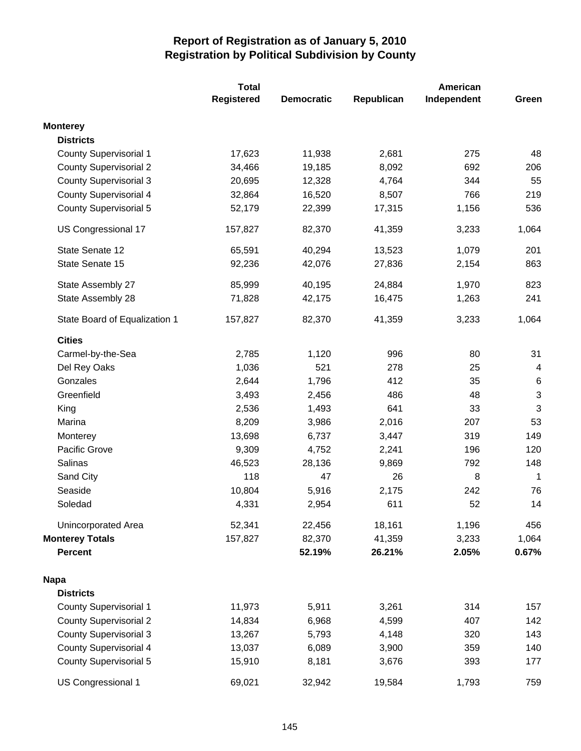# Report of Registration as of January 5, 2010
## Registration by Political Subdivision by County

| | Total Registered | Democratic | Republican | American Independent | Green |
|---|---|---|---|---|---|
| **Monterey** | | | | | |
| **Districts** | | | | | |
| County Supervisorial 1 | 17,623 | 11,938 | 2,681 | 275 | 48 |
| County Supervisorial 2 | 34,466 | 19,185 | 8,092 | 692 | 206 |
| County Supervisorial 3 | 20,695 | 12,328 | 4,764 | 344 | 55 |
| County Supervisorial 4 | 32,864 | 16,520 | 8,507 | 766 | 219 |
| County Supervisorial 5 | 52,179 | 22,399 | 17,315 | 1,156 | 536 |
| US Congressional 17 | 157,827 | 82,370 | 41,359 | 3,233 | 1,064 |
| State Senate 12 | 65,591 | 40,294 | 13,523 | 1,079 | 201 |
| State Senate 15 | 92,236 | 42,076 | 27,836 | 2,154 | 863 |
| State Assembly 27 | 85,999 | 40,195 | 24,884 | 1,970 | 823 |
| State Assembly 28 | 71,828 | 42,175 | 16,475 | 1,263 | 241 |
| State Board of Equalization 1 | 157,827 | 82,370 | 41,359 | 3,233 | 1,064 |
| **Cities** | | | | | |
| Carmel-by-the-Sea | 2,785 | 1,120 | 996 | 80 | 31 |
| Del Rey Oaks | 1,036 | 521 | 278 | 25 | 4 |
| Gonzales | 2,644 | 1,796 | 412 | 35 | 6 |
| Greenfield | 3,493 | 2,456 | 486 | 48 | 3 |
| King | 2,536 | 1,493 | 641 | 33 | 3 |
| Marina | 8,209 | 3,986 | 2,016 | 207 | 53 |
| Monterey | 13,698 | 6,737 | 3,447 | 319 | 149 |
| Pacific Grove | 9,309 | 4,752 | 2,241 | 196 | 120 |
| Salinas | 46,523 | 28,136 | 9,869 | 792 | 148 |
| Sand City | 118 | 47 | 26 | 8 | 1 |
| Seaside | 10,804 | 5,916 | 2,175 | 242 | 76 |
| Soledad | 4,331 | 2,954 | 611 | 52 | 14 |
| Unincorporated Area | 52,341 | 22,456 | 18,161 | 1,196 | 456 |
| **Monterey Totals** | 157,827 | 82,370 | 41,359 | 3,233 | 1,064 |
| **Percent** | | **52.19%** | **26.21%** | **2.05%** | **0.67%** |
| **Napa** | | | | | |
| **Districts** | | | | | |
| County Supervisorial 1 | 11,973 | 5,911 | 3,261 | 314 | 157 |
| County Supervisorial 2 | 14,834 | 6,968 | 4,599 | 407 | 142 |
| County Supervisorial 3 | 13,267 | 5,793 | 4,148 | 320 | 143 |
| County Supervisorial 4 | 13,037 | 6,089 | 3,900 | 359 | 140 |
| County Supervisorial 5 | 15,910 | 8,181 | 3,676 | 393 | 177 |
| US Congressional 1 | 69,021 | 32,942 | 19,584 | 1,793 | 759 |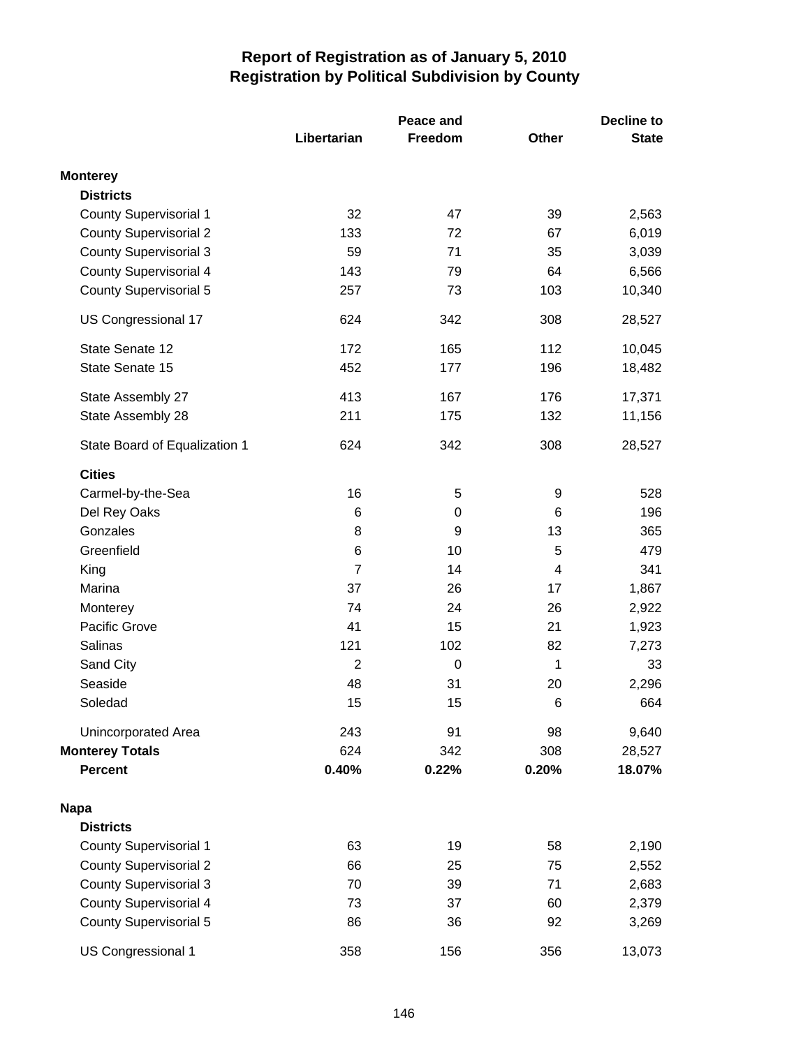## Report of Registration as of January 5, 2010
## Registration by Political Subdivision by County

| | Libertarian | Peace and Freedom | Other | Decline to State |
|---|---|---|---|---|
| **Monterey** | | | | |
| **Districts** | | | | |
| County Supervisorial 1 | 32 | 47 | 39 | 2,563 |
| County Supervisorial 2 | 133 | 72 | 67 | 6,019 |
| County Supervisorial 3 | 59 | 71 | 35 | 3,039 |
| County Supervisorial 4 | 143 | 79 | 64 | 6,566 |
| County Supervisorial 5 | 257 | 73 | 103 | 10,340 |
| US Congressional 17 | 624 | 342 | 308 | 28,527 |
| State Senate 12 | 172 | 165 | 112 | 10,045 |
| State Senate 15 | 452 | 177 | 196 | 18,482 |
| State Assembly 27 | 413 | 167 | 176 | 17,371 |
| State Assembly 28 | 211 | 175 | 132 | 11,156 |
| State Board of Equalization 1 | 624 | 342 | 308 | 28,527 |
| **Cities** | | | | |
| Carmel-by-the-Sea | 16 | 5 | 9 | 528 |
| Del Rey Oaks | 6 | 0 | 6 | 196 |
| Gonzales | 8 | 9 | 13 | 365 |
| Greenfield | 6 | 10 | 5 | 479 |
| King | 7 | 14 | 4 | 341 |
| Marina | 37 | 26 | 17 | 1,867 |
| Monterey | 74 | 24 | 26 | 2,922 |
| Pacific Grove | 41 | 15 | 21 | 1,923 |
| Salinas | 121 | 102 | 82 | 7,273 |
| Sand City | 2 | 0 | 1 | 33 |
| Seaside | 48 | 31 | 20 | 2,296 |
| Soledad | 15 | 15 | 6 | 664 |
| Unincorporated Area | 243 | 91 | 98 | 9,640 |
| **Monterey Totals** | 624 | 342 | 308 | 28,527 |
| **Percent** | **0.40%** | **0.22%** | **0.20%** | **18.07%** |
| **Napa** | | | | |
| **Districts** | | | | |
| County Supervisorial 1 | 63 | 19 | 58 | 2,190 |
| County Supervisorial 2 | 66 | 25 | 75 | 2,552 |
| County Supervisorial 3 | 70 | 39 | 71 | 2,683 |
| County Supervisorial 4 | 73 | 37 | 60 | 2,379 |
| County Supervisorial 5 | 86 | 36 | 92 | 3,269 |
| US Congressional 1 | 358 | 156 | 356 | 13,073 |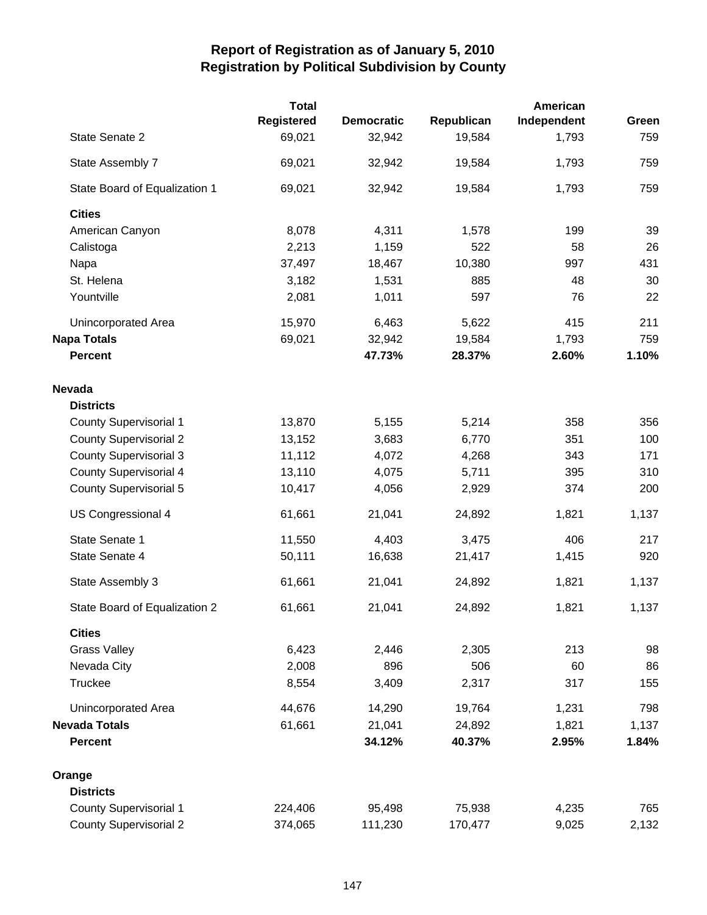# Report of Registration as of January 5, 2010
## Registration by Political Subdivision by County

| | Total Registered | Democratic | Republican | American Independent | Green |
|---|---|---|---|---|---|
| State Senate 2 | 69,021 | 32,942 | 19,584 | 1,793 | 759 |
| State Assembly 7 | 69,021 | 32,942 | 19,584 | 1,793 | 759 |
| State Board of Equalization 1 | 69,021 | 32,942 | 19,584 | 1,793 | 759 |
| **Cities** | | | | | |
| American Canyon | 8,078 | 4,311 | 1,578 | 199 | 39 |
| Calistoga | 2,213 | 1,159 | 522 | 58 | 26 |
| Napa | 37,497 | 18,467 | 10,380 | 997 | 431 |
| St. Helena | 3,182 | 1,531 | 885 | 48 | 30 |
| Yountville | 2,081 | 1,011 | 597 | 76 | 22 |
| Unincorporated Area | 15,970 | 6,463 | 5,622 | 415 | 211 |
| **Napa Totals** | 69,021 | 32,942 | 19,584 | 1,793 | 759 |
| **Percent** | | **47.73%** | **28.37%** | **2.60%** | **1.10%** |
| **Nevada** | | | | | |
| **Districts** | | | | | |
| County Supervisorial 1 | 13,870 | 5,155 | 5,214 | 358 | 356 |
| County Supervisorial 2 | 13,152 | 3,683 | 6,770 | 351 | 100 |
| County Supervisorial 3 | 11,112 | 4,072 | 4,268 | 343 | 171 |
| County Supervisorial 4 | 13,110 | 4,075 | 5,711 | 395 | 310 |
| County Supervisorial 5 | 10,417 | 4,056 | 2,929 | 374 | 200 |
| US Congressional 4 | 61,661 | 21,041 | 24,892 | 1,821 | 1,137 |
| State Senate 1 | 11,550 | 4,403 | 3,475 | 406 | 217 |
| State Senate 4 | 50,111 | 16,638 | 21,417 | 1,415 | 920 |
| State Assembly 3 | 61,661 | 21,041 | 24,892 | 1,821 | 1,137 |
| State Board of Equalization 2 | 61,661 | 21,041 | 24,892 | 1,821 | 1,137 |
| **Cities** | | | | | |
| Grass Valley | 6,423 | 2,446 | 2,305 | 213 | 98 |
| Nevada City | 2,008 | 896 | 506 | 60 | 86 |
| Truckee | 8,554 | 3,409 | 2,317 | 317 | 155 |
| Unincorporated Area | 44,676 | 14,290 | 19,764 | 1,231 | 798 |
| **Nevada Totals** | 61,661 | 21,041 | 24,892 | 1,821 | 1,137 |
| **Percent** | | **34.12%** | **40.37%** | **2.95%** | **1.84%** |
| **Orange** | | | | | |
| **Districts** | | | | | |
| County Supervisorial 1 | 224,406 | 95,498 | 75,938 | 4,235 | 765 |
| County Supervisorial 2 | 374,065 | 111,230 | 170,477 | 9,025 | 2,132 |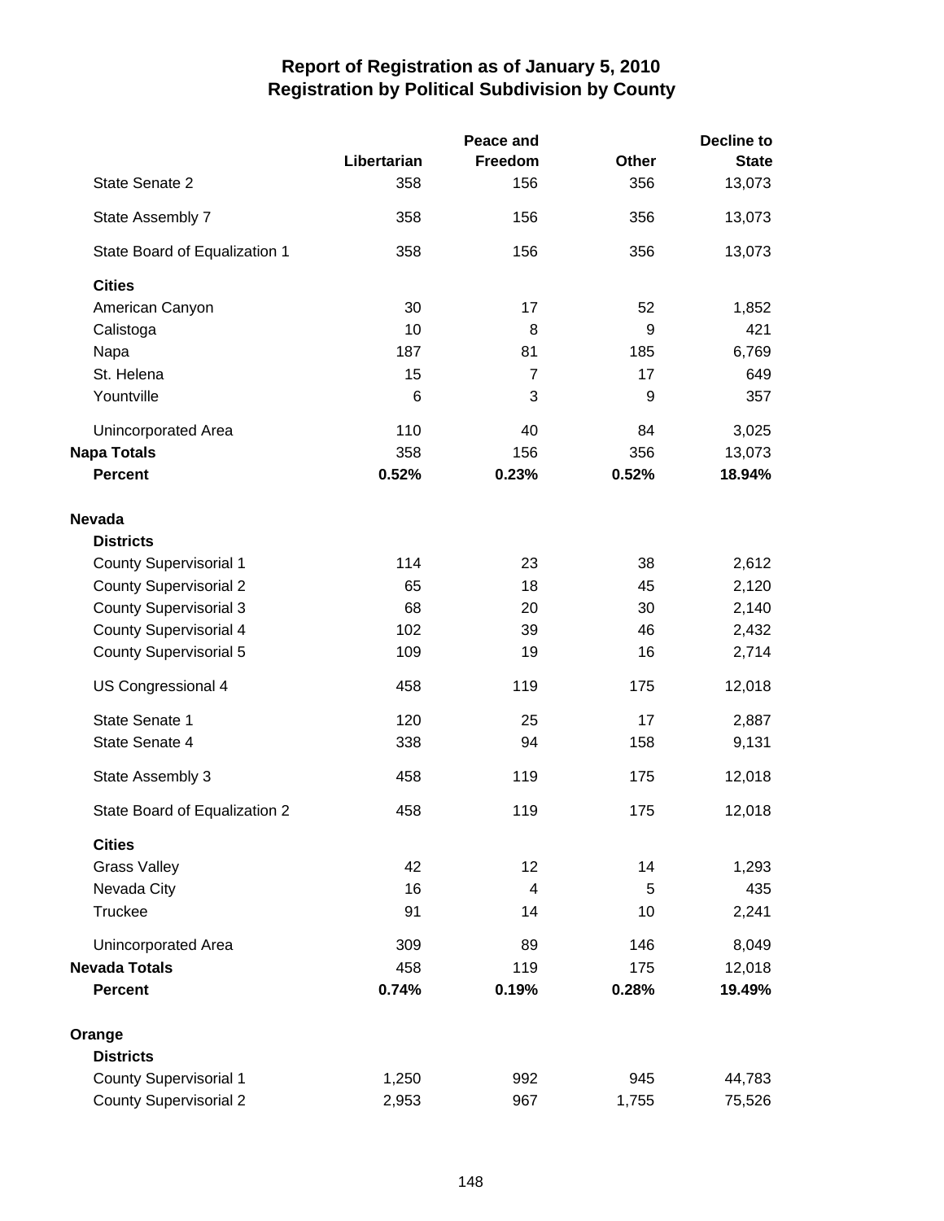# Report of Registration as of January 5, 2010
## Registration by Political Subdivision by County

| | Libertarian | Peace and Freedom | Other | Decline to State |
|---|---|---|---|---|
| State Senate 2 | 358 | 156 | 356 | 13,073 |
| State Assembly 7 | 358 | 156 | 356 | 13,073 |
| State Board of Equalization 1 | 358 | 156 | 356 | 13,073 |
| **Cities** | | | | |
| American Canyon | 30 | 17 | 52 | 1,852 |
| Calistoga | 10 | 8 | 9 | 421 |
| Napa | 187 | 81 | 185 | 6,769 |
| St. Helena | 15 | 7 | 17 | 649 |
| Yountville | 6 | 3 | 9 | 357 |
| Unincorporated Area | 110 | 40 | 84 | 3,025 |
| **Napa Totals** | 358 | 156 | 356 | 13,073 |
| **Percent** | **0.52%** | **0.23%** | **0.52%** | **18.94%** |
| **Nevada** | | | | |
| **Districts** | | | | |
| County Supervisorial 1 | 114 | 23 | 38 | 2,612 |
| County Supervisorial 2 | 65 | 18 | 45 | 2,120 |
| County Supervisorial 3 | 68 | 20 | 30 | 2,140 |
| County Supervisorial 4 | 102 | 39 | 46 | 2,432 |
| County Supervisorial 5 | 109 | 19 | 16 | 2,714 |
| US Congressional 4 | 458 | 119 | 175 | 12,018 |
| State Senate 1 | 120 | 25 | 17 | 2,887 |
| State Senate 4 | 338 | 94 | 158 | 9,131 |
| State Assembly 3 | 458 | 119 | 175 | 12,018 |
| State Board of Equalization 2 | 458 | 119 | 175 | 12,018 |
| **Cities** | | | | |
| Grass Valley | 42 | 12 | 14 | 1,293 |
| Nevada City | 16 | 4 | 5 | 435 |
| Truckee | 91 | 14 | 10 | 2,241 |
| Unincorporated Area | 309 | 89 | 146 | 8,049 |
| **Nevada Totals** | 458 | 119 | 175 | 12,018 |
| **Percent** | **0.74%** | **0.19%** | **0.28%** | **19.49%** |
| **Orange** | | | | |
| **Districts** | | | | |
| County Supervisorial 1 | 1,250 | 992 | 945 | 44,783 |
| County Supervisorial 2 | 2,953 | 967 | 1,755 | 75,526 |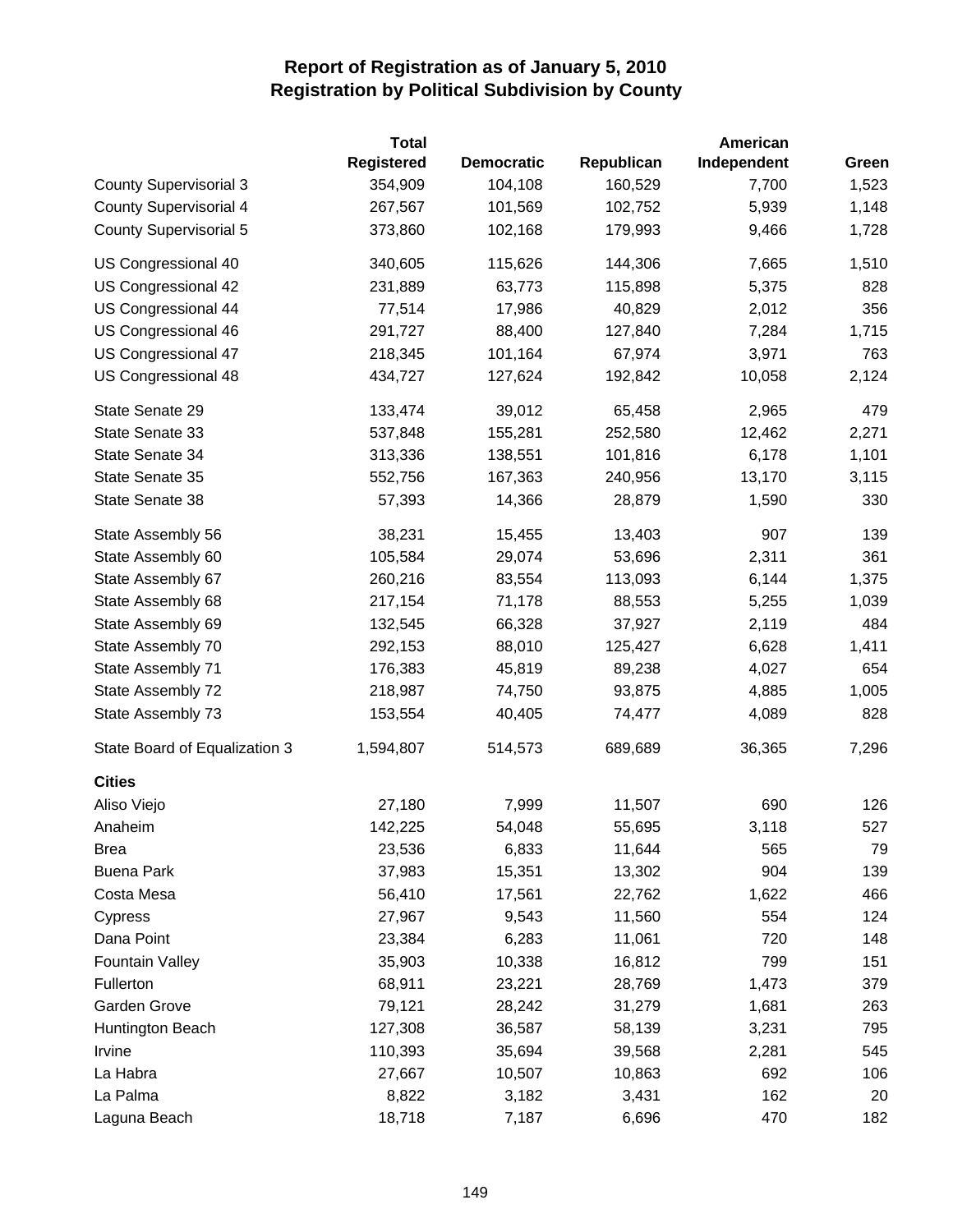# Report of Registration as of January 5, 2010
## Registration by Political Subdivision by County

| | Total Registered | Democratic | Republican | American Independent | Green |
|---|---|---|---|---|---|
| County Supervisorial 3 | 354,909 | 104,108 | 160,529 | 7,700 | 1,523 |
| County Supervisorial 4 | 267,567 | 101,569 | 102,752 | 5,939 | 1,148 |
| County Supervisorial 5 | 373,860 | 102,168 | 179,993 | 9,466 | 1,728 |
| US Congressional 40 | 340,605 | 115,626 | 144,306 | 7,665 | 1,510 |
| US Congressional 42 | 231,889 | 63,773 | 115,898 | 5,375 | 828 |
| US Congressional 44 | 77,514 | 17,986 | 40,829 | 2,012 | 356 |
| US Congressional 46 | 291,727 | 88,400 | 127,840 | 7,284 | 1,715 |
| US Congressional 47 | 218,345 | 101,164 | 67,974 | 3,971 | 763 |
| US Congressional 48 | 434,727 | 127,624 | 192,842 | 10,058 | 2,124 |
| State Senate 29 | 133,474 | 39,012 | 65,458 | 2,965 | 479 |
| State Senate 33 | 537,848 | 155,281 | 252,580 | 12,462 | 2,271 |
| State Senate 34 | 313,336 | 138,551 | 101,816 | 6,178 | 1,101 |
| State Senate 35 | 552,756 | 167,363 | 240,956 | 13,170 | 3,115 |
| State Senate 38 | 57,393 | 14,366 | 28,879 | 1,590 | 330 |
| State Assembly 56 | 38,231 | 15,455 | 13,403 | 907 | 139 |
| State Assembly 60 | 105,584 | 29,074 | 53,696 | 2,311 | 361 |
| State Assembly 67 | 260,216 | 83,554 | 113,093 | 6,144 | 1,375 |
| State Assembly 68 | 217,154 | 71,178 | 88,553 | 5,255 | 1,039 |
| State Assembly 69 | 132,545 | 66,328 | 37,927 | 2,119 | 484 |
| State Assembly 70 | 292,153 | 88,010 | 125,427 | 6,628 | 1,411 |
| State Assembly 71 | 176,383 | 45,819 | 89,238 | 4,027 | 654 |
| State Assembly 72 | 218,987 | 74,750 | 93,875 | 4,885 | 1,005 |
| State Assembly 73 | 153,554 | 40,405 | 74,477 | 4,089 | 828 |
| State Board of Equalization 3 | 1,594,807 | 514,573 | 689,689 | 36,365 | 7,296 |
| **Cities** | | | | | |
| Aliso Viejo | 27,180 | 7,999 | 11,507 | 690 | 126 |
| Anaheim | 142,225 | 54,048 | 55,695 | 3,118 | 527 |
| Brea | 23,536 | 6,833 | 11,644 | 565 | 79 |
| Buena Park | 37,983 | 15,351 | 13,302 | 904 | 139 |
| Costa Mesa | 56,410 | 17,561 | 22,762 | 1,622 | 466 |
| Cypress | 27,967 | 9,543 | 11,560 | 554 | 124 |
| Dana Point | 23,384 | 6,283 | 11,061 | 720 | 148 |
| Fountain Valley | 35,903 | 10,338 | 16,812 | 799 | 151 |
| Fullerton | 68,911 | 23,221 | 28,769 | 1,473 | 379 |
| Garden Grove | 79,121 | 28,242 | 31,279 | 1,681 | 263 |
| Huntington Beach | 127,308 | 36,587 | 58,139 | 3,231 | 795 |
| Irvine | 110,393 | 35,694 | 39,568 | 2,281 | 545 |
| La Habra | 27,667 | 10,507 | 10,863 | 692 | 106 |
| La Palma | 8,822 | 3,182 | 3,431 | 162 | 20 |
| Laguna Beach | 18,718 | 7,187 | 6,696 | 470 | 182 |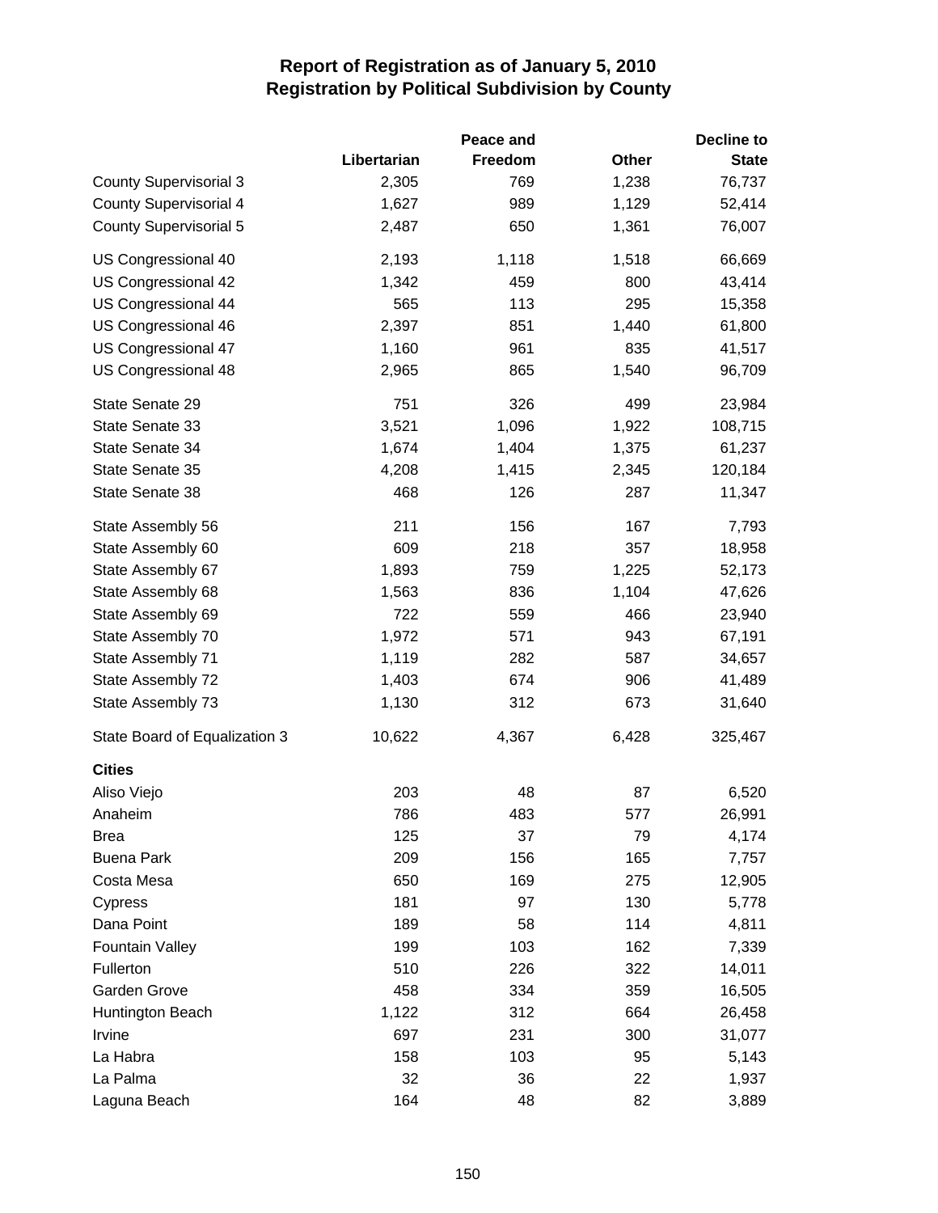# Report of Registration as of January 5, 2010
## Registration by Political Subdivision by County

| | Libertarian | Peace and Freedom | Other | Decline to State |
|---|---|---|---|---|
| County Supervisorial 3 | 2,305 | 769 | 1,238 | 76,737 |
| County Supervisorial 4 | 1,627 | 989 | 1,129 | 52,414 |
| County Supervisorial 5 | 2,487 | 650 | 1,361 | 76,007 |
| US Congressional 40 | 2,193 | 1,118 | 1,518 | 66,669 |
| US Congressional 42 | 1,342 | 459 | 800 | 43,414 |
| US Congressional 44 | 565 | 113 | 295 | 15,358 |
| US Congressional 46 | 2,397 | 851 | 1,440 | 61,800 |
| US Congressional 47 | 1,160 | 961 | 835 | 41,517 |
| US Congressional 48 | 2,965 | 865 | 1,540 | 96,709 |
| State Senate 29 | 751 | 326 | 499 | 23,984 |
| State Senate 33 | 3,521 | 1,096 | 1,922 | 108,715 |
| State Senate 34 | 1,674 | 1,404 | 1,375 | 61,237 |
| State Senate 35 | 4,208 | 1,415 | 2,345 | 120,184 |
| State Senate 38 | 468 | 126 | 287 | 11,347 |
| State Assembly 56 | 211 | 156 | 167 | 7,793 |
| State Assembly 60 | 609 | 218 | 357 | 18,958 |
| State Assembly 67 | 1,893 | 759 | 1,225 | 52,173 |
| State Assembly 68 | 1,563 | 836 | 1,104 | 47,626 |
| State Assembly 69 | 722 | 559 | 466 | 23,940 |
| State Assembly 70 | 1,972 | 571 | 943 | 67,191 |
| State Assembly 71 | 1,119 | 282 | 587 | 34,657 |
| State Assembly 72 | 1,403 | 674 | 906 | 41,489 |
| State Assembly 73 | 1,130 | 312 | 673 | 31,640 |
| State Board of Equalization 3 | 10,622 | 4,367 | 6,428 | 325,467 |
| **Cities** | | | | |
| Aliso Viejo | 203 | 48 | 87 | 6,520 |
| Anaheim | 786 | 483 | 577 | 26,991 |
| Brea | 125 | 37 | 79 | 4,174 |
| Buena Park | 209 | 156 | 165 | 7,757 |
| Costa Mesa | 650 | 169 | 275 | 12,905 |
| Cypress | 181 | 97 | 130 | 5,778 |
| Dana Point | 189 | 58 | 114 | 4,811 |
| Fountain Valley | 199 | 103 | 162 | 7,339 |
| Fullerton | 510 | 226 | 322 | 14,011 |
| Garden Grove | 458 | 334 | 359 | 16,505 |
| Huntington Beach | 1,122 | 312 | 664 | 26,458 |
| Irvine | 697 | 231 | 300 | 31,077 |
| La Habra | 158 | 103 | 95 | 5,143 |
| La Palma | 32 | 36 | 22 | 1,937 |
| Laguna Beach | 164 | 48 | 82 | 3,889 |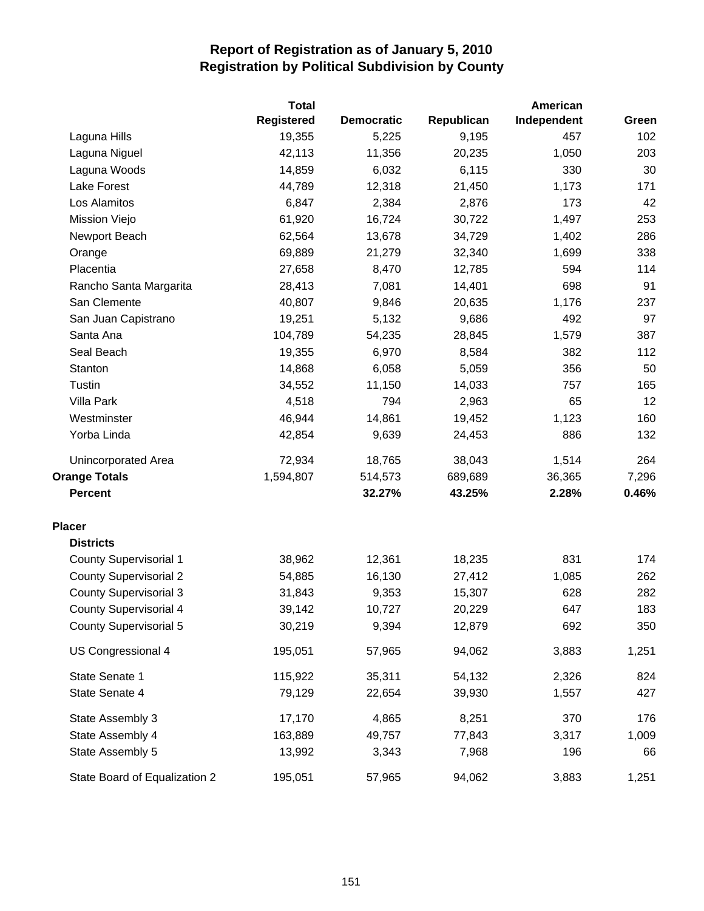# Report of Registration as of January 5, 2010
## Registration by Political Subdivision by County

| | Total Registered | Democratic | Republican | American Independent | Green |
|---|---|---|---|---|---|
| Laguna Hills | 19,355 | 5,225 | 9,195 | 457 | 102 |
| Laguna Niguel | 42,113 | 11,356 | 20,235 | 1,050 | 203 |
| Laguna Woods | 14,859 | 6,032 | 6,115 | 330 | 30 |
| Lake Forest | 44,789 | 12,318 | 21,450 | 1,173 | 171 |
| Los Alamitos | 6,847 | 2,384 | 2,876 | 173 | 42 |
| Mission Viejo | 61,920 | 16,724 | 30,722 | 1,497 | 253 |
| Newport Beach | 62,564 | 13,678 | 34,729 | 1,402 | 286 |
| Orange | 69,889 | 21,279 | 32,340 | 1,699 | 338 |
| Placentia | 27,658 | 8,470 | 12,785 | 594 | 114 |
| Rancho Santa Margarita | 28,413 | 7,081 | 14,401 | 698 | 91 |
| San Clemente | 40,807 | 9,846 | 20,635 | 1,176 | 237 |
| San Juan Capistrano | 19,251 | 5,132 | 9,686 | 492 | 97 |
| Santa Ana | 104,789 | 54,235 | 28,845 | 1,579 | 387 |
| Seal Beach | 19,355 | 6,970 | 8,584 | 382 | 112 |
| Stanton | 14,868 | 6,058 | 5,059 | 356 | 50 |
| Tustin | 34,552 | 11,150 | 14,033 | 757 | 165 |
| Villa Park | 4,518 | 794 | 2,963 | 65 | 12 |
| Westminster | 46,944 | 14,861 | 19,452 | 1,123 | 160 |
| Yorba Linda | 42,854 | 9,639 | 24,453 | 886 | 132 |
| Unincorporated Area | 72,934 | 18,765 | 38,043 | 1,514 | 264 |
| **Orange Totals** | 1,594,807 | 514,573 | 689,689 | 36,365 | 7,296 |
| **Percent** | | **32.27%** | **43.25%** | **2.28%** | **0.46%** |
| **Placer** | | | | | |
| **Districts** | | | | | |
| County Supervisorial 1 | 38,962 | 12,361 | 18,235 | 831 | 174 |
| County Supervisorial 2 | 54,885 | 16,130 | 27,412 | 1,085 | 262 |
| County Supervisorial 3 | 31,843 | 9,353 | 15,307 | 628 | 282 |
| County Supervisorial 4 | 39,142 | 10,727 | 20,229 | 647 | 183 |
| County Supervisorial 5 | 30,219 | 9,394 | 12,879 | 692 | 350 |
| US Congressional 4 | 195,051 | 57,965 | 94,062 | 3,883 | 1,251 |
| State Senate 1 | 115,922 | 35,311 | 54,132 | 2,326 | 824 |
| State Senate 4 | 79,129 | 22,654 | 39,930 | 1,557 | 427 |
| State Assembly 3 | 17,170 | 4,865 | 8,251 | 370 | 176 |
| State Assembly 4 | 163,889 | 49,757 | 77,843 | 3,317 | 1,009 |
| State Assembly 5 | 13,992 | 3,343 | 7,968 | 196 | 66 |
| State Board of Equalization 2 | 195,051 | 57,965 | 94,062 | 3,883 | 1,251 |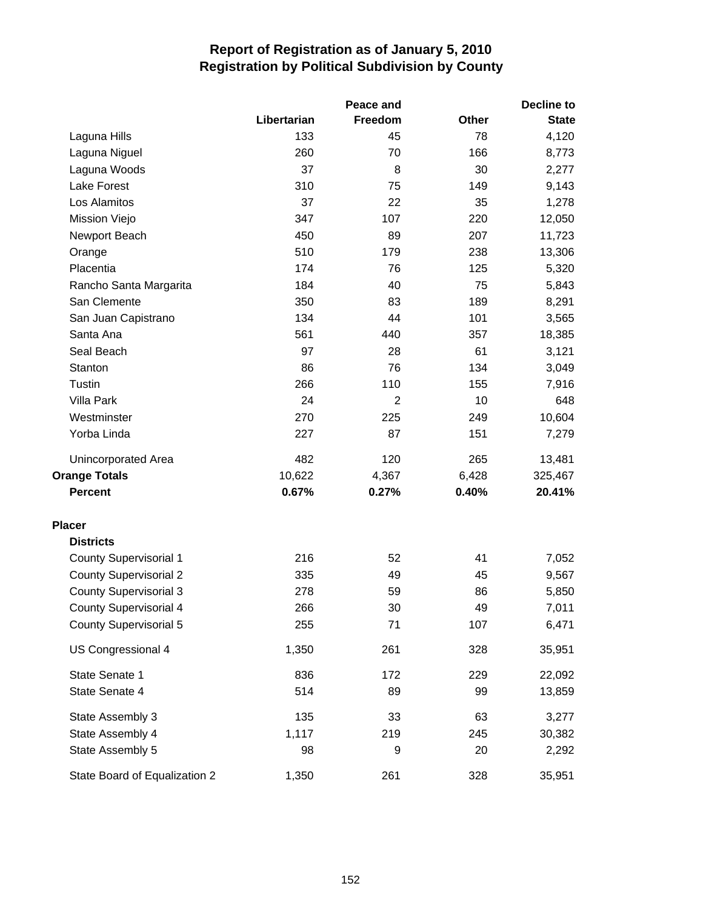# Report of Registration as of January 5, 2010
## Registration by Political Subdivision by County

| | Libertarian | Peace and Freedom | Other | Decline to State |
|---|---|---|---|---|
| Laguna Hills | 133 | 45 | 78 | 4,120 |
| Laguna Niguel | 260 | 70 | 166 | 8,773 |
| Laguna Woods | 37 | 8 | 30 | 2,277 |
| Lake Forest | 310 | 75 | 149 | 9,143 |
| Los Alamitos | 37 | 22 | 35 | 1,278 |
| Mission Viejo | 347 | 107 | 220 | 12,050 |
| Newport Beach | 450 | 89 | 207 | 11,723 |
| Orange | 510 | 179 | 238 | 13,306 |
| Placentia | 174 | 76 | 125 | 5,320 |
| Rancho Santa Margarita | 184 | 40 | 75 | 5,843 |
| San Clemente | 350 | 83 | 189 | 8,291 |
| San Juan Capistrano | 134 | 44 | 101 | 3,565 |
| Santa Ana | 561 | 440 | 357 | 18,385 |
| Seal Beach | 97 | 28 | 61 | 3,121 |
| Stanton | 86 | 76 | 134 | 3,049 |
| Tustin | 266 | 110 | 155 | 7,916 |
| Villa Park | 24 | 2 | 10 | 648 |
| Westminster | 270 | 225 | 249 | 10,604 |
| Yorba Linda | 227 | 87 | 151 | 7,279 |
| Unincorporated Area | 482 | 120 | 265 | 13,481 |
| **Orange Totals** | 10,622 | 4,367 | 6,428 | 325,467 |
| **Percent** | **0.67%** | **0.27%** | **0.40%** | **20.41%** |
| **Placer** | | | | |
| **Districts** | | | | |
| County Supervisorial 1 | 216 | 52 | 41 | 7,052 |
| County Supervisorial 2 | 335 | 49 | 45 | 9,567 |
| County Supervisorial 3 | 278 | 59 | 86 | 5,850 |
| County Supervisorial 4 | 266 | 30 | 49 | 7,011 |
| County Supervisorial 5 | 255 | 71 | 107 | 6,471 |
| US Congressional 4 | 1,350 | 261 | 328 | 35,951 |
| State Senate 1 | 836 | 172 | 229 | 22,092 |
| State Senate 4 | 514 | 89 | 99 | 13,859 |
| State Assembly 3 | 135 | 33 | 63 | 3,277 |
| State Assembly 4 | 1,117 | 219 | 245 | 30,382 |
| State Assembly 5 | 98 | 9 | 20 | 2,292 |
| State Board of Equalization 2 | 1,350 | 261 | 328 | 35,951 |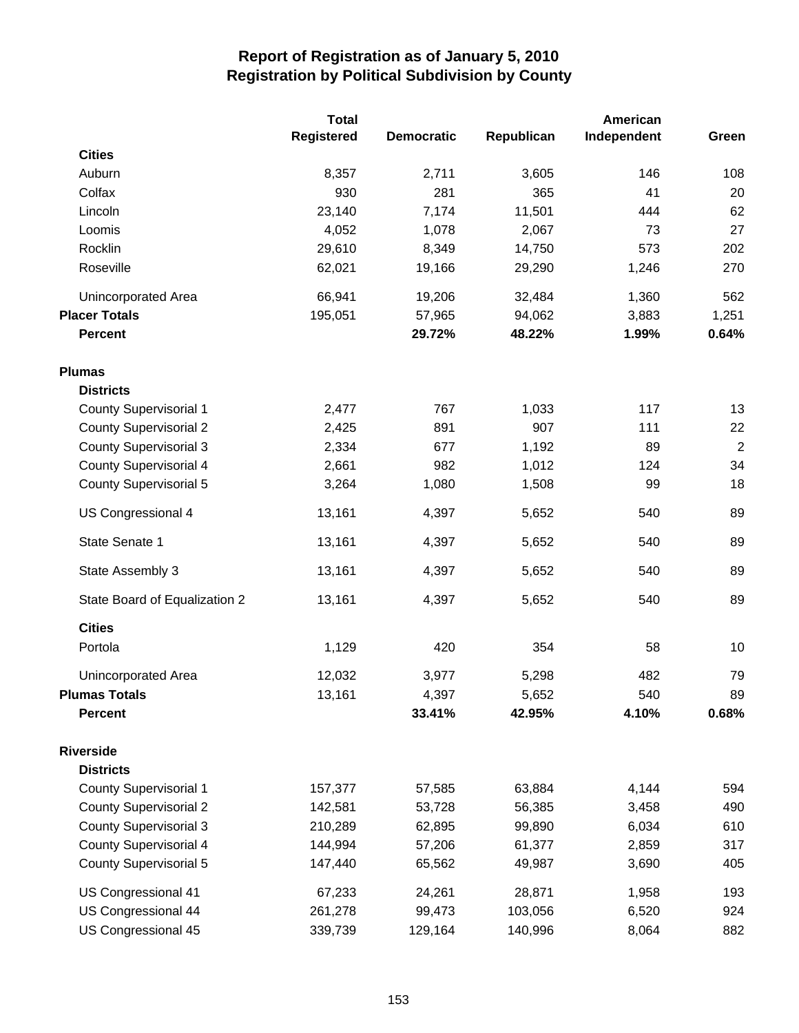# Report of Registration as of January 5, 2010
## Registration by Political Subdivision by County

| | Total Registered | Democratic | Republican | American Independent | Green |
|---|---|---|---|---|---|
| **Cities** | | | | | |
| Auburn | 8,357 | 2,711 | 3,605 | 146 | 108 |
| Colfax | 930 | 281 | 365 | 41 | 20 |
| Lincoln | 23,140 | 7,174 | 11,501 | 444 | 62 |
| Loomis | 4,052 | 1,078 | 2,067 | 73 | 27 |
| Rocklin | 29,610 | 8,349 | 14,750 | 573 | 202 |
| Roseville | 62,021 | 19,166 | 29,290 | 1,246 | 270 |
| Unincorporated Area | 66,941 | 19,206 | 32,484 | 1,360 | 562 |
| **Placer Totals** | 195,051 | 57,965 | 94,062 | 3,883 | 1,251 |
| **Percent** | | **29.72%** | **48.22%** | **1.99%** | **0.64%** |
| **Plumas** | | | | | |
| **Districts** | | | | | |
| County Supervisorial 1 | 2,477 | 767 | 1,033 | 117 | 13 |
| County Supervisorial 2 | 2,425 | 891 | 907 | 111 | 22 |
| County Supervisorial 3 | 2,334 | 677 | 1,192 | 89 | 2 |
| County Supervisorial 4 | 2,661 | 982 | 1,012 | 124 | 34 |
| County Supervisorial 5 | 3,264 | 1,080 | 1,508 | 99 | 18 |
| US Congressional 4 | 13,161 | 4,397 | 5,652 | 540 | 89 |
| State Senate 1 | 13,161 | 4,397 | 5,652 | 540 | 89 |
| State Assembly 3 | 13,161 | 4,397 | 5,652 | 540 | 89 |
| State Board of Equalization 2 | 13,161 | 4,397 | 5,652 | 540 | 89 |
| **Cities** | | | | | |
| Portola | 1,129 | 420 | 354 | 58 | 10 |
| Unincorporated Area | 12,032 | 3,977 | 5,298 | 482 | 79 |
| **Plumas Totals** | 13,161 | 4,397 | 5,652 | 540 | 89 |
| **Percent** | | **33.41%** | **42.95%** | **4.10%** | **0.68%** |
| **Riverside** | | | | | |
| **Districts** | | | | | |
| County Supervisorial 1 | 157,377 | 57,585 | 63,884 | 4,144 | 594 |
| County Supervisorial 2 | 142,581 | 53,728 | 56,385 | 3,458 | 490 |
| County Supervisorial 3 | 210,289 | 62,895 | 99,890 | 6,034 | 610 |
| County Supervisorial 4 | 144,994 | 57,206 | 61,377 | 2,859 | 317 |
| County Supervisorial 5 | 147,440 | 65,562 | 49,987 | 3,690 | 405 |
| US Congressional 41 | 67,233 | 24,261 | 28,871 | 1,958 | 193 |
| US Congressional 44 | 261,278 | 99,473 | 103,056 | 6,520 | 924 |
| US Congressional 45 | 339,739 | 129,164 | 140,996 | 8,064 | 882 |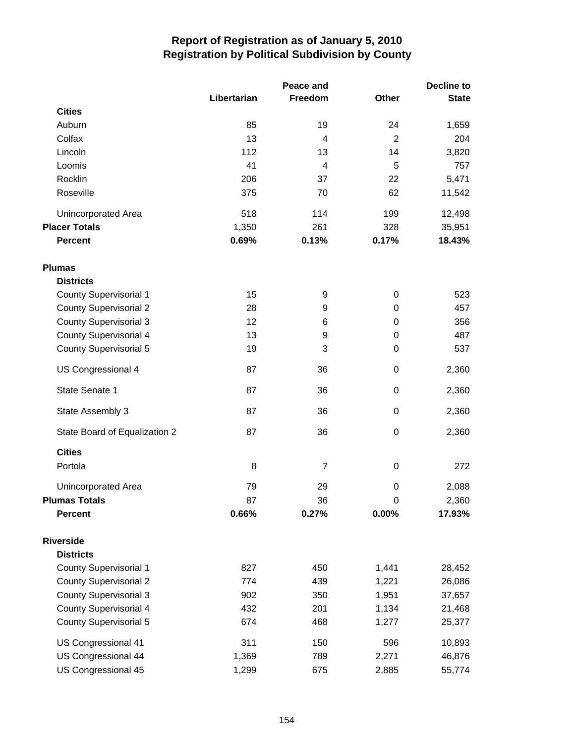# Report of Registration as of January 5, 2010
## Registration by Political Subdivision by County

| | Libertarian | Peace and Freedom | Other | Decline to State |
|---|---|---|---|---|
| **Cities** | | | | |
| Auburn | 85 | 19 | 24 | 1,659 |
| Colfax | 13 | 4 | 2 | 204 |
| Lincoln | 112 | 13 | 14 | 3,820 |
| Loomis | 41 | 4 | 5 | 757 |
| Rocklin | 206 | 37 | 22 | 5,471 |
| Roseville | 375 | 70 | 62 | 11,542 |
| Unincorporated Area | 518 | 114 | 199 | 12,498 |
| **Placer Totals** | 1,350 | 261 | 328 | 35,951 |
| **Percent** | **0.69%** | **0.13%** | **0.17%** | **18.43%** |
| **Plumas** | | | | |
| **Districts** | | | | |
| County Supervisorial 1 | 15 | 9 | 0 | 523 |
| County Supervisorial 2 | 28 | 9 | 0 | 457 |
| County Supervisorial 3 | 12 | 6 | 0 | 356 |
| County Supervisorial 4 | 13 | 9 | 0 | 487 |
| County Supervisorial 5 | 19 | 3 | 0 | 537 |
| US Congressional 4 | 87 | 36 | 0 | 2,360 |
| State Senate 1 | 87 | 36 | 0 | 2,360 |
| State Assembly 3 | 87 | 36 | 0 | 2,360 |
| State Board of Equalization 2 | 87 | 36 | 0 | 2,360 |
| **Cities** | | | | |
| Portola | 8 | 7 | 0 | 272 |
| Unincorporated Area | 79 | 29 | 0 | 2,088 |
| **Plumas Totals** | 87 | 36 | 0 | 2,360 |
| **Percent** | **0.66%** | **0.27%** | **0.00%** | **17.93%** |
| **Riverside** | | | | |
| **Districts** | | | | |
| County Supervisorial 1 | 827 | 450 | 1,441 | 28,452 |
| County Supervisorial 2 | 774 | 439 | 1,221 | 26,086 |
| County Supervisorial 3 | 902 | 350 | 1,951 | 37,657 |
| County Supervisorial 4 | 432 | 201 | 1,134 | 21,468 |
| County Supervisorial 5 | 674 | 468 | 1,277 | 25,377 |
| US Congressional 41 | 311 | 150 | 596 | 10,893 |
| US Congressional 44 | 1,369 | 789 | 2,271 | 46,876 |
| US Congressional 45 | 1,299 | 675 | 2,885 | 55,774 |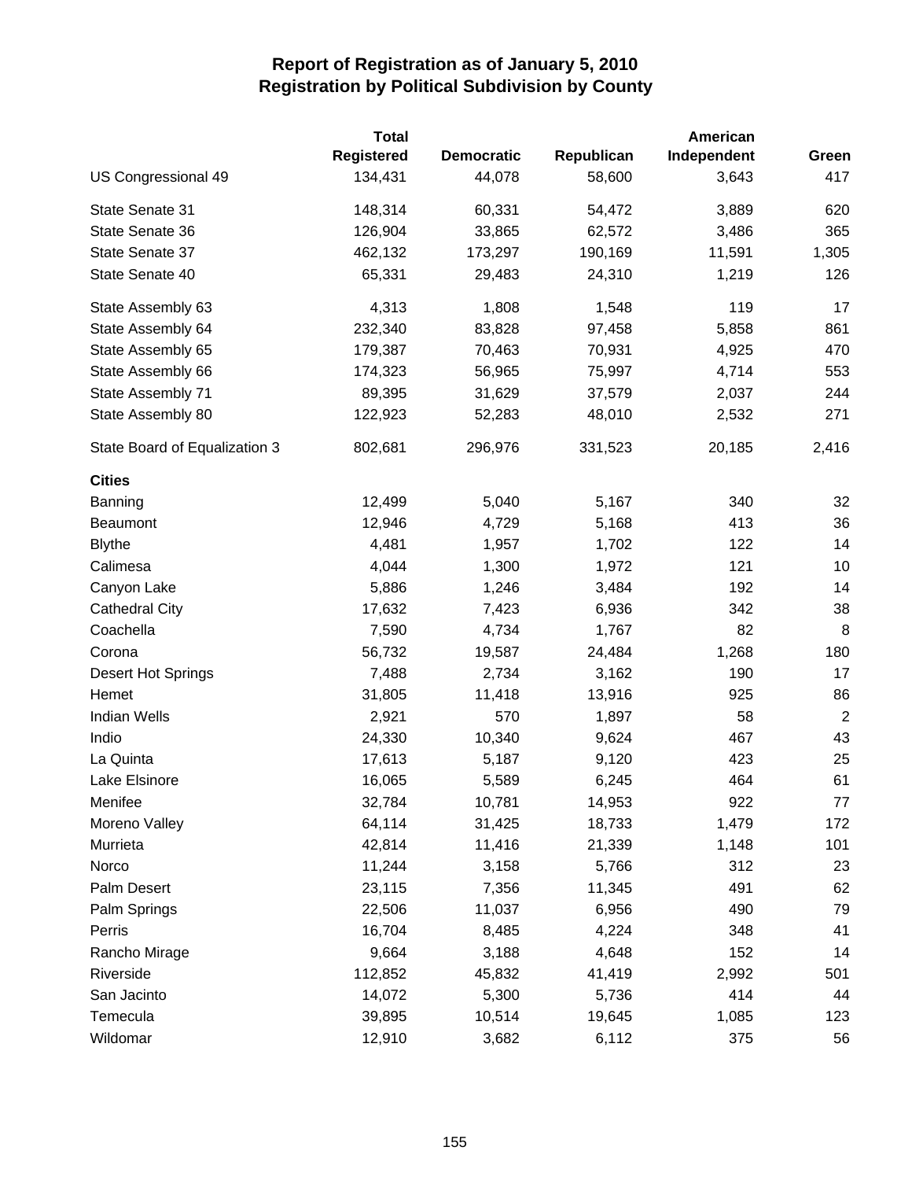# Report of Registration as of January 5, 2010
## Registration by Political Subdivision by County

| | Total Registered | Democratic | Republican | American Independent | Green |
|---|---|---|---|---|---|
| US Congressional 49 | 134,431 | 44,078 | 58,600 | 3,643 | 417 |
| State Senate 31 | 148,314 | 60,331 | 54,472 | 3,889 | 620 |
| State Senate 36 | 126,904 | 33,865 | 62,572 | 3,486 | 365 |
| State Senate 37 | 462,132 | 173,297 | 190,169 | 11,591 | 1,305 |
| State Senate 40 | 65,331 | 29,483 | 24,310 | 1,219 | 126 |
| State Assembly 63 | 4,313 | 1,808 | 1,548 | 119 | 17 |
| State Assembly 64 | 232,340 | 83,828 | 97,458 | 5,858 | 861 |
| State Assembly 65 | 179,387 | 70,463 | 70,931 | 4,925 | 470 |
| State Assembly 66 | 174,323 | 56,965 | 75,997 | 4,714 | 553 |
| State Assembly 71 | 89,395 | 31,629 | 37,579 | 2,037 | 244 |
| State Assembly 80 | 122,923 | 52,283 | 48,010 | 2,532 | 271 |
| State Board of Equalization 3 | 802,681 | 296,976 | 331,523 | 20,185 | 2,416 |
| **Cities** | | | | | |
| Banning | 12,499 | 5,040 | 5,167 | 340 | 32 |
| Beaumont | 12,946 | 4,729 | 5,168 | 413 | 36 |
| Blythe | 4,481 | 1,957 | 1,702 | 122 | 14 |
| Calimesa | 4,044 | 1,300 | 1,972 | 121 | 10 |
| Canyon Lake | 5,886 | 1,246 | 3,484 | 192 | 14 |
| Cathedral City | 17,632 | 7,423 | 6,936 | 342 | 38 |
| Coachella | 7,590 | 4,734 | 1,767 | 82 | 8 |
| Corona | 56,732 | 19,587 | 24,484 | 1,268 | 180 |
| Desert Hot Springs | 7,488 | 2,734 | 3,162 | 190 | 17 |
| Hemet | 31,805 | 11,418 | 13,916 | 925 | 86 |
| Indian Wells | 2,921 | 570 | 1,897 | 58 | 2 |
| Indio | 24,330 | 10,340 | 9,624 | 467 | 43 |
| La Quinta | 17,613 | 5,187 | 9,120 | 423 | 25 |
| Lake Elsinore | 16,065 | 5,589 | 6,245 | 464 | 61 |
| Menifee | 32,784 | 10,781 | 14,953 | 922 | 77 |
| Moreno Valley | 64,114 | 31,425 | 18,733 | 1,479 | 172 |
| Murrieta | 42,814 | 11,416 | 21,339 | 1,148 | 101 |
| Norco | 11,244 | 3,158 | 5,766 | 312 | 23 |
| Palm Desert | 23,115 | 7,356 | 11,345 | 491 | 62 |
| Palm Springs | 22,506 | 11,037 | 6,956 | 490 | 79 |
| Perris | 16,704 | 8,485 | 4,224 | 348 | 41 |
| Rancho Mirage | 9,664 | 3,188 | 4,648 | 152 | 14 |
| Riverside | 112,852 | 45,832 | 41,419 | 2,992 | 501 |
| San Jacinto | 14,072 | 5,300 | 5,736 | 414 | 44 |
| Temecula | 39,895 | 10,514 | 19,645 | 1,085 | 123 |
| Wildomar | 12,910 | 3,682 | 6,112 | 375 | 56 |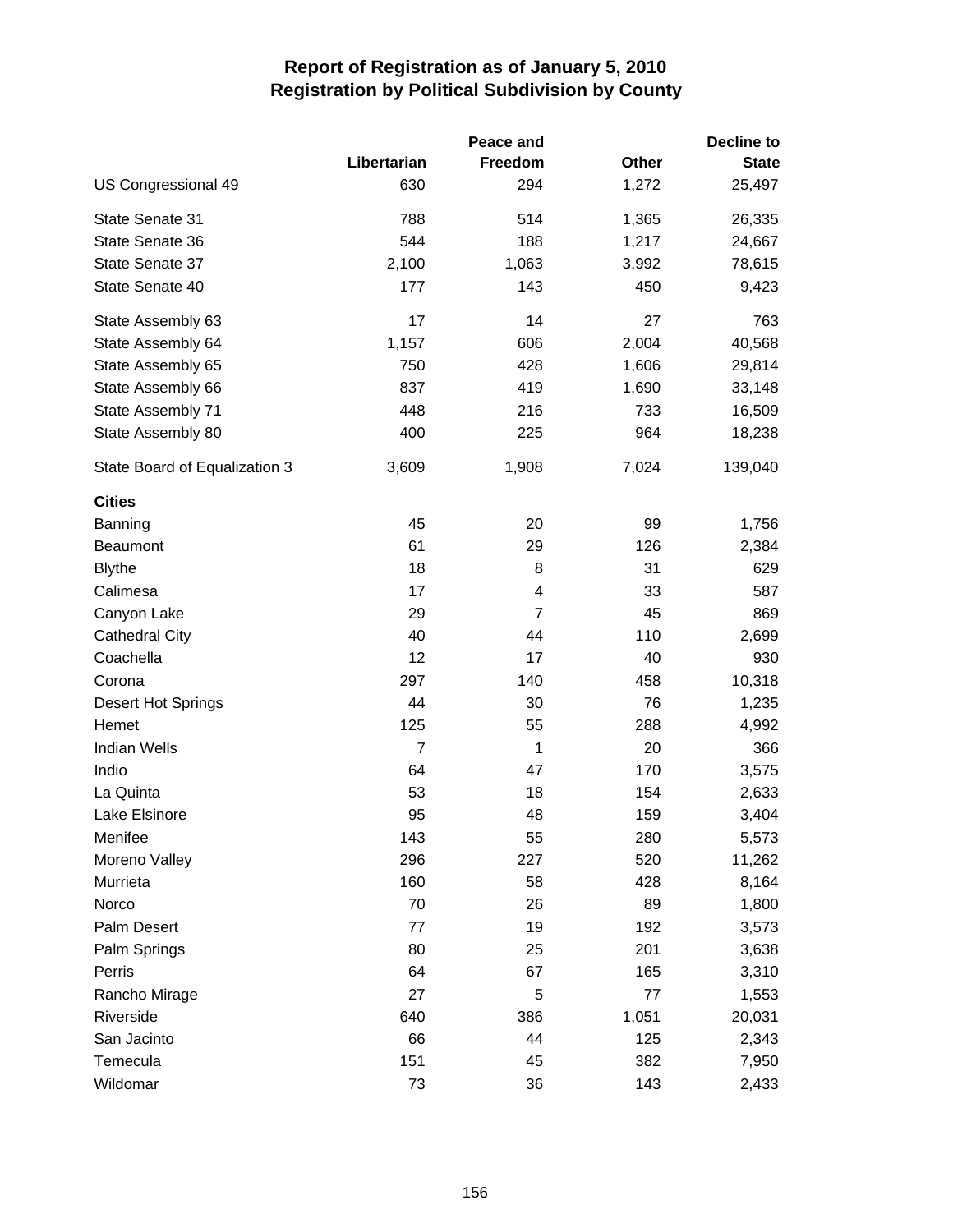# Report of Registration as of January 5, 2010
## Registration by Political Subdivision by County

| | Libertarian | Peace and Freedom | Other | Decline to State |
|---|---|---|---|---|
| US Congressional 49 | 630 | 294 | 1,272 | 25,497 |
| State Senate 31 | 788 | 514 | 1,365 | 26,335 |
| State Senate 36 | 544 | 188 | 1,217 | 24,667 |
| State Senate 37 | 2,100 | 1,063 | 3,992 | 78,615 |
| State Senate 40 | 177 | 143 | 450 | 9,423 |
| State Assembly 63 | 17 | 14 | 27 | 763 |
| State Assembly 64 | 1,157 | 606 | 2,004 | 40,568 |
| State Assembly 65 | 750 | 428 | 1,606 | 29,814 |
| State Assembly 66 | 837 | 419 | 1,690 | 33,148 |
| State Assembly 71 | 448 | 216 | 733 | 16,509 |
| State Assembly 80 | 400 | 225 | 964 | 18,238 |
| State Board of Equalization 3 | 3,609 | 1,908 | 7,024 | 139,040 |
| **Cities** | | | | |
| Banning | 45 | 20 | 99 | 1,756 |
| Beaumont | 61 | 29 | 126 | 2,384 |
| Blythe | 18 | 8 | 31 | 629 |
| Calimesa | 17 | 4 | 33 | 587 |
| Canyon Lake | 29 | 7 | 45 | 869 |
| Cathedral City | 40 | 44 | 110 | 2,699 |
| Coachella | 12 | 17 | 40 | 930 |
| Corona | 297 | 140 | 458 | 10,318 |
| Desert Hot Springs | 44 | 30 | 76 | 1,235 |
| Hemet | 125 | 55 | 288 | 4,992 |
| Indian Wells | 7 | 1 | 20 | 366 |
| Indio | 64 | 47 | 170 | 3,575 |
| La Quinta | 53 | 18 | 154 | 2,633 |
| Lake Elsinore | 95 | 48 | 159 | 3,404 |
| Menifee | 143 | 55 | 280 | 5,573 |
| Moreno Valley | 296 | 227 | 520 | 11,262 |
| Murrieta | 160 | 58 | 428 | 8,164 |
| Norco | 70 | 26 | 89 | 1,800 |
| Palm Desert | 77 | 19 | 192 | 3,573 |
| Palm Springs | 80 | 25 | 201 | 3,638 |
| Perris | 64 | 67 | 165 | 3,310 |
| Rancho Mirage | 27 | 5 | 77 | 1,553 |
| Riverside | 640 | 386 | 1,051 | 20,031 |
| San Jacinto | 66 | 44 | 125 | 2,343 |
| Temecula | 151 | 45 | 382 | 7,950 |
| Wildomar | 73 | 36 | 143 | 2,433 |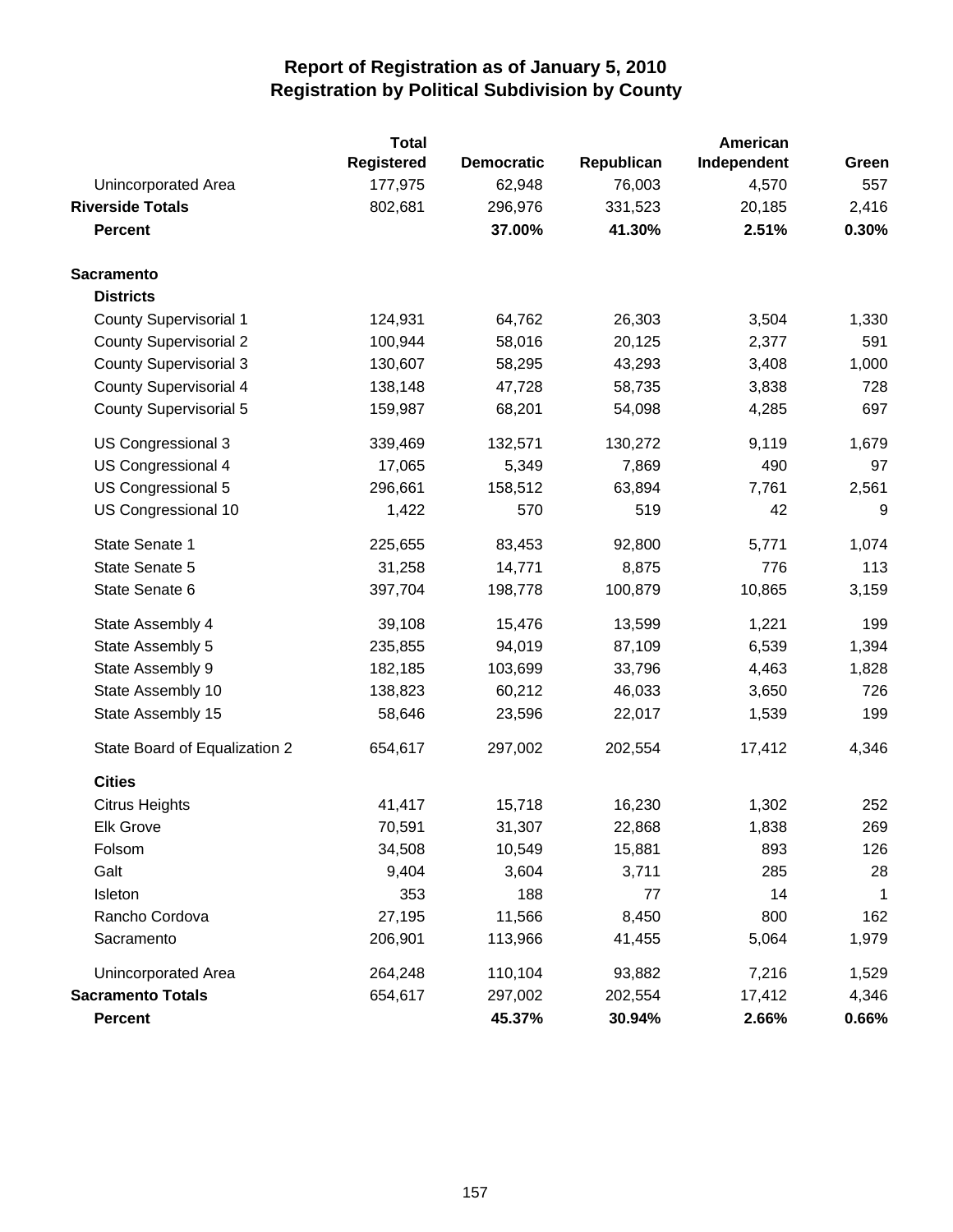# Report of Registration as of January 5, 2010
## Registration by Political Subdivision by County

| | Total Registered | Democratic | Republican | American Independent | Green |
|---|---|---|---|---|---|
| Unincorporated Area | 177,975 | 62,948 | 76,003 | 4,570 | 557 |
| **Riverside Totals** | 802,681 | 296,976 | 331,523 | 20,185 | 2,416 |
| **Percent** | | **37.00%** | **41.30%** | **2.51%** | **0.30%** |
| **Sacramento** | | | | | |
| **Districts** | | | | | |
| County Supervisorial 1 | 124,931 | 64,762 | 26,303 | 3,504 | 1,330 |
| County Supervisorial 2 | 100,944 | 58,016 | 20,125 | 2,377 | 591 |
| County Supervisorial 3 | 130,607 | 58,295 | 43,293 | 3,408 | 1,000 |
| County Supervisorial 4 | 138,148 | 47,728 | 58,735 | 3,838 | 728 |
| County Supervisorial 5 | 159,987 | 68,201 | 54,098 | 4,285 | 697 |
| US Congressional 3 | 339,469 | 132,571 | 130,272 | 9,119 | 1,679 |
| US Congressional 4 | 17,065 | 5,349 | 7,869 | 490 | 97 |
| US Congressional 5 | 296,661 | 158,512 | 63,894 | 7,761 | 2,561 |
| US Congressional 10 | 1,422 | 570 | 519 | 42 | 9 |
| State Senate 1 | 225,655 | 83,453 | 92,800 | 5,771 | 1,074 |
| State Senate 5 | 31,258 | 14,771 | 8,875 | 776 | 113 |
| State Senate 6 | 397,704 | 198,778 | 100,879 | 10,865 | 3,159 |
| State Assembly 4 | 39,108 | 15,476 | 13,599 | 1,221 | 199 |
| State Assembly 5 | 235,855 | 94,019 | 87,109 | 6,539 | 1,394 |
| State Assembly 9 | 182,185 | 103,699 | 33,796 | 4,463 | 1,828 |
| State Assembly 10 | 138,823 | 60,212 | 46,033 | 3,650 | 726 |
| State Assembly 15 | 58,646 | 23,596 | 22,017 | 1,539 | 199 |
| State Board of Equalization 2 | 654,617 | 297,002 | 202,554 | 17,412 | 4,346 |
| **Cities** | | | | | |
| Citrus Heights | 41,417 | 15,718 | 16,230 | 1,302 | 252 |
| Elk Grove | 70,591 | 31,307 | 22,868 | 1,838 | 269 |
| Folsom | 34,508 | 10,549 | 15,881 | 893 | 126 |
| Galt | 9,404 | 3,604 | 3,711 | 285 | 28 |
| Isleton | 353 | 188 | 77 | 14 | 1 |
| Rancho Cordova | 27,195 | 11,566 | 8,450 | 800 | 162 |
| Sacramento | 206,901 | 113,966 | 41,455 | 5,064 | 1,979 |
| Unincorporated Area | 264,248 | 110,104 | 93,882 | 7,216 | 1,529 |
| **Sacramento Totals** | 654,617 | 297,002 | 202,554 | 17,412 | 4,346 |
| **Percent** | | **45.37%** | **30.94%** | **2.66%** | **0.66%** |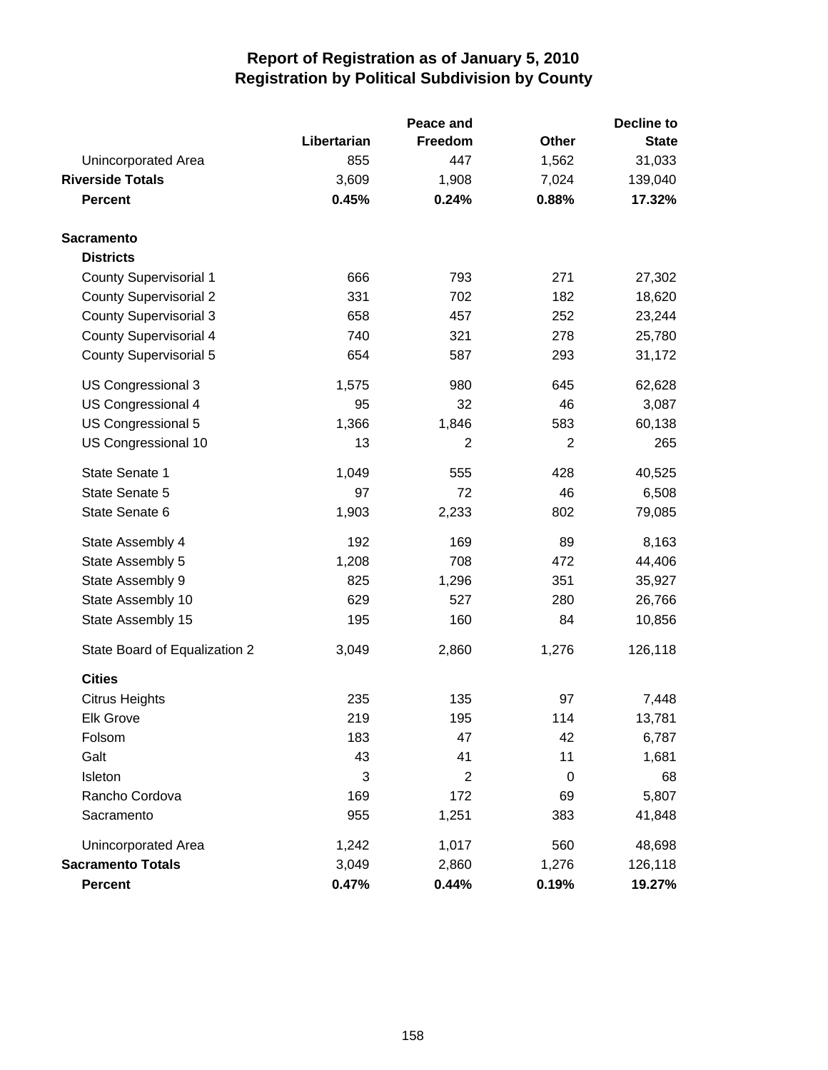# Report of Registration as of January 5, 2010
## Registration by Political Subdivision by County

| | Libertarian | Peace and Freedom | Other | Decline to State |
|---|---|---|---|---|
| Unincorporated Area | 855 | 447 | 1,562 | 31,033 |
| **Riverside Totals** | 3,609 | 1,908 | 7,024 | 139,040 |
| **Percent** | **0.45%** | **0.24%** | **0.88%** | **17.32%** |
| | | | | |
| **Sacramento** | | | | |
| **Districts** | | | | |
| County Supervisorial 1 | 666 | 793 | 271 | 27,302 |
| County Supervisorial 2 | 331 | 702 | 182 | 18,620 |
| County Supervisorial 3 | 658 | 457 | 252 | 23,244 |
| County Supervisorial 4 | 740 | 321 | 278 | 25,780 |
| County Supervisorial 5 | 654 | 587 | 293 | 31,172 |
| US Congressional 3 | 1,575 | 980 | 645 | 62,628 |
| US Congressional 4 | 95 | 32 | 46 | 3,087 |
| US Congressional 5 | 1,366 | 1,846 | 583 | 60,138 |
| US Congressional 10 | 13 | 2 | 2 | 265 |
| State Senate 1 | 1,049 | 555 | 428 | 40,525 |
| State Senate 5 | 97 | 72 | 46 | 6,508 |
| State Senate 6 | 1,903 | 2,233 | 802 | 79,085 |
| State Assembly 4 | 192 | 169 | 89 | 8,163 |
| State Assembly 5 | 1,208 | 708 | 472 | 44,406 |
| State Assembly 9 | 825 | 1,296 | 351 | 35,927 |
| State Assembly 10 | 629 | 527 | 280 | 26,766 |
| State Assembly 15 | 195 | 160 | 84 | 10,856 |
| State Board of Equalization 2 | 3,049 | 2,860 | 1,276 | 126,118 |
| **Cities** | | | | |
| Citrus Heights | 235 | 135 | 97 | 7,448 |
| Elk Grove | 219 | 195 | 114 | 13,781 |
| Folsom | 183 | 47 | 42 | 6,787 |
| Galt | 43 | 41 | 11 | 1,681 |
| Isleton | 3 | 2 | 0 | 68 |
| Rancho Cordova | 169 | 172 | 69 | 5,807 |
| Sacramento | 955 | 1,251 | 383 | 41,848 |
| Unincorporated Area | 1,242 | 1,017 | 560 | 48,698 |
| **Sacramento Totals** | 3,049 | 2,860 | 1,276 | 126,118 |
| **Percent** | **0.47%** | **0.44%** | **0.19%** | **19.27%** |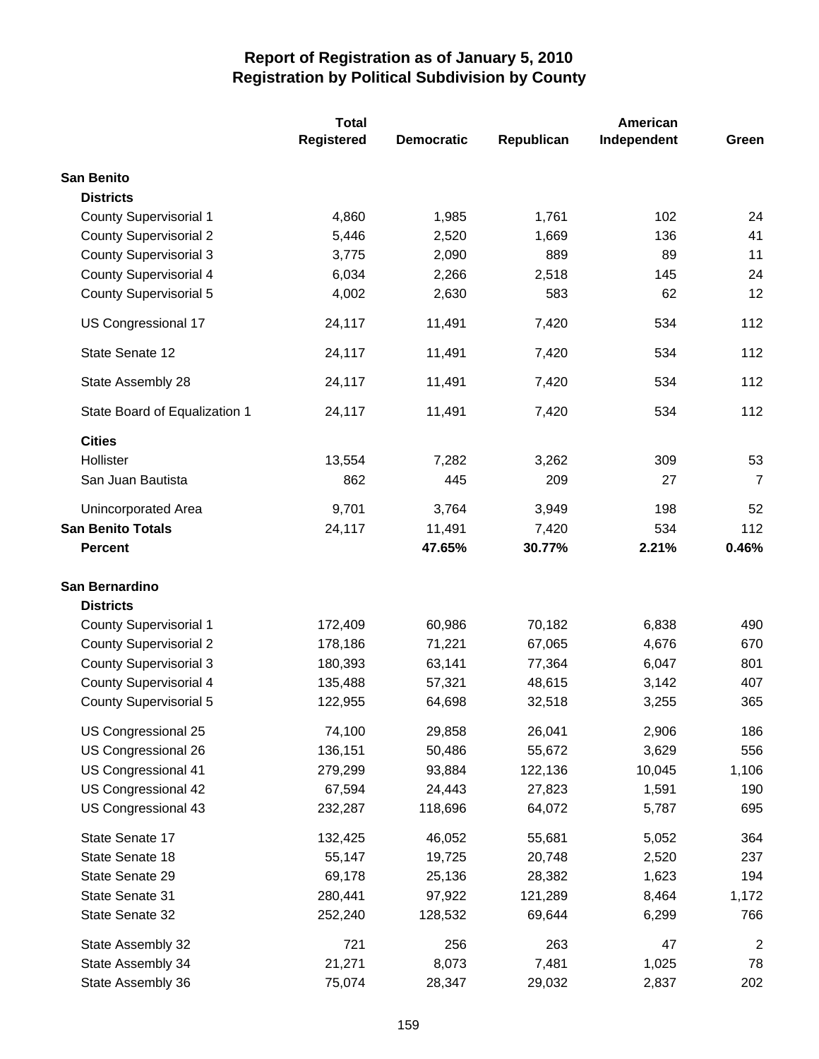# Report of Registration as of January 5, 2010
## Registration by Political Subdivision by County

| | Total Registered | Democratic | Republican | American Independent | Green |
|---|---|---|---|---|---|
| **San Benito** | | | | | |
| **Districts** | | | | | |
| County Supervisorial 1 | 4,860 | 1,985 | 1,761 | 102 | 24 |
| County Supervisorial 2 | 5,446 | 2,520 | 1,669 | 136 | 41 |
| County Supervisorial 3 | 3,775 | 2,090 | 889 | 89 | 11 |
| County Supervisorial 4 | 6,034 | 2,266 | 2,518 | 145 | 24 |
| County Supervisorial 5 | 4,002 | 2,630 | 583 | 62 | 12 |
| US Congressional 17 | 24,117 | 11,491 | 7,420 | 534 | 112 |
| State Senate 12 | 24,117 | 11,491 | 7,420 | 534 | 112 |
| State Assembly 28 | 24,117 | 11,491 | 7,420 | 534 | 112 |
| State Board of Equalization 1 | 24,117 | 11,491 | 7,420 | 534 | 112 |
| **Cities** | | | | | |
| Hollister | 13,554 | 7,282 | 3,262 | 309 | 53 |
| San Juan Bautista | 862 | 445 | 209 | 27 | 7 |
| Unincorporated Area | 9,701 | 3,764 | 3,949 | 198 | 52 |
| **San Benito Totals** | 24,117 | 11,491 | 7,420 | 534 | 112 |
| **Percent** | | **47.65%** | **30.77%** | **2.21%** | **0.46%** |
| **San Bernardino** | | | | | |
| **Districts** | | | | | |
| County Supervisorial 1 | 172,409 | 60,986 | 70,182 | 6,838 | 490 |
| County Supervisorial 2 | 178,186 | 71,221 | 67,065 | 4,676 | 670 |
| County Supervisorial 3 | 180,393 | 63,141 | 77,364 | 6,047 | 801 |
| County Supervisorial 4 | 135,488 | 57,321 | 48,615 | 3,142 | 407 |
| County Supervisorial 5 | 122,955 | 64,698 | 32,518 | 3,255 | 365 |
| US Congressional 25 | 74,100 | 29,858 | 26,041 | 2,906 | 186 |
| US Congressional 26 | 136,151 | 50,486 | 55,672 | 3,629 | 556 |
| US Congressional 41 | 279,299 | 93,884 | 122,136 | 10,045 | 1,106 |
| US Congressional 42 | 67,594 | 24,443 | 27,823 | 1,591 | 190 |
| US Congressional 43 | 232,287 | 118,696 | 64,072 | 5,787 | 695 |
| State Senate 17 | 132,425 | 46,052 | 55,681 | 5,052 | 364 |
| State Senate 18 | 55,147 | 19,725 | 20,748 | 2,520 | 237 |
| State Senate 29 | 69,178 | 25,136 | 28,382 | 1,623 | 194 |
| State Senate 31 | 280,441 | 97,922 | 121,289 | 8,464 | 1,172 |
| State Senate 32 | 252,240 | 128,532 | 69,644 | 6,299 | 766 |
| State Assembly 32 | 721 | 256 | 263 | 47 | 2 |
| State Assembly 34 | 21,271 | 8,073 | 7,481 | 1,025 | 78 |
| State Assembly 36 | 75,074 | 28,347 | 29,032 | 2,837 | 202 |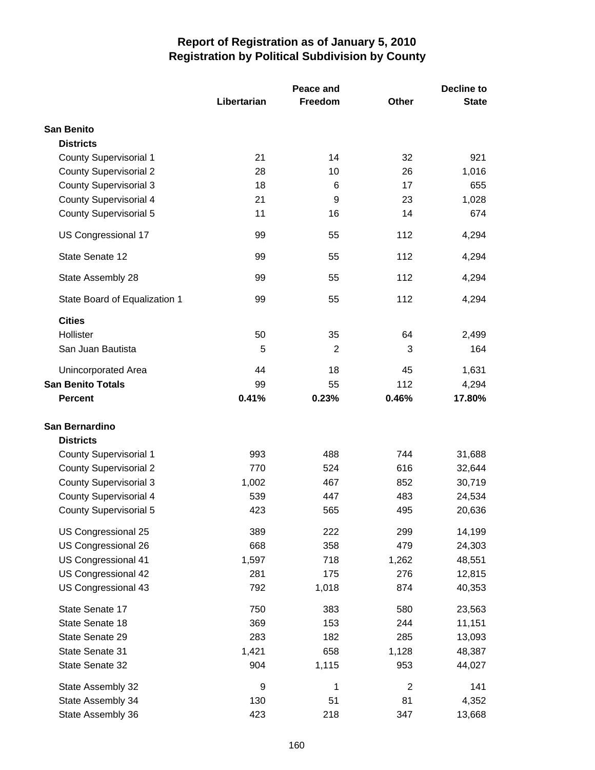# Report of Registration as of January 5, 2010
# Registration by Political Subdivision by County

| | Libertarian | Peace and Freedom | Other | Decline to State |
|---|---|---|---|---|
| **San Benito** | | | | |
| **Districts** | | | | |
| County Supervisorial 1 | 21 | 14 | 32 | 921 |
| County Supervisorial 2 | 28 | 10 | 26 | 1,016 |
| County Supervisorial 3 | 18 | 6 | 17 | 655 |
| County Supervisorial 4 | 21 | 9 | 23 | 1,028 |
| County Supervisorial 5 | 11 | 16 | 14 | 674 |
| US Congressional 17 | 99 | 55 | 112 | 4,294 |
| State Senate 12 | 99 | 55 | 112 | 4,294 |
| State Assembly 28 | 99 | 55 | 112 | 4,294 |
| State Board of Equalization 1 | 99 | 55 | 112 | 4,294 |
| **Cities** | | | | |
| Hollister | 50 | 35 | 64 | 2,499 |
| San Juan Bautista | 5 | 2 | 3 | 164 |
| Unincorporated Area | 44 | 18 | 45 | 1,631 |
| **San Benito Totals** | 99 | 55 | 112 | 4,294 |
| **Percent** | **0.41%** | **0.23%** | **0.46%** | **17.80%** |
| **San Bernardino** | | | | |
| **Districts** | | | | |
| County Supervisorial 1 | 993 | 488 | 744 | 31,688 |
| County Supervisorial 2 | 770 | 524 | 616 | 32,644 |
| County Supervisorial 3 | 1,002 | 467 | 852 | 30,719 |
| County Supervisorial 4 | 539 | 447 | 483 | 24,534 |
| County Supervisorial 5 | 423 | 565 | 495 | 20,636 |
| US Congressional 25 | 389 | 222 | 299 | 14,199 |
| US Congressional 26 | 668 | 358 | 479 | 24,303 |
| US Congressional 41 | 1,597 | 718 | 1,262 | 48,551 |
| US Congressional 42 | 281 | 175 | 276 | 12,815 |
| US Congressional 43 | 792 | 1,018 | 874 | 40,353 |
| State Senate 17 | 750 | 383 | 580 | 23,563 |
| State Senate 18 | 369 | 153 | 244 | 11,151 |
| State Senate 29 | 283 | 182 | 285 | 13,093 |
| State Senate 31 | 1,421 | 658 | 1,128 | 48,387 |
| State Senate 32 | 904 | 1,115 | 953 | 44,027 |
| State Assembly 32 | 9 | 1 | 2 | 141 |
| State Assembly 34 | 130 | 51 | 81 | 4,352 |
| State Assembly 36 | 423 | 218 | 347 | 13,668 |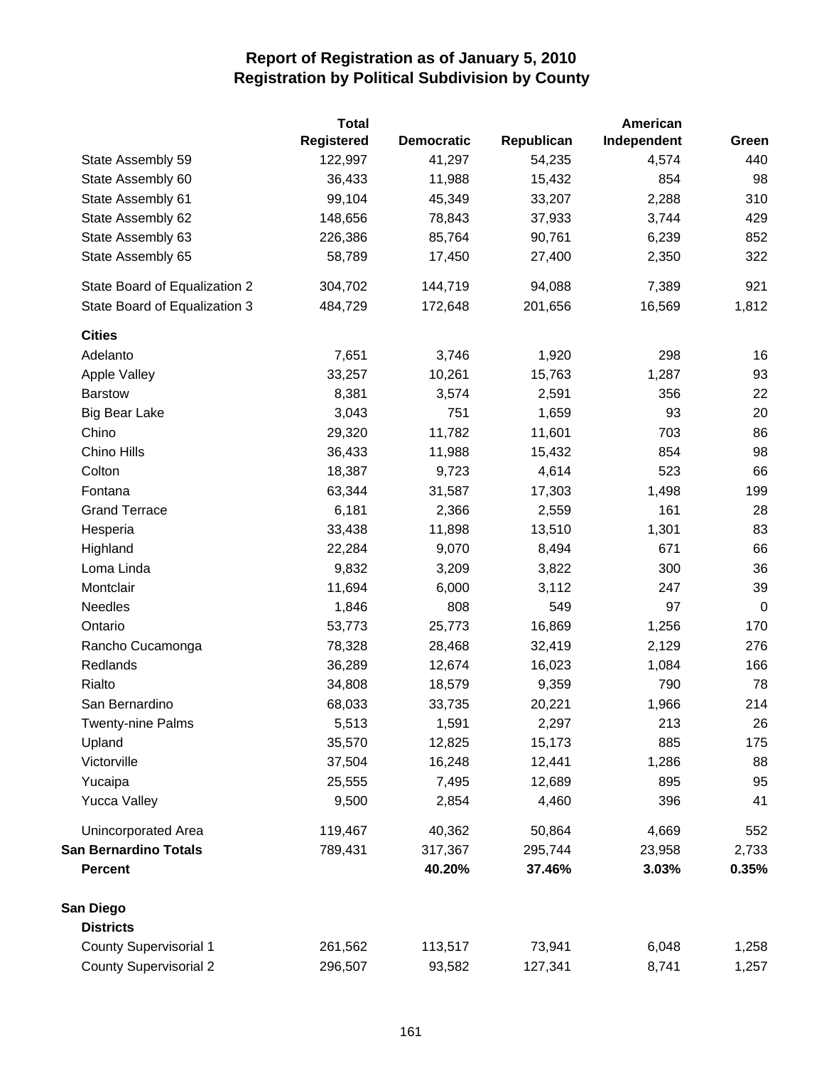# Report of Registration as of January 5, 2010
## Registration by Political Subdivision by County

| | Total Registered | Democratic | Republican | American Independent | Green |
|---|---|---|---|---|---|
| State Assembly 59 | 122,997 | 41,297 | 54,235 | 4,574 | 440 |
| State Assembly 60 | 36,433 | 11,988 | 15,432 | 854 | 98 |
| State Assembly 61 | 99,104 | 45,349 | 33,207 | 2,288 | 310 |
| State Assembly 62 | 148,656 | 78,843 | 37,933 | 3,744 | 429 |
| State Assembly 63 | 226,386 | 85,764 | 90,761 | 6,239 | 852 |
| State Assembly 65 | 58,789 | 17,450 | 27,400 | 2,350 | 322 |
| State Board of Equalization 2 | 304,702 | 144,719 | 94,088 | 7,389 | 921 |
| State Board of Equalization 3 | 484,729 | 172,648 | 201,656 | 16,569 | 1,812 |
| **Cities** | | | | | |
| Adelanto | 7,651 | 3,746 | 1,920 | 298 | 16 |
| Apple Valley | 33,257 | 10,261 | 15,763 | 1,287 | 93 |
| Barstow | 8,381 | 3,574 | 2,591 | 356 | 22 |
| Big Bear Lake | 3,043 | 751 | 1,659 | 93 | 20 |
| Chino | 29,320 | 11,782 | 11,601 | 703 | 86 |
| Chino Hills | 36,433 | 11,988 | 15,432 | 854 | 98 |
| Colton | 18,387 | 9,723 | 4,614 | 523 | 66 |
| Fontana | 63,344 | 31,587 | 17,303 | 1,498 | 199 |
| Grand Terrace | 6,181 | 2,366 | 2,559 | 161 | 28 |
| Hesperia | 33,438 | 11,898 | 13,510 | 1,301 | 83 |
| Highland | 22,284 | 9,070 | 8,494 | 671 | 66 |
| Loma Linda | 9,832 | 3,209 | 3,822 | 300 | 36 |
| Montclair | 11,694 | 6,000 | 3,112 | 247 | 39 |
| Needles | 1,846 | 808 | 549 | 97 | 0 |
| Ontario | 53,773 | 25,773 | 16,869 | 1,256 | 170 |
| Rancho Cucamonga | 78,328 | 28,468 | 32,419 | 2,129 | 276 |
| Redlands | 36,289 | 12,674 | 16,023 | 1,084 | 166 |
| Rialto | 34,808 | 18,579 | 9,359 | 790 | 78 |
| San Bernardino | 68,033 | 33,735 | 20,221 | 1,966 | 214 |
| Twenty-nine Palms | 5,513 | 1,591 | 2,297 | 213 | 26 |
| Upland | 35,570 | 12,825 | 15,173 | 885 | 175 |
| Victorville | 37,504 | 16,248 | 12,441 | 1,286 | 88 |
| Yucaipa | 25,555 | 7,495 | 12,689 | 895 | 95 |
| Yucca Valley | 9,500 | 2,854 | 4,460 | 396 | 41 |
| Unincorporated Area | 119,467 | 40,362 | 50,864 | 4,669 | 552 |
| **San Bernardino Totals** | 789,431 | 317,367 | 295,744 | 23,958 | 2,733 |
| **Percent** | | **40.20%** | **37.46%** | **3.03%** | **0.35%** |
| **San Diego** | | | | | |
| **Districts** | | | | | |
| County Supervisorial 1 | 261,562 | 113,517 | 73,941 | 6,048 | 1,258 |
| County Supervisorial 2 | 296,507 | 93,582 | 127,341 | 8,741 | 1,257 |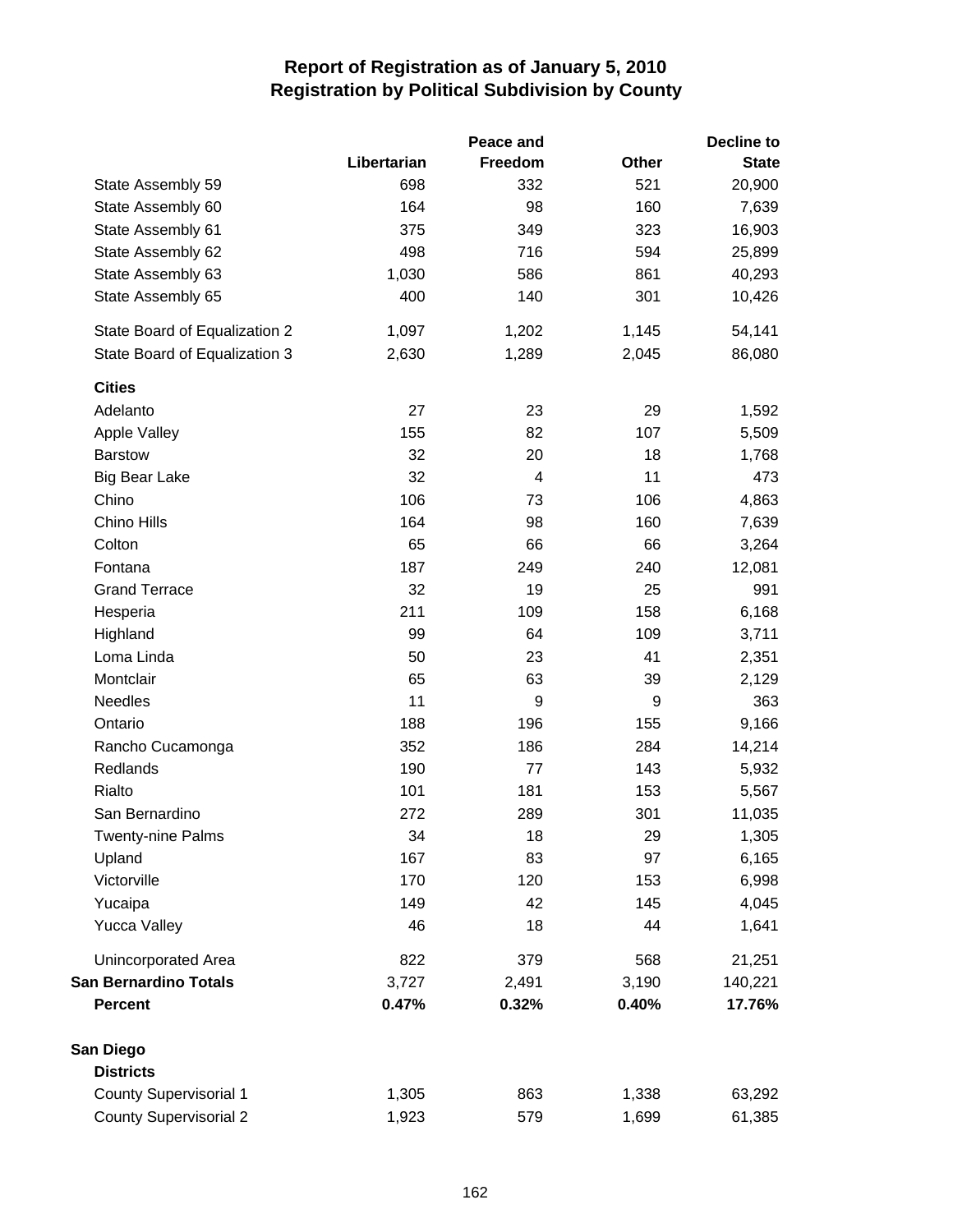# Report of Registration as of January 5, 2010
## Registration by Political Subdivision by County

| | Libertarian | Peace and Freedom | Other | Decline to State |
|---|---|---|---|---|
| State Assembly 59 | 698 | 332 | 521 | 20,900 |
| State Assembly 60 | 164 | 98 | 160 | 7,639 |
| State Assembly 61 | 375 | 349 | 323 | 16,903 |
| State Assembly 62 | 498 | 716 | 594 | 25,899 |
| State Assembly 63 | 1,030 | 586 | 861 | 40,293 |
| State Assembly 65 | 400 | 140 | 301 | 10,426 |
| State Board of Equalization 2 | 1,097 | 1,202 | 1,145 | 54,141 |
| State Board of Equalization 3 | 2,630 | 1,289 | 2,045 | 86,080 |
| **Cities** | | | | |
| Adelanto | 27 | 23 | 29 | 1,592 |
| Apple Valley | 155 | 82 | 107 | 5,509 |
| Barstow | 32 | 20 | 18 | 1,768 |
| Big Bear Lake | 32 | 4 | 11 | 473 |
| Chino | 106 | 73 | 106 | 4,863 |
| Chino Hills | 164 | 98 | 160 | 7,639 |
| Colton | 65 | 66 | 66 | 3,264 |
| Fontana | 187 | 249 | 240 | 12,081 |
| Grand Terrace | 32 | 19 | 25 | 991 |
| Hesperia | 211 | 109 | 158 | 6,168 |
| Highland | 99 | 64 | 109 | 3,711 |
| Loma Linda | 50 | 23 | 41 | 2,351 |
| Montclair | 65 | 63 | 39 | 2,129 |
| Needles | 11 | 9 | 9 | 363 |
| Ontario | 188 | 196 | 155 | 9,166 |
| Rancho Cucamonga | 352 | 186 | 284 | 14,214 |
| Redlands | 190 | 77 | 143 | 5,932 |
| Rialto | 101 | 181 | 153 | 5,567 |
| San Bernardino | 272 | 289 | 301 | 11,035 |
| Twenty-nine Palms | 34 | 18 | 29 | 1,305 |
| Upland | 167 | 83 | 97 | 6,165 |
| Victorville | 170 | 120 | 153 | 6,998 |
| Yucaipa | 149 | 42 | 145 | 4,045 |
| Yucca Valley | 46 | 18 | 44 | 1,641 |
| Unincorporated Area | 822 | 379 | 568 | 21,251 |
| **San Bernardino Totals** | 3,727 | 2,491 | 3,190 | 140,221 |
| **Percent** | **0.47%** | **0.32%** | **0.40%** | **17.76%** |
| **San Diego** | | | | |
| **Districts** | | | | |
| County Supervisorial 1 | 1,305 | 863 | 1,338 | 63,292 |
| County Supervisorial 2 | 1,923 | 579 | 1,699 | 61,385 |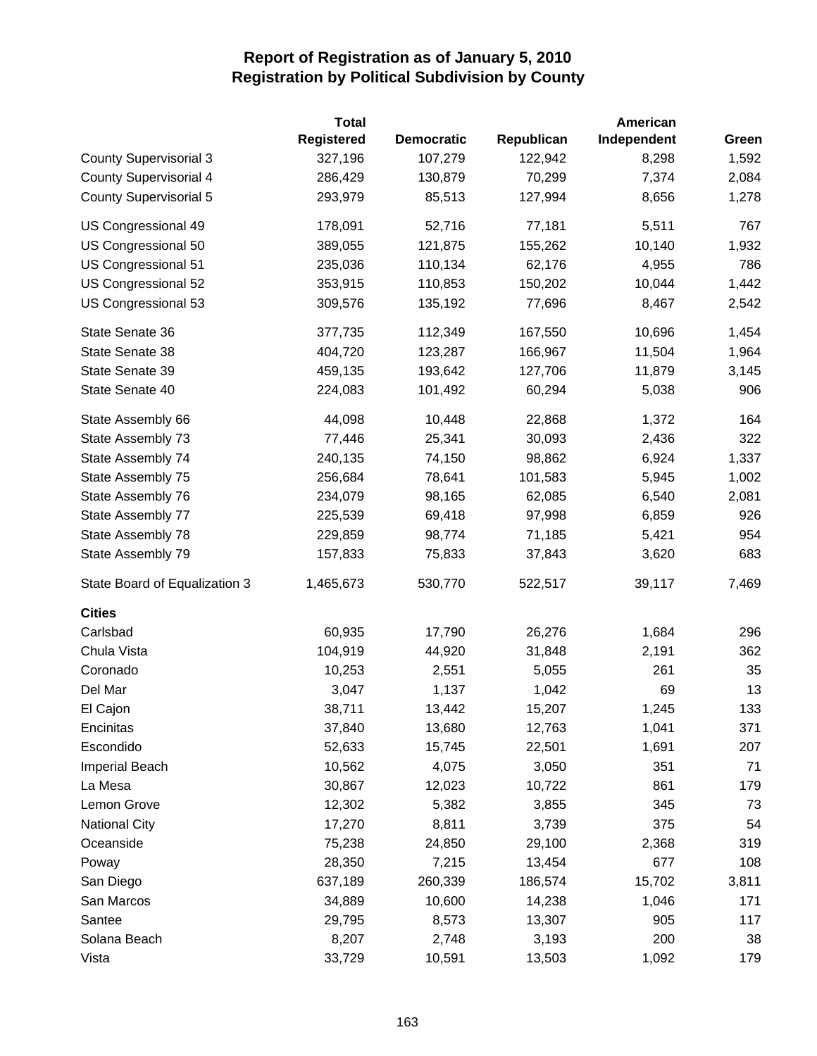# Report of Registration as of January 5, 2010
## Registration by Political Subdivision by County

| | Total Registered | Democratic | Republican | American Independent | Green |
|---|---|---|---|---|---|
| County Supervisorial 3 | 327,196 | 107,279 | 122,942 | 8,298 | 1,592 |
| County Supervisorial 4 | 286,429 | 130,879 | 70,299 | 7,374 | 2,084 |
| County Supervisorial 5 | 293,979 | 85,513 | 127,994 | 8,656 | 1,278 |
| US Congressional 49 | 178,091 | 52,716 | 77,181 | 5,511 | 767 |
| US Congressional 50 | 389,055 | 121,875 | 155,262 | 10,140 | 1,932 |
| US Congressional 51 | 235,036 | 110,134 | 62,176 | 4,955 | 786 |
| US Congressional 52 | 353,915 | 110,853 | 150,202 | 10,044 | 1,442 |
| US Congressional 53 | 309,576 | 135,192 | 77,696 | 8,467 | 2,542 |
| State Senate 36 | 377,735 | 112,349 | 167,550 | 10,696 | 1,454 |
| State Senate 38 | 404,720 | 123,287 | 166,967 | 11,504 | 1,964 |
| State Senate 39 | 459,135 | 193,642 | 127,706 | 11,879 | 3,145 |
| State Senate 40 | 224,083 | 101,492 | 60,294 | 5,038 | 906 |
| State Assembly 66 | 44,098 | 10,448 | 22,868 | 1,372 | 164 |
| State Assembly 73 | 77,446 | 25,341 | 30,093 | 2,436 | 322 |
| State Assembly 74 | 240,135 | 74,150 | 98,862 | 6,924 | 1,337 |
| State Assembly 75 | 256,684 | 78,641 | 101,583 | 5,945 | 1,002 |
| State Assembly 76 | 234,079 | 98,165 | 62,085 | 6,540 | 2,081 |
| State Assembly 77 | 225,539 | 69,418 | 97,998 | 6,859 | 926 |
| State Assembly 78 | 229,859 | 98,774 | 71,185 | 5,421 | 954 |
| State Assembly 79 | 157,833 | 75,833 | 37,843 | 3,620 | 683 |
| State Board of Equalization 3 | 1,465,673 | 530,770 | 522,517 | 39,117 | 7,469 |
| **Cities** | | | | | |
| Carlsbad | 60,935 | 17,790 | 26,276 | 1,684 | 296 |
| Chula Vista | 104,919 | 44,920 | 31,848 | 2,191 | 362 |
| Coronado | 10,253 | 2,551 | 5,055 | 261 | 35 |
| Del Mar | 3,047 | 1,137 | 1,042 | 69 | 13 |
| El Cajon | 38,711 | 13,442 | 15,207 | 1,245 | 133 |
| Encinitas | 37,840 | 13,680 | 12,763 | 1,041 | 371 |
| Escondido | 52,633 | 15,745 | 22,501 | 1,691 | 207 |
| Imperial Beach | 10,562 | 4,075 | 3,050 | 351 | 71 |
| La Mesa | 30,867 | 12,023 | 10,722 | 861 | 179 |
| Lemon Grove | 12,302 | 5,382 | 3,855 | 345 | 73 |
| National City | 17,270 | 8,811 | 3,739 | 375 | 54 |
| Oceanside | 75,238 | 24,850 | 29,100 | 2,368 | 319 |
| Poway | 28,350 | 7,215 | 13,454 | 677 | 108 |
| San Diego | 637,189 | 260,339 | 186,574 | 15,702 | 3,811 |
| San Marcos | 34,889 | 10,600 | 14,238 | 1,046 | 171 |
| Santee | 29,795 | 8,573 | 13,307 | 905 | 117 |
| Solana Beach | 8,207 | 2,748 | 3,193 | 200 | 38 |
| Vista | 33,729 | 10,591 | 13,503 | 1,092 | 179 |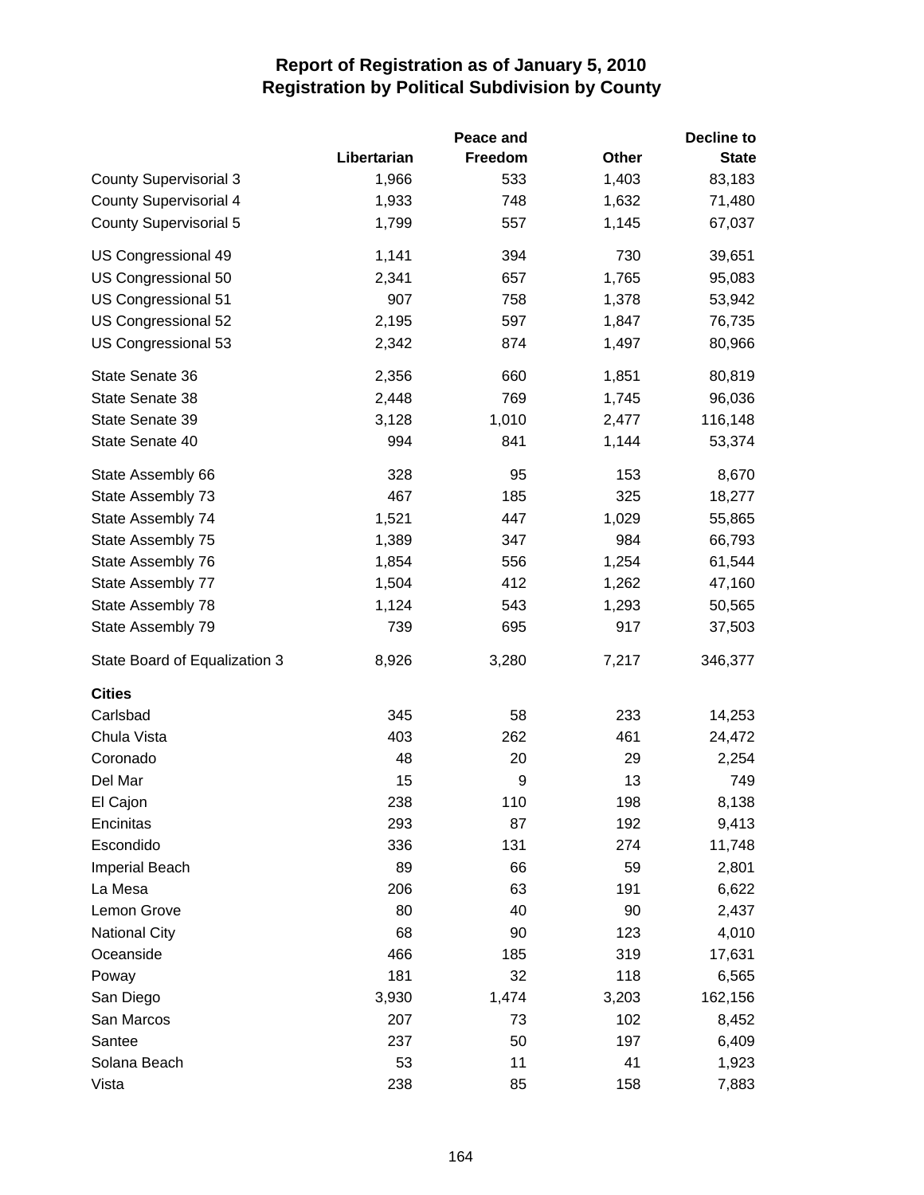# Report of Registration as of January 5, 2010
## Registration by Political Subdivision by County

| | Libertarian | Peace and Freedom | Other | Decline to State |
|---|---|---|---|---|
| County Supervisorial 3 | 1,966 | 533 | 1,403 | 83,183 |
| County Supervisorial 4 | 1,933 | 748 | 1,632 | 71,480 |
| County Supervisorial 5 | 1,799 | 557 | 1,145 | 67,037 |
| US Congressional 49 | 1,141 | 394 | 730 | 39,651 |
| US Congressional 50 | 2,341 | 657 | 1,765 | 95,083 |
| US Congressional 51 | 907 | 758 | 1,378 | 53,942 |
| US Congressional 52 | 2,195 | 597 | 1,847 | 76,735 |
| US Congressional 53 | 2,342 | 874 | 1,497 | 80,966 |
| State Senate 36 | 2,356 | 660 | 1,851 | 80,819 |
| State Senate 38 | 2,448 | 769 | 1,745 | 96,036 |
| State Senate 39 | 3,128 | 1,010 | 2,477 | 116,148 |
| State Senate 40 | 994 | 841 | 1,144 | 53,374 |
| State Assembly 66 | 328 | 95 | 153 | 8,670 |
| State Assembly 73 | 467 | 185 | 325 | 18,277 |
| State Assembly 74 | 1,521 | 447 | 1,029 | 55,865 |
| State Assembly 75 | 1,389 | 347 | 984 | 66,793 |
| State Assembly 76 | 1,854 | 556 | 1,254 | 61,544 |
| State Assembly 77 | 1,504 | 412 | 1,262 | 47,160 |
| State Assembly 78 | 1,124 | 543 | 1,293 | 50,565 |
| State Assembly 79 | 739 | 695 | 917 | 37,503 |
| State Board of Equalization 3 | 8,926 | 3,280 | 7,217 | 346,377 |
| **Cities** | | | | |
| Carlsbad | 345 | 58 | 233 | 14,253 |
| Chula Vista | 403 | 262 | 461 | 24,472 |
| Coronado | 48 | 20 | 29 | 2,254 |
| Del Mar | 15 | 9 | 13 | 749 |
| El Cajon | 238 | 110 | 198 | 8,138 |
| Encinitas | 293 | 87 | 192 | 9,413 |
| Escondido | 336 | 131 | 274 | 11,748 |
| Imperial Beach | 89 | 66 | 59 | 2,801 |
| La Mesa | 206 | 63 | 191 | 6,622 |
| Lemon Grove | 80 | 40 | 90 | 2,437 |
| National City | 68 | 90 | 123 | 4,010 |
| Oceanside | 466 | 185 | 319 | 17,631 |
| Poway | 181 | 32 | 118 | 6,565 |
| San Diego | 3,930 | 1,474 | 3,203 | 162,156 |
| San Marcos | 207 | 73 | 102 | 8,452 |
| Santee | 237 | 50 | 197 | 6,409 |
| Solana Beach | 53 | 11 | 41 | 1,923 |
| Vista | 238 | 85 | 158 | 7,883 |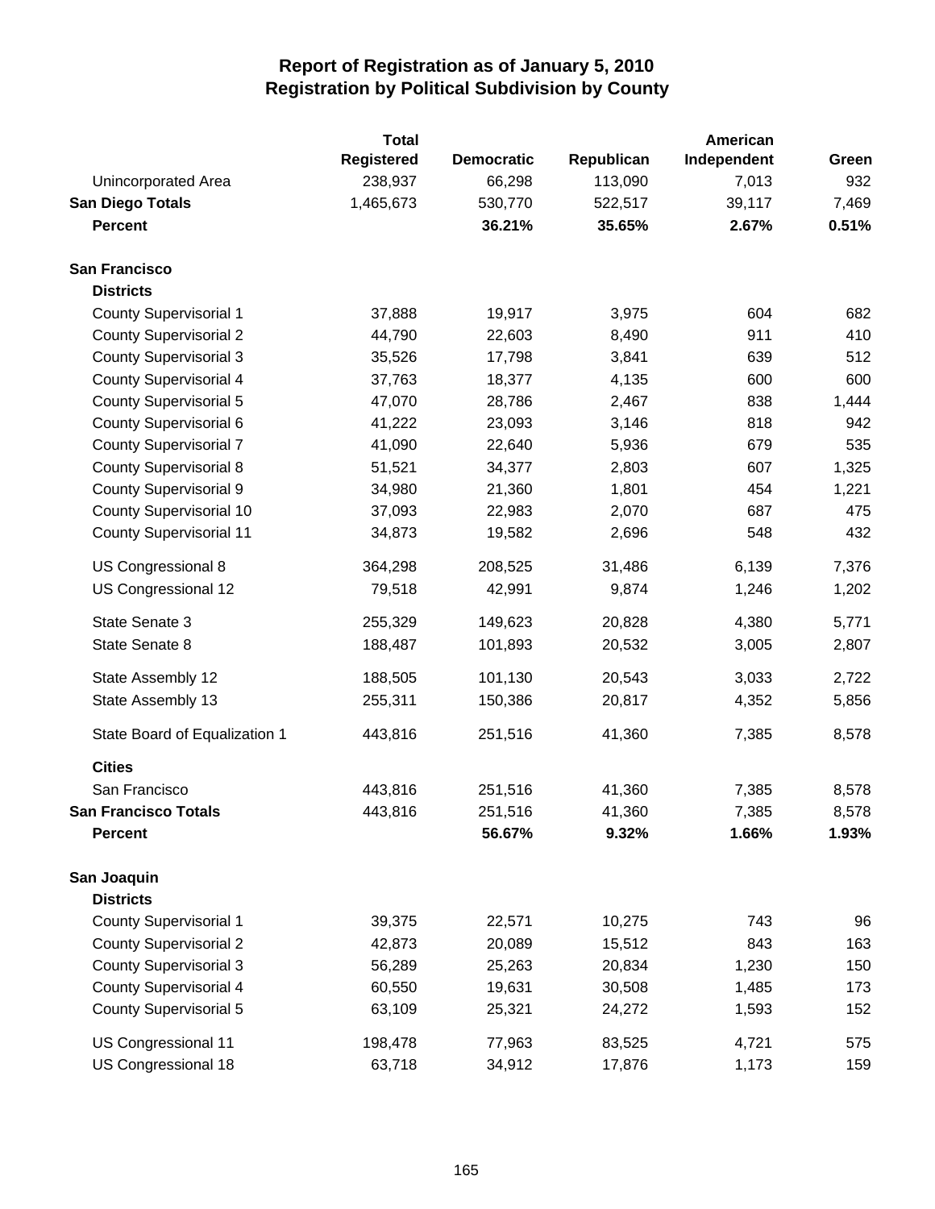# Report of Registration as of January 5, 2010
## Registration by Political Subdivision by County

| | Total Registered | Democratic | Republican | American Independent | Green |
|---|---|---|---|---|---|
| Unincorporated Area | 238,937 | 66,298 | 113,090 | 7,013 | 932 |
| **San Diego Totals** | 1,465,673 | 530,770 | 522,517 | 39,117 | 7,469 |
| **Percent** | | **36.21%** | **35.65%** | **2.67%** | **0.51%** |
| **San Francisco** | | | | | |
| **Districts** | | | | | |
| County Supervisorial 1 | 37,888 | 19,917 | 3,975 | 604 | 682 |
| County Supervisorial 2 | 44,790 | 22,603 | 8,490 | 911 | 410 |
| County Supervisorial 3 | 35,526 | 17,798 | 3,841 | 639 | 512 |
| County Supervisorial 4 | 37,763 | 18,377 | 4,135 | 600 | 600 |
| County Supervisorial 5 | 47,070 | 28,786 | 2,467 | 838 | 1,444 |
| County Supervisorial 6 | 41,222 | 23,093 | 3,146 | 818 | 942 |
| County Supervisorial 7 | 41,090 | 22,640 | 5,936 | 679 | 535 |
| County Supervisorial 8 | 51,521 | 34,377 | 2,803 | 607 | 1,325 |
| County Supervisorial 9 | 34,980 | 21,360 | 1,801 | 454 | 1,221 |
| County Supervisorial 10 | 37,093 | 22,983 | 2,070 | 687 | 475 |
| County Supervisorial 11 | 34,873 | 19,582 | 2,696 | 548 | 432 |
| US Congressional 8 | 364,298 | 208,525 | 31,486 | 6,139 | 7,376 |
| US Congressional 12 | 79,518 | 42,991 | 9,874 | 1,246 | 1,202 |
| State Senate 3 | 255,329 | 149,623 | 20,828 | 4,380 | 5,771 |
| State Senate 8 | 188,487 | 101,893 | 20,532 | 3,005 | 2,807 |
| State Assembly 12 | 188,505 | 101,130 | 20,543 | 3,033 | 2,722 |
| State Assembly 13 | 255,311 | 150,386 | 20,817 | 4,352 | 5,856 |
| State Board of Equalization 1 | 443,816 | 251,516 | 41,360 | 7,385 | 8,578 |
| **Cities** | | | | | |
| San Francisco | 443,816 | 251,516 | 41,360 | 7,385 | 8,578 |
| **San Francisco Totals** | 443,816 | 251,516 | 41,360 | 7,385 | 8,578 |
| **Percent** | | **56.67%** | **9.32%** | **1.66%** | **1.93%** |
| **San Joaquin** | | | | | |
| **Districts** | | | | | |
| County Supervisorial 1 | 39,375 | 22,571 | 10,275 | 743 | 96 |
| County Supervisorial 2 | 42,873 | 20,089 | 15,512 | 843 | 163 |
| County Supervisorial 3 | 56,289 | 25,263 | 20,834 | 1,230 | 150 |
| County Supervisorial 4 | 60,550 | 19,631 | 30,508 | 1,485 | 173 |
| County Supervisorial 5 | 63,109 | 25,321 | 24,272 | 1,593 | 152 |
| US Congressional 11 | 198,478 | 77,963 | 83,525 | 4,721 | 575 |
| US Congressional 18 | 63,718 | 34,912 | 17,876 | 1,173 | 159 |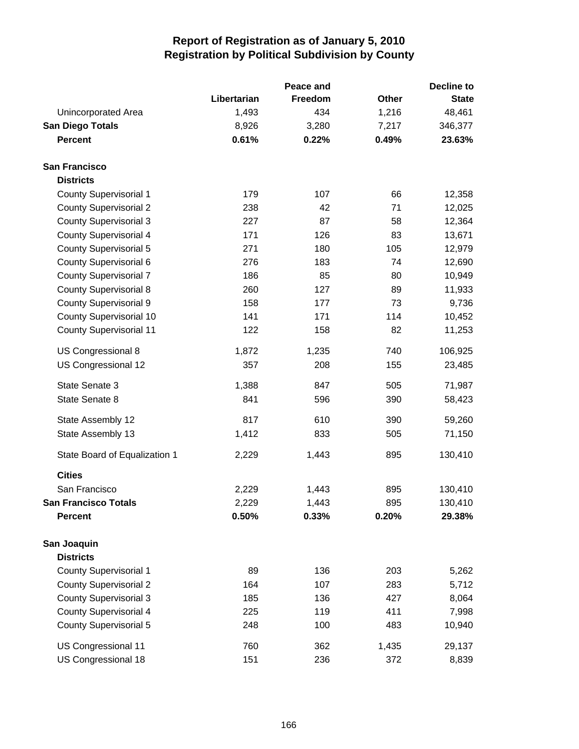# Report of Registration as of January 5, 2010
## Registration by Political Subdivision by County

| | Libertarian | Peace and Freedom | Other | Decline to State |
|---|---|---|---|---|
| Unincorporated Area | 1,493 | 434 | 1,216 | 48,461 |
| **San Diego Totals** | 8,926 | 3,280 | 7,217 | 346,377 |
| **Percent** | **0.61%** | **0.22%** | **0.49%** | **23.63%** |
| | | | | |
| **San Francisco** | | | | |
| **Districts** | | | | |
| County Supervisorial 1 | 179 | 107 | 66 | 12,358 |
| County Supervisorial 2 | 238 | 42 | 71 | 12,025 |
| County Supervisorial 3 | 227 | 87 | 58 | 12,364 |
| County Supervisorial 4 | 171 | 126 | 83 | 13,671 |
| County Supervisorial 5 | 271 | 180 | 105 | 12,979 |
| County Supervisorial 6 | 276 | 183 | 74 | 12,690 |
| County Supervisorial 7 | 186 | 85 | 80 | 10,949 |
| County Supervisorial 8 | 260 | 127 | 89 | 11,933 |
| County Supervisorial 9 | 158 | 177 | 73 | 9,736 |
| County Supervisorial 10 | 141 | 171 | 114 | 10,452 |
| County Supervisorial 11 | 122 | 158 | 82 | 11,253 |
| US Congressional 8 | 1,872 | 1,235 | 740 | 106,925 |
| US Congressional 12 | 357 | 208 | 155 | 23,485 |
| State Senate 3 | 1,388 | 847 | 505 | 71,987 |
| State Senate 8 | 841 | 596 | 390 | 58,423 |
| State Assembly 12 | 817 | 610 | 390 | 59,260 |
| State Assembly 13 | 1,412 | 833 | 505 | 71,150 |
| State Board of Equalization 1 | 2,229 | 1,443 | 895 | 130,410 |
| **Cities** | | | | |
| San Francisco | 2,229 | 1,443 | 895 | 130,410 |
| **San Francisco Totals** | 2,229 | 1,443 | 895 | 130,410 |
| **Percent** | **0.50%** | **0.33%** | **0.20%** | **29.38%** |
| | | | | |
| **San Joaquin** | | | | |
| **Districts** | | | | |
| County Supervisorial 1 | 89 | 136 | 203 | 5,262 |
| County Supervisorial 2 | 164 | 107 | 283 | 5,712 |
| County Supervisorial 3 | 185 | 136 | 427 | 8,064 |
| County Supervisorial 4 | 225 | 119 | 411 | 7,998 |
| County Supervisorial 5 | 248 | 100 | 483 | 10,940 |
| US Congressional 11 | 760 | 362 | 1,435 | 29,137 |
| US Congressional 18 | 151 | 236 | 372 | 8,839 |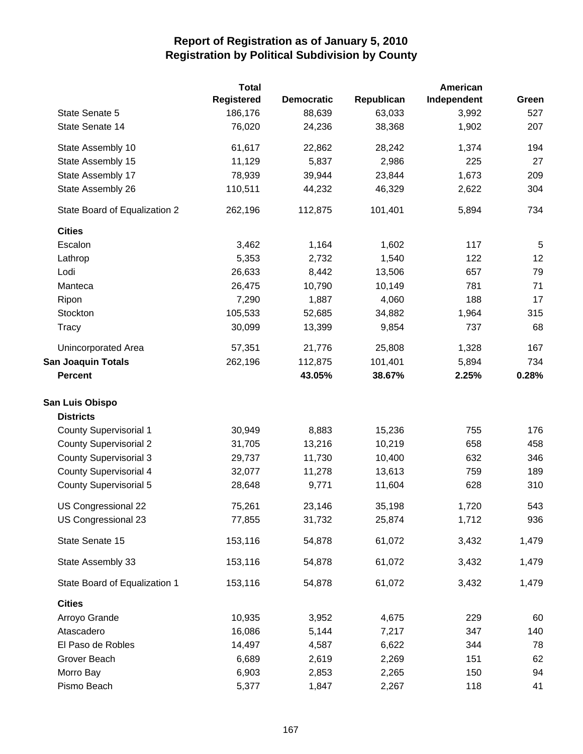# Report of Registration as of January 5, 2010
## Registration by Political Subdivision by County

| | Total Registered | Democratic | Republican | American Independent | Green |
|---|---|---|---|---|---|
| State Senate 5 | 186,176 | 88,639 | 63,033 | 3,992 | 527 |
| State Senate 14 | 76,020 | 24,236 | 38,368 | 1,902 | 207 |
| State Assembly 10 | 61,617 | 22,862 | 28,242 | 1,374 | 194 |
| State Assembly 15 | 11,129 | 5,837 | 2,986 | 225 | 27 |
| State Assembly 17 | 78,939 | 39,944 | 23,844 | 1,673 | 209 |
| State Assembly 26 | 110,511 | 44,232 | 46,329 | 2,622 | 304 |
| State Board of Equalization 2 | 262,196 | 112,875 | 101,401 | 5,894 | 734 |
| **Cities** | | | | | |
| Escalon | 3,462 | 1,164 | 1,602 | 117 | 5 |
| Lathrop | 5,353 | 2,732 | 1,540 | 122 | 12 |
| Lodi | 26,633 | 8,442 | 13,506 | 657 | 79 |
| Manteca | 26,475 | 10,790 | 10,149 | 781 | 71 |
| Ripon | 7,290 | 1,887 | 4,060 | 188 | 17 |
| Stockton | 105,533 | 52,685 | 34,882 | 1,964 | 315 |
| Tracy | 30,099 | 13,399 | 9,854 | 737 | 68 |
| Unincorporated Area | 57,351 | 21,776 | 25,808 | 1,328 | 167 |
| **San Joaquin Totals** | 262,196 | 112,875 | 101,401 | 5,894 | 734 |
| **Percent** | | **43.05%** | **38.67%** | **2.25%** | **0.28%** |
| **San Luis Obispo** | | | | | |
| **Districts** | | | | | |
| County Supervisorial 1 | 30,949 | 8,883 | 15,236 | 755 | 176 |
| County Supervisorial 2 | 31,705 | 13,216 | 10,219 | 658 | 458 |
| County Supervisorial 3 | 29,737 | 11,730 | 10,400 | 632 | 346 |
| County Supervisorial 4 | 32,077 | 11,278 | 13,613 | 759 | 189 |
| County Supervisorial 5 | 28,648 | 9,771 | 11,604 | 628 | 310 |
| US Congressional 22 | 75,261 | 23,146 | 35,198 | 1,720 | 543 |
| US Congressional 23 | 77,855 | 31,732 | 25,874 | 1,712 | 936 |
| State Senate 15 | 153,116 | 54,878 | 61,072 | 3,432 | 1,479 |
| State Assembly 33 | 153,116 | 54,878 | 61,072 | 3,432 | 1,479 |
| State Board of Equalization 1 | 153,116 | 54,878 | 61,072 | 3,432 | 1,479 |
| **Cities** | | | | | |
| Arroyo Grande | 10,935 | 3,952 | 4,675 | 229 | 60 |
| Atascadero | 16,086 | 5,144 | 7,217 | 347 | 140 |
| El Paso de Robles | 14,497 | 4,587 | 6,622 | 344 | 78 |
| Grover Beach | 6,689 | 2,619 | 2,269 | 151 | 62 |
| Morro Bay | 6,903 | 2,853 | 2,265 | 150 | 94 |
| Pismo Beach | 5,377 | 1,847 | 2,267 | 118 | 41 |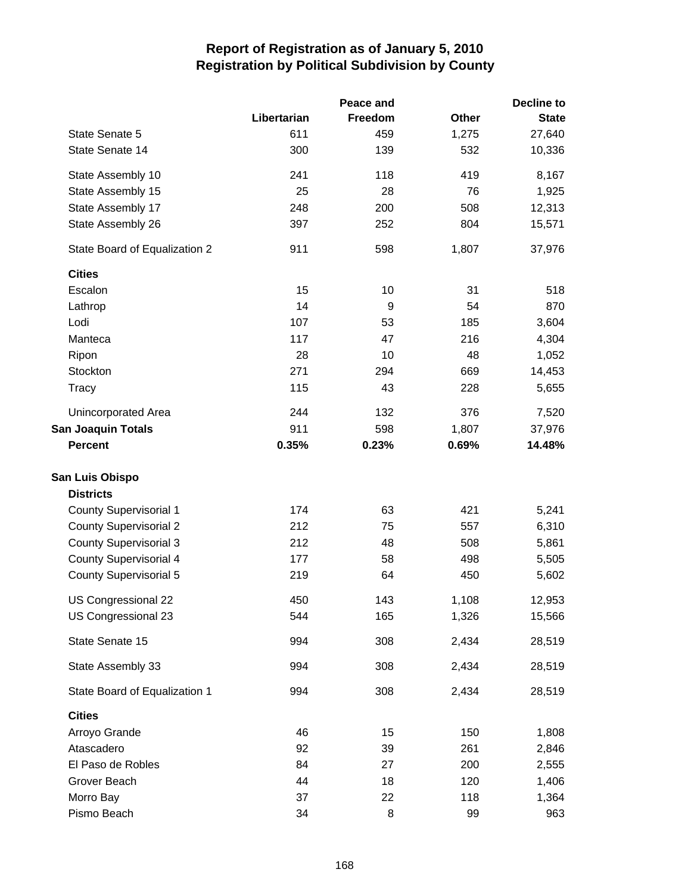# Report of Registration as of January 5, 2010
## Registration by Political Subdivision by County

| | Libertarian | Peace and Freedom | Other | Decline to State |
|---|---|---|---|---|
| State Senate 5 | 611 | 459 | 1,275 | 27,640 |
| State Senate 14 | 300 | 139 | 532 | 10,336 |
| State Assembly 10 | 241 | 118 | 419 | 8,167 |
| State Assembly 15 | 25 | 28 | 76 | 1,925 |
| State Assembly 17 | 248 | 200 | 508 | 12,313 |
| State Assembly 26 | 397 | 252 | 804 | 15,571 |
| State Board of Equalization 2 | 911 | 598 | 1,807 | 37,976 |
| **Cities** | | | | |
| Escalon | 15 | 10 | 31 | 518 |
| Lathrop | 14 | 9 | 54 | 870 |
| Lodi | 107 | 53 | 185 | 3,604 |
| Manteca | 117 | 47 | 216 | 4,304 |
| Ripon | 28 | 10 | 48 | 1,052 |
| Stockton | 271 | 294 | 669 | 14,453 |
| Tracy | 115 | 43 | 228 | 5,655 |
| Unincorporated Area | 244 | 132 | 376 | 7,520 |
| **San Joaquin Totals** | 911 | 598 | 1,807 | 37,976 |
| **Percent** | **0.35%** | **0.23%** | **0.69%** | **14.48%** |
| **San Luis Obispo** | | | | |
| **Districts** | | | | |
| County Supervisorial 1 | 174 | 63 | 421 | 5,241 |
| County Supervisorial 2 | 212 | 75 | 557 | 6,310 |
| County Supervisorial 3 | 212 | 48 | 508 | 5,861 |
| County Supervisorial 4 | 177 | 58 | 498 | 5,505 |
| County Supervisorial 5 | 219 | 64 | 450 | 5,602 |
| US Congressional 22 | 450 | 143 | 1,108 | 12,953 |
| US Congressional 23 | 544 | 165 | 1,326 | 15,566 |
| State Senate 15 | 994 | 308 | 2,434 | 28,519 |
| State Assembly 33 | 994 | 308 | 2,434 | 28,519 |
| State Board of Equalization 1 | 994 | 308 | 2,434 | 28,519 |
| **Cities** | | | | |
| Arroyo Grande | 46 | 15 | 150 | 1,808 |
| Atascadero | 92 | 39 | 261 | 2,846 |
| El Paso de Robles | 84 | 27 | 200 | 2,555 |
| Grover Beach | 44 | 18 | 120 | 1,406 |
| Morro Bay | 37 | 22 | 118 | 1,364 |
| Pismo Beach | 34 | 8 | 99 | 963 |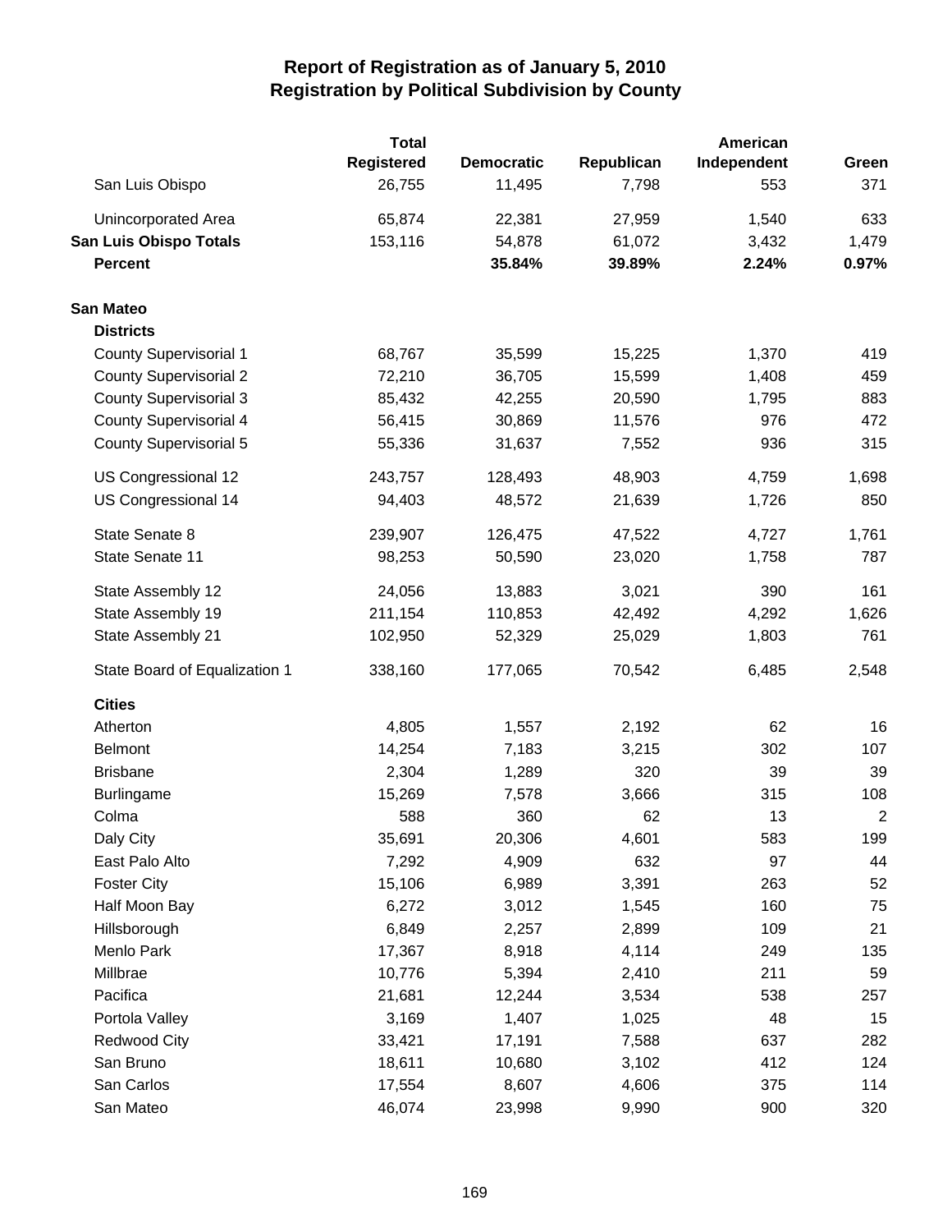# Report of Registration as of January 5, 2010
## Registration by Political Subdivision by County

| | Total Registered | Democratic | Republican | American Independent | Green |
|---|---|---|---|---|---|
| San Luis Obispo | 26,755 | 11,495 | 7,798 | 553 | 371 |
| Unincorporated Area | 65,874 | 22,381 | 27,959 | 1,540 | 633 |
| **San Luis Obispo Totals** | 153,116 | 54,878 | 61,072 | 3,432 | 1,479 |
| **Percent** | | **35.84%** | **39.89%** | **2.24%** | **0.97%** |
| **San Mateo** | | | | | |
| **Districts** | | | | | |
| County Supervisorial 1 | 68,767 | 35,599 | 15,225 | 1,370 | 419 |
| County Supervisorial 2 | 72,210 | 36,705 | 15,599 | 1,408 | 459 |
| County Supervisorial 3 | 85,432 | 42,255 | 20,590 | 1,795 | 883 |
| County Supervisorial 4 | 56,415 | 30,869 | 11,576 | 976 | 472 |
| County Supervisorial 5 | 55,336 | 31,637 | 7,552 | 936 | 315 |
| US Congressional 12 | 243,757 | 128,493 | 48,903 | 4,759 | 1,698 |
| US Congressional 14 | 94,403 | 48,572 | 21,639 | 1,726 | 850 |
| State Senate 8 | 239,907 | 126,475 | 47,522 | 4,727 | 1,761 |
| State Senate 11 | 98,253 | 50,590 | 23,020 | 1,758 | 787 |
| State Assembly 12 | 24,056 | 13,883 | 3,021 | 390 | 161 |
| State Assembly 19 | 211,154 | 110,853 | 42,492 | 4,292 | 1,626 |
| State Assembly 21 | 102,950 | 52,329 | 25,029 | 1,803 | 761 |
| State Board of Equalization 1 | 338,160 | 177,065 | 70,542 | 6,485 | 2,548 |
| **Cities** | | | | | |
| Atherton | 4,805 | 1,557 | 2,192 | 62 | 16 |
| Belmont | 14,254 | 7,183 | 3,215 | 302 | 107 |
| Brisbane | 2,304 | 1,289 | 320 | 39 | 39 |
| Burlingame | 15,269 | 7,578 | 3,666 | 315 | 108 |
| Colma | 588 | 360 | 62 | 13 | 2 |
| Daly City | 35,691 | 20,306 | 4,601 | 583 | 199 |
| East Palo Alto | 7,292 | 4,909 | 632 | 97 | 44 |
| Foster City | 15,106 | 6,989 | 3,391 | 263 | 52 |
| Half Moon Bay | 6,272 | 3,012 | 1,545 | 160 | 75 |
| Hillsborough | 6,849 | 2,257 | 2,899 | 109 | 21 |
| Menlo Park | 17,367 | 8,918 | 4,114 | 249 | 135 |
| Millbrae | 10,776 | 5,394 | 2,410 | 211 | 59 |
| Pacifica | 21,681 | 12,244 | 3,534 | 538 | 257 |
| Portola Valley | 3,169 | 1,407 | 1,025 | 48 | 15 |
| Redwood City | 33,421 | 17,191 | 7,588 | 637 | 282 |
| San Bruno | 18,611 | 10,680 | 3,102 | 412 | 124 |
| San Carlos | 17,554 | 8,607 | 4,606 | 375 | 114 |
| San Mateo | 46,074 | 23,998 | 9,990 | 900 | 320 |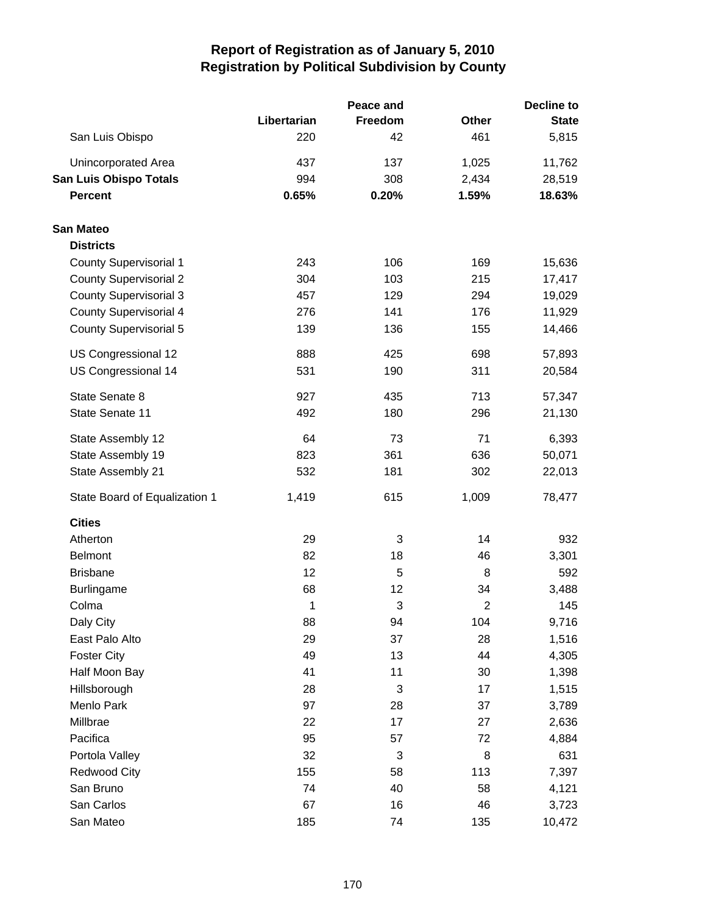# Report of Registration as of January 5, 2010
## Registration by Political Subdivision by County

| | Libertarian | Peace and Freedom | Other | Decline to State |
|---|---|---|---|---|
| San Luis Obispo | 220 | 42 | 461 | 5,815 |
| Unincorporated Area | 437 | 137 | 1,025 | 11,762 |
| **San Luis Obispo Totals** | 994 | 308 | 2,434 | 28,519 |
| **Percent** | **0.65%** | **0.20%** | **1.59%** | **18.63%** |
| **San Mateo** | | | | |
| **Districts** | | | | |
| County Supervisorial 1 | 243 | 106 | 169 | 15,636 |
| County Supervisorial 2 | 304 | 103 | 215 | 17,417 |
| County Supervisorial 3 | 457 | 129 | 294 | 19,029 |
| County Supervisorial 4 | 276 | 141 | 176 | 11,929 |
| County Supervisorial 5 | 139 | 136 | 155 | 14,466 |
| US Congressional 12 | 888 | 425 | 698 | 57,893 |
| US Congressional 14 | 531 | 190 | 311 | 20,584 |
| State Senate 8 | 927 | 435 | 713 | 57,347 |
| State Senate 11 | 492 | 180 | 296 | 21,130 |
| State Assembly 12 | 64 | 73 | 71 | 6,393 |
| State Assembly 19 | 823 | 361 | 636 | 50,071 |
| State Assembly 21 | 532 | 181 | 302 | 22,013 |
| State Board of Equalization 1 | 1,419 | 615 | 1,009 | 78,477 |
| **Cities** | | | | |
| Atherton | 29 | 3 | 14 | 932 |
| Belmont | 82 | 18 | 46 | 3,301 |
| Brisbane | 12 | 5 | 8 | 592 |
| Burlingame | 68 | 12 | 34 | 3,488 |
| Colma | 1 | 3 | 2 | 145 |
| Daly City | 88 | 94 | 104 | 9,716 |
| East Palo Alto | 29 | 37 | 28 | 1,516 |
| Foster City | 49 | 13 | 44 | 4,305 |
| Half Moon Bay | 41 | 11 | 30 | 1,398 |
| Hillsborough | 28 | 3 | 17 | 1,515 |
| Menlo Park | 97 | 28 | 37 | 3,789 |
| Millbrae | 22 | 17 | 27 | 2,636 |
| Pacifica | 95 | 57 | 72 | 4,884 |
| Portola Valley | 32 | 3 | 8 | 631 |
| Redwood City | 155 | 58 | 113 | 7,397 |
| San Bruno | 74 | 40 | 58 | 4,121 |
| San Carlos | 67 | 16 | 46 | 3,723 |
| San Mateo | 185 | 74 | 135 | 10,472 |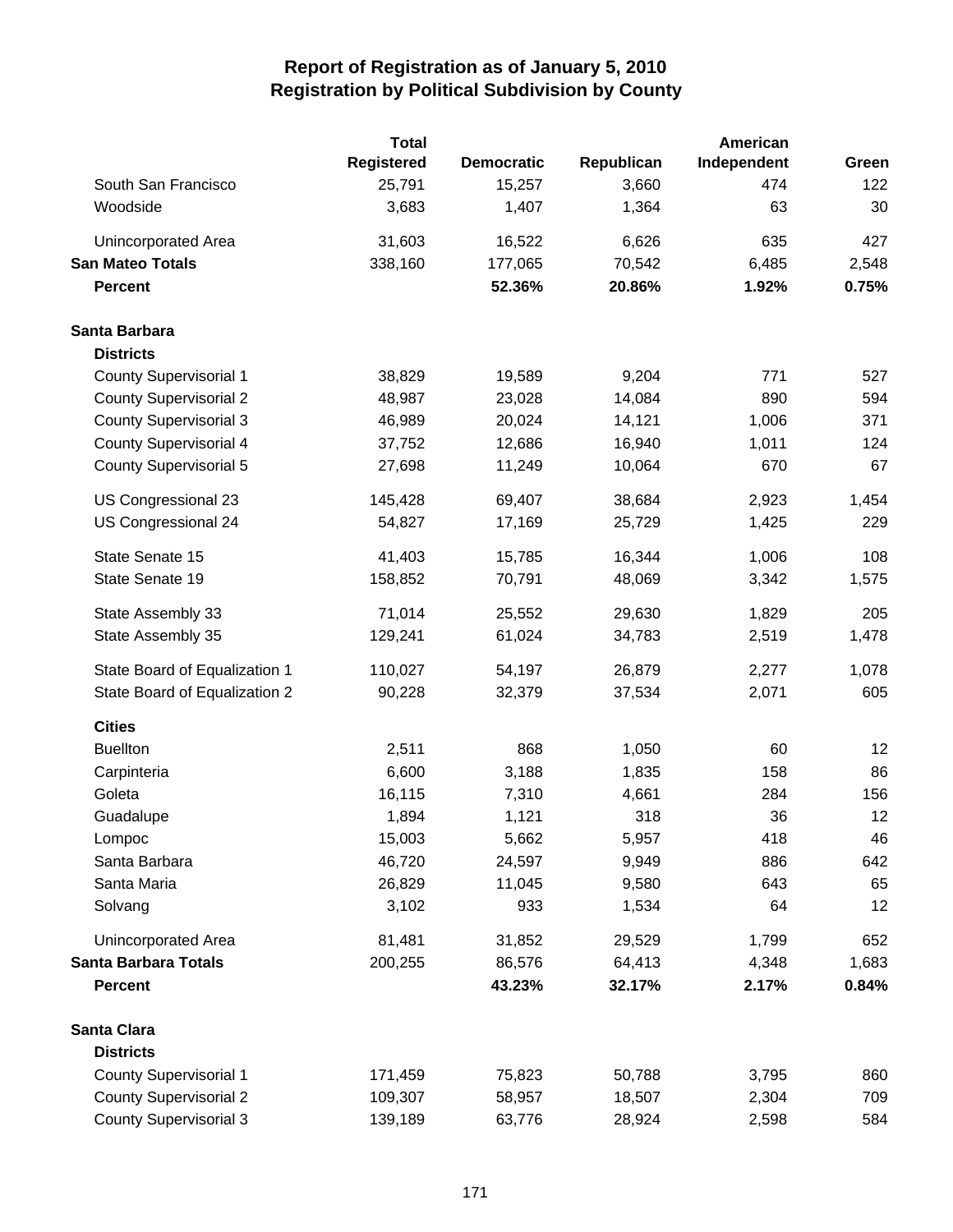# Report of Registration as of January 5, 2010
## Registration by Political Subdivision by County

| | Total Registered | Democratic | Republican | American Independent | Green |
|---|---|---|---|---|---|
| South San Francisco | 25,791 | 15,257 | 3,660 | 474 | 122 |
| Woodside | 3,683 | 1,407 | 1,364 | 63 | 30 |
| Unincorporated Area | 31,603 | 16,522 | 6,626 | 635 | 427 |
| **San Mateo Totals** | 338,160 | 177,065 | 70,542 | 6,485 | 2,548 |
| **Percent** | | **52.36%** | **20.86%** | **1.92%** | **0.75%** |
| **Santa Barbara** | | | | | |
| **Districts** | | | | | |
| County Supervisorial 1 | 38,829 | 19,589 | 9,204 | 771 | 527 |
| County Supervisorial 2 | 48,987 | 23,028 | 14,084 | 890 | 594 |
| County Supervisorial 3 | 46,989 | 20,024 | 14,121 | 1,006 | 371 |
| County Supervisorial 4 | 37,752 | 12,686 | 16,940 | 1,011 | 124 |
| County Supervisorial 5 | 27,698 | 11,249 | 10,064 | 670 | 67 |
| US Congressional 23 | 145,428 | 69,407 | 38,684 | 2,923 | 1,454 |
| US Congressional 24 | 54,827 | 17,169 | 25,729 | 1,425 | 229 |
| State Senate 15 | 41,403 | 15,785 | 16,344 | 1,006 | 108 |
| State Senate 19 | 158,852 | 70,791 | 48,069 | 3,342 | 1,575 |
| State Assembly 33 | 71,014 | 25,552 | 29,630 | 1,829 | 205 |
| State Assembly 35 | 129,241 | 61,024 | 34,783 | 2,519 | 1,478 |
| State Board of Equalization 1 | 110,027 | 54,197 | 26,879 | 2,277 | 1,078 |
| State Board of Equalization 2 | 90,228 | 32,379 | 37,534 | 2,071 | 605 |
| **Cities** | | | | | |
| Buellton | 2,511 | 868 | 1,050 | 60 | 12 |
| Carpinteria | 6,600 | 3,188 | 1,835 | 158 | 86 |
| Goleta | 16,115 | 7,310 | 4,661 | 284 | 156 |
| Guadalupe | 1,894 | 1,121 | 318 | 36 | 12 |
| Lompoc | 15,003 | 5,662 | 5,957 | 418 | 46 |
| Santa Barbara | 46,720 | 24,597 | 9,949 | 886 | 642 |
| Santa Maria | 26,829 | 11,045 | 9,580 | 643 | 65 |
| Solvang | 3,102 | 933 | 1,534 | 64 | 12 |
| Unincorporated Area | 81,481 | 31,852 | 29,529 | 1,799 | 652 |
| **Santa Barbara Totals** | 200,255 | 86,576 | 64,413 | 4,348 | 1,683 |
| **Percent** | | **43.23%** | **32.17%** | **2.17%** | **0.84%** |
| **Santa Clara** | | | | | |
| **Districts** | | | | | |
| County Supervisorial 1 | 171,459 | 75,823 | 50,788 | 3,795 | 860 |
| County Supervisorial 2 | 109,307 | 58,957 | 18,507 | 2,304 | 709 |
| County Supervisorial 3 | 139,189 | 63,776 | 28,924 | 2,598 | 584 |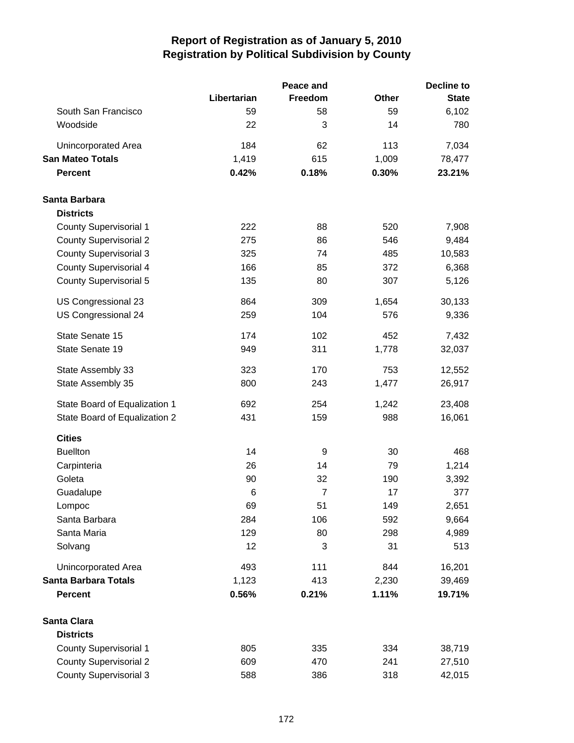# Report of Registration as of January 5, 2010
## Registration by Political Subdivision by County

| | Libertarian | Peace and Freedom | Other | Decline to State |
|---|---|---|---|---|
| South San Francisco | 59 | 58 | 59 | 6,102 |
| Woodside | 22 | 3 | 14 | 780 |
| Unincorporated Area | 184 | 62 | 113 | 7,034 |
| **San Mateo Totals** | 1,419 | 615 | 1,009 | 78,477 |
| **Percent** | **0.42%** | **0.18%** | **0.30%** | **23.21%** |
| **Santa Barbara** | | | | |
| **Districts** | | | | |
| County Supervisorial 1 | 222 | 88 | 520 | 7,908 |
| County Supervisorial 2 | 275 | 86 | 546 | 9,484 |
| County Supervisorial 3 | 325 | 74 | 485 | 10,583 |
| County Supervisorial 4 | 166 | 85 | 372 | 6,368 |
| County Supervisorial 5 | 135 | 80 | 307 | 5,126 |
| US Congressional 23 | 864 | 309 | 1,654 | 30,133 |
| US Congressional 24 | 259 | 104 | 576 | 9,336 |
| State Senate 15 | 174 | 102 | 452 | 7,432 |
| State Senate 19 | 949 | 311 | 1,778 | 32,037 |
| State Assembly 33 | 323 | 170 | 753 | 12,552 |
| State Assembly 35 | 800 | 243 | 1,477 | 26,917 |
| State Board of Equalization 1 | 692 | 254 | 1,242 | 23,408 |
| State Board of Equalization 2 | 431 | 159 | 988 | 16,061 |
| **Cities** | | | | |
| Buellton | 14 | 9 | 30 | 468 |
| Carpinteria | 26 | 14 | 79 | 1,214 |
| Goleta | 90 | 32 | 190 | 3,392 |
| Guadalupe | 6 | 7 | 17 | 377 |
| Lompoc | 69 | 51 | 149 | 2,651 |
| Santa Barbara | 284 | 106 | 592 | 9,664 |
| Santa Maria | 129 | 80 | 298 | 4,989 |
| Solvang | 12 | 3 | 31 | 513 |
| Unincorporated Area | 493 | 111 | 844 | 16,201 |
| **Santa Barbara Totals** | 1,123 | 413 | 2,230 | 39,469 |
| **Percent** | **0.56%** | **0.21%** | **1.11%** | **19.71%** |
| **Santa Clara** | | | | |
| **Districts** | | | | |
| County Supervisorial 1 | 805 | 335 | 334 | 38,719 |
| County Supervisorial 2 | 609 | 470 | 241 | 27,510 |
| County Supervisorial 3 | 588 | 386 | 318 | 42,015 |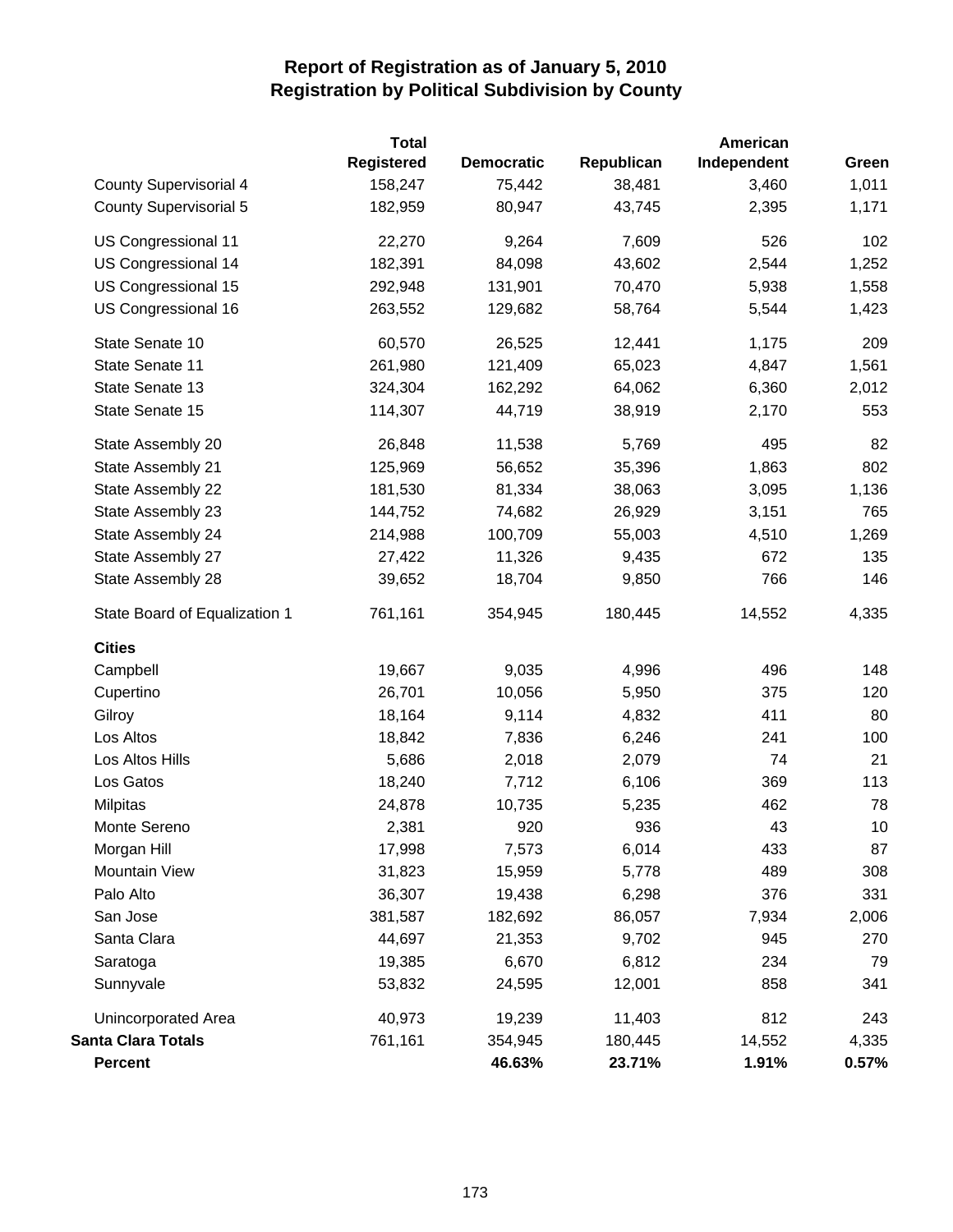# Report of Registration as of January 5, 2010
## Registration by Political Subdivision by County

| | Total Registered | Democratic | Republican | American Independent | Green |
|---|---|---|---|---|---|
| County Supervisorial 4 | 158,247 | 75,442 | 38,481 | 3,460 | 1,011 |
| County Supervisorial 5 | 182,959 | 80,947 | 43,745 | 2,395 | 1,171 |
| US Congressional 11 | 22,270 | 9,264 | 7,609 | 526 | 102 |
| US Congressional 14 | 182,391 | 84,098 | 43,602 | 2,544 | 1,252 |
| US Congressional 15 | 292,948 | 131,901 | 70,470 | 5,938 | 1,558 |
| US Congressional 16 | 263,552 | 129,682 | 58,764 | 5,544 | 1,423 |
| State Senate 10 | 60,570 | 26,525 | 12,441 | 1,175 | 209 |
| State Senate 11 | 261,980 | 121,409 | 65,023 | 4,847 | 1,561 |
| State Senate 13 | 324,304 | 162,292 | 64,062 | 6,360 | 2,012 |
| State Senate 15 | 114,307 | 44,719 | 38,919 | 2,170 | 553 |
| State Assembly 20 | 26,848 | 11,538 | 5,769 | 495 | 82 |
| State Assembly 21 | 125,969 | 56,652 | 35,396 | 1,863 | 802 |
| State Assembly 22 | 181,530 | 81,334 | 38,063 | 3,095 | 1,136 |
| State Assembly 23 | 144,752 | 74,682 | 26,929 | 3,151 | 765 |
| State Assembly 24 | 214,988 | 100,709 | 55,003 | 4,510 | 1,269 |
| State Assembly 27 | 27,422 | 11,326 | 9,435 | 672 | 135 |
| State Assembly 28 | 39,652 | 18,704 | 9,850 | 766 | 146 |
| State Board of Equalization 1 | 761,161 | 354,945 | 180,445 | 14,552 | 4,335 |
| **Cities** | | | | | |
| Campbell | 19,667 | 9,035 | 4,996 | 496 | 148 |
| Cupertino | 26,701 | 10,056 | 5,950 | 375 | 120 |
| Gilroy | 18,164 | 9,114 | 4,832 | 411 | 80 |
| Los Altos | 18,842 | 7,836 | 6,246 | 241 | 100 |
| Los Altos Hills | 5,686 | 2,018 | 2,079 | 74 | 21 |
| Los Gatos | 18,240 | 7,712 | 6,106 | 369 | 113 |
| Milpitas | 24,878 | 10,735 | 5,235 | 462 | 78 |
| Monte Sereno | 2,381 | 920 | 936 | 43 | 10 |
| Morgan Hill | 17,998 | 7,573 | 6,014 | 433 | 87 |
| Mountain View | 31,823 | 15,959 | 5,778 | 489 | 308 |
| Palo Alto | 36,307 | 19,438 | 6,298 | 376 | 331 |
| San Jose | 381,587 | 182,692 | 86,057 | 7,934 | 2,006 |
| Santa Clara | 44,697 | 21,353 | 9,702 | 945 | 270 |
| Saratoga | 19,385 | 6,670 | 6,812 | 234 | 79 |
| Sunnyvale | 53,832 | 24,595 | 12,001 | 858 | 341 |
| Unincorporated Area | 40,973 | 19,239 | 11,403 | 812 | 243 |
| **Santa Clara Totals** | 761,161 | 354,945 | 180,445 | 14,552 | 4,335 |
| **Percent** | | **46.63%** | **23.71%** | **1.91%** | **0.57%** |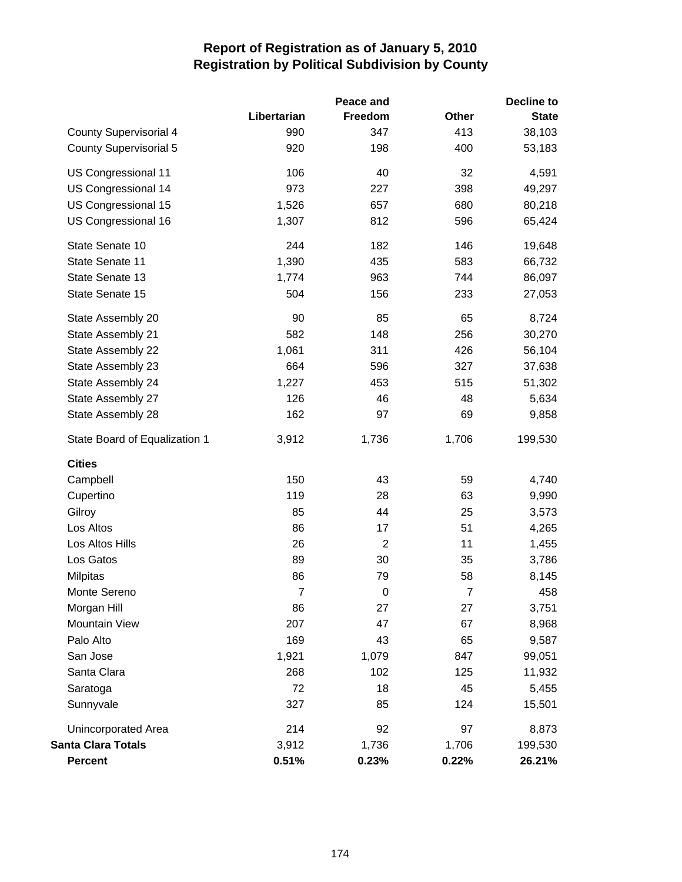# Report of Registration as of January 5, 2010
## Registration by Political Subdivision by County

| | Libertarian | Peace and Freedom | Other | Decline to State |
|---|---|---|---|---|
| County Supervisorial 4 | 990 | 347 | 413 | 38,103 |
| County Supervisorial 5 | 920 | 198 | 400 | 53,183 |
| US Congressional 11 | 106 | 40 | 32 | 4,591 |
| US Congressional 14 | 973 | 227 | 398 | 49,297 |
| US Congressional 15 | 1,526 | 657 | 680 | 80,218 |
| US Congressional 16 | 1,307 | 812 | 596 | 65,424 |
| State Senate 10 | 244 | 182 | 146 | 19,648 |
| State Senate 11 | 1,390 | 435 | 583 | 66,732 |
| State Senate 13 | 1,774 | 963 | 744 | 86,097 |
| State Senate 15 | 504 | 156 | 233 | 27,053 |
| State Assembly 20 | 90 | 85 | 65 | 8,724 |
| State Assembly 21 | 582 | 148 | 256 | 30,270 |
| State Assembly 22 | 1,061 | 311 | 426 | 56,104 |
| State Assembly 23 | 664 | 596 | 327 | 37,638 |
| State Assembly 24 | 1,227 | 453 | 515 | 51,302 |
| State Assembly 27 | 126 | 46 | 48 | 5,634 |
| State Assembly 28 | 162 | 97 | 69 | 9,858 |
| State Board of Equalization 1 | 3,912 | 1,736 | 1,706 | 199,530 |
| **Cities** | | | | |
| Campbell | 150 | 43 | 59 | 4,740 |
| Cupertino | 119 | 28 | 63 | 9,990 |
| Gilroy | 85 | 44 | 25 | 3,573 |
| Los Altos | 86 | 17 | 51 | 4,265 |
| Los Altos Hills | 26 | 2 | 11 | 1,455 |
| Los Gatos | 89 | 30 | 35 | 3,786 |
| Milpitas | 86 | 79 | 58 | 8,145 |
| Monte Sereno | 7 | 0 | 7 | 458 |
| Morgan Hill | 86 | 27 | 27 | 3,751 |
| Mountain View | 207 | 47 | 67 | 8,968 |
| Palo Alto | 169 | 43 | 65 | 9,587 |
| San Jose | 1,921 | 1,079 | 847 | 99,051 |
| Santa Clara | 268 | 102 | 125 | 11,932 |
| Saratoga | 72 | 18 | 45 | 5,455 |
| Sunnyvale | 327 | 85 | 124 | 15,501 |
| Unincorporated Area | 214 | 92 | 97 | 8,873 |
| **Santa Clara Totals** | 3,912 | 1,736 | 1,706 | 199,530 |
| **Percent** | **0.51%** | **0.23%** | **0.22%** | **26.21%** |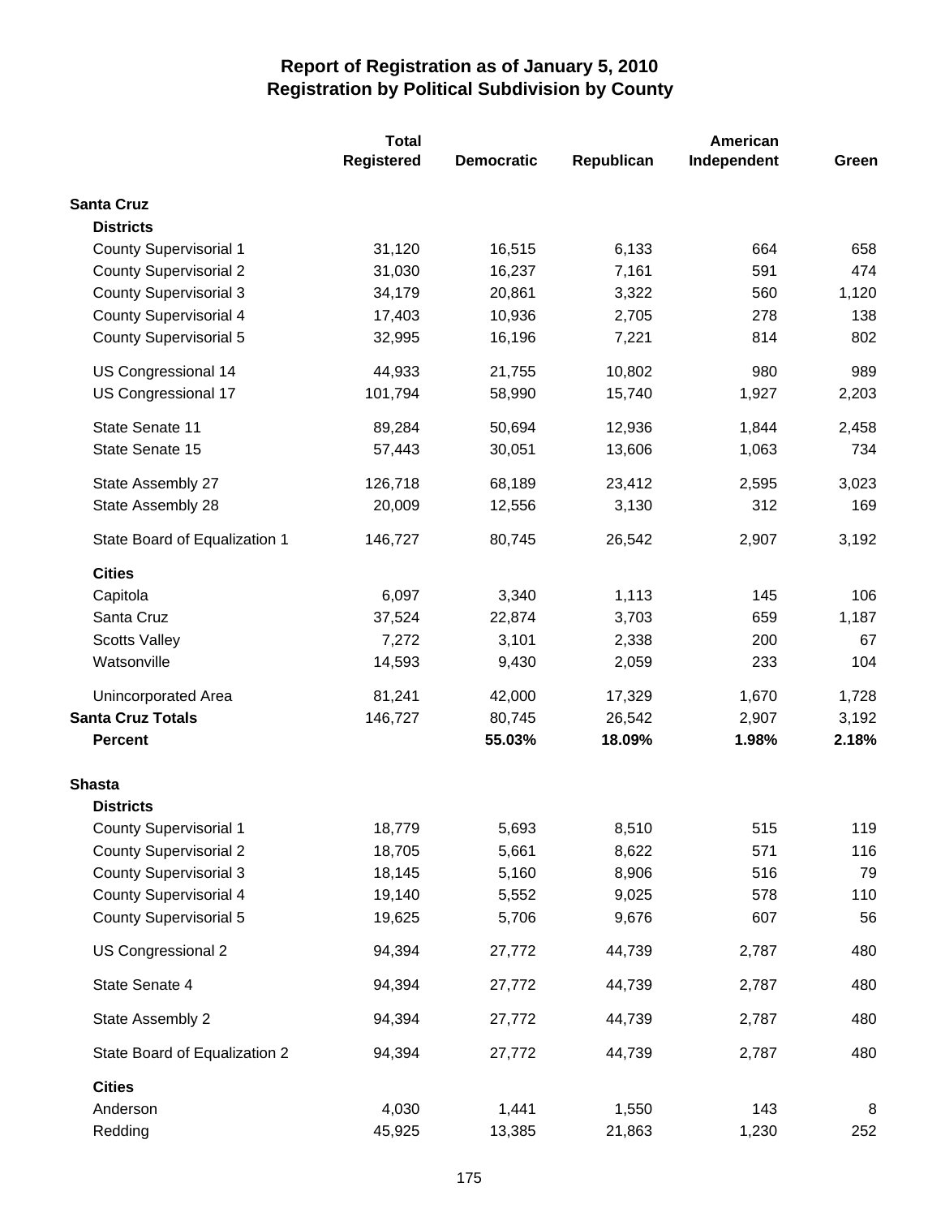# Report of Registration as of January 5, 2010
## Registration by Political Subdivision by County

| | Total Registered | Democratic | Republican | American Independent | Green |
|---|---|---|---|---|---|
| **Santa Cruz** | | | | | |
| **Districts** | | | | | |
| County Supervisorial 1 | 31,120 | 16,515 | 6,133 | 664 | 658 |
| County Supervisorial 2 | 31,030 | 16,237 | 7,161 | 591 | 474 |
| County Supervisorial 3 | 34,179 | 20,861 | 3,322 | 560 | 1,120 |
| County Supervisorial 4 | 17,403 | 10,936 | 2,705 | 278 | 138 |
| County Supervisorial 5 | 32,995 | 16,196 | 7,221 | 814 | 802 |
| US Congressional 14 | 44,933 | 21,755 | 10,802 | 980 | 989 |
| US Congressional 17 | 101,794 | 58,990 | 15,740 | 1,927 | 2,203 |
| State Senate 11 | 89,284 | 50,694 | 12,936 | 1,844 | 2,458 |
| State Senate 15 | 57,443 | 30,051 | 13,606 | 1,063 | 734 |
| State Assembly 27 | 126,718 | 68,189 | 23,412 | 2,595 | 3,023 |
| State Assembly 28 | 20,009 | 12,556 | 3,130 | 312 | 169 |
| State Board of Equalization 1 | 146,727 | 80,745 | 26,542 | 2,907 | 3,192 |
| **Cities** | | | | | |
| Capitola | 6,097 | 3,340 | 1,113 | 145 | 106 |
| Santa Cruz | 37,524 | 22,874 | 3,703 | 659 | 1,187 |
| Scotts Valley | 7,272 | 3,101 | 2,338 | 200 | 67 |
| Watsonville | 14,593 | 9,430 | 2,059 | 233 | 104 |
| Unincorporated Area | 81,241 | 42,000 | 17,329 | 1,670 | 1,728 |
| **Santa Cruz Totals** | 146,727 | 80,745 | 26,542 | 2,907 | 3,192 |
| **Percent** | | **55.03%** | **18.09%** | **1.98%** | **2.18%** |
| **Shasta** | | | | | |
| **Districts** | | | | | |
| County Supervisorial 1 | 18,779 | 5,693 | 8,510 | 515 | 119 |
| County Supervisorial 2 | 18,705 | 5,661 | 8,622 | 571 | 116 |
| County Supervisorial 3 | 18,145 | 5,160 | 8,906 | 516 | 79 |
| County Supervisorial 4 | 19,140 | 5,552 | 9,025 | 578 | 110 |
| County Supervisorial 5 | 19,625 | 5,706 | 9,676 | 607 | 56 |
| US Congressional 2 | 94,394 | 27,772 | 44,739 | 2,787 | 480 |
| State Senate 4 | 94,394 | 27,772 | 44,739 | 2,787 | 480 |
| State Assembly 2 | 94,394 | 27,772 | 44,739 | 2,787 | 480 |
| State Board of Equalization 2 | 94,394 | 27,772 | 44,739 | 2,787 | 480 |
| **Cities** | | | | | |
| Anderson | 4,030 | 1,441 | 1,550 | 143 | 8 |
| Redding | 45,925 | 13,385 | 21,863 | 1,230 | 252 |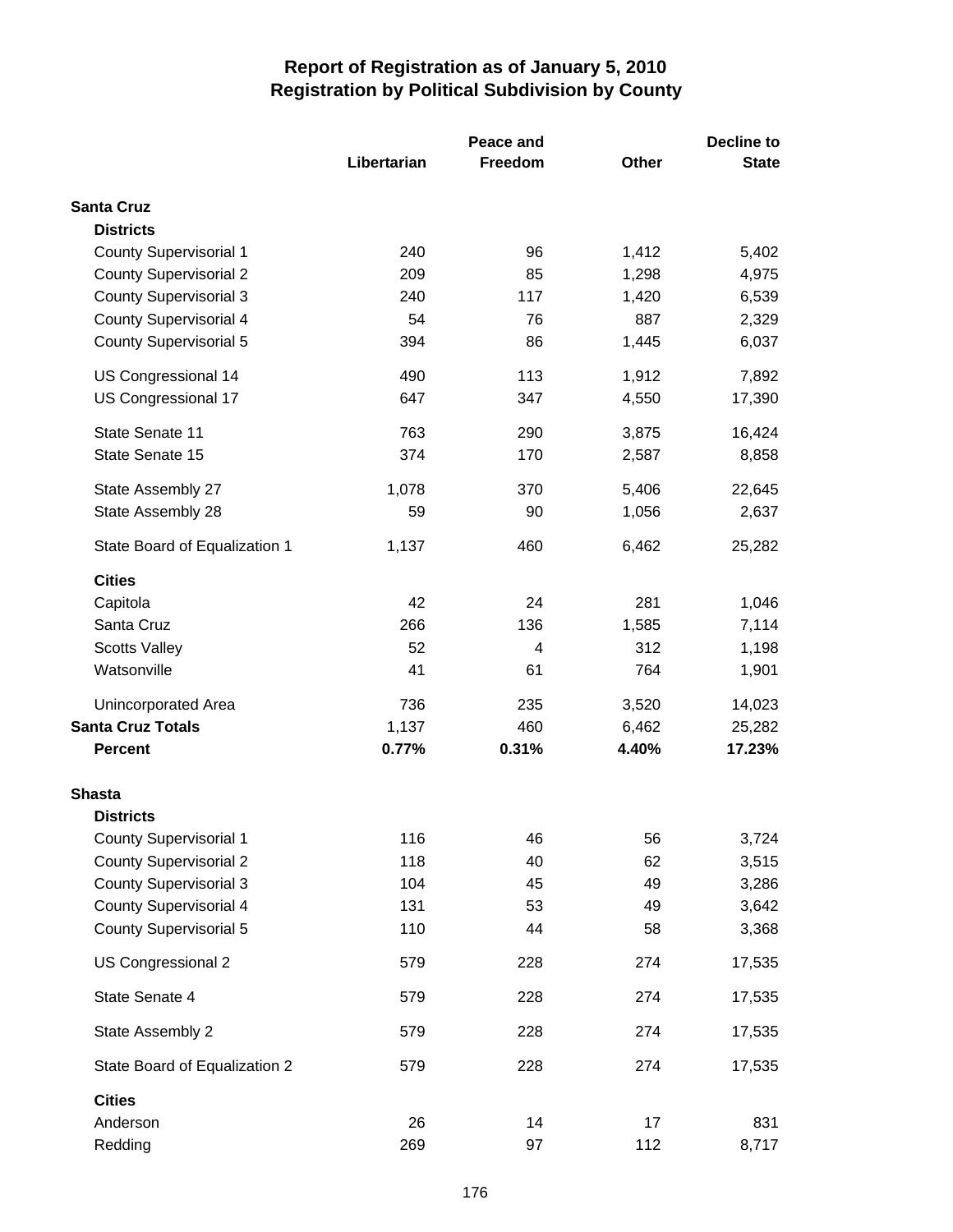# Report of Registration as of January 5, 2010
## Registration by Political Subdivision by County

| | Libertarian | Peace and Freedom | Other | Decline to State |
|---|---|---|---|---|
| **Santa Cruz** | | | | |
| **Districts** | | | | |
| County Supervisorial 1 | 240 | 96 | 1,412 | 5,402 |
| County Supervisorial 2 | 209 | 85 | 1,298 | 4,975 |
| County Supervisorial 3 | 240 | 117 | 1,420 | 6,539 |
| County Supervisorial 4 | 54 | 76 | 887 | 2,329 |
| County Supervisorial 5 | 394 | 86 | 1,445 | 6,037 |
| US Congressional 14 | 490 | 113 | 1,912 | 7,892 |
| US Congressional 17 | 647 | 347 | 4,550 | 17,390 |
| State Senate 11 | 763 | 290 | 3,875 | 16,424 |
| State Senate 15 | 374 | 170 | 2,587 | 8,858 |
| State Assembly 27 | 1,078 | 370 | 5,406 | 22,645 |
| State Assembly 28 | 59 | 90 | 1,056 | 2,637 |
| State Board of Equalization 1 | 1,137 | 460 | 6,462 | 25,282 |
| **Cities** | | | | |
| Capitola | 42 | 24 | 281 | 1,046 |
| Santa Cruz | 266 | 136 | 1,585 | 7,114 |
| Scotts Valley | 52 | 4 | 312 | 1,198 |
| Watsonville | 41 | 61 | 764 | 1,901 |
| Unincorporated Area | 736 | 235 | 3,520 | 14,023 |
| **Santa Cruz Totals** | 1,137 | 460 | 6,462 | 25,282 |
| **Percent** | **0.77%** | **0.31%** | **4.40%** | **17.23%** |
| **Shasta** | | | | |
| **Districts** | | | | |
| County Supervisorial 1 | 116 | 46 | 56 | 3,724 |
| County Supervisorial 2 | 118 | 40 | 62 | 3,515 |
| County Supervisorial 3 | 104 | 45 | 49 | 3,286 |
| County Supervisorial 4 | 131 | 53 | 49 | 3,642 |
| County Supervisorial 5 | 110 | 44 | 58 | 3,368 |
| US Congressional 2 | 579 | 228 | 274 | 17,535 |
| State Senate 4 | 579 | 228 | 274 | 17,535 |
| State Assembly 2 | 579 | 228 | 274 | 17,535 |
| State Board of Equalization 2 | 579 | 228 | 274 | 17,535 |
| **Cities** | | | | |
| Anderson | 26 | 14 | 17 | 831 |
| Redding | 269 | 97 | 112 | 8,717 |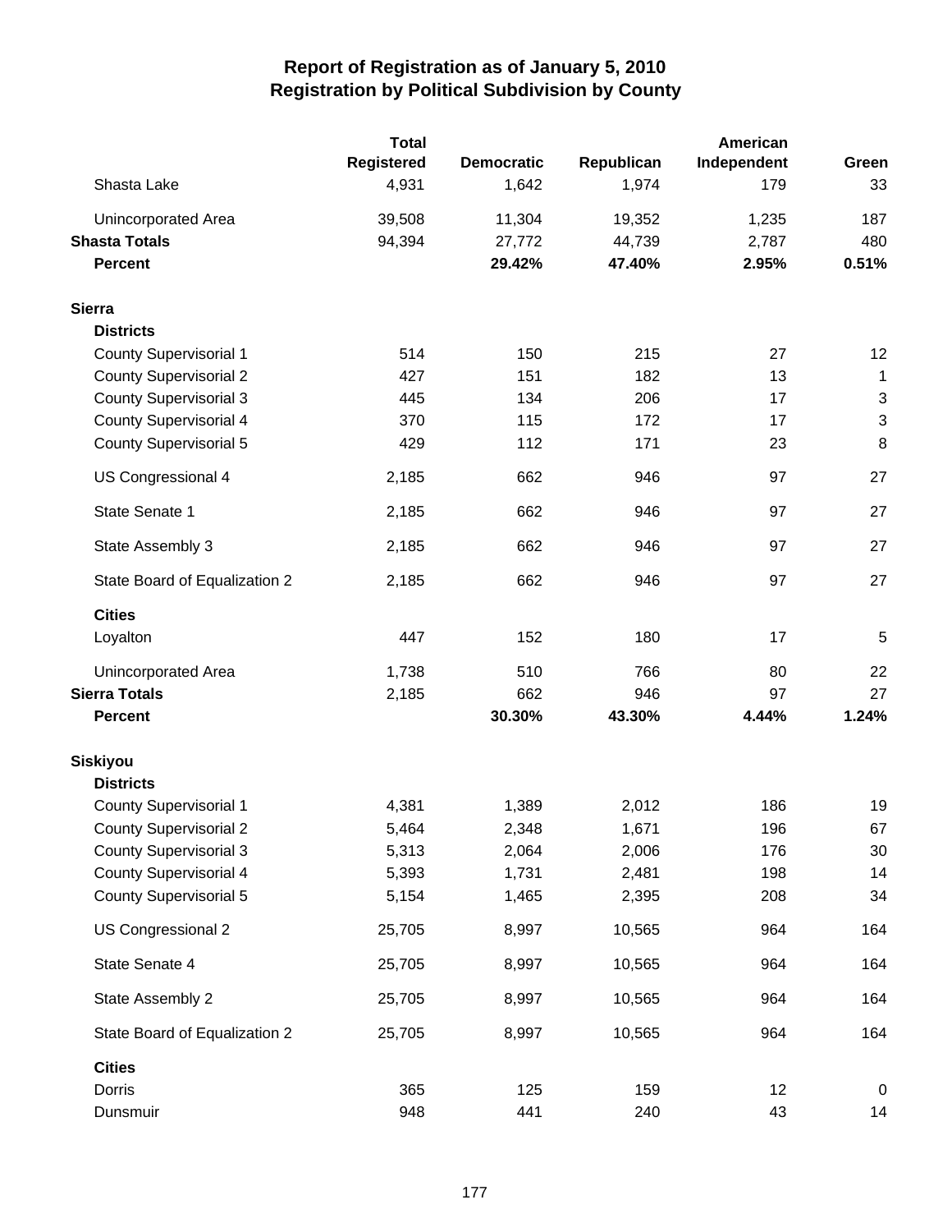# Report of Registration as of January 5, 2010
## Registration by Political Subdivision by County

| | Total Registered | Democratic | Republican | American Independent | Green |
|---|---|---|---|---|---|
| Shasta Lake | 4,931 | 1,642 | 1,974 | 179 | 33 |
| Unincorporated Area | 39,508 | 11,304 | 19,352 | 1,235 | 187 |
| **Shasta Totals** | 94,394 | 27,772 | 44,739 | 2,787 | 480 |
| **Percent** | | **29.42%** | **47.40%** | **2.95%** | **0.51%** |
| **Sierra** | | | | | |
| **Districts** | | | | | |
| County Supervisorial 1 | 514 | 150 | 215 | 27 | 12 |
| County Supervisorial 2 | 427 | 151 | 182 | 13 | 1 |
| County Supervisorial 3 | 445 | 134 | 206 | 17 | 3 |
| County Supervisorial 4 | 370 | 115 | 172 | 17 | 3 |
| County Supervisorial 5 | 429 | 112 | 171 | 23 | 8 |
| US Congressional 4 | 2,185 | 662 | 946 | 97 | 27 |
| State Senate 1 | 2,185 | 662 | 946 | 97 | 27 |
| State Assembly 3 | 2,185 | 662 | 946 | 97 | 27 |
| State Board of Equalization 2 | 2,185 | 662 | 946 | 97 | 27 |
| **Cities** | | | | | |
| Loyalton | 447 | 152 | 180 | 17 | 5 |
| Unincorporated Area | 1,738 | 510 | 766 | 80 | 22 |
| **Sierra Totals** | 2,185 | 662 | 946 | 97 | 27 |
| **Percent** | | **30.30%** | **43.30%** | **4.44%** | **1.24%** |
| **Siskiyou** | | | | | |
| **Districts** | | | | | |
| County Supervisorial 1 | 4,381 | 1,389 | 2,012 | 186 | 19 |
| County Supervisorial 2 | 5,464 | 2,348 | 1,671 | 196 | 67 |
| County Supervisorial 3 | 5,313 | 2,064 | 2,006 | 176 | 30 |
| County Supervisorial 4 | 5,393 | 1,731 | 2,481 | 198 | 14 |
| County Supervisorial 5 | 5,154 | 1,465 | 2,395 | 208 | 34 |
| US Congressional 2 | 25,705 | 8,997 | 10,565 | 964 | 164 |
| State Senate 4 | 25,705 | 8,997 | 10,565 | 964 | 164 |
| State Assembly 2 | 25,705 | 8,997 | 10,565 | 964 | 164 |
| State Board of Equalization 2 | 25,705 | 8,997 | 10,565 | 964 | 164 |
| **Cities** | | | | | |
| Dorris | 365 | 125 | 159 | 12 | 0 |
| Dunsmuir | 948 | 441 | 240 | 43 | 14 |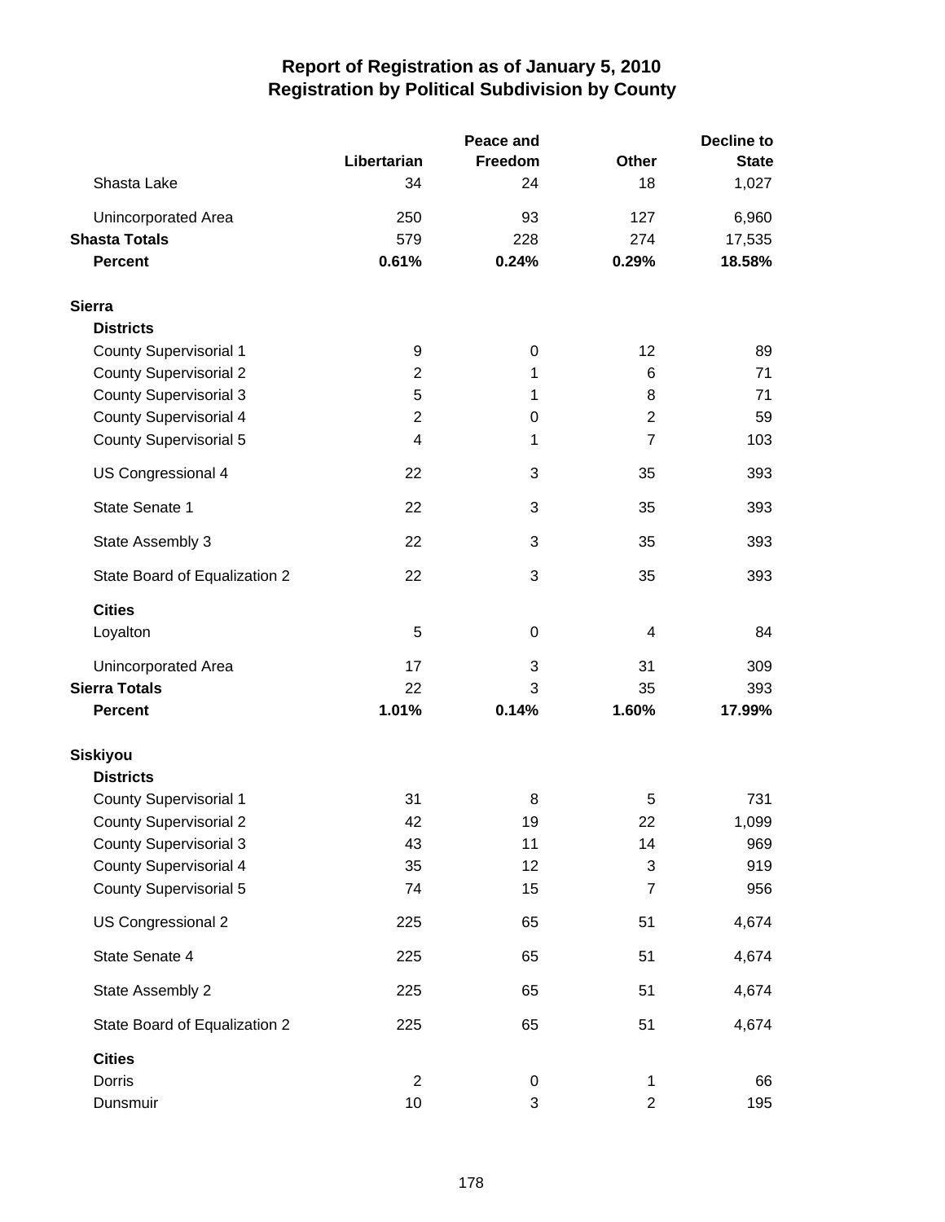# Report of Registration as of January 5, 2010
## Registration by Political Subdivision by County

| | Libertarian | Peace and Freedom | Other | Decline to State |
|---|---|---|---|---|
| Shasta Lake | 34 | 24 | 18 | 1,027 |
| Unincorporated Area | 250 | 93 | 127 | 6,960 |
| **Shasta Totals** | 579 | 228 | 274 | 17,535 |
| **Percent** | **0.61%** | **0.24%** | **0.29%** | **18.58%** |
| **Sierra** | | | | |
| **Districts** | | | | |
| County Supervisorial 1 | 9 | 0 | 12 | 89 |
| County Supervisorial 2 | 2 | 1 | 6 | 71 |
| County Supervisorial 3 | 5 | 1 | 8 | 71 |
| County Supervisorial 4 | 2 | 0 | 2 | 59 |
| County Supervisorial 5 | 4 | 1 | 7 | 103 |
| US Congressional 4 | 22 | 3 | 35 | 393 |
| State Senate 1 | 22 | 3 | 35 | 393 |
| State Assembly 3 | 22 | 3 | 35 | 393 |
| State Board of Equalization 2 | 22 | 3 | 35 | 393 |
| **Cities** | | | | |
| Loyalton | 5 | 0 | 4 | 84 |
| Unincorporated Area | 17 | 3 | 31 | 309 |
| **Sierra Totals** | 22 | 3 | 35 | 393 |
| **Percent** | **1.01%** | **0.14%** | **1.60%** | **17.99%** |
| **Siskiyou** | | | | |
| **Districts** | | | | |
| County Supervisorial 1 | 31 | 8 | 5 | 731 |
| County Supervisorial 2 | 42 | 19 | 22 | 1,099 |
| County Supervisorial 3 | 43 | 11 | 14 | 969 |
| County Supervisorial 4 | 35 | 12 | 3 | 919 |
| County Supervisorial 5 | 74 | 15 | 7 | 956 |
| US Congressional 2 | 225 | 65 | 51 | 4,674 |
| State Senate 4 | 225 | 65 | 51 | 4,674 |
| State Assembly 2 | 225 | 65 | 51 | 4,674 |
| State Board of Equalization 2 | 225 | 65 | 51 | 4,674 |
| **Cities** | | | | |
| Dorris | 2 | 0 | 1 | 66 |
| Dunsmuir | 10 | 3 | 2 | 195 |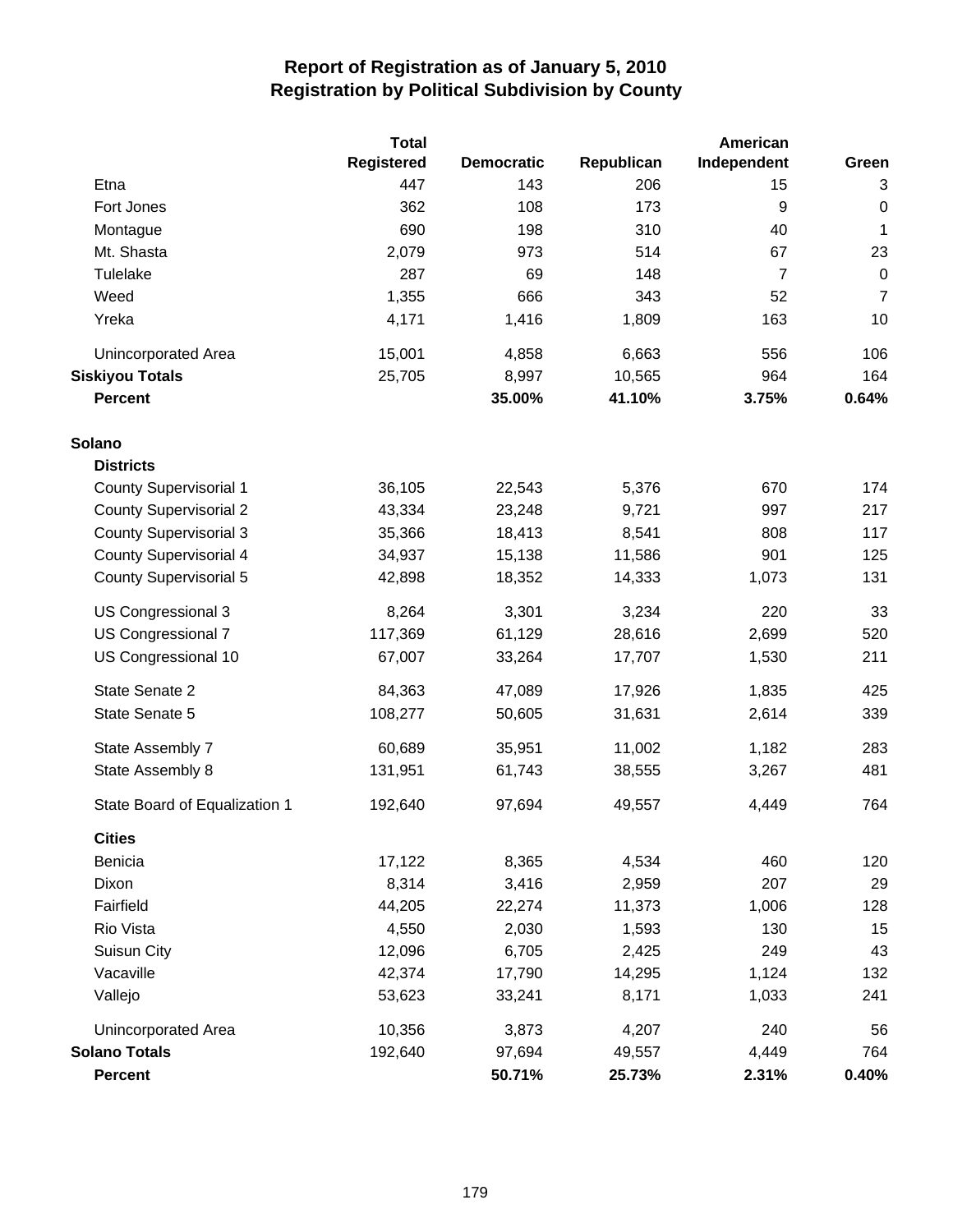# Report of Registration as of January 5, 2010
## Registration by Political Subdivision by County

| | Total Registered | Democratic | Republican | American Independent | Green |
|---|---|---|---|---|---|
| Etna | 447 | 143 | 206 | 15 | 3 |
| Fort Jones | 362 | 108 | 173 | 9 | 0 |
| Montague | 690 | 198 | 310 | 40 | 1 |
| Mt. Shasta | 2,079 | 973 | 514 | 67 | 23 |
| Tulelake | 287 | 69 | 148 | 7 | 0 |
| Weed | 1,355 | 666 | 343 | 52 | 7 |
| Yreka | 4,171 | 1,416 | 1,809 | 163 | 10 |
| Unincorporated Area | 15,001 | 4,858 | 6,663 | 556 | 106 |
| **Siskiyou Totals** | 25,705 | 8,997 | 10,565 | 964 | 164 |
| **Percent** | | **35.00%** | **41.10%** | **3.75%** | **0.64%** |
| **Solano** | | | | | |
| **Districts** | | | | | |
| County Supervisorial 1 | 36,105 | 22,543 | 5,376 | 670 | 174 |
| County Supervisorial 2 | 43,334 | 23,248 | 9,721 | 997 | 217 |
| County Supervisorial 3 | 35,366 | 18,413 | 8,541 | 808 | 117 |
| County Supervisorial 4 | 34,937 | 15,138 | 11,586 | 901 | 125 |
| County Supervisorial 5 | 42,898 | 18,352 | 14,333 | 1,073 | 131 |
| US Congressional 3 | 8,264 | 3,301 | 3,234 | 220 | 33 |
| US Congressional 7 | 117,369 | 61,129 | 28,616 | 2,699 | 520 |
| US Congressional 10 | 67,007 | 33,264 | 17,707 | 1,530 | 211 |
| State Senate 2 | 84,363 | 47,089 | 17,926 | 1,835 | 425 |
| State Senate 5 | 108,277 | 50,605 | 31,631 | 2,614 | 339 |
| State Assembly 7 | 60,689 | 35,951 | 11,002 | 1,182 | 283 |
| State Assembly 8 | 131,951 | 61,743 | 38,555 | 3,267 | 481 |
| State Board of Equalization 1 | 192,640 | 97,694 | 49,557 | 4,449 | 764 |
| **Cities** | | | | | |
| Benicia | 17,122 | 8,365 | 4,534 | 460 | 120 |
| Dixon | 8,314 | 3,416 | 2,959 | 207 | 29 |
| Fairfield | 44,205 | 22,274 | 11,373 | 1,006 | 128 |
| Rio Vista | 4,550 | 2,030 | 1,593 | 130 | 15 |
| Suisun City | 12,096 | 6,705 | 2,425 | 249 | 43 |
| Vacaville | 42,374 | 17,790 | 14,295 | 1,124 | 132 |
| Vallejo | 53,623 | 33,241 | 8,171 | 1,033 | 241 |
| Unincorporated Area | 10,356 | 3,873 | 4,207 | 240 | 56 |
| **Solano Totals** | 192,640 | 97,694 | 49,557 | 4,449 | 764 |
| **Percent** | | **50.71%** | **25.73%** | **2.31%** | **0.40%** |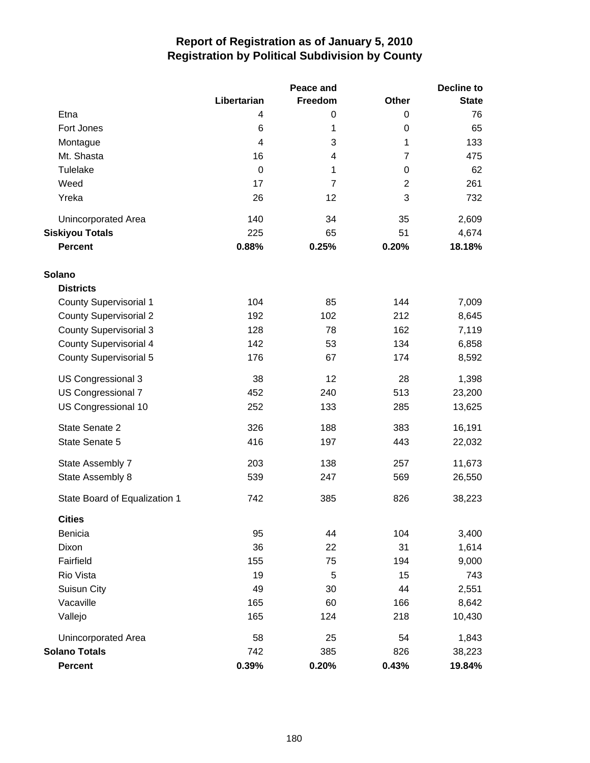# Report of Registration as of January 5, 2010
## Registration by Political Subdivision by County

| | Libertarian | Peace and Freedom | Other | Decline to State |
|---|---|---|---|---|
| Etna | 4 | 0 | 0 | 76 |
| Fort Jones | 6 | 1 | 0 | 65 |
| Montague | 4 | 3 | 1 | 133 |
| Mt. Shasta | 16 | 4 | 7 | 475 |
| Tulelake | 0 | 1 | 0 | 62 |
| Weed | 17 | 7 | 2 | 261 |
| Yreka | 26 | 12 | 3 | 732 |
| Unincorporated Area | 140 | 34 | 35 | 2,609 |
| **Siskiyou Totals** | 225 | 65 | 51 | 4,674 |
| **Percent** | **0.88%** | **0.25%** | **0.20%** | **18.18%** |
| **Solano** | | | | |
| **Districts** | | | | |
| County Supervisorial 1 | 104 | 85 | 144 | 7,009 |
| County Supervisorial 2 | 192 | 102 | 212 | 8,645 |
| County Supervisorial 3 | 128 | 78 | 162 | 7,119 |
| County Supervisorial 4 | 142 | 53 | 134 | 6,858 |
| County Supervisorial 5 | 176 | 67 | 174 | 8,592 |
| US Congressional 3 | 38 | 12 | 28 | 1,398 |
| US Congressional 7 | 452 | 240 | 513 | 23,200 |
| US Congressional 10 | 252 | 133 | 285 | 13,625 |
| State Senate 2 | 326 | 188 | 383 | 16,191 |
| State Senate 5 | 416 | 197 | 443 | 22,032 |
| State Assembly 7 | 203 | 138 | 257 | 11,673 |
| State Assembly 8 | 539 | 247 | 569 | 26,550 |
| State Board of Equalization 1 | 742 | 385 | 826 | 38,223 |
| **Cities** | | | | |
| Benicia | 95 | 44 | 104 | 3,400 |
| Dixon | 36 | 22 | 31 | 1,614 |
| Fairfield | 155 | 75 | 194 | 9,000 |
| Rio Vista | 19 | 5 | 15 | 743 |
| Suisun City | 49 | 30 | 44 | 2,551 |
| Vacaville | 165 | 60 | 166 | 8,642 |
| Vallejo | 165 | 124 | 218 | 10,430 |
| Unincorporated Area | 58 | 25 | 54 | 1,843 |
| **Solano Totals** | 742 | 385 | 826 | 38,223 |
| **Percent** | **0.39%** | **0.20%** | **0.43%** | **19.84%** |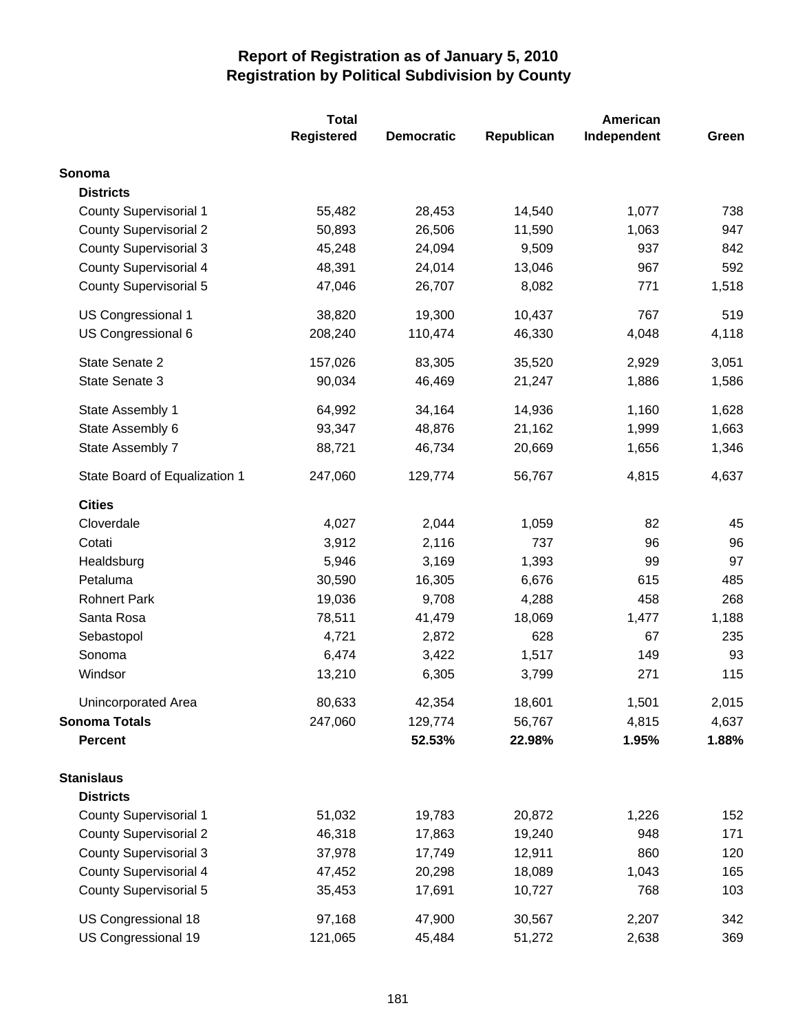# Report of Registration as of January 5, 2010
## Registration by Political Subdivision by County

| | Total Registered | Democratic | Republican | American Independent | Green |
|---|---|---|---|---|---|
| **Sonoma** | | | | | |
| **Districts** | | | | | |
| County Supervisorial 1 | 55,482 | 28,453 | 14,540 | 1,077 | 738 |
| County Supervisorial 2 | 50,893 | 26,506 | 11,590 | 1,063 | 947 |
| County Supervisorial 3 | 45,248 | 24,094 | 9,509 | 937 | 842 |
| County Supervisorial 4 | 48,391 | 24,014 | 13,046 | 967 | 592 |
| County Supervisorial 5 | 47,046 | 26,707 | 8,082 | 771 | 1,518 |
| US Congressional 1 | 38,820 | 19,300 | 10,437 | 767 | 519 |
| US Congressional 6 | 208,240 | 110,474 | 46,330 | 4,048 | 4,118 |
| State Senate 2 | 157,026 | 83,305 | 35,520 | 2,929 | 3,051 |
| State Senate 3 | 90,034 | 46,469 | 21,247 | 1,886 | 1,586 |
| State Assembly 1 | 64,992 | 34,164 | 14,936 | 1,160 | 1,628 |
| State Assembly 6 | 93,347 | 48,876 | 21,162 | 1,999 | 1,663 |
| State Assembly 7 | 88,721 | 46,734 | 20,669 | 1,656 | 1,346 |
| State Board of Equalization 1 | 247,060 | 129,774 | 56,767 | 4,815 | 4,637 |
| **Cities** | | | | | |
| Cloverdale | 4,027 | 2,044 | 1,059 | 82 | 45 |
| Cotati | 3,912 | 2,116 | 737 | 96 | 96 |
| Healdsburg | 5,946 | 3,169 | 1,393 | 99 | 97 |
| Petaluma | 30,590 | 16,305 | 6,676 | 615 | 485 |
| Rohnert Park | 19,036 | 9,708 | 4,288 | 458 | 268 |
| Santa Rosa | 78,511 | 41,479 | 18,069 | 1,477 | 1,188 |
| Sebastopol | 4,721 | 2,872 | 628 | 67 | 235 |
| Sonoma | 6,474 | 3,422 | 1,517 | 149 | 93 |
| Windsor | 13,210 | 6,305 | 3,799 | 271 | 115 |
| Unincorporated Area | 80,633 | 42,354 | 18,601 | 1,501 | 2,015 |
| **Sonoma Totals** | 247,060 | 129,774 | 56,767 | 4,815 | 4,637 |
| **Percent** | | **52.53%** | **22.98%** | **1.95%** | **1.88%** |
| **Stanislaus** | | | | | |
| **Districts** | | | | | |
| County Supervisorial 1 | 51,032 | 19,783 | 20,872 | 1,226 | 152 |
| County Supervisorial 2 | 46,318 | 17,863 | 19,240 | 948 | 171 |
| County Supervisorial 3 | 37,978 | 17,749 | 12,911 | 860 | 120 |
| County Supervisorial 4 | 47,452 | 20,298 | 18,089 | 1,043 | 165 |
| County Supervisorial 5 | 35,453 | 17,691 | 10,727 | 768 | 103 |
| US Congressional 18 | 97,168 | 47,900 | 30,567 | 2,207 | 342 |
| US Congressional 19 | 121,065 | 45,484 | 51,272 | 2,638 | 369 |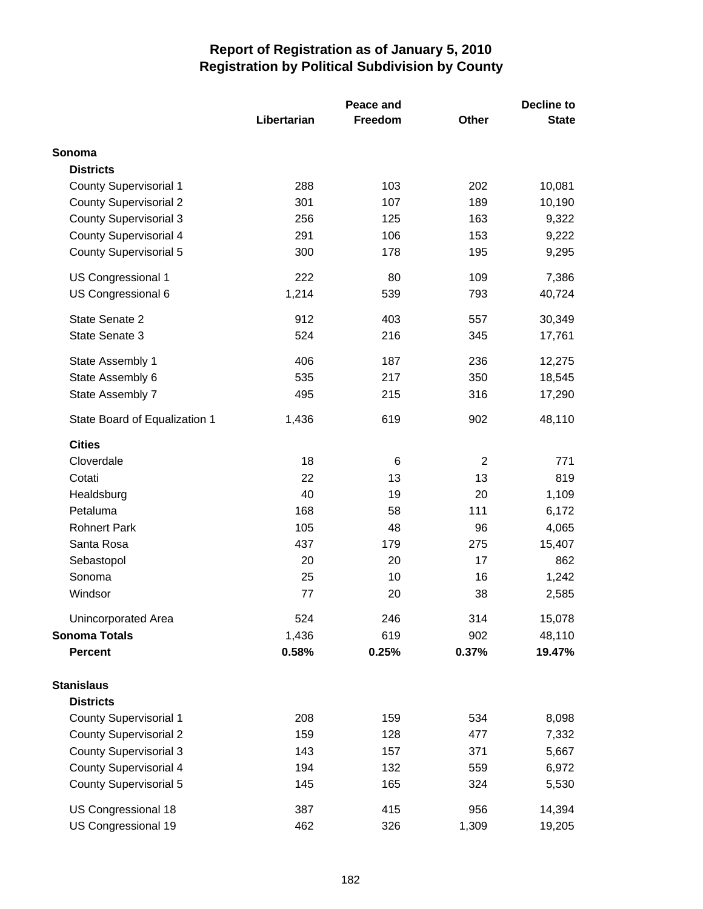# Report of Registration as of January 5, 2010
## Registration by Political Subdivision by County

| | Libertarian | Peace and Freedom | Other | Decline to State |
|---|---|---|---|---|
| **Sonoma** | | | | |
| **Districts** | | | | |
| County Supervisorial 1 | 288 | 103 | 202 | 10,081 |
| County Supervisorial 2 | 301 | 107 | 189 | 10,190 |
| County Supervisorial 3 | 256 | 125 | 163 | 9,322 |
| County Supervisorial 4 | 291 | 106 | 153 | 9,222 |
| County Supervisorial 5 | 300 | 178 | 195 | 9,295 |
| US Congressional 1 | 222 | 80 | 109 | 7,386 |
| US Congressional 6 | 1,214 | 539 | 793 | 40,724 |
| State Senate 2 | 912 | 403 | 557 | 30,349 |
| State Senate 3 | 524 | 216 | 345 | 17,761 |
| State Assembly 1 | 406 | 187 | 236 | 12,275 |
| State Assembly 6 | 535 | 217 | 350 | 18,545 |
| State Assembly 7 | 495 | 215 | 316 | 17,290 |
| State Board of Equalization 1 | 1,436 | 619 | 902 | 48,110 |
| **Cities** | | | | |
| Cloverdale | 18 | 6 | 2 | 771 |
| Cotati | 22 | 13 | 13 | 819 |
| Healdsburg | 40 | 19 | 20 | 1,109 |
| Petaluma | 168 | 58 | 111 | 6,172 |
| Rohnert Park | 105 | 48 | 96 | 4,065 |
| Santa Rosa | 437 | 179 | 275 | 15,407 |
| Sebastopol | 20 | 20 | 17 | 862 |
| Sonoma | 25 | 10 | 16 | 1,242 |
| Windsor | 77 | 20 | 38 | 2,585 |
| Unincorporated Area | 524 | 246 | 314 | 15,078 |
| **Sonoma Totals** | 1,436 | 619 | 902 | 48,110 |
| **Percent** | **0.58%** | **0.25%** | **0.37%** | **19.47%** |
| **Stanislaus** | | | | |
| **Districts** | | | | |
| County Supervisorial 1 | 208 | 159 | 534 | 8,098 |
| County Supervisorial 2 | 159 | 128 | 477 | 7,332 |
| County Supervisorial 3 | 143 | 157 | 371 | 5,667 |
| County Supervisorial 4 | 194 | 132 | 559 | 6,972 |
| County Supervisorial 5 | 145 | 165 | 324 | 5,530 |
| US Congressional 18 | 387 | 415 | 956 | 14,394 |
| US Congressional 19 | 462 | 326 | 1,309 | 19,205 |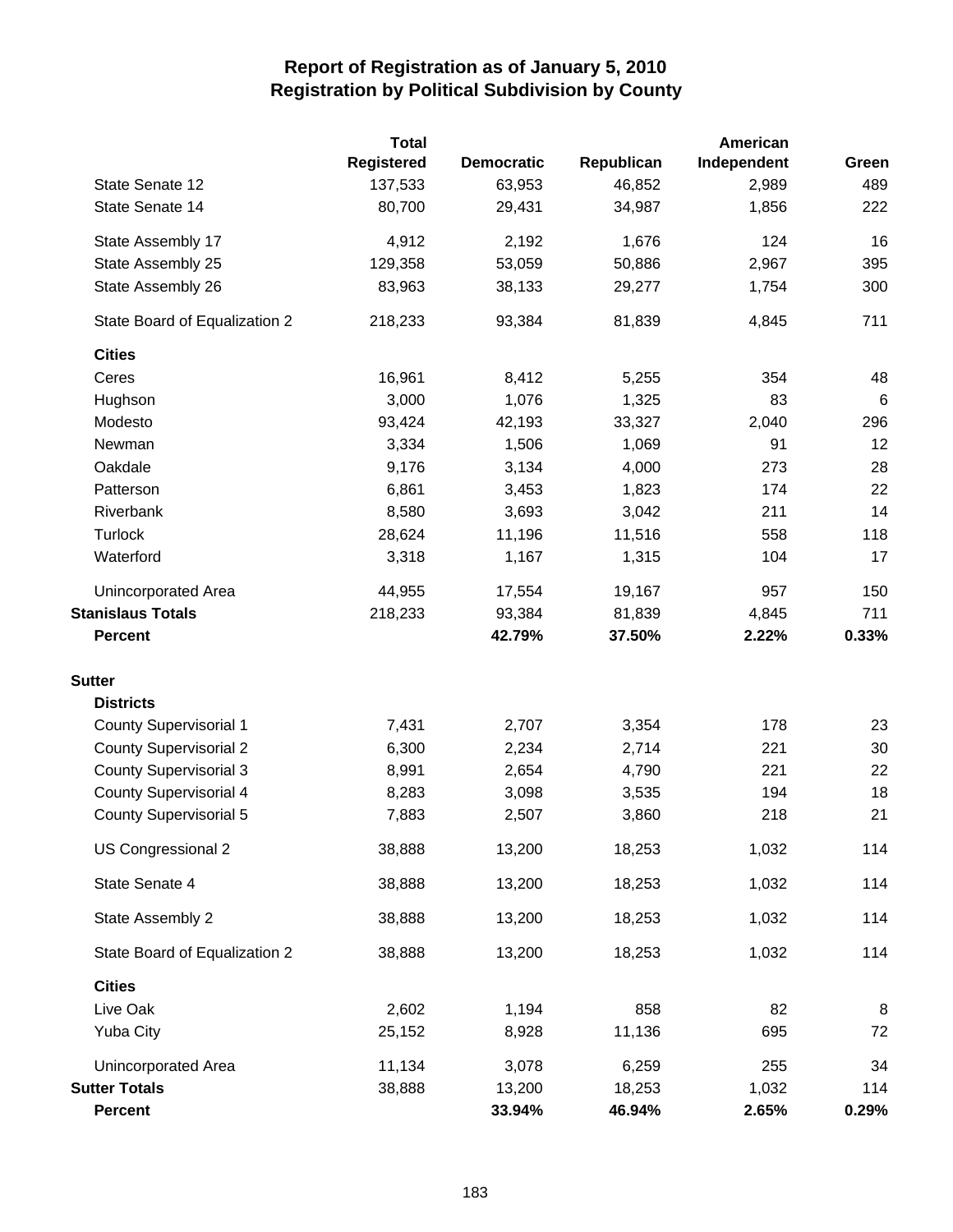# Report of Registration as of January 5, 2010
## Registration by Political Subdivision by County

| | Total Registered | Democratic | Republican | American Independent | Green |
|---|---|---|---|---|---|
| State Senate 12 | 137,533 | 63,953 | 46,852 | 2,989 | 489 |
| State Senate 14 | 80,700 | 29,431 | 34,987 | 1,856 | 222 |
| State Assembly 17 | 4,912 | 2,192 | 1,676 | 124 | 16 |
| State Assembly 25 | 129,358 | 53,059 | 50,886 | 2,967 | 395 |
| State Assembly 26 | 83,963 | 38,133 | 29,277 | 1,754 | 300 |
| State Board of Equalization 2 | 218,233 | 93,384 | 81,839 | 4,845 | 711 |
| **Cities** | | | | | |
| Ceres | 16,961 | 8,412 | 5,255 | 354 | 48 |
| Hughson | 3,000 | 1,076 | 1,325 | 83 | 6 |
| Modesto | 93,424 | 42,193 | 33,327 | 2,040 | 296 |
| Newman | 3,334 | 1,506 | 1,069 | 91 | 12 |
| Oakdale | 9,176 | 3,134 | 4,000 | 273 | 28 |
| Patterson | 6,861 | 3,453 | 1,823 | 174 | 22 |
| Riverbank | 8,580 | 3,693 | 3,042 | 211 | 14 |
| Turlock | 28,624 | 11,196 | 11,516 | 558 | 118 |
| Waterford | 3,318 | 1,167 | 1,315 | 104 | 17 |
| Unincorporated Area | 44,955 | 17,554 | 19,167 | 957 | 150 |
| **Stanislaus Totals** | 218,233 | 93,384 | 81,839 | 4,845 | 711 |
| **Percent** | | **42.79%** | **37.50%** | **2.22%** | **0.33%** |
| **Sutter** | | | | | |
| **Districts** | | | | | |
| County Supervisorial 1 | 7,431 | 2,707 | 3,354 | 178 | 23 |
| County Supervisorial 2 | 6,300 | 2,234 | 2,714 | 221 | 30 |
| County Supervisorial 3 | 8,991 | 2,654 | 4,790 | 221 | 22 |
| County Supervisorial 4 | 8,283 | 3,098 | 3,535 | 194 | 18 |
| County Supervisorial 5 | 7,883 | 2,507 | 3,860 | 218 | 21 |
| US Congressional 2 | 38,888 | 13,200 | 18,253 | 1,032 | 114 |
| State Senate 4 | 38,888 | 13,200 | 18,253 | 1,032 | 114 |
| State Assembly 2 | 38,888 | 13,200 | 18,253 | 1,032 | 114 |
| State Board of Equalization 2 | 38,888 | 13,200 | 18,253 | 1,032 | 114 |
| **Cities** | | | | | |
| Live Oak | 2,602 | 1,194 | 858 | 82 | 8 |
| Yuba City | 25,152 | 8,928 | 11,136 | 695 | 72 |
| Unincorporated Area | 11,134 | 3,078 | 6,259 | 255 | 34 |
| **Sutter Totals** | 38,888 | 13,200 | 18,253 | 1,032 | 114 |
| **Percent** | | **33.94%** | **46.94%** | **2.65%** | **0.29%** |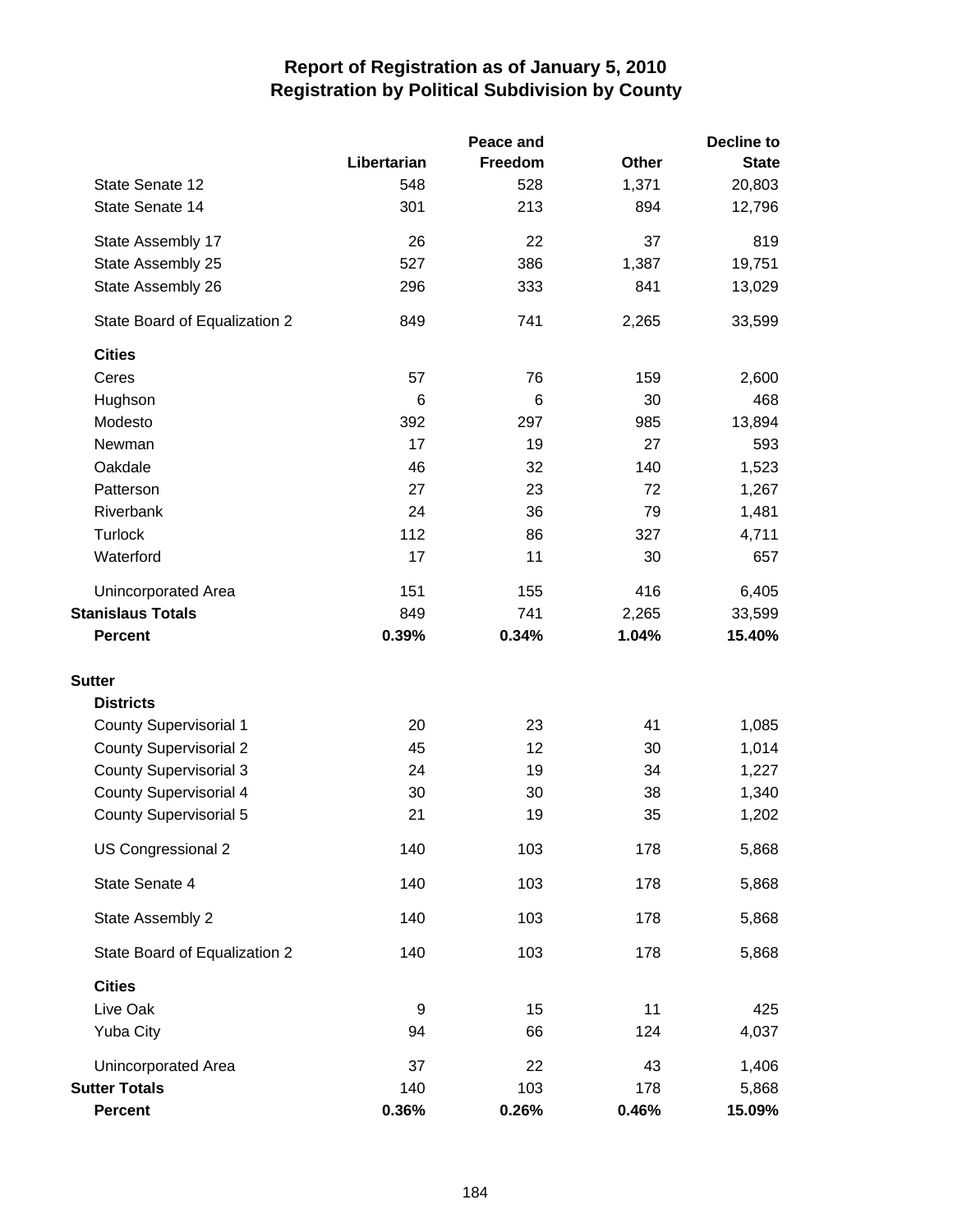# Report of Registration as of January 5, 2010
## Registration by Political Subdivision by County

| | Libertarian | Peace and Freedom | Other | Decline to State |
|---|---|---|---|---|
| State Senate 12 | 548 | 528 | 1,371 | 20,803 |
| State Senate 14 | 301 | 213 | 894 | 12,796 |
| State Assembly 17 | 26 | 22 | 37 | 819 |
| State Assembly 25 | 527 | 386 | 1,387 | 19,751 |
| State Assembly 26 | 296 | 333 | 841 | 13,029 |
| State Board of Equalization 2 | 849 | 741 | 2,265 | 33,599 |
| **Cities** | | | | |
| Ceres | 57 | 76 | 159 | 2,600 |
| Hughson | 6 | 6 | 30 | 468 |
| Modesto | 392 | 297 | 985 | 13,894 |
| Newman | 17 | 19 | 27 | 593 |
| Oakdale | 46 | 32 | 140 | 1,523 |
| Patterson | 27 | 23 | 72 | 1,267 |
| Riverbank | 24 | 36 | 79 | 1,481 |
| Turlock | 112 | 86 | 327 | 4,711 |
| Waterford | 17 | 11 | 30 | 657 |
| Unincorporated Area | 151 | 155 | 416 | 6,405 |
| **Stanislaus Totals** | 849 | 741 | 2,265 | 33,599 |
| **Percent** | **0.39%** | **0.34%** | **1.04%** | **15.40%** |
| **Sutter** | | | | |
| **Districts** | | | | |
| County Supervisorial 1 | 20 | 23 | 41 | 1,085 |
| County Supervisorial 2 | 45 | 12 | 30 | 1,014 |
| County Supervisorial 3 | 24 | 19 | 34 | 1,227 |
| County Supervisorial 4 | 30 | 30 | 38 | 1,340 |
| County Supervisorial 5 | 21 | 19 | 35 | 1,202 |
| US Congressional 2 | 140 | 103 | 178 | 5,868 |
| State Senate 4 | 140 | 103 | 178 | 5,868 |
| State Assembly 2 | 140 | 103 | 178 | 5,868 |
| State Board of Equalization 2 | 140 | 103 | 178 | 5,868 |
| **Cities** | | | | |
| Live Oak | 9 | 15 | 11 | 425 |
| Yuba City | 94 | 66 | 124 | 4,037 |
| Unincorporated Area | 37 | 22 | 43 | 1,406 |
| **Sutter Totals** | 140 | 103 | 178 | 5,868 |
| **Percent** | **0.36%** | **0.26%** | **0.46%** | **15.09%** |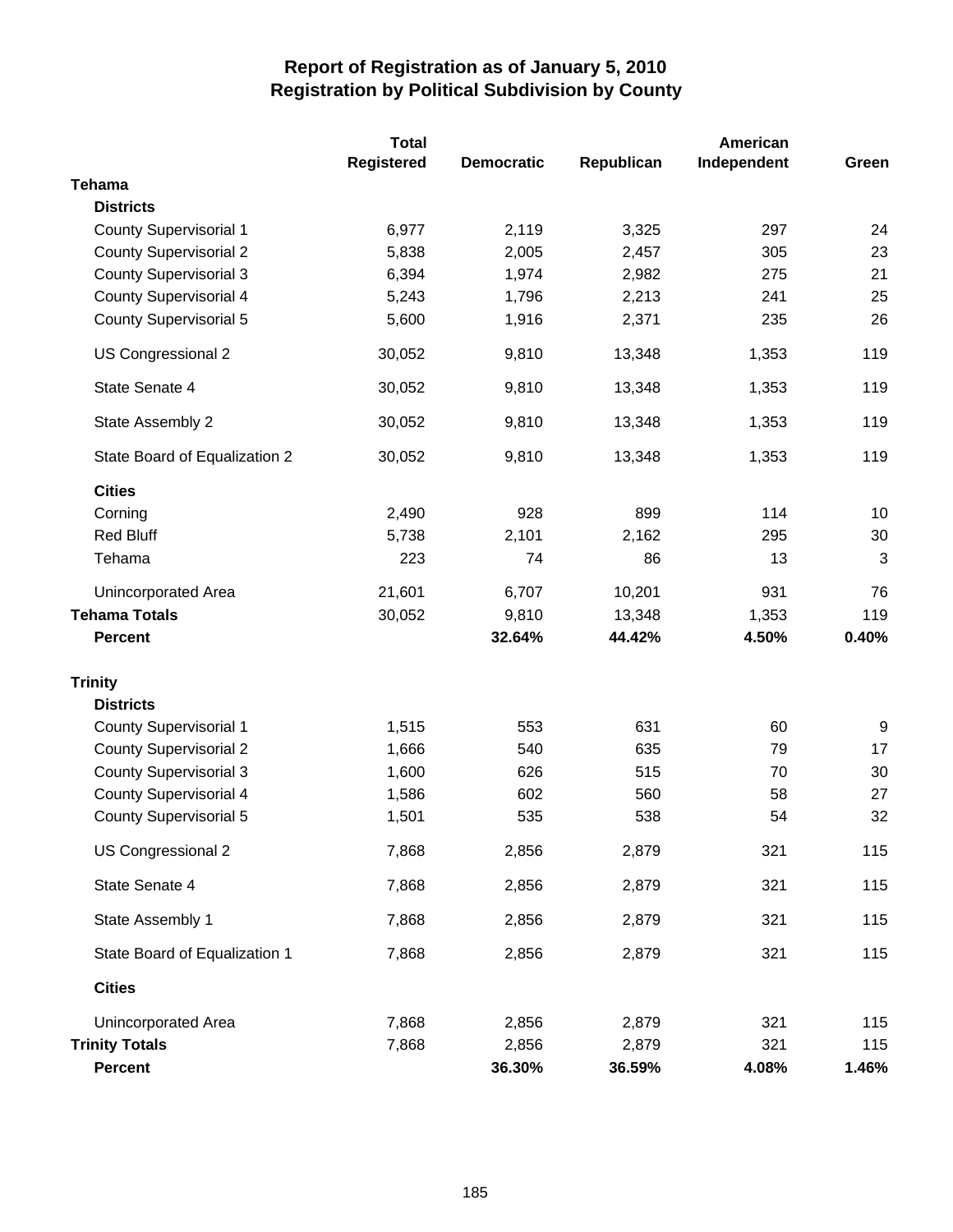# Report of Registration as of January 5, 2010
## Registration by Political Subdivision by County

| | Total Registered | Democratic | Republican | American Independent | Green |
|---|---|---|---|---|---|
| **Tehama** | | | | | |
| **Districts** | | | | | |
| County Supervisorial 1 | 6,977 | 2,119 | 3,325 | 297 | 24 |
| County Supervisorial 2 | 5,838 | 2,005 | 2,457 | 305 | 23 |
| County Supervisorial 3 | 6,394 | 1,974 | 2,982 | 275 | 21 |
| County Supervisorial 4 | 5,243 | 1,796 | 2,213 | 241 | 25 |
| County Supervisorial 5 | 5,600 | 1,916 | 2,371 | 235 | 26 |
| US Congressional 2 | 30,052 | 9,810 | 13,348 | 1,353 | 119 |
| State Senate 4 | 30,052 | 9,810 | 13,348 | 1,353 | 119 |
| State Assembly 2 | 30,052 | 9,810 | 13,348 | 1,353 | 119 |
| State Board of Equalization 2 | 30,052 | 9,810 | 13,348 | 1,353 | 119 |
| **Cities** | | | | | |
| Corning | 2,490 | 928 | 899 | 114 | 10 |
| Red Bluff | 5,738 | 2,101 | 2,162 | 295 | 30 |
| Tehama | 223 | 74 | 86 | 13 | 3 |
| Unincorporated Area | 21,601 | 6,707 | 10,201 | 931 | 76 |
| **Tehama Totals** | 30,052 | 9,810 | 13,348 | 1,353 | 119 |
| **Percent** | | **32.64%** | **44.42%** | **4.50%** | **0.40%** |
| **Trinity** | | | | | |
| **Districts** | | | | | |
| County Supervisorial 1 | 1,515 | 553 | 631 | 60 | 9 |
| County Supervisorial 2 | 1,666 | 540 | 635 | 79 | 17 |
| County Supervisorial 3 | 1,600 | 626 | 515 | 70 | 30 |
| County Supervisorial 4 | 1,586 | 602 | 560 | 58 | 27 |
| County Supervisorial 5 | 1,501 | 535 | 538 | 54 | 32 |
| US Congressional 2 | 7,868 | 2,856 | 2,879 | 321 | 115 |
| State Senate 4 | 7,868 | 2,856 | 2,879 | 321 | 115 |
| State Assembly 1 | 7,868 | 2,856 | 2,879 | 321 | 115 |
| State Board of Equalization 1 | 7,868 | 2,856 | 2,879 | 321 | 115 |
| **Cities** | | | | | |
| Unincorporated Area | 7,868 | 2,856 | 2,879 | 321 | 115 |
| **Trinity Totals** | 7,868 | 2,856 | 2,879 | 321 | 115 |
| **Percent** | | **36.30%** | **36.59%** | **4.08%** | **1.46%** |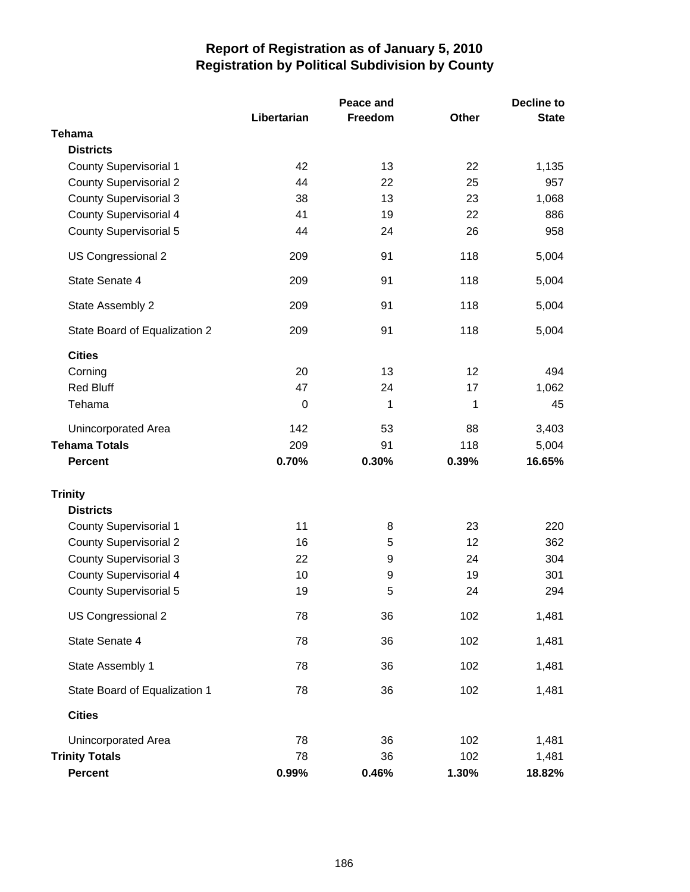# Report of Registration as of January 5, 2010
## Registration by Political Subdivision by County

| | Libertarian | Peace and Freedom | Other | Decline to State |
|---|---|---|---|---|
| **Tehama** | | | | |
| **Districts** | | | | |
| County Supervisorial 1 | 42 | 13 | 22 | 1,135 |
| County Supervisorial 2 | 44 | 22 | 25 | 957 |
| County Supervisorial 3 | 38 | 13 | 23 | 1,068 |
| County Supervisorial 4 | 41 | 19 | 22 | 886 |
| County Supervisorial 5 | 44 | 24 | 26 | 958 |
| US Congressional 2 | 209 | 91 | 118 | 5,004 |
| State Senate 4 | 209 | 91 | 118 | 5,004 |
| State Assembly 2 | 209 | 91 | 118 | 5,004 |
| State Board of Equalization 2 | 209 | 91 | 118 | 5,004 |
| **Cities** | | | | |
| Corning | 20 | 13 | 12 | 494 |
| Red Bluff | 47 | 24 | 17 | 1,062 |
| Tehama | 0 | 1 | 1 | 45 |
| Unincorporated Area | 142 | 53 | 88 | 3,403 |
| **Tehama Totals** | 209 | 91 | 118 | 5,004 |
| **Percent** | **0.70%** | **0.30%** | **0.39%** | **16.65%** |
| **Trinity** | | | | |
| **Districts** | | | | |
| County Supervisorial 1 | 11 | 8 | 23 | 220 |
| County Supervisorial 2 | 16 | 5 | 12 | 362 |
| County Supervisorial 3 | 22 | 9 | 24 | 304 |
| County Supervisorial 4 | 10 | 9 | 19 | 301 |
| County Supervisorial 5 | 19 | 5 | 24 | 294 |
| US Congressional 2 | 78 | 36 | 102 | 1,481 |
| State Senate 4 | 78 | 36 | 102 | 1,481 |
| State Assembly 1 | 78 | 36 | 102 | 1,481 |
| State Board of Equalization 1 | 78 | 36 | 102 | 1,481 |
| **Cities** | | | | |
| Unincorporated Area | 78 | 36 | 102 | 1,481 |
| **Trinity Totals** | 78 | 36 | 102 | 1,481 |
| **Percent** | **0.99%** | **0.46%** | **1.30%** | **18.82%** |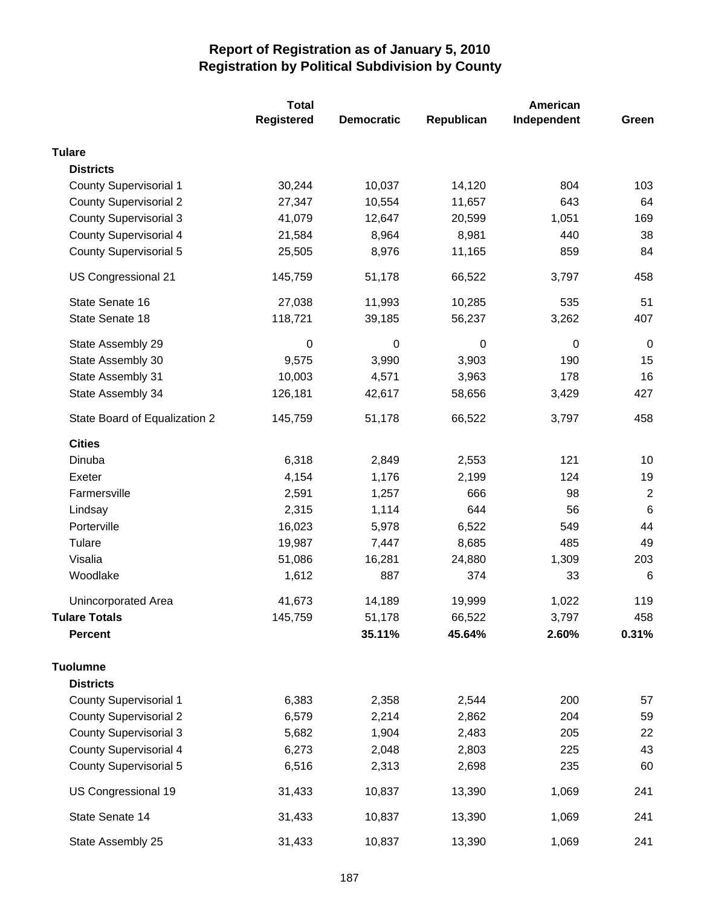# Report of Registration as of January 5, 2010
## Registration by Political Subdivision by County

| | Total Registered | Democratic | Republican | American Independent | Green |
|---|---|---|---|---|---|
| **Tulare** | | | | | |
| **Districts** | | | | | |
| County Supervisorial 1 | 30,244 | 10,037 | 14,120 | 804 | 103 |
| County Supervisorial 2 | 27,347 | 10,554 | 11,657 | 643 | 64 |
| County Supervisorial 3 | 41,079 | 12,647 | 20,599 | 1,051 | 169 |
| County Supervisorial 4 | 21,584 | 8,964 | 8,981 | 440 | 38 |
| County Supervisorial 5 | 25,505 | 8,976 | 11,165 | 859 | 84 |
| US Congressional 21 | 145,759 | 51,178 | 66,522 | 3,797 | 458 |
| State Senate 16 | 27,038 | 11,993 | 10,285 | 535 | 51 |
| State Senate 18 | 118,721 | 39,185 | 56,237 | 3,262 | 407 |
| State Assembly 29 | 0 | 0 | 0 | 0 | 0 |
| State Assembly 30 | 9,575 | 3,990 | 3,903 | 190 | 15 |
| State Assembly 31 | 10,003 | 4,571 | 3,963 | 178 | 16 |
| State Assembly 34 | 126,181 | 42,617 | 58,656 | 3,429 | 427 |
| State Board of Equalization 2 | 145,759 | 51,178 | 66,522 | 3,797 | 458 |
| **Cities** | | | | | |
| Dinuba | 6,318 | 2,849 | 2,553 | 121 | 10 |
| Exeter | 4,154 | 1,176 | 2,199 | 124 | 19 |
| Farmersville | 2,591 | 1,257 | 666 | 98 | 2 |
| Lindsay | 2,315 | 1,114 | 644 | 56 | 6 |
| Porterville | 16,023 | 5,978 | 6,522 | 549 | 44 |
| Tulare | 19,987 | 7,447 | 8,685 | 485 | 49 |
| Visalia | 51,086 | 16,281 | 24,880 | 1,309 | 203 |
| Woodlake | 1,612 | 887 | 374 | 33 | 6 |
| Unincorporated Area | 41,673 | 14,189 | 19,999 | 1,022 | 119 |
| **Tulare Totals** | 145,759 | 51,178 | 66,522 | 3,797 | 458 |
| **Percent** | | **35.11%** | **45.64%** | **2.60%** | **0.31%** |
| **Tuolumne** | | | | | |
| **Districts** | | | | | |
| County Supervisorial 1 | 6,383 | 2,358 | 2,544 | 200 | 57 |
| County Supervisorial 2 | 6,579 | 2,214 | 2,862 | 204 | 59 |
| County Supervisorial 3 | 5,682 | 1,904 | 2,483 | 205 | 22 |
| County Supervisorial 4 | 6,273 | 2,048 | 2,803 | 225 | 43 |
| County Supervisorial 5 | 6,516 | 2,313 | 2,698 | 235 | 60 |
| US Congressional 19 | 31,433 | 10,837 | 13,390 | 1,069 | 241 |
| State Senate 14 | 31,433 | 10,837 | 13,390 | 1,069 | 241 |
| State Assembly 25 | 31,433 | 10,837 | 13,390 | 1,069 | 241 |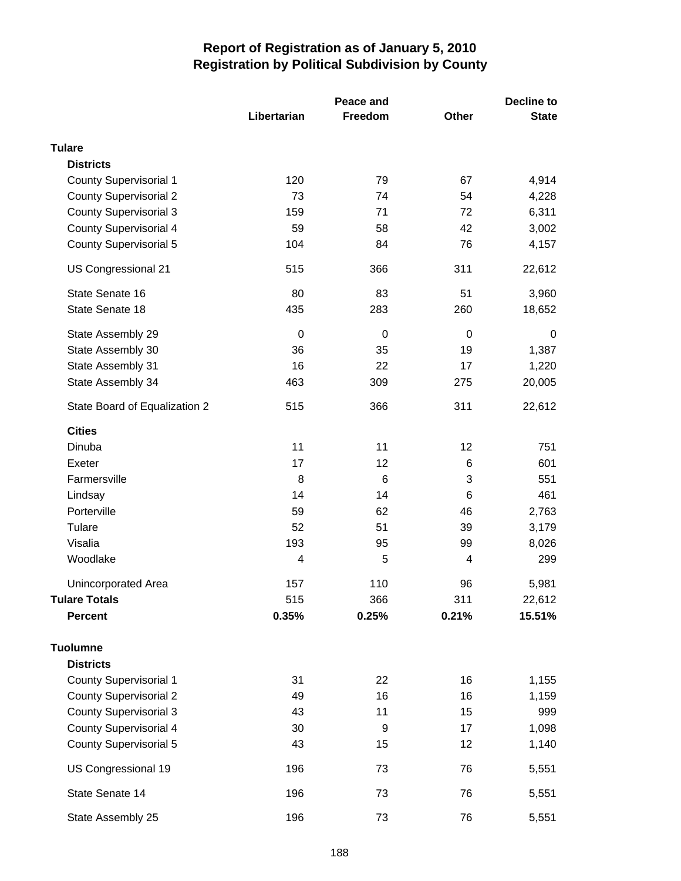# Report of Registration as of January 5, 2010
## Registration by Political Subdivision by County

| | Libertarian | Peace and Freedom | Other | Decline to State |
|---|---|---|---|---|
| **Tulare** | | | | |
| **Districts** | | | | |
| County Supervisorial 1 | 120 | 79 | 67 | 4,914 |
| County Supervisorial 2 | 73 | 74 | 54 | 4,228 |
| County Supervisorial 3 | 159 | 71 | 72 | 6,311 |
| County Supervisorial 4 | 59 | 58 | 42 | 3,002 |
| County Supervisorial 5 | 104 | 84 | 76 | 4,157 |
| US Congressional 21 | 515 | 366 | 311 | 22,612 |
| State Senate 16 | 80 | 83 | 51 | 3,960 |
| State Senate 18 | 435 | 283 | 260 | 18,652 |
| State Assembly 29 | 0 | 0 | 0 | 0 |
| State Assembly 30 | 36 | 35 | 19 | 1,387 |
| State Assembly 31 | 16 | 22 | 17 | 1,220 |
| State Assembly 34 | 463 | 309 | 275 | 20,005 |
| State Board of Equalization 2 | 515 | 366 | 311 | 22,612 |
| **Cities** | | | | |
| Dinuba | 11 | 11 | 12 | 751 |
| Exeter | 17 | 12 | 6 | 601 |
| Farmersville | 8 | 6 | 3 | 551 |
| Lindsay | 14 | 14 | 6 | 461 |
| Porterville | 59 | 62 | 46 | 2,763 |
| Tulare | 52 | 51 | 39 | 3,179 |
| Visalia | 193 | 95 | 99 | 8,026 |
| Woodlake | 4 | 5 | 4 | 299 |
| Unincorporated Area | 157 | 110 | 96 | 5,981 |
| **Tulare Totals** | 515 | 366 | 311 | 22,612 |
| **Percent** | **0.35%** | **0.25%** | **0.21%** | **15.51%** |
| **Tuolumne** | | | | |
| **Districts** | | | | |
| County Supervisorial 1 | 31 | 22 | 16 | 1,155 |
| County Supervisorial 2 | 49 | 16 | 16 | 1,159 |
| County Supervisorial 3 | 43 | 11 | 15 | 999 |
| County Supervisorial 4 | 30 | 9 | 17 | 1,098 |
| County Supervisorial 5 | 43 | 15 | 12 | 1,140 |
| US Congressional 19 | 196 | 73 | 76 | 5,551 |
| State Senate 14 | 196 | 73 | 76 | 5,551 |
| State Assembly 25 | 196 | 73 | 76 | 5,551 |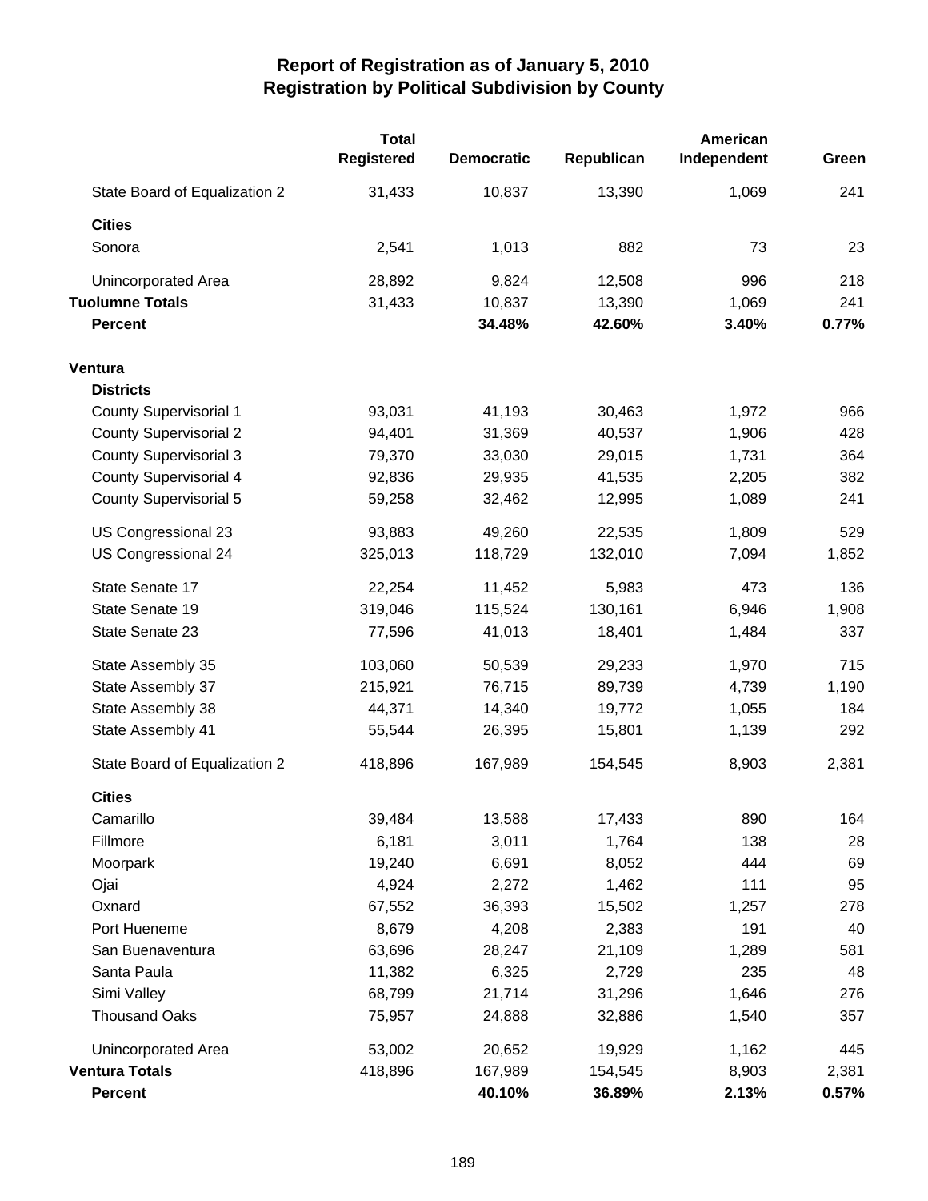# Report of Registration as of January 5, 2010
## Registration by Political Subdivision by County

| | Total Registered | Democratic | Republican | American Independent | Green |
|---|---|---|---|---|---|
| State Board of Equalization 2 | 31,433 | 10,837 | 13,390 | 1,069 | 241 |
| **Cities** | | | | | |
| Sonora | 2,541 | 1,013 | 882 | 73 | 23 |
| Unincorporated Area | 28,892 | 9,824 | 12,508 | 996 | 218 |
| **Tuolumne Totals** | 31,433 | 10,837 | 13,390 | 1,069 | 241 |
| **Percent** | | **34.48%** | **42.60%** | **3.40%** | **0.77%** |
| **Ventura** | | | | | |
| **Districts** | | | | | |
| County Supervisorial 1 | 93,031 | 41,193 | 30,463 | 1,972 | 966 |
| County Supervisorial 2 | 94,401 | 31,369 | 40,537 | 1,906 | 428 |
| County Supervisorial 3 | 79,370 | 33,030 | 29,015 | 1,731 | 364 |
| County Supervisorial 4 | 92,836 | 29,935 | 41,535 | 2,205 | 382 |
| County Supervisorial 5 | 59,258 | 32,462 | 12,995 | 1,089 | 241 |
| US Congressional 23 | 93,883 | 49,260 | 22,535 | 1,809 | 529 |
| US Congressional 24 | 325,013 | 118,729 | 132,010 | 7,094 | 1,852 |
| State Senate 17 | 22,254 | 11,452 | 5,983 | 473 | 136 |
| State Senate 19 | 319,046 | 115,524 | 130,161 | 6,946 | 1,908 |
| State Senate 23 | 77,596 | 41,013 | 18,401 | 1,484 | 337 |
| State Assembly 35 | 103,060 | 50,539 | 29,233 | 1,970 | 715 |
| State Assembly 37 | 215,921 | 76,715 | 89,739 | 4,739 | 1,190 |
| State Assembly 38 | 44,371 | 14,340 | 19,772 | 1,055 | 184 |
| State Assembly 41 | 55,544 | 26,395 | 15,801 | 1,139 | 292 |
| State Board of Equalization 2 | 418,896 | 167,989 | 154,545 | 8,903 | 2,381 |
| **Cities** | | | | | |
| Camarillo | 39,484 | 13,588 | 17,433 | 890 | 164 |
| Fillmore | 6,181 | 3,011 | 1,764 | 138 | 28 |
| Moorpark | 19,240 | 6,691 | 8,052 | 444 | 69 |
| Ojai | 4,924 | 2,272 | 1,462 | 111 | 95 |
| Oxnard | 67,552 | 36,393 | 15,502 | 1,257 | 278 |
| Port Hueneme | 8,679 | 4,208 | 2,383 | 191 | 40 |
| San Buenaventura | 63,696 | 28,247 | 21,109 | 1,289 | 581 |
| Santa Paula | 11,382 | 6,325 | 2,729 | 235 | 48 |
| Simi Valley | 68,799 | 21,714 | 31,296 | 1,646 | 276 |
| Thousand Oaks | 75,957 | 24,888 | 32,886 | 1,540 | 357 |
| Unincorporated Area | 53,002 | 20,652 | 19,929 | 1,162 | 445 |
| **Ventura Totals** | 418,896 | 167,989 | 154,545 | 8,903 | 2,381 |
| **Percent** | | **40.10%** | **36.89%** | **2.13%** | **0.57%** |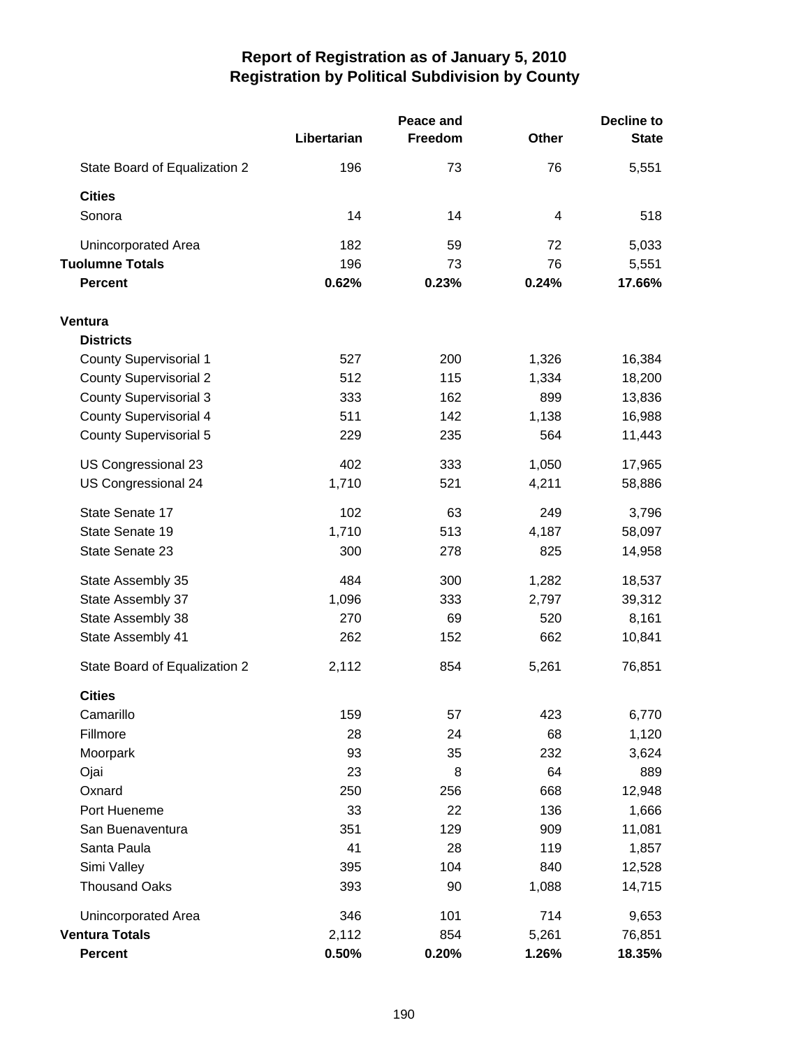# Report of Registration as of January 5, 2010
## Registration by Political Subdivision by County

| | Libertarian | Peace and Freedom | Other | Decline to State |
|---|---|---|---|---|
| State Board of Equalization 2 | 196 | 73 | 76 | 5,551 |
| **Cities** | | | | |
| Sonora | 14 | 14 | 4 | 518 |
| Unincorporated Area | 182 | 59 | 72 | 5,033 |
| **Tuolumne Totals** | 196 | 73 | 76 | 5,551 |
| **Percent** | **0.62%** | **0.23%** | **0.24%** | **17.66%** |
| **Ventura** | | | | |
| **Districts** | | | | |
| County Supervisorial 1 | 527 | 200 | 1,326 | 16,384 |
| County Supervisorial 2 | 512 | 115 | 1,334 | 18,200 |
| County Supervisorial 3 | 333 | 162 | 899 | 13,836 |
| County Supervisorial 4 | 511 | 142 | 1,138 | 16,988 |
| County Supervisorial 5 | 229 | 235 | 564 | 11,443 |
| US Congressional 23 | 402 | 333 | 1,050 | 17,965 |
| US Congressional 24 | 1,710 | 521 | 4,211 | 58,886 |
| State Senate 17 | 102 | 63 | 249 | 3,796 |
| State Senate 19 | 1,710 | 513 | 4,187 | 58,097 |
| State Senate 23 | 300 | 278 | 825 | 14,958 |
| State Assembly 35 | 484 | 300 | 1,282 | 18,537 |
| State Assembly 37 | 1,096 | 333 | 2,797 | 39,312 |
| State Assembly 38 | 270 | 69 | 520 | 8,161 |
| State Assembly 41 | 262 | 152 | 662 | 10,841 |
| State Board of Equalization 2 | 2,112 | 854 | 5,261 | 76,851 |
| **Cities** | | | | |
| Camarillo | 159 | 57 | 423 | 6,770 |
| Fillmore | 28 | 24 | 68 | 1,120 |
| Moorpark | 93 | 35 | 232 | 3,624 |
| Ojai | 23 | 8 | 64 | 889 |
| Oxnard | 250 | 256 | 668 | 12,948 |
| Port Hueneme | 33 | 22 | 136 | 1,666 |
| San Buenaventura | 351 | 129 | 909 | 11,081 |
| Santa Paula | 41 | 28 | 119 | 1,857 |
| Simi Valley | 395 | 104 | 840 | 12,528 |
| Thousand Oaks | 393 | 90 | 1,088 | 14,715 |
| Unincorporated Area | 346 | 101 | 714 | 9,653 |
| **Ventura Totals** | 2,112 | 854 | 5,261 | 76,851 |
| **Percent** | **0.50%** | **0.20%** | **1.26%** | **18.35%** |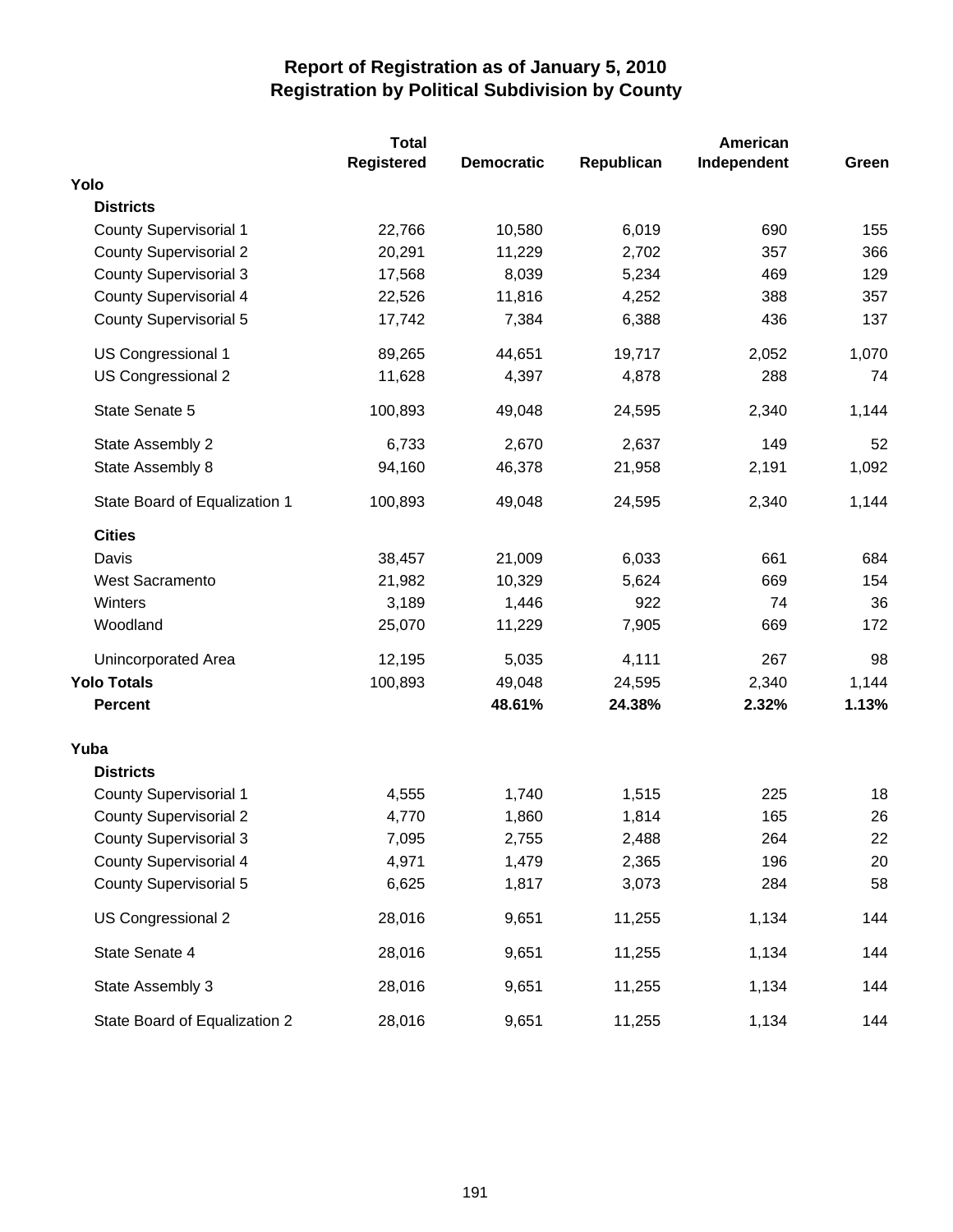# Report of Registration as of January 5, 2010
## Registration by Political Subdivision by County

| | Total Registered | Democratic | Republican | American Independent | Green |
|---|---|---|---|---|---|
| **Yolo** | | | | | |
| **Districts** | | | | | |
| County Supervisorial 1 | 22,766 | 10,580 | 6,019 | 690 | 155 |
| County Supervisorial 2 | 20,291 | 11,229 | 2,702 | 357 | 366 |
| County Supervisorial 3 | 17,568 | 8,039 | 5,234 | 469 | 129 |
| County Supervisorial 4 | 22,526 | 11,816 | 4,252 | 388 | 357 |
| County Supervisorial 5 | 17,742 | 7,384 | 6,388 | 436 | 137 |
| US Congressional 1 | 89,265 | 44,651 | 19,717 | 2,052 | 1,070 |
| US Congressional 2 | 11,628 | 4,397 | 4,878 | 288 | 74 |
| State Senate 5 | 100,893 | 49,048 | 24,595 | 2,340 | 1,144 |
| State Assembly 2 | 6,733 | 2,670 | 2,637 | 149 | 52 |
| State Assembly 8 | 94,160 | 46,378 | 21,958 | 2,191 | 1,092 |
| State Board of Equalization 1 | 100,893 | 49,048 | 24,595 | 2,340 | 1,144 |
| **Cities** | | | | | |
| Davis | 38,457 | 21,009 | 6,033 | 661 | 684 |
| West Sacramento | 21,982 | 10,329 | 5,624 | 669 | 154 |
| Winters | 3,189 | 1,446 | 922 | 74 | 36 |
| Woodland | 25,070 | 11,229 | 7,905 | 669 | 172 |
| Unincorporated Area | 12,195 | 5,035 | 4,111 | 267 | 98 |
| **Yolo Totals** | 100,893 | 49,048 | 24,595 | 2,340 | 1,144 |
| **Percent** | | **48.61%** | **24.38%** | **2.32%** | **1.13%** |
| **Yuba** | | | | | |
| **Districts** | | | | | |
| County Supervisorial 1 | 4,555 | 1,740 | 1,515 | 225 | 18 |
| County Supervisorial 2 | 4,770 | 1,860 | 1,814 | 165 | 26 |
| County Supervisorial 3 | 7,095 | 2,755 | 2,488 | 264 | 22 |
| County Supervisorial 4 | 4,971 | 1,479 | 2,365 | 196 | 20 |
| County Supervisorial 5 | 6,625 | 1,817 | 3,073 | 284 | 58 |
| US Congressional 2 | 28,016 | 9,651 | 11,255 | 1,134 | 144 |
| State Senate 4 | 28,016 | 9,651 | 11,255 | 1,134 | 144 |
| State Assembly 3 | 28,016 | 9,651 | 11,255 | 1,134 | 144 |
| State Board of Equalization 2 | 28,016 | 9,651 | 11,255 | 1,134 | 144 |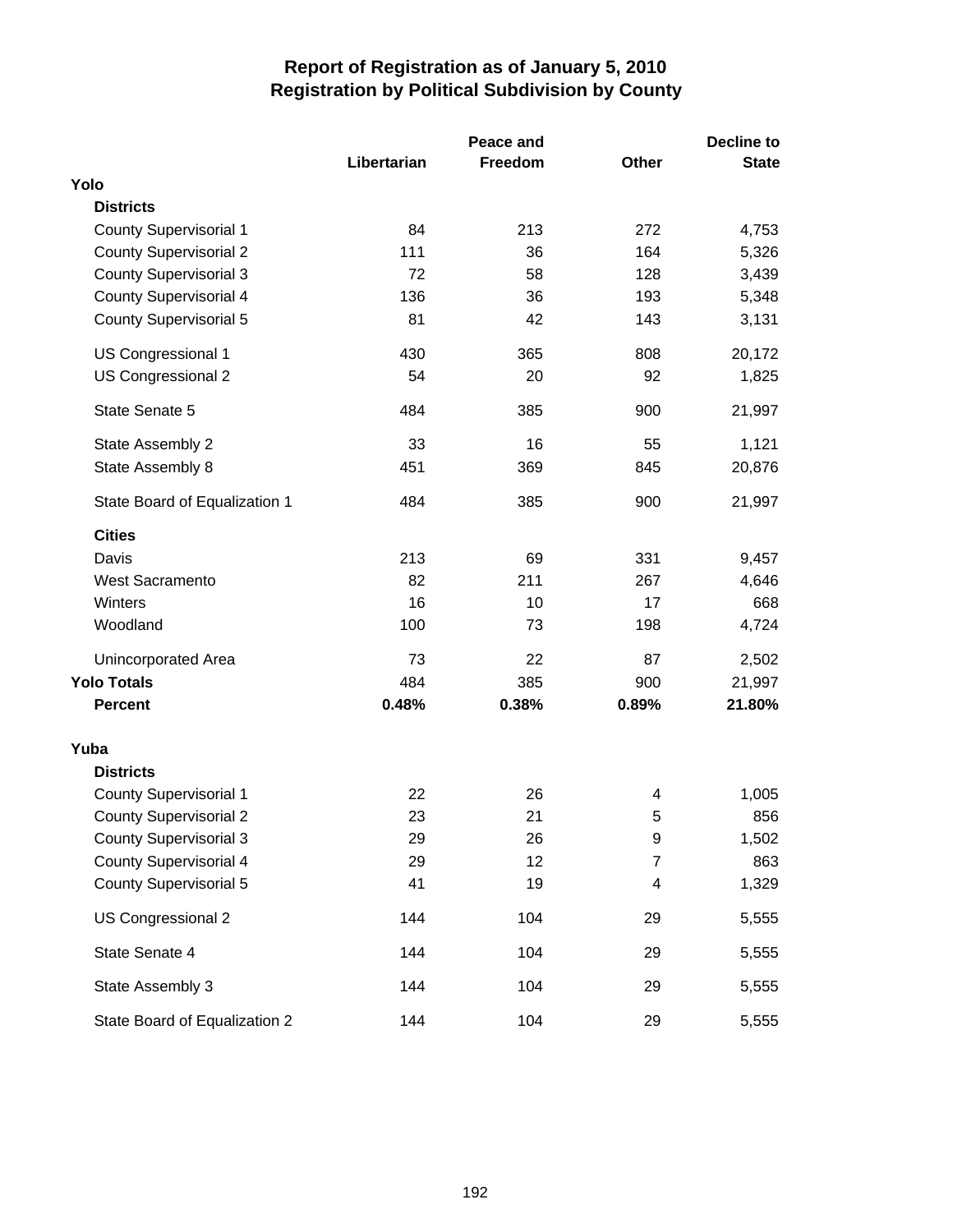# Report of Registration as of January 5, 2010
## Registration by Political Subdivision by County

| | Libertarian | Peace and Freedom | Other | Decline to State |
|---|---|---|---|---|
| **Yolo** | | | | |
| **Districts** | | | | |
| County Supervisorial 1 | 84 | 213 | 272 | 4,753 |
| County Supervisorial 2 | 111 | 36 | 164 | 5,326 |
| County Supervisorial 3 | 72 | 58 | 128 | 3,439 |
| County Supervisorial 4 | 136 | 36 | 193 | 5,348 |
| County Supervisorial 5 | 81 | 42 | 143 | 3,131 |
| US Congressional 1 | 430 | 365 | 808 | 20,172 |
| US Congressional 2 | 54 | 20 | 92 | 1,825 |
| State Senate 5 | 484 | 385 | 900 | 21,997 |
| State Assembly 2 | 33 | 16 | 55 | 1,121 |
| State Assembly 8 | 451 | 369 | 845 | 20,876 |
| State Board of Equalization 1 | 484 | 385 | 900 | 21,997 |
| **Cities** | | | | |
| Davis | 213 | 69 | 331 | 9,457 |
| West Sacramento | 82 | 211 | 267 | 4,646 |
| Winters | 16 | 10 | 17 | 668 |
| Woodland | 100 | 73 | 198 | 4,724 |
| Unincorporated Area | 73 | 22 | 87 | 2,502 |
| **Yolo Totals** | 484 | 385 | 900 | 21,997 |
| **Percent** | **0.48%** | **0.38%** | **0.89%** | **21.80%** |
| **Yuba** | | | | |
| **Districts** | | | | |
| County Supervisorial 1 | 22 | 26 | 4 | 1,005 |
| County Supervisorial 2 | 23 | 21 | 5 | 856 |
| County Supervisorial 3 | 29 | 26 | 9 | 1,502 |
| County Supervisorial 4 | 29 | 12 | 7 | 863 |
| County Supervisorial 5 | 41 | 19 | 4 | 1,329 |
| US Congressional 2 | 144 | 104 | 29 | 5,555 |
| State Senate 4 | 144 | 104 | 29 | 5,555 |
| State Assembly 3 | 144 | 104 | 29 | 5,555 |
| State Board of Equalization 2 | 144 | 104 | 29 | 5,555 |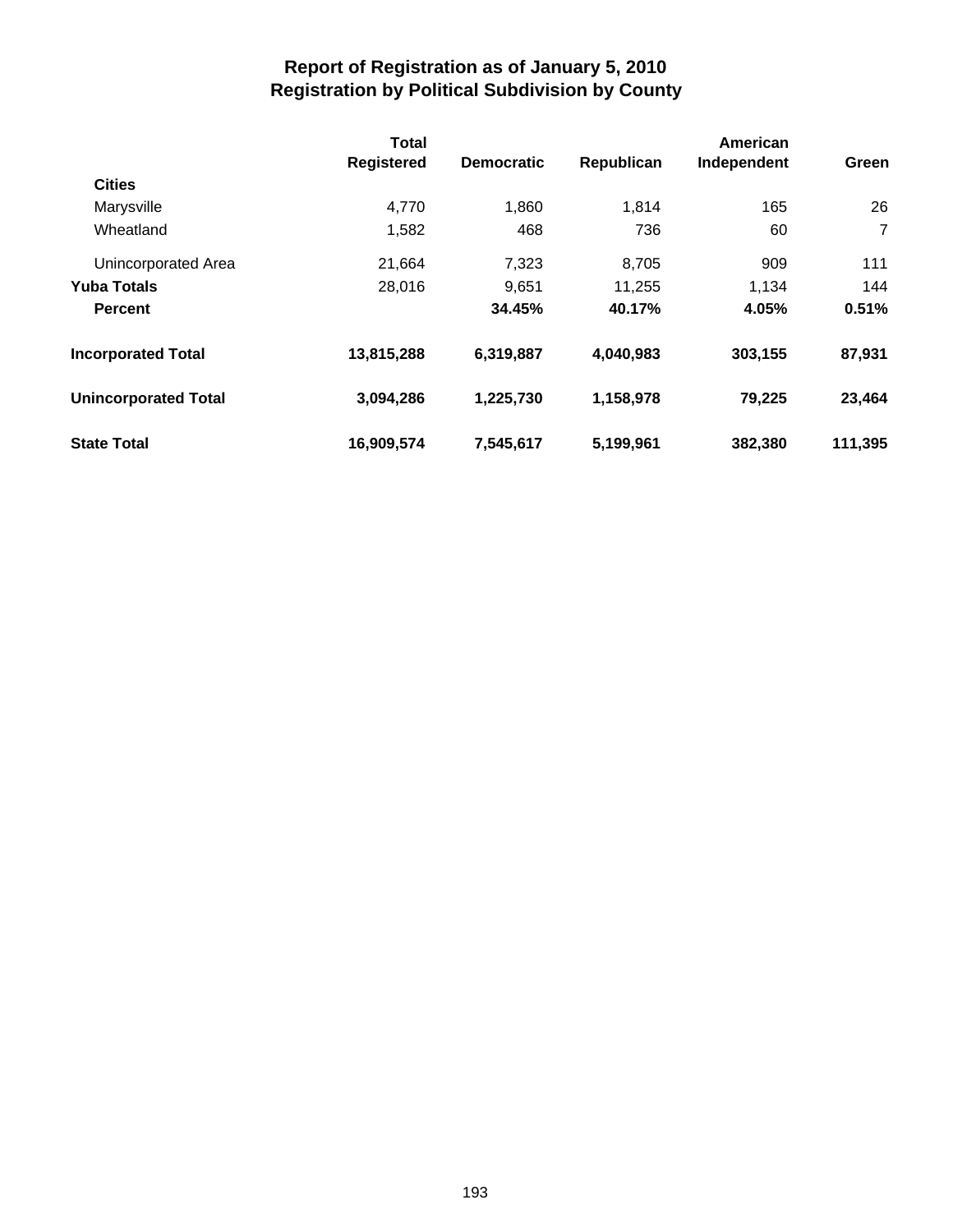# Report of Registration as of January 5, 2010
## Registration by Political Subdivision by County

| | Total Registered | Democratic | Republican | American Independent | Green |
|---|---|---|---|---|---|
| **Cities** | | | | | |
| Marysville | 4,770 | 1,860 | 1,814 | 165 | 26 |
| Wheatland | 1,582 | 468 | 736 | 60 | 7 |
| Unincorporated Area | 21,664 | 7,323 | 8,705 | 909 | 111 |
| **Yuba Totals** | 28,016 | 9,651 | 11,255 | 1,134 | 144 |
| **Percent** | | **34.45%** | **40.17%** | **4.05%** | **0.51%** |
| **Incorporated Total** | **13,815,288** | **6,319,887** | **4,040,983** | **303,155** | **87,931** |
| **Unincorporated Total** | **3,094,286** | **1,225,730** | **1,158,978** | **79,225** | **23,464** |
| **State Total** | **16,909,574** | **7,545,617** | **5,199,961** | **382,380** | **111,395** |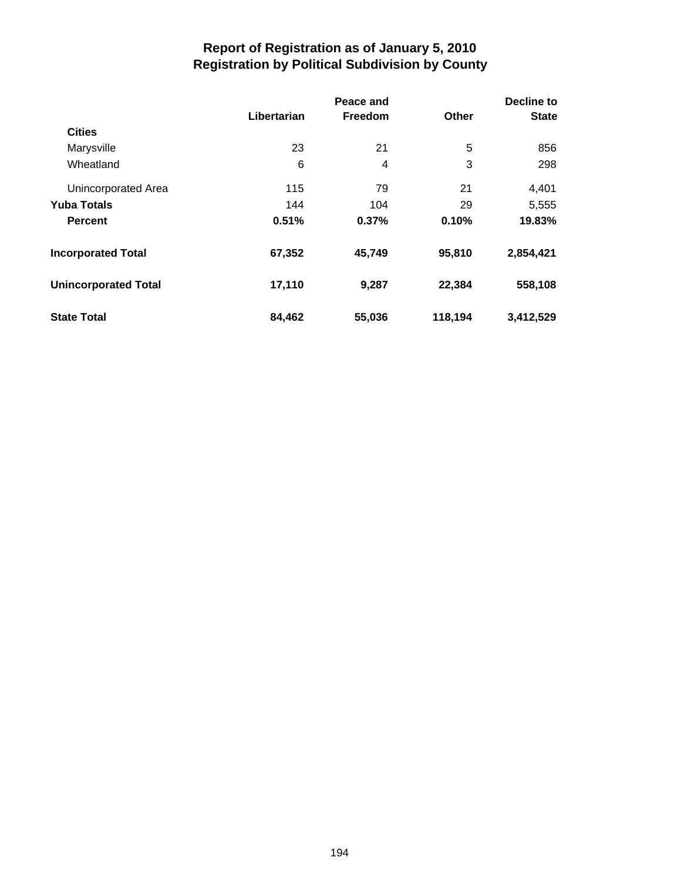# Report of Registration as of January 5, 2010
## Registration by Political Subdivision by County

| | Libertarian | Peace and Freedom | Other | Decline to State |
|---|---|---|---|---|
| **Cities** | | | | |
| Marysville | 23 | 21 | 5 | 856 |
| Wheatland | 6 | 4 | 3 | 298 |
| Unincorporated Area | 115 | 79 | 21 | 4,401 |
| **Yuba Totals** | 144 | 104 | 29 | 5,555 |
| **Percent** | **0.51%** | **0.37%** | **0.10%** | **19.83%** |
| **Incorporated Total** | **67,352** | **45,749** | **95,810** | **2,854,421** |
| **Unincorporated Total** | **17,110** | **9,287** | **22,384** | **558,108** |
| **State Total** | **84,462** | **55,036** | **118,194** | **3,412,529** |